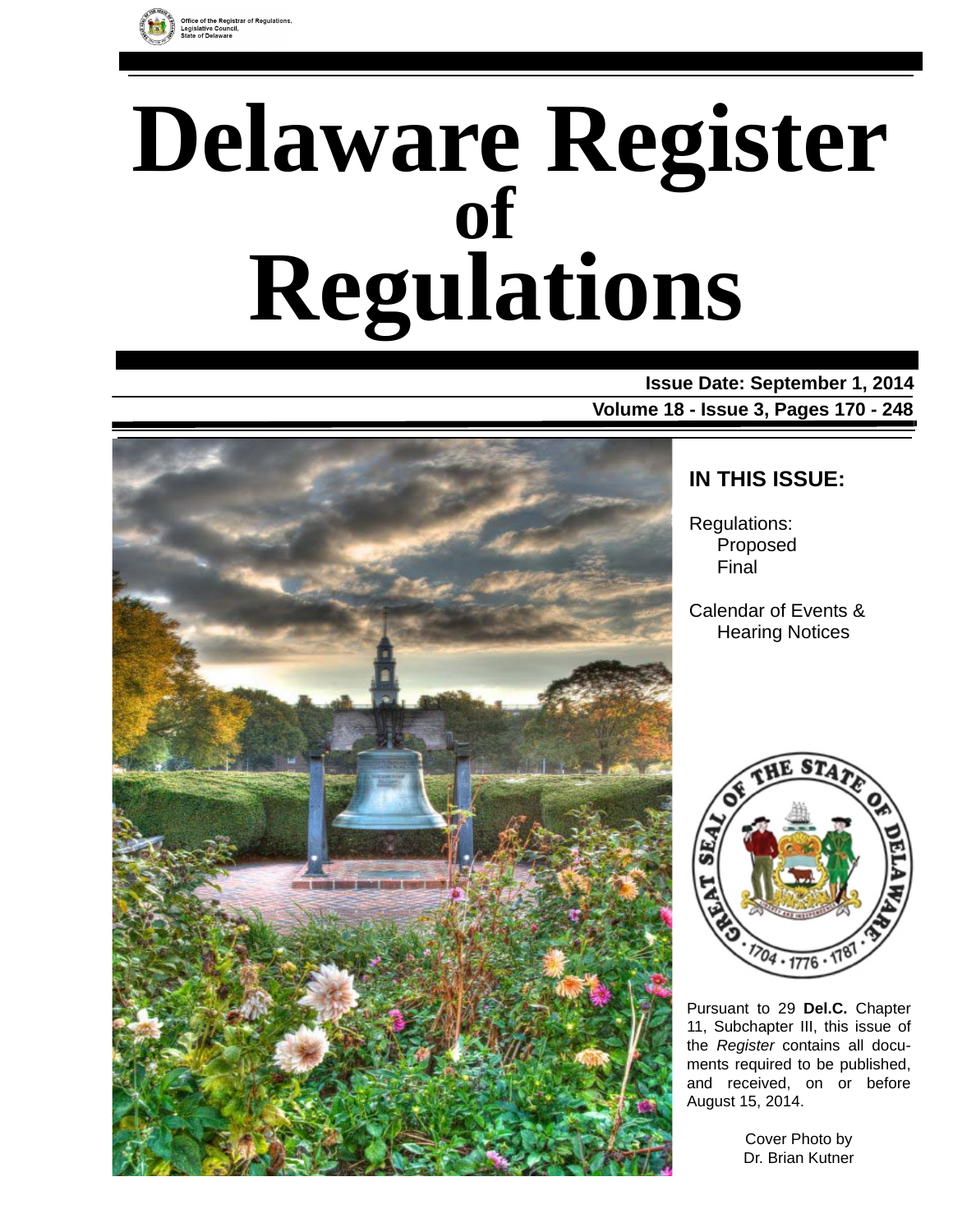Office of the Registrar of Regulations,
Legislative Council,
State of Delaware

# Delaware Register of Regulations

**Issue Date: September 1, 2014**

**Volume 18 - Issue 3, Pages 170 - 248**

## IN THIS ISSUE:

Regulations:
- Proposed
- Final

Calendar of Events & Hearing Notices

Pursuant to 29 **Del.C.** Chapter 11, Subchapter III, this issue of the *Register* contains all documents required to be published, and received, on or before August 15, 2014.

Cover Photo by
Dr. Brian Kutner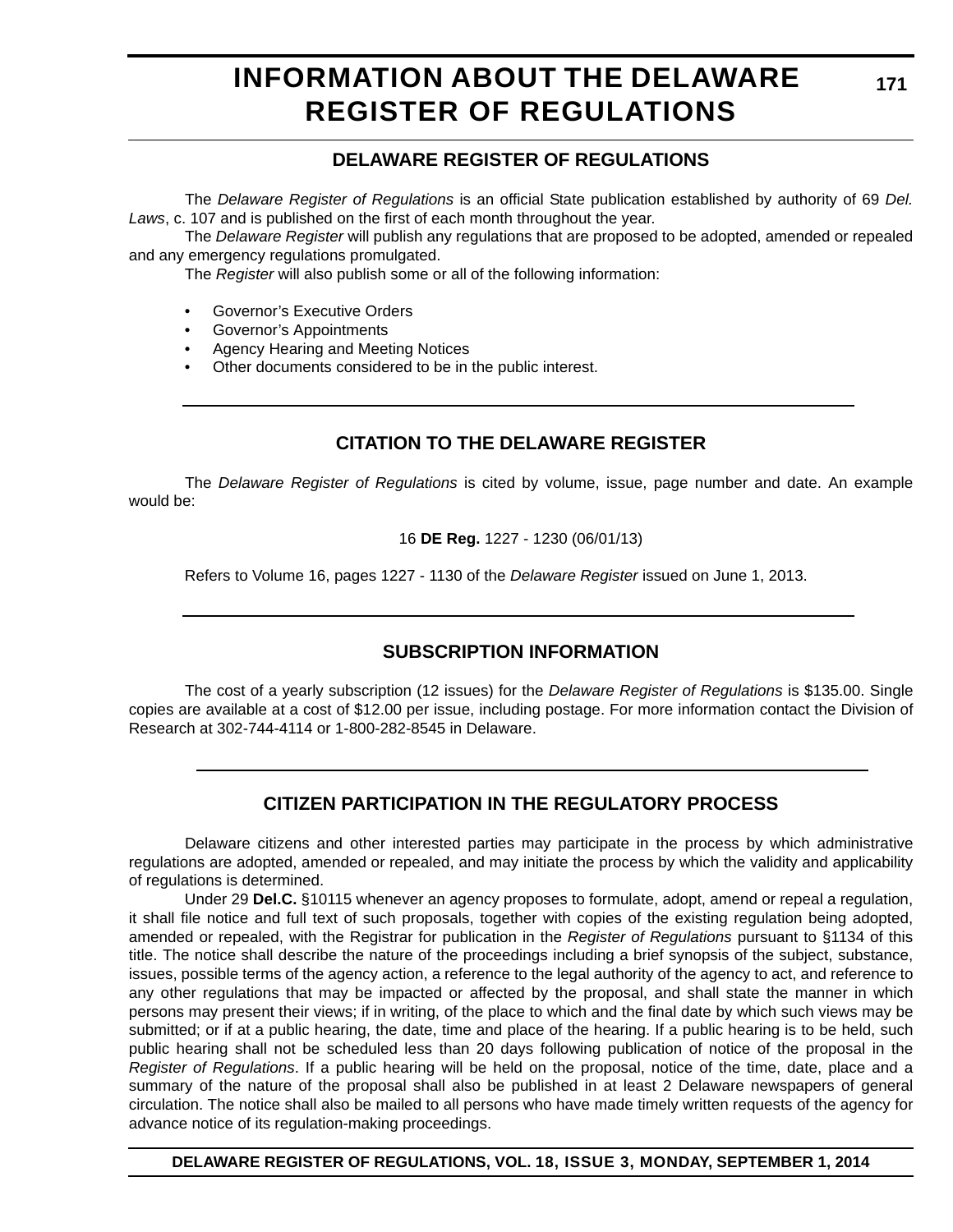# INFORMATION ABOUT THE DELAWARE REGISTER OF REGULATIONS

## DELAWARE REGISTER OF REGULATIONS

The *Delaware Register of Regulations* is an official State publication established by authority of 69 *Del. Laws*, c. 107 and is published on the first of each month throughout the year.

The *Delaware Register* will publish any regulations that are proposed to be adopted, amended or repealed and any emergency regulations promulgated.

The *Register* will also publish some or all of the following information:

- Governor's Executive Orders
- Governor's Appointments
- Agency Hearing and Meeting Notices
- Other documents considered to be in the public interest.

## CITATION TO THE DELAWARE REGISTER

The *Delaware Register of Regulations* is cited by volume, issue, page number and date. An example would be:

16 **DE Reg.** 1227 - 1230 (06/01/13)

Refers to Volume 16, pages 1227 - 1130 of the *Delaware Register* issued on June 1, 2013.

## SUBSCRIPTION INFORMATION

The cost of a yearly subscription (12 issues) for the *Delaware Register of Regulations* is $135.00. Single copies are available at a cost of $12.00 per issue, including postage. For more information contact the Division of Research at 302-744-4114 or 1-800-282-8545 in Delaware.

## CITIZEN PARTICIPATION IN THE REGULATORY PROCESS

Delaware citizens and other interested parties may participate in the process by which administrative regulations are adopted, amended or repealed, and may initiate the process by which the validity and applicability of regulations is determined.

Under 29 **Del.C.** §10115 whenever an agency proposes to formulate, adopt, amend or repeal a regulation, it shall file notice and full text of such proposals, together with copies of the existing regulation being adopted, amended or repealed, with the Registrar for publication in the *Register of Regulations* pursuant to §1134 of this title. The notice shall describe the nature of the proceedings including a brief synopsis of the subject, substance, issues, possible terms of the agency action, a reference to the legal authority of the agency to act, and reference to any other regulations that may be impacted or affected by the proposal, and shall state the manner in which persons may present their views; if in writing, of the place to which and the final date by which such views may be submitted; or if at a public hearing, the date, time and place of the hearing. If a public hearing is to be held, such public hearing shall not be scheduled less than 20 days following publication of notice of the proposal in the *Register of Regulations*. If a public hearing will be held on the proposal, notice of the time, date, place and a summary of the nature of the proposal shall also be published in at least 2 Delaware newspapers of general circulation. The notice shall also be mailed to all persons who have made timely written requests of the agency for advance notice of its regulation-making proceedings.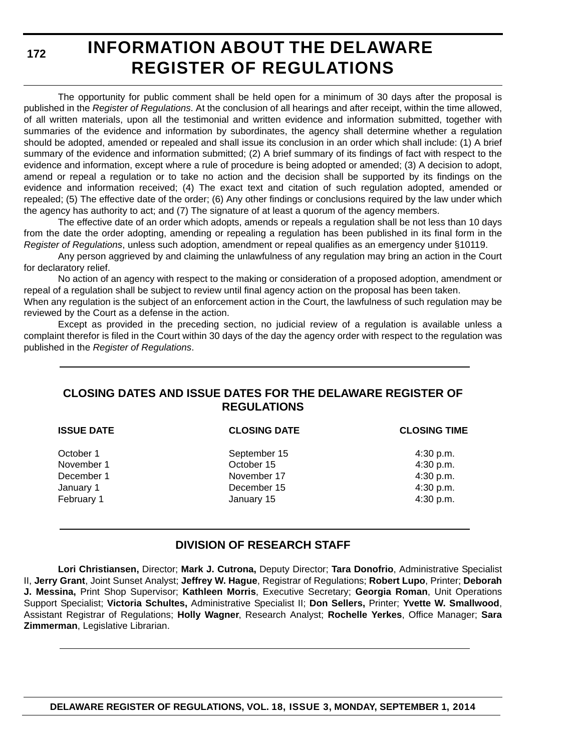# INFORMATION ABOUT THE DELAWARE REGISTER OF REGULATIONS

The opportunity for public comment shall be held open for a minimum of 30 days after the proposal is published in the *Register of Regulations*. At the conclusion of all hearings and after receipt, within the time allowed, of all written materials, upon all the testimonial and written evidence and information submitted, together with summaries of the evidence and information by subordinates, the agency shall determine whether a regulation should be adopted, amended or repealed and shall issue its conclusion in an order which shall include: (1) A brief summary of the evidence and information submitted; (2) A brief summary of its findings of fact with respect to the evidence and information, except where a rule of procedure is being adopted or amended; (3) A decision to adopt, amend or repeal a regulation or to take no action and the decision shall be supported by its findings on the evidence and information received; (4) The exact text and citation of such regulation adopted, amended or repealed; (5) The effective date of the order; (6) Any other findings or conclusions required by the law under which the agency has authority to act; and (7) The signature of at least a quorum of the agency members.

The effective date of an order which adopts, amends or repeals a regulation shall be not less than 10 days from the date the order adopting, amending or repealing a regulation has been published in its final form in the *Register of Regulations*, unless such adoption, amendment or repeal qualifies as an emergency under §10119.

Any person aggrieved by and claiming the unlawfulness of any regulation may bring an action in the Court for declaratory relief.

No action of an agency with respect to the making or consideration of a proposed adoption, amendment or repeal of a regulation shall be subject to review until final agency action on the proposal has been taken.

When any regulation is the subject of an enforcement action in the Court, the lawfulness of such regulation may be reviewed by the Court as a defense in the action.

Except as provided in the preceding section, no judicial review of a regulation is available unless a complaint therefor is filed in the Court within 30 days of the day the agency order with respect to the regulation was published in the *Register of Regulations*.

## CLOSING DATES AND ISSUE DATES FOR THE DELAWARE REGISTER OF REGULATIONS

| ISSUE DATE | CLOSING DATE | CLOSING TIME |
|---|---|---|
| October 1 | September 15 | 4:30 p.m. |
| November 1 | October 15 | 4:30 p.m. |
| December 1 | November 17 | 4:30 p.m. |
| January 1 | December 15 | 4:30 p.m. |
| February 1 | January 15 | 4:30 p.m. |

## DIVISION OF RESEARCH STAFF

**Lori Christiansen,** Director; **Mark J. Cutrona,** Deputy Director; **Tara Donofrio**, Administrative Specialist II, **Jerry Grant**, Joint Sunset Analyst; **Jeffrey W. Hague**, Registrar of Regulations; **Robert Lupo**, Printer; **Deborah J. Messina,** Print Shop Supervisor; **Kathleen Morris**, Executive Secretary; **Georgia Roman**, Unit Operations Support Specialist; **Victoria Schultes,** Administrative Specialist II; **Don Sellers,** Printer; **Yvette W. Smallwood**, Assistant Registrar of Regulations; **Holly Wagner**, Research Analyst; **Rochelle Yerkes**, Office Manager; **Sara Zimmerman**, Legislative Librarian.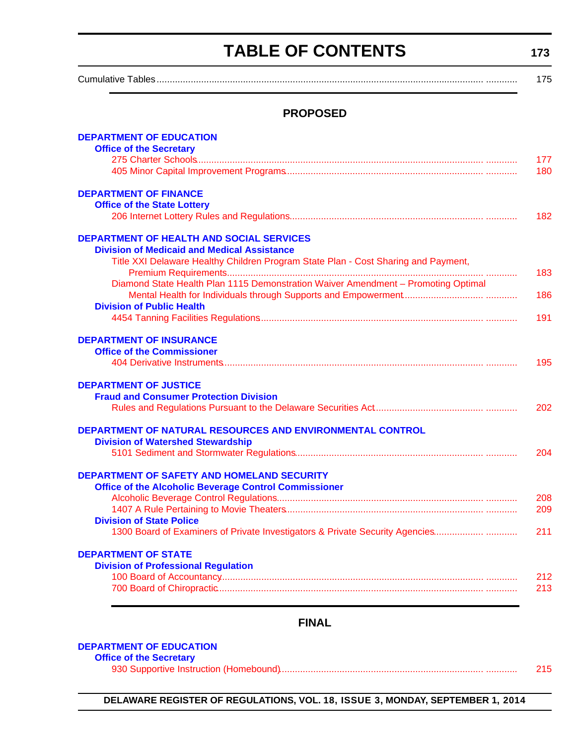# TABLE OF CONTENTS

Cumulative Tables .................................................................................... 175

## PROPOSED

**DEPARTMENT OF EDUCATION**

**Office of the Secretary**

275 Charter Schools .................................................................................... 177

405 Minor Capital Improvement Programs .................................................................................... 180

**DEPARTMENT OF FINANCE**

**Office of the State Lottery**

206 Internet Lottery Rules and Regulations .................................................................................... 182

**DEPARTMENT OF HEALTH AND SOCIAL SERVICES**

**Division of Medicaid and Medical Assistance**

Title XXI Delaware Healthy Children Program State Plan - Cost Sharing and Payment, Premium Requirements .................................................................................... 183

Diamond State Health Plan 1115 Demonstration Waiver Amendment – Promoting Optimal Mental Health for Individuals through Supports and Empowerment .................................................................................... 186

**Division of Public Health**

4454 Tanning Facilities Regulations .................................................................................... 191

**DEPARTMENT OF INSURANCE**

**Office of the Commissioner**

404 Derivative Instruments .................................................................................... 195

**DEPARTMENT OF JUSTICE**

**Fraud and Consumer Protection Division**

Rules and Regulations Pursuant to the Delaware Securities Act .................................................................................... 202

**DEPARTMENT OF NATURAL RESOURCES AND ENVIRONMENTAL CONTROL**

**Division of Watershed Stewardship**

5101 Sediment and Stormwater Regulations .................................................................................... 204

**DEPARTMENT OF SAFETY AND HOMELAND SECURITY**

**Office of the Alcoholic Beverage Control Commissioner**

Alcoholic Beverage Control Regulations .................................................................................... 208

1407 A Rule Pertaining to Movie Theaters .................................................................................... 209

**Division of State Police**

1300 Board of Examiners of Private Investigators & Private Security Agencies .................................................................................... 211

**DEPARTMENT OF STATE**

**Division of Professional Regulation**

100 Board of Accountancy .................................................................................... 212

700 Board of Chiropractic .................................................................................... 213

## FINAL

**DEPARTMENT OF EDUCATION**

**Office of the Secretary**

930 Supportive Instruction (Homebound) .................................................................................... 215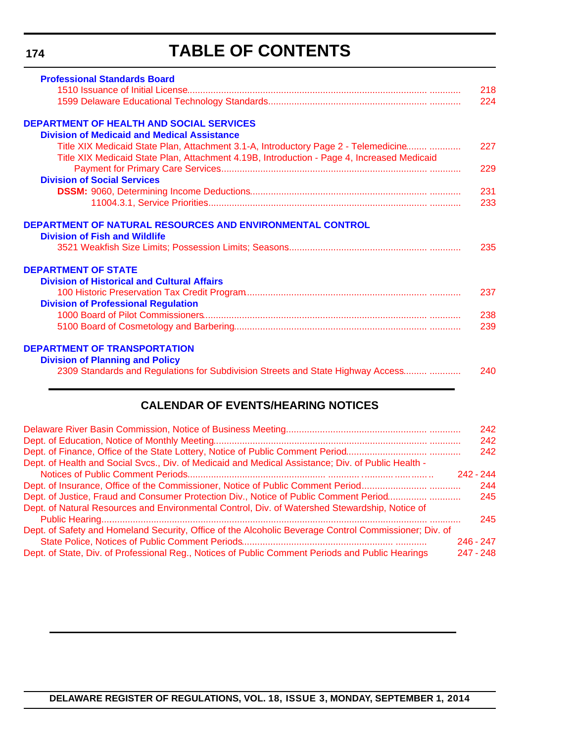# TABLE OF CONTENTS

**Professional Standards Board**

- 1510 Issuance of Initial License ........ 218
- 1599 Delaware Educational Technology Standards ........ 224

**DEPARTMENT OF HEALTH AND SOCIAL SERVICES**

**Division of Medicaid and Medical Assistance**

- Title XIX Medicaid State Plan, Attachment 3.1-A, Introductory Page 2 - Telemedicine ........ 227
- Title XIX Medicaid State Plan, Attachment 4.19B, Introduction - Page 4, Increased Medicaid Payment for Primary Care Services ........ 229

**Division of Social Services**

- **DSSM:** 9060, Determining Income Deductions ........ 231
- 11004.3.1, Service Priorities ........ 233

**DEPARTMENT OF NATURAL RESOURCES AND ENVIRONMENTAL CONTROL**

**Division of Fish and Wildlife**

- 3521 Weakfish Size Limits; Possession Limits; Seasons ........ 235

**DEPARTMENT OF STATE**

**Division of Historical and Cultural Affairs**

- 100 Historic Preservation Tax Credit Program ........ 237

**Division of Professional Regulation**

- 1000 Board of Pilot Commissioners ........ 238
- 5100 Board of Cosmetology and Barbering ........ 239

**DEPARTMENT OF TRANSPORTATION**

**Division of Planning and Policy**

- 2309 Standards and Regulations for Subdivision Streets and State Highway Access ........ 240

## CALENDAR OF EVENTS/HEARING NOTICES

- Delaware River Basin Commission, Notice of Business Meeting ........ 242
- Dept. of Education, Notice of Monthly Meeting ........ 242
- Dept. of Finance, Office of the State Lottery, Notice of Public Comment Period ........ 242
- Dept. of Health and Social Svcs., Div. of Medicaid and Medical Assistance; Div. of Public Health - Notices of Public Comment Periods ........ 242 - 244
- Dept. of Insurance, Office of the Commissioner, Notice of Public Comment Period ........ 244
- Dept. of Justice, Fraud and Consumer Protection Div., Notice of Public Comment Period ........ 245
- Dept. of Natural Resources and Environmental Control, Div. of Watershed Stewardship, Notice of Public Hearing ........ 245
- Dept. of Safety and Homeland Security, Office of the Alcoholic Beverage Control Commissioner; Div. of State Police, Notices of Public Comment Periods ........ 246 - 247
- Dept. of State, Div. of Professional Reg., Notices of Public Comment Periods and Public Hearings ........ 247 - 248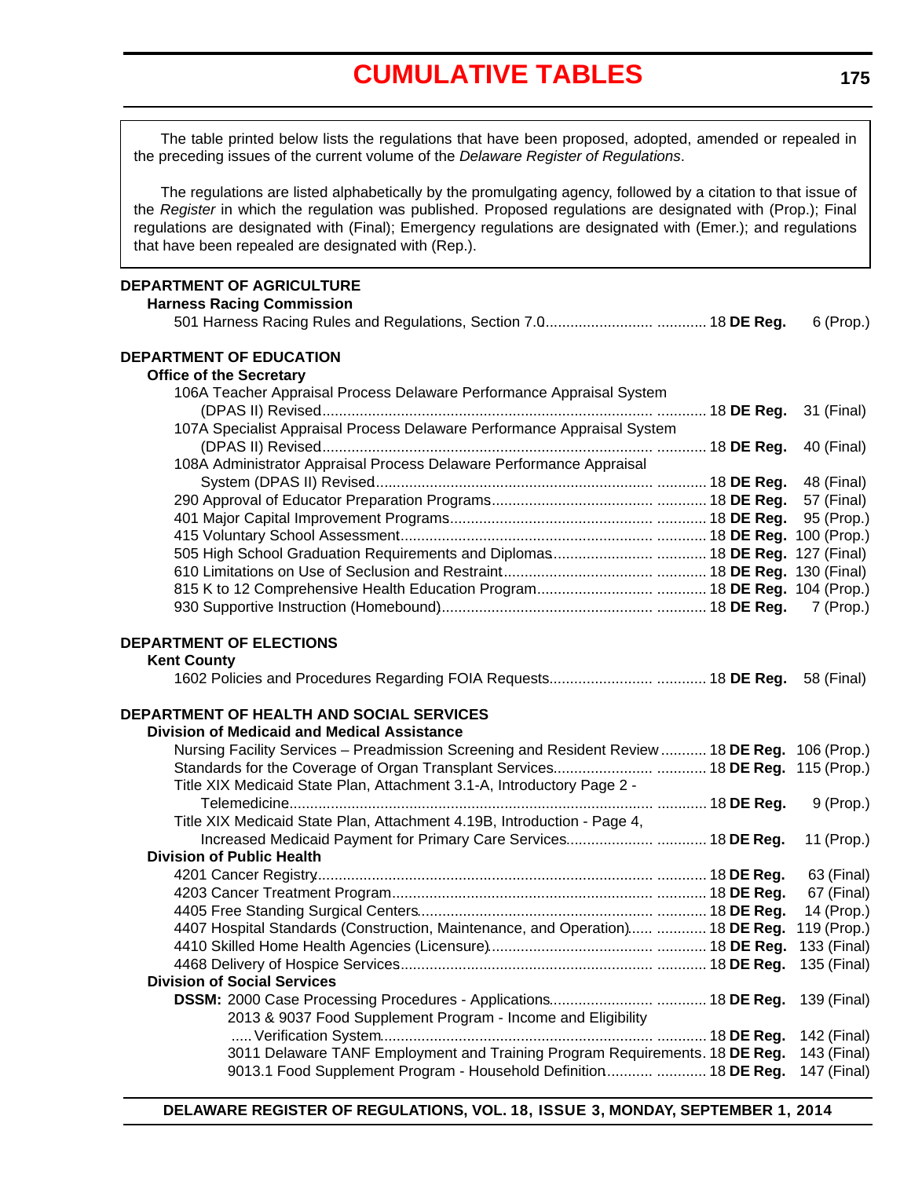# CUMULATIVE TABLES

The table printed below lists the regulations that have been proposed, adopted, amended or repealed in the preceding issues of the current volume of the *Delaware Register of Regulations*.

The regulations are listed alphabetically by the promulgating agency, followed by a citation to that issue of the *Register* in which the regulation was published. Proposed regulations are designated with (Prop.); Final regulations are designated with (Final); Emergency regulations are designated with (Emer.); and regulations that have been repealed are designated with (Rep.).

**DEPARTMENT OF AGRICULTURE**

**Harness Racing Commission**

501 Harness Racing Rules and Regulations, Section 7.0 ............ 18 **DE Reg.** 6 (Prop.)

**DEPARTMENT OF EDUCATION**

**Office of the Secretary**

106A Teacher Appraisal Process Delaware Performance Appraisal System (DPAS II) Revised ............ 18 **DE Reg.** 31 (Final)

107A Specialist Appraisal Process Delaware Performance Appraisal System (DPAS II) Revised ............ 18 **DE Reg.** 40 (Final)

108A Administrator Appraisal Process Delaware Performance Appraisal System (DPAS II) Revised ............ 18 **DE Reg.** 48 (Final)

290 Approval of Educator Preparation Programs ............ 18 **DE Reg.** 57 (Final)

401 Major Capital Improvement Programs ............ 18 **DE Reg.** 95 (Prop.)

415 Voluntary School Assessment ............ 18 **DE Reg.** 100 (Prop.)

505 High School Graduation Requirements and Diplomas ............ 18 **DE Reg.** 127 (Final)

610 Limitations on Use of Seclusion and Restraint ............ 18 **DE Reg.** 130 (Final)

815 K to 12 Comprehensive Health Education Program ............ 18 **DE Reg.** 104 (Prop.)

930 Supportive Instruction (Homebound) ............ 18 **DE Reg.** 7 (Prop.)

**DEPARTMENT OF ELECTIONS**

**Kent County**

1602 Policies and Procedures Regarding FOIA Requests ............ 18 **DE Reg.** 58 (Final)

**DEPARTMENT OF HEALTH AND SOCIAL SERVICES**

**Division of Medicaid and Medical Assistance**

Nursing Facility Services – Preadmission Screening and Resident Review ............ 18 **DE Reg.** 106 (Prop.)

Standards for the Coverage of Organ Transplant Services ............ 18 **DE Reg.** 115 (Prop.)

Title XIX Medicaid State Plan, Attachment 3.1-A, Introductory Page 2 - Telemedicine ............ 18 **DE Reg.** 9 (Prop.)

Title XIX Medicaid State Plan, Attachment 4.19B, Introduction - Page 4, Increased Medicaid Payment for Primary Care Services ............ 18 **DE Reg.** 11 (Prop.)

**Division of Public Health**

4201 Cancer Registry ............ 18 **DE Reg.** 63 (Final)

4203 Cancer Treatment Program ............ 18 **DE Reg.** 67 (Final)

4405 Free Standing Surgical Centers ............ 18 **DE Reg.** 14 (Prop.)

4407 Hospital Standards (Construction, Maintenance, and Operation) ............ 18 **DE Reg.** 119 (Prop.)

4410 Skilled Home Health Agencies (Licensure) ............ 18 **DE Reg.** 133 (Final)

4468 Delivery of Hospice Services ............ 18 **DE Reg.** 135 (Final)

**Division of Social Services**

**DSSM:** 2000 Case Processing Procedures - Applications ............ 18 **DE Reg.** 139 (Final)

2013 & 9037 Food Supplement Program - Income and Eligibility Verification System ............ 18 **DE Reg.** 142 (Final)

3011 Delaware TANF Employment and Training Program Requirements. 18 **DE Reg.** 143 (Final)

9013.1 Food Supplement Program - Household Definition ............ 18 **DE Reg.** 147 (Final)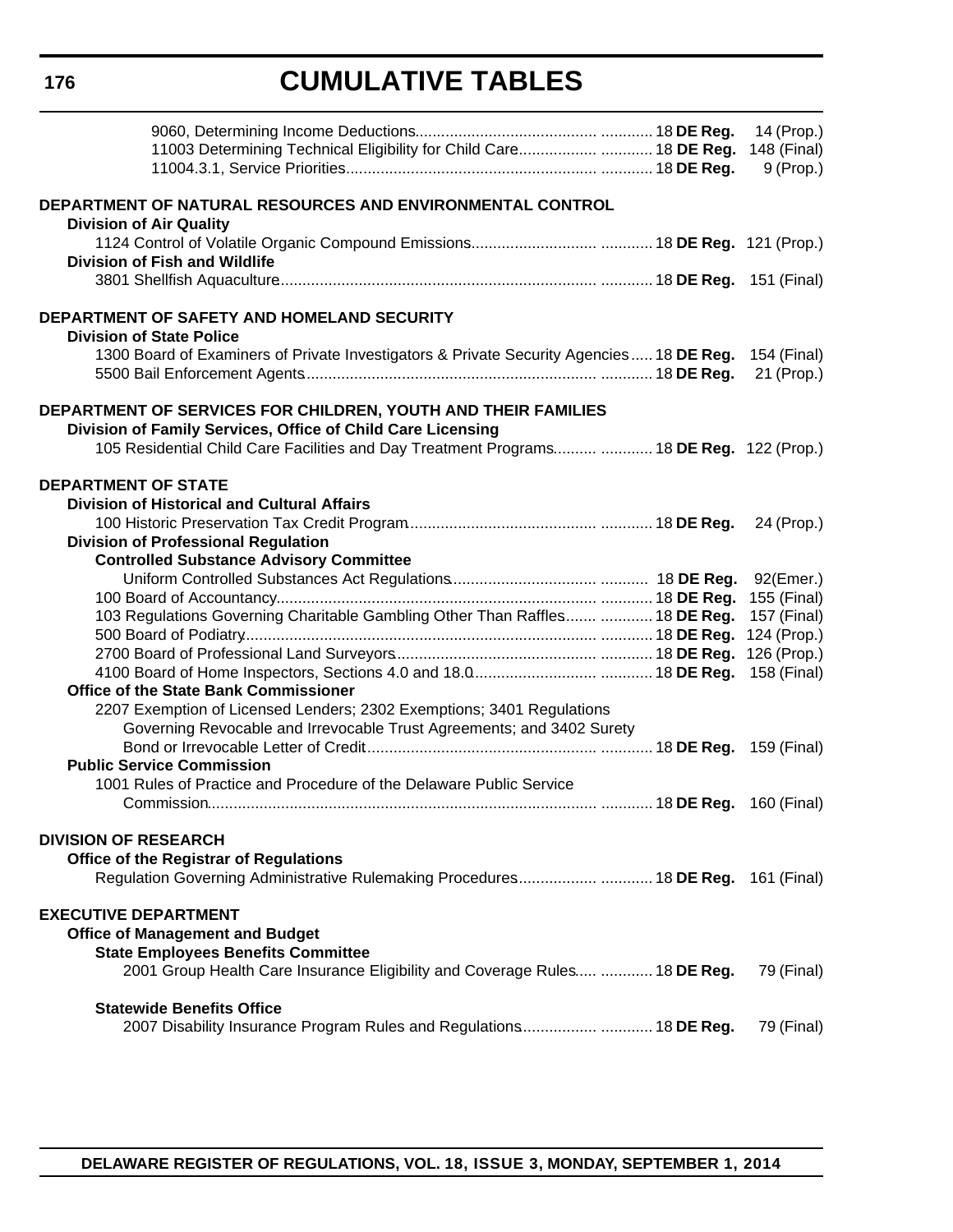# CUMULATIVE TABLES

9060, Determining Income Deductions........................................ ............ 18 **DE Reg.** 14 (Prop.)
11003 Determining Technical Eligibility for Child Care................. ............ 18 **DE Reg.** 148 (Final)
11004.3.1, Service Priorities....................................................... ............ 18 **DE Reg.** 9 (Prop.)

**DEPARTMENT OF NATURAL RESOURCES AND ENVIRONMENTAL CONTROL**

**Division of Air Quality**

1124 Control of Volatile Organic Compound Emissions........................... ............ 18 **DE Reg.** 121 (Prop.)

**Division of Fish and Wildlife**

3801 Shellfish Aquaculture....................................................................... ............ 18 **DE Reg.** 151 (Final)

**DEPARTMENT OF SAFETY AND HOMELAND SECURITY**

**Division of State Police**

1300 Board of Examiners of Private Investigators & Private Security Agencies..... 18 **DE Reg.** 154 (Final)
5500 Bail Enforcement Agents................................................................. ............ 18 **DE Reg.** 21 (Prop.)

**DEPARTMENT OF SERVICES FOR CHILDREN, YOUTH AND THEIR FAMILIES**

**Division of Family Services, Office of Child Care Licensing**

105 Residential Child Care Facilities and Day Treatment Programs.......... ............ 18 **DE Reg.** 122 (Prop.)

**DEPARTMENT OF STATE**

**Division of Historical and Cultural Affairs**

100 Historic Preservation Tax Credit Program.......................................... ............ 18 **DE Reg.** 24 (Prop.)

**Division of Professional Regulation**

**Controlled Substance Advisory Committee**

Uniform Controlled Substances Act Regulations................................ ........... 18 **DE Reg.** 92(Emer.)
100 Board of Accountancy........................................................................ ............ 18 **DE Reg.** 155 (Final)
103 Regulations Governing Charitable Gambling Other Than Raffles....... ............ 18 **DE Reg.** 157 (Final)
500 Board of Podiatry................................................................................ ............ 18 **DE Reg.** 124 (Prop.)
2700 Board of Professional Land Surveyors............................................ ............ 18 **DE Reg.** 126 (Prop.)
4100 Board of Home Inspectors, Sections 4.0 and 18.0........................... ............ 18 **DE Reg.** 158 (Final)

**Office of the State Bank Commissioner**

2207 Exemption of Licensed Lenders; 2302 Exemptions; 3401 Regulations Governing Revocable and Irrevocable Trust Agreements; and 3402 Surety Bond or Irrevocable Letter of Credit................................................... ............ 18 **DE Reg.** 159 (Final)

**Public Service Commission**

1001 Rules of Practice and Procedure of the Delaware Public Service Commission........................................................................................ ............ 18 **DE Reg.** 160 (Final)

**DIVISION OF RESEARCH**

**Office of the Registrar of Regulations**

Regulation Governing Administrative Rulemaking Procedures................. ............ 18 **DE Reg.** 161 (Final)

**EXECUTIVE DEPARTMENT**

**Office of Management and Budget**

**State Employees Benefits Committee**

2001 Group Health Care Insurance Eligibility and Coverage Rules..... ............ 18 **DE Reg.** 79 (Final)

**Statewide Benefits Office**

2007 Disability Insurance Program Rules and Regulations................ ............ 18 **DE Reg.** 79 (Final)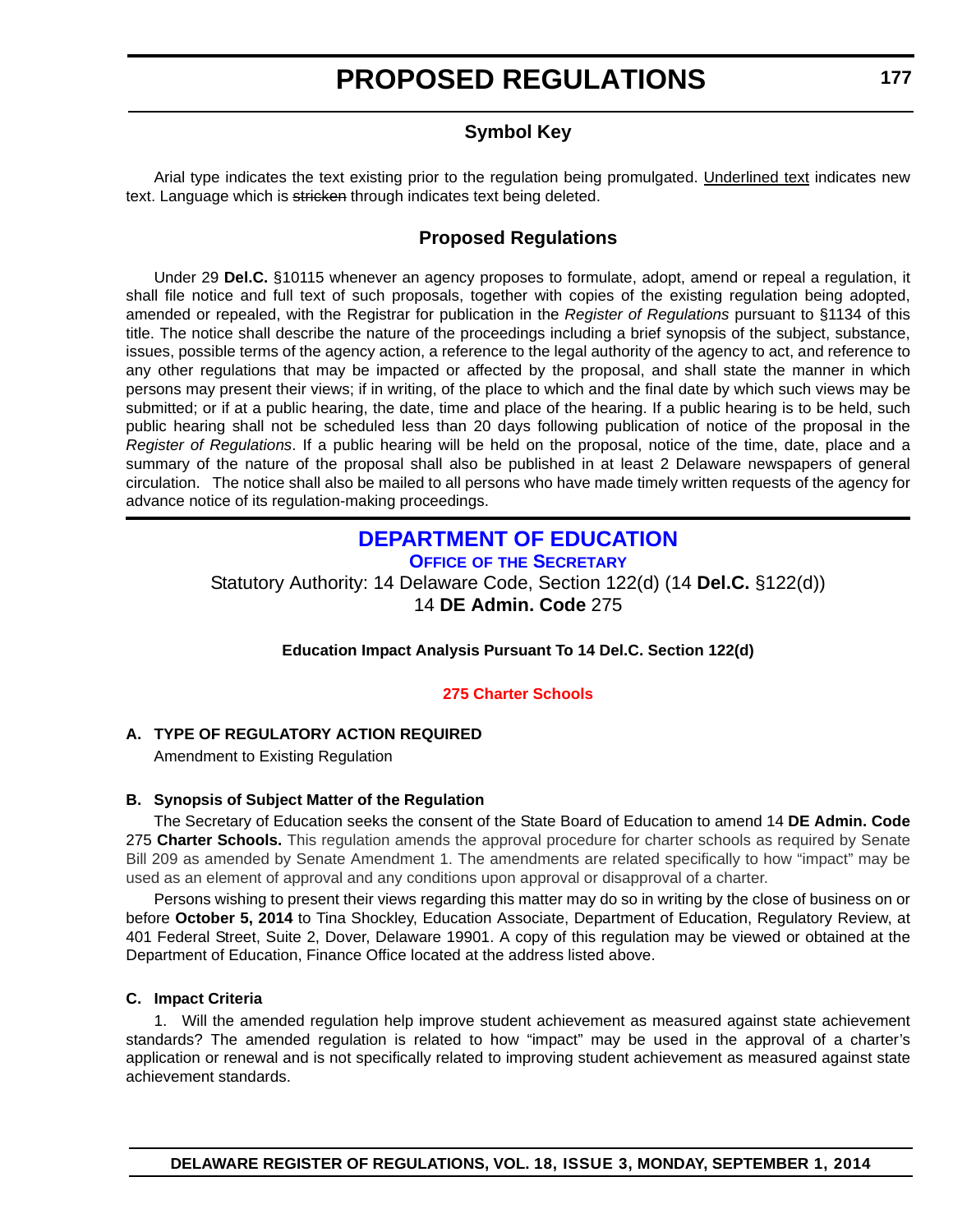# PROPOSED REGULATIONS

## Symbol Key

Arial type indicates the text existing prior to the regulation being promulgated. Underlined text indicates new text. Language which is ~~stricken~~ through indicates text being deleted.

## Proposed Regulations

Under 29 **Del.C.** §10115 whenever an agency proposes to formulate, adopt, amend or repeal a regulation, it shall file notice and full text of such proposals, together with copies of the existing regulation being adopted, amended or repealed, with the Registrar for publication in the *Register of Regulations* pursuant to §1134 of this title. The notice shall describe the nature of the proceedings including a brief synopsis of the subject, substance, issues, possible terms of the agency action, a reference to the legal authority of the agency to act, and reference to any other regulations that may be impacted or affected by the proposal, and shall state the manner in which persons may present their views; if in writing, of the place to which and the final date by which such views may be submitted; or if at a public hearing, the date, time and place of the hearing. If a public hearing is to be held, such public hearing shall not be scheduled less than 20 days following publication of notice of the proposal in the *Register of Regulations*. If a public hearing will be held on the proposal, notice of the time, date, place and a summary of the nature of the proposal shall also be published in at least 2 Delaware newspapers of general circulation. The notice shall also be mailed to all persons who have made timely written requests of the agency for advance notice of its regulation-making proceedings.

## DEPARTMENT OF EDUCATION

### OFFICE OF THE SECRETARY

Statutory Authority: 14 Delaware Code, Section 122(d) (14 **Del.C.** §122(d))
14 **DE Admin. Code** 275

**Education Impact Analysis Pursuant To 14 Del.C. Section 122(d)**

**275 Charter Schools**

**A. TYPE OF REGULATORY ACTION REQUIRED**

Amendment to Existing Regulation

**B. Synopsis of Subject Matter of the Regulation**

The Secretary of Education seeks the consent of the State Board of Education to amend 14 **DE Admin. Code** 275 **Charter Schools.** This regulation amends the approval procedure for charter schools as required by Senate Bill 209 as amended by Senate Amendment 1. The amendments are related specifically to how "impact" may be used as an element of approval and any conditions upon approval or disapproval of a charter.

Persons wishing to present their views regarding this matter may do so in writing by the close of business on or before **October 5, 2014** to Tina Shockley, Education Associate, Department of Education, Regulatory Review, at 401 Federal Street, Suite 2, Dover, Delaware 19901. A copy of this regulation may be viewed or obtained at the Department of Education, Finance Office located at the address listed above.

**C. Impact Criteria**

1. Will the amended regulation help improve student achievement as measured against state achievement standards? The amended regulation is related to how "impact" may be used in the approval of a charter's application or renewal and is not specifically related to improving student achievement as measured against state achievement standards.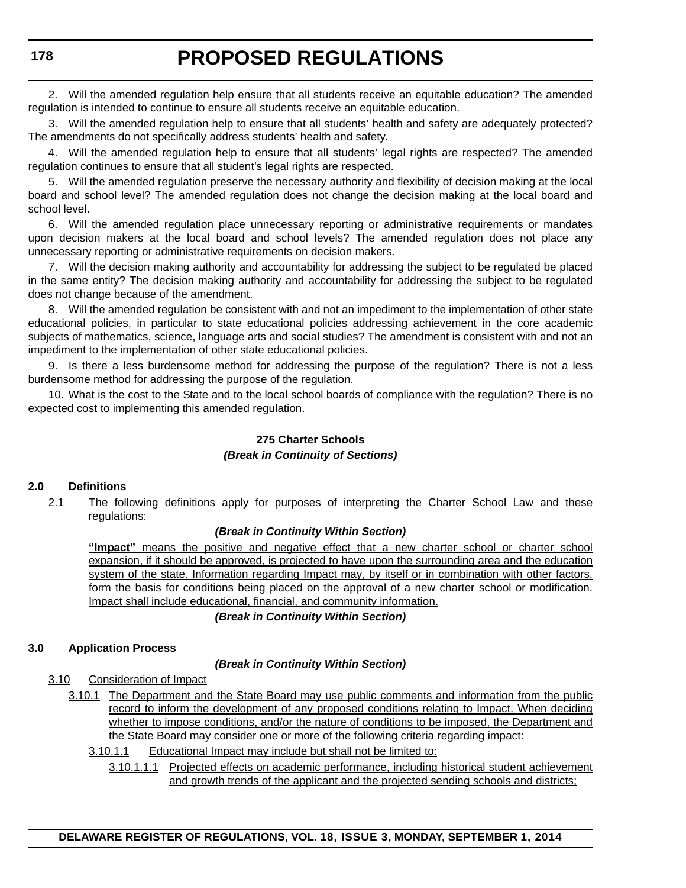2. Will the amended regulation help ensure that all students receive an equitable education? The amended regulation is intended to continue to ensure all students receive an equitable education.

3. Will the amended regulation help to ensure that all students' health and safety are adequately protected? The amendments do not specifically address students' health and safety.

4. Will the amended regulation help to ensure that all students' legal rights are respected? The amended regulation continues to ensure that all student's legal rights are respected.

5. Will the amended regulation preserve the necessary authority and flexibility of decision making at the local board and school level? The amended regulation does not change the decision making at the local board and school level.

6. Will the amended regulation place unnecessary reporting or administrative requirements or mandates upon decision makers at the local board and school levels? The amended regulation does not place any unnecessary reporting or administrative requirements on decision makers.

7. Will the decision making authority and accountability for addressing the subject to be regulated be placed in the same entity? The decision making authority and accountability for addressing the subject to be regulated does not change because of the amendment.

8. Will the amended regulation be consistent with and not an impediment to the implementation of other state educational policies, in particular to state educational policies addressing achievement in the core academic subjects of mathematics, science, language arts and social studies? The amendment is consistent with and not an impediment to the implementation of other state educational policies.

9. Is there a less burdensome method for addressing the purpose of the regulation? There is not a less burdensome method for addressing the purpose of the regulation.

10. What is the cost to the State and to the local school boards of compliance with the regulation? There is no expected cost to implementing this amended regulation.

## 275 Charter Schools

***(Break in Continuity of Sections)***

**2.0 Definitions**

2.1 The following definitions apply for purposes of interpreting the Charter School Law and these regulations:

***(Break in Continuity Within Section)***

<u>**"Impact"** means the positive and negative effect that a new charter school or charter school expansion, if it should be approved, is projected to have upon the surrounding area and the education system of the state. Information regarding Impact may, by itself or in combination with other factors, form the basis for conditions being placed on the approval of a new charter school or modification. Impact shall include educational, financial, and community information.</u>

***(Break in Continuity Within Section)***

**3.0 Application Process**

***(Break in Continuity Within Section)***

<u>3.10 Consideration of Impact</u>

<u>3.10.1 The Department and the State Board may use public comments and information from the public record to inform the development of any proposed conditions relating to Impact. When deciding whether to impose conditions, and/or the nature of conditions to be imposed, the Department and the State Board may consider one or more of the following criteria regarding impact:</u>

<u>3.10.1.1 Educational Impact may include but shall not be limited to:</u>

<u>3.10.1.1.1 Projected effects on academic performance, including historical student achievement and growth trends of the applicant and the projected sending schools and districts;</u>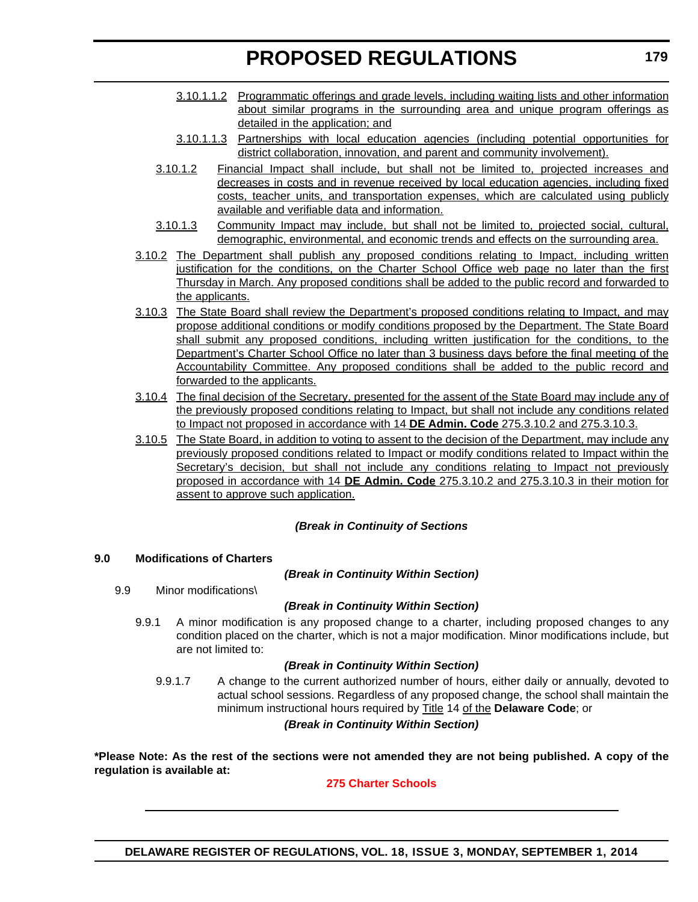3.10.1.1.2 Programmatic offerings and grade levels, including waiting lists and other information about similar programs in the surrounding area and unique program offerings as detailed in the application; and

3.10.1.1.3 Partnerships with local education agencies (including potential opportunities for district collaboration, innovation, and parent and community involvement).

3.10.1.2 Financial Impact shall include, but shall not be limited to, projected increases and decreases in costs and in revenue received by local education agencies, including fixed costs, teacher units, and transportation expenses, which are calculated using publicly available and verifiable data and information.

3.10.1.3 Community Impact may include, but shall not be limited to, projected social, cultural, demographic, environmental, and economic trends and effects on the surrounding area.

3.10.2 The Department shall publish any proposed conditions relating to Impact, including written justification for the conditions, on the Charter School Office web page no later than the first Thursday in March. Any proposed conditions shall be added to the public record and forwarded to the applicants.

3.10.3 The State Board shall review the Department's proposed conditions relating to Impact, and may propose additional conditions or modify conditions proposed by the Department. The State Board shall submit any proposed conditions, including written justification for the conditions, to the Department's Charter School Office no later than 3 business days before the final meeting of the Accountability Committee. Any proposed conditions shall be added to the public record and forwarded to the applicants.

3.10.4 The final decision of the Secretary, presented for the assent of the State Board may include any of the previously proposed conditions relating to Impact, but shall not include any conditions related to Impact not proposed in accordance with 14 **DE Admin. Code** 275.3.10.2 and 275.3.10.3.

3.10.5 The State Board, in addition to voting to assent to the decision of the Department, may include any previously proposed conditions related to Impact or modify conditions related to Impact within the Secretary's decision, but shall not include any conditions relating to Impact not previously proposed in accordance with 14 **DE Admin. Code** 275.3.10.2 and 275.3.10.3 in their motion for assent to approve such application.

***(Break in Continuity of Sections***

**9.0 Modifications of Charters**

***(Break in Continuity Within Section)***

9.9 Minor modifications\

***(Break in Continuity Within Section)***

9.9.1 A minor modification is any proposed change to a charter, including proposed changes to any condition placed on the charter, which is not a major modification. Minor modifications include, but are not limited to:

***(Break in Continuity Within Section)***

9.9.1.7 A change to the current authorized number of hours, either daily or annually, devoted to actual school sessions. Regardless of any proposed change, the school shall maintain the minimum instructional hours required by Title 14 of the **Delaware Code**; or

***(Break in Continuity Within Section)***

***Please Note: As the rest of the sections were not amended they are not being published. A copy of the regulation is available at:**

**275 Charter Schools**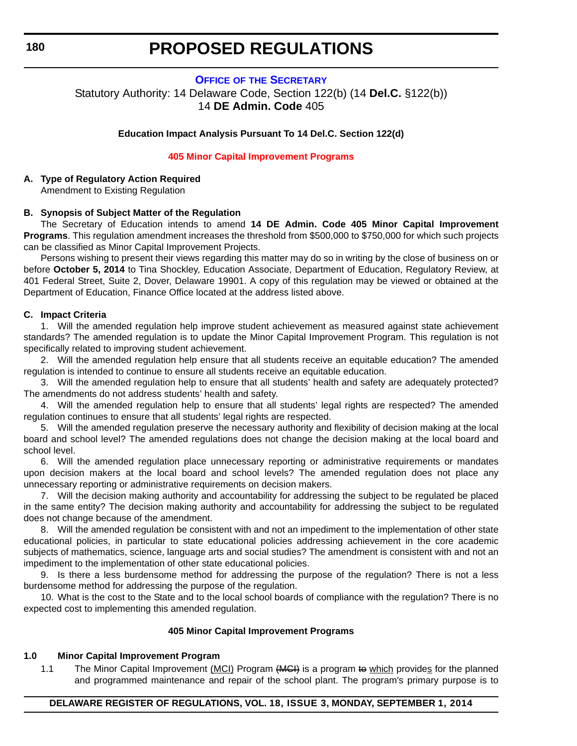# PROPOSED REGULATIONS

## OFFICE OF THE SECRETARY

Statutory Authority: 14 Delaware Code, Section 122(b) (14 **Del.C.** §122(b))
14 **DE Admin. Code** 405

**Education Impact Analysis Pursuant To 14 Del.C. Section 122(d)**

**405 Minor Capital Improvement Programs**

**A. Type of Regulatory Action Required**

Amendment to Existing Regulation

**B. Synopsis of Subject Matter of the Regulation**

The Secretary of Education intends to amend **14 DE Admin. Code 405 Minor Capital Improvement Programs**. This regulation amendment increases the threshold from $500,000 to $750,000 for which such projects can be classified as Minor Capital Improvement Projects.

Persons wishing to present their views regarding this matter may do so in writing by the close of business on or before **October 5, 2014** to Tina Shockley, Education Associate, Department of Education, Regulatory Review, at 401 Federal Street, Suite 2, Dover, Delaware 19901. A copy of this regulation may be viewed or obtained at the Department of Education, Finance Office located at the address listed above.

**C. Impact Criteria**

1. Will the amended regulation help improve student achievement as measured against state achievement standards? The amended regulation is to update the Minor Capital Improvement Program. This regulation is not specifically related to improving student achievement.

2. Will the amended regulation help ensure that all students receive an equitable education? The amended regulation is intended to continue to ensure all students receive an equitable education.

3. Will the amended regulation help to ensure that all students' health and safety are adequately protected? The amendments do not address students' health and safety.

4. Will the amended regulation help to ensure that all students' legal rights are respected? The amended regulation continues to ensure that all students' legal rights are respected.

5. Will the amended regulation preserve the necessary authority and flexibility of decision making at the local board and school level? The amended regulations does not change the decision making at the local board and school level.

6. Will the amended regulation place unnecessary reporting or administrative requirements or mandates upon decision makers at the local board and school levels? The amended regulation does not place any unnecessary reporting or administrative requirements on decision makers.

7. Will the decision making authority and accountability for addressing the subject to be regulated be placed in the same entity? The decision making authority and accountability for addressing the subject to be regulated does not change because of the amendment.

8. Will the amended regulation be consistent with and not an impediment to the implementation of other state educational policies, in particular to state educational policies addressing achievement in the core academic subjects of mathematics, science, language arts and social studies? The amendment is consistent with and not an impediment to the implementation of other state educational policies.

9. Is there a less burdensome method for addressing the purpose of the regulation? There is not a less burdensome method for addressing the purpose of the regulation.

10. What is the cost to the State and to the local school boards of compliance with the regulation? There is no expected cost to implementing this amended regulation.

**405 Minor Capital Improvement Programs**

**1.0 Minor Capital Improvement Program**

1.1 The Minor Capital Improvement <u>(MCI)</u> Program ~~(MCI)~~ is a program ~~to~~ <u>which</u> provide<u>s</u> for the planned and programmed maintenance and repair of the school plant. The program's primary purpose is to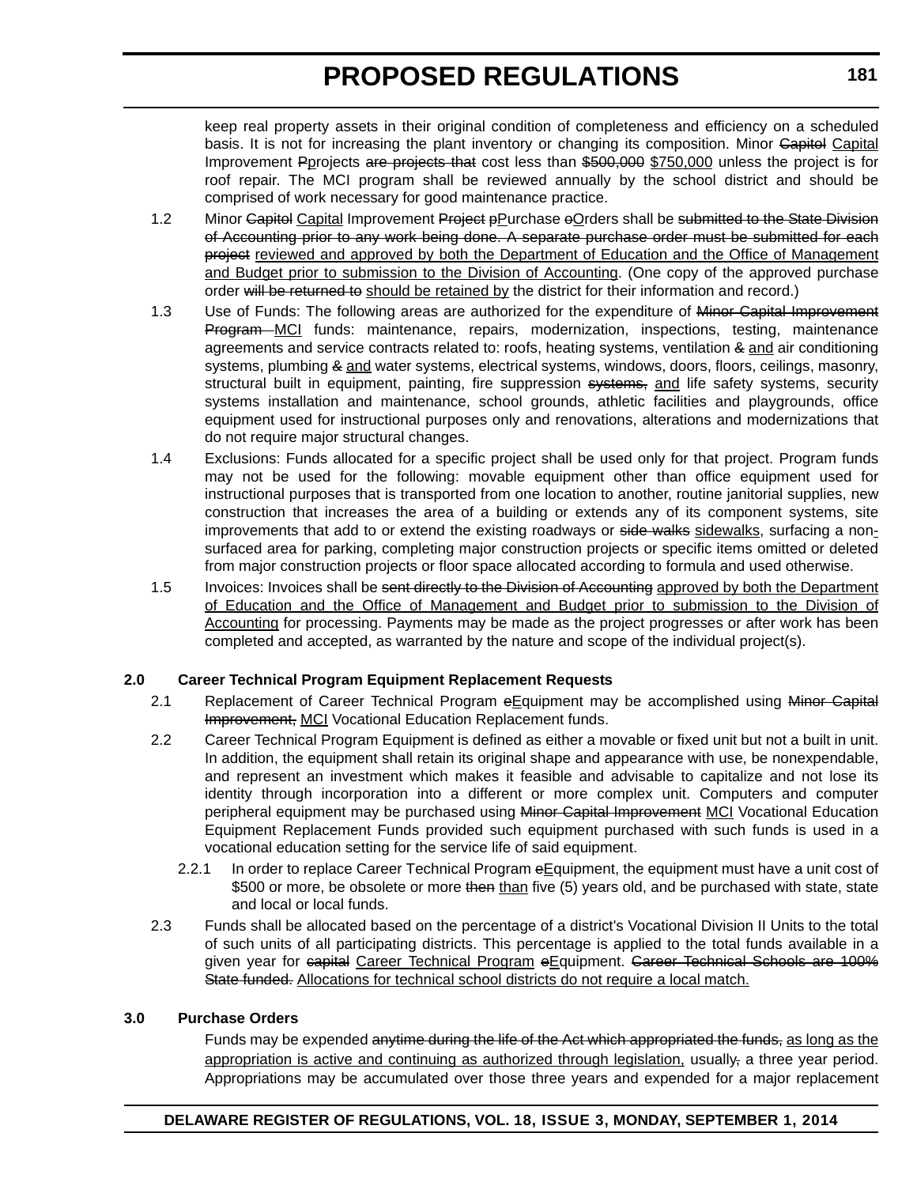keep real property assets in their original condition of completeness and efficiency on a scheduled basis. It is not for increasing the plant inventory or changing its composition. Minor ~~Capitol~~ <u>Capital</u> Improvement ~~P~~<u>p</u>rojects ~~are projects that~~ cost less than ~~$500,000~~ <u>$750,000</u> unless the project is for roof repair. The MCI program shall be reviewed annually by the school district and should be comprised of work necessary for good maintenance practice.

1.2 Minor ~~Capitol~~ <u>Capital</u> Improvement ~~Project~~ ~~p~~<u>P</u>urchase ~~o~~<u>O</u>rders shall be ~~submitted to the State Division of Accounting prior to any work being done. A separate purchase order must be submitted for each project~~ <u>reviewed and approved by both the Department of Education and the Office of Management and Budget prior to submission to the Division of Accounting</u>. (One copy of the approved purchase order ~~will be returned to~~ <u>should be retained by</u> the district for their information and record.)

1.3 Use of Funds: The following areas are authorized for the expenditure of ~~Minor Capital Improvement Program~~ <u>MCI</u> funds: maintenance, repairs, modernization, inspections, testing, maintenance agreements and service contracts related to: roofs, heating systems, ventilation ~~&~~ <u>and</u> air conditioning systems, plumbing ~~&~~ <u>and</u> water systems, electrical systems, windows, doors, floors, ceilings, masonry, structural built in equipment, painting, fire suppression ~~systems,~~ <u>and</u> life safety systems, security systems installation and maintenance, school grounds, athletic facilities and playgrounds, office equipment used for instructional purposes only and renovations, alterations and modernizations that do not require major structural changes.

1.4 Exclusions: Funds allocated for a specific project shall be used only for that project. Program funds may not be used for the following: movable equipment other than office equipment used for instructional purposes that is transported from one location to another, routine janitorial supplies, new construction that increases the area of a building or extends any of its component systems, site improvements that add to or extend the existing roadways or ~~side walks~~ <u>sidewalks</u>, surfacing a non<u>-</u>surfaced area for parking, completing major construction projects or specific items omitted or deleted from major construction projects or floor space allocated according to formula and used otherwise.

1.5 Invoices: Invoices shall be ~~sent directly to the Division of Accounting~~ <u>approved by both the Department of Education and the Office of Management and Budget prior to submission to the Division of Accounting</u> for processing. Payments may be made as the project progresses or after work has been completed and accepted, as warranted by the nature and scope of the individual project(s).

**2.0 Career Technical Program Equipment Replacement Requests**

2.1 Replacement of Career Technical Program ~~e~~<u>E</u>quipment may be accomplished using ~~Minor Capital Improvement,~~ <u>MCI</u> Vocational Education Replacement funds.

2.2 Career Technical Program Equipment is defined as either a movable or fixed unit but not a built in unit. In addition, the equipment shall retain its original shape and appearance with use, be nonexpendable, and represent an investment which makes it feasible and advisable to capitalize and not lose its identity through incorporation into a different or more complex unit. Computers and computer peripheral equipment may be purchased using ~~Minor Capital Improvement~~ <u>MCI</u> Vocational Education Equipment Replacement Funds provided such equipment purchased with such funds is used in a vocational education setting for the service life of said equipment.

2.2.1 In order to replace Career Technical Program ~~e~~<u>E</u>quipment, the equipment must have a unit cost of $500 or more, be obsolete or more ~~then~~ <u>than</u> five (5) years old, and be purchased with state, state and local or local funds.

2.3 Funds shall be allocated based on the percentage of a district's Vocational Division II Units to the total of such units of all participating districts. This percentage is applied to the total funds available in a given year for ~~capital~~ <u>Career Technical Program</u> ~~e~~<u>E</u>quipment. ~~Career Technical Schools are 100% State funded.~~ <u>Allocations for technical school districts do not require a local match.</u>

**3.0 Purchase Orders**

Funds may be expended ~~anytime during the life of the Act which appropriated the funds,~~ <u>as long as the appropriation is active and continuing as authorized through legislation,</u> usually~~,~~ a three year period. Appropriations may be accumulated over those three years and expended for a major replacement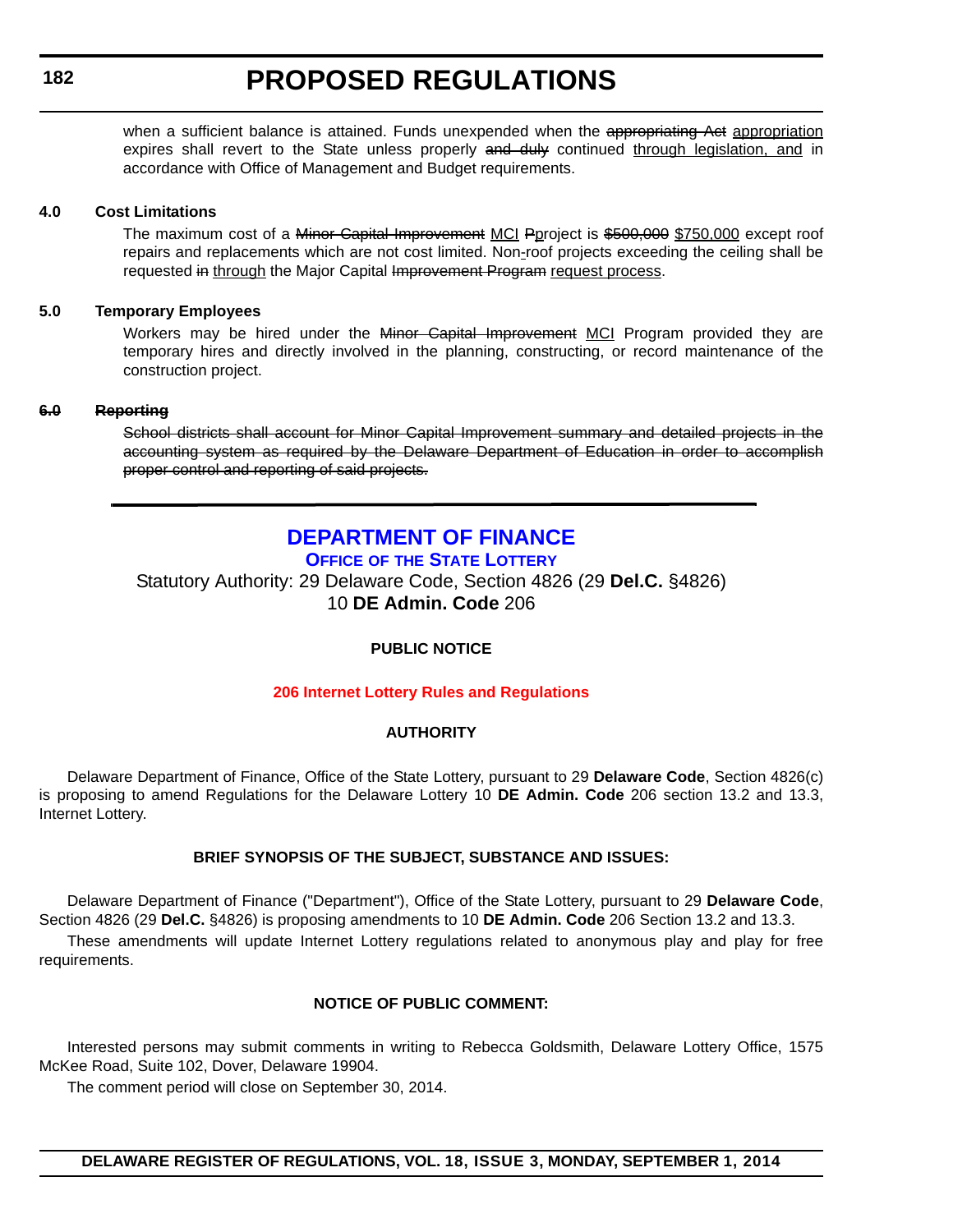when a sufficient balance is attained. Funds unexpended when the ~~appropriating Act~~ appropriation expires shall revert to the State unless properly ~~and duly~~ continued through legislation, and in accordance with Office of Management and Budget requirements.

**4.0 Cost Limitations**

The maximum cost of a ~~Minor Capital Improvement~~ MCI ~~P~~project is ~~$500,000~~ $750,000 except roof repairs and replacements which are not cost limited. Non-roof projects exceeding the ceiling shall be requested ~~in~~ through the Major Capital ~~Improvement Program~~ request process.

**5.0 Temporary Employees**

Workers may be hired under the ~~Minor Capital Improvement~~ MCI Program provided they are temporary hires and directly involved in the planning, constructing, or record maintenance of the construction project.

~~**6.0 Reporting**~~

~~School districts shall account for Minor Capital Improvement summary and detailed projects in the accounting system as required by the Delaware Department of Education in order to accomplish proper control and reporting of said projects.~~

---

## DEPARTMENT OF FINANCE

### Office of the State Lottery

Statutory Authority: 29 Delaware Code, Section 4826 (29 **Del.C.** §4826)
10 **DE Admin. Code** 206

**PUBLIC NOTICE**

**206 Internet Lottery Rules and Regulations**

**AUTHORITY**

Delaware Department of Finance, Office of the State Lottery, pursuant to 29 **Delaware Code**, Section 4826(c) is proposing to amend Regulations for the Delaware Lottery 10 **DE Admin. Code** 206 section 13.2 and 13.3, Internet Lottery.

**BRIEF SYNOPSIS OF THE SUBJECT, SUBSTANCE AND ISSUES:**

Delaware Department of Finance ("Department"), Office of the State Lottery, pursuant to 29 **Delaware Code**, Section 4826 (29 **Del.C.** §4826) is proposing amendments to 10 **DE Admin. Code** 206 Section 13.2 and 13.3.

These amendments will update Internet Lottery regulations related to anonymous play and play for free requirements.

**NOTICE OF PUBLIC COMMENT:**

Interested persons may submit comments in writing to Rebecca Goldsmith, Delaware Lottery Office, 1575 McKee Road, Suite 102, Dover, Delaware 19904.

The comment period will close on September 30, 2014.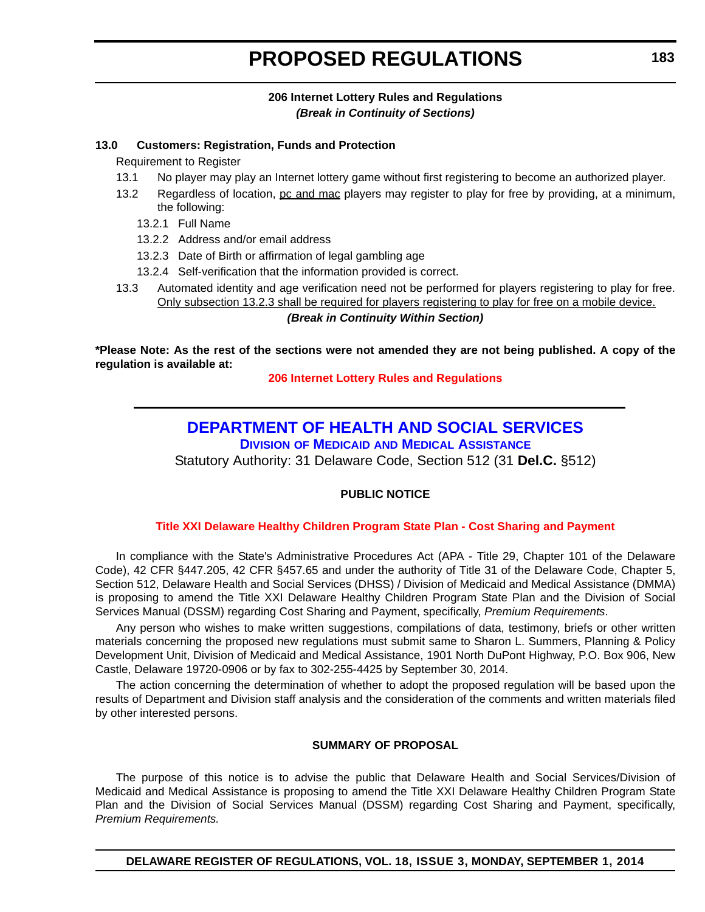**206 Internet Lottery Rules and Regulations**

***(Break in Continuity of Sections)***

**13.0 Customers: Registration, Funds and Protection**

Requirement to Register

13.1 No player may play an Internet lottery game without first registering to become an authorized player.

13.2 Regardless of location, <u>pc and mac</u> players may register to play for free by providing, at a minimum, the following:

13.2.1 Full Name

13.2.2 Address and/or email address

13.2.3 Date of Birth or affirmation of legal gambling age

13.2.4 Self-verification that the information provided is correct.

13.3 Automated identity and age verification need not be performed for players registering to play for free. <u>Only subsection 13.2.3 shall be required for players registering to play for free on a mobile device.</u>

***(Break in Continuity Within Section)***

**\*Please Note: As the rest of the sections were not amended they are not being published. A copy of the regulation is available at:**

**206 Internet Lottery Rules and Regulations**

## DEPARTMENT OF HEALTH AND SOCIAL SERVICES

### Division of Medicaid and Medical Assistance

Statutory Authority: 31 Delaware Code, Section 512 (31 **Del.C.** §512)

**PUBLIC NOTICE**

**Title XXI Delaware Healthy Children Program State Plan - Cost Sharing and Payment**

In compliance with the State's Administrative Procedures Act (APA - Title 29, Chapter 101 of the Delaware Code), 42 CFR §447.205, 42 CFR §457.65 and under the authority of Title 31 of the Delaware Code, Chapter 5, Section 512, Delaware Health and Social Services (DHSS) / Division of Medicaid and Medical Assistance (DMMA) is proposing to amend the Title XXI Delaware Healthy Children Program State Plan and the Division of Social Services Manual (DSSM) regarding Cost Sharing and Payment, specifically, *Premium Requirements*.

Any person who wishes to make written suggestions, compilations of data, testimony, briefs or other written materials concerning the proposed new regulations must submit same to Sharon L. Summers, Planning & Policy Development Unit, Division of Medicaid and Medical Assistance, 1901 North DuPont Highway, P.O. Box 906, New Castle, Delaware 19720-0906 or by fax to 302-255-4425 by September 30, 2014.

The action concerning the determination of whether to adopt the proposed regulation will be based upon the results of Department and Division staff analysis and the consideration of the comments and written materials filed by other interested persons.

**SUMMARY OF PROPOSAL**

The purpose of this notice is to advise the public that Delaware Health and Social Services/Division of Medicaid and Medical Assistance is proposing to amend the Title XXI Delaware Healthy Children Program State Plan and the Division of Social Services Manual (DSSM) regarding Cost Sharing and Payment, specifically, *Premium Requirements.*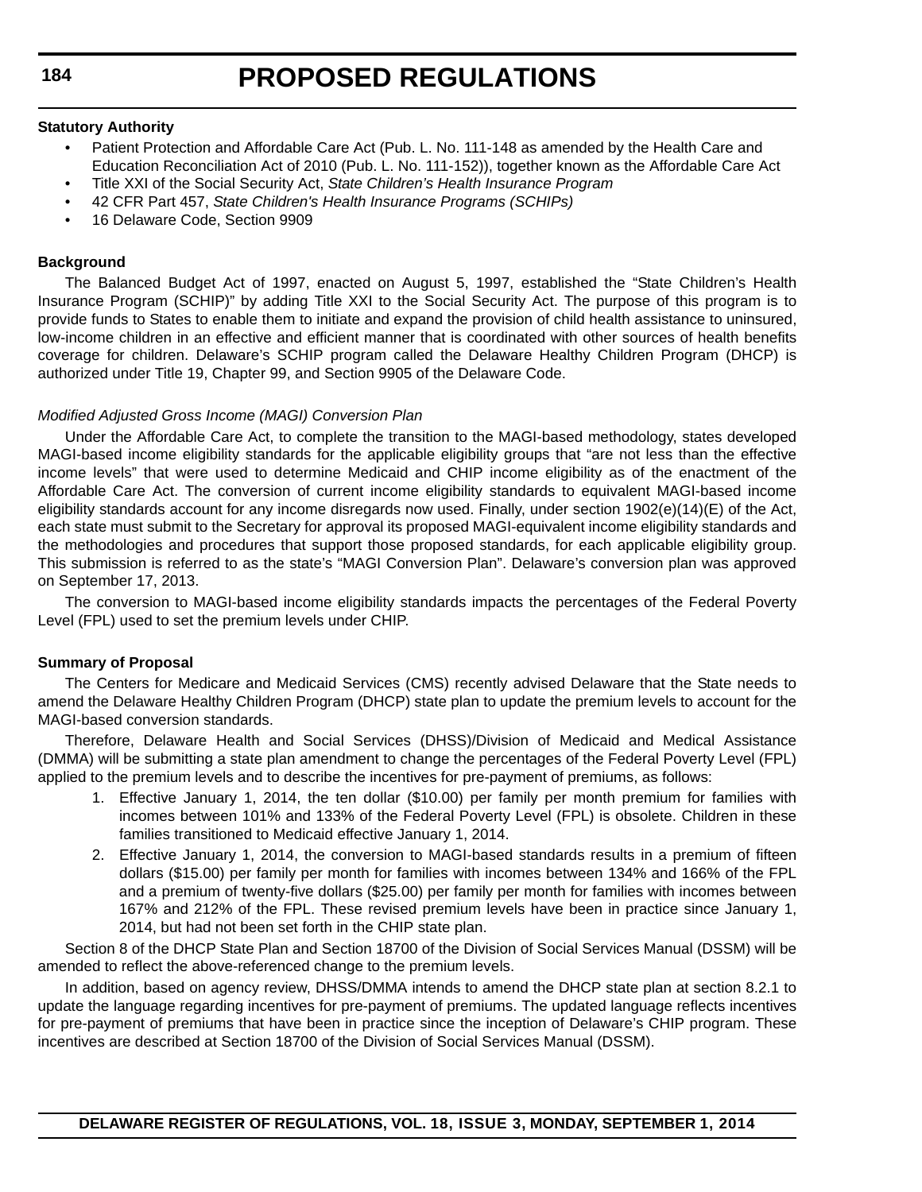**Statutory Authority**

- Patient Protection and Affordable Care Act (Pub. L. No. 111-148 as amended by the Health Care and Education Reconciliation Act of 2010 (Pub. L. No. 111-152)), together known as the Affordable Care Act
- Title XXI of the Social Security Act, *State Children's Health Insurance Program*
- 42 CFR Part 457, *State Children's Health Insurance Programs (SCHIPs)*
- 16 Delaware Code, Section 9909

**Background**

The Balanced Budget Act of 1997, enacted on August 5, 1997, established the "State Children's Health Insurance Program (SCHIP)" by adding Title XXI to the Social Security Act. The purpose of this program is to provide funds to States to enable them to initiate and expand the provision of child health assistance to uninsured, low-income children in an effective and efficient manner that is coordinated with other sources of health benefits coverage for children. Delaware's SCHIP program called the Delaware Healthy Children Program (DHCP) is authorized under Title 19, Chapter 99, and Section 9905 of the Delaware Code.

*Modified Adjusted Gross Income (MAGI) Conversion Plan*

Under the Affordable Care Act, to complete the transition to the MAGI-based methodology, states developed MAGI-based income eligibility standards for the applicable eligibility groups that "are not less than the effective income levels" that were used to determine Medicaid and CHIP income eligibility as of the enactment of the Affordable Care Act. The conversion of current income eligibility standards to equivalent MAGI-based income eligibility standards account for any income disregards now used. Finally, under section 1902(e)(14)(E) of the Act, each state must submit to the Secretary for approval its proposed MAGI-equivalent income eligibility standards and the methodologies and procedures that support those proposed standards, for each applicable eligibility group. This submission is referred to as the state's "MAGI Conversion Plan". Delaware's conversion plan was approved on September 17, 2013.

The conversion to MAGI-based income eligibility standards impacts the percentages of the Federal Poverty Level (FPL) used to set the premium levels under CHIP.

**Summary of Proposal**

The Centers for Medicare and Medicaid Services (CMS) recently advised Delaware that the State needs to amend the Delaware Healthy Children Program (DHCP) state plan to update the premium levels to account for the MAGI-based conversion standards.

Therefore, Delaware Health and Social Services (DHSS)/Division of Medicaid and Medical Assistance (DMMA) will be submitting a state plan amendment to change the percentages of the Federal Poverty Level (FPL) applied to the premium levels and to describe the incentives for pre-payment of premiums, as follows:

1. Effective January 1, 2014, the ten dollar ($10.00) per family per month premium for families with incomes between 101% and 133% of the Federal Poverty Level (FPL) is obsolete. Children in these families transitioned to Medicaid effective January 1, 2014.
2. Effective January 1, 2014, the conversion to MAGI-based standards results in a premium of fifteen dollars ($15.00) per family per month for families with incomes between 134% and 166% of the FPL and a premium of twenty-five dollars ($25.00) per family per month for families with incomes between 167% and 212% of the FPL. These revised premium levels have been in practice since January 1, 2014, but had not been set forth in the CHIP state plan.

Section 8 of the DHCP State Plan and Section 18700 of the Division of Social Services Manual (DSSM) will be amended to reflect the above-referenced change to the premium levels.

In addition, based on agency review, DHSS/DMMA intends to amend the DHCP state plan at section 8.2.1 to update the language regarding incentives for pre-payment of premiums. The updated language reflects incentives for pre-payment of premiums that have been in practice since the inception of Delaware's CHIP program. These incentives are described at Section 18700 of the Division of Social Services Manual (DSSM).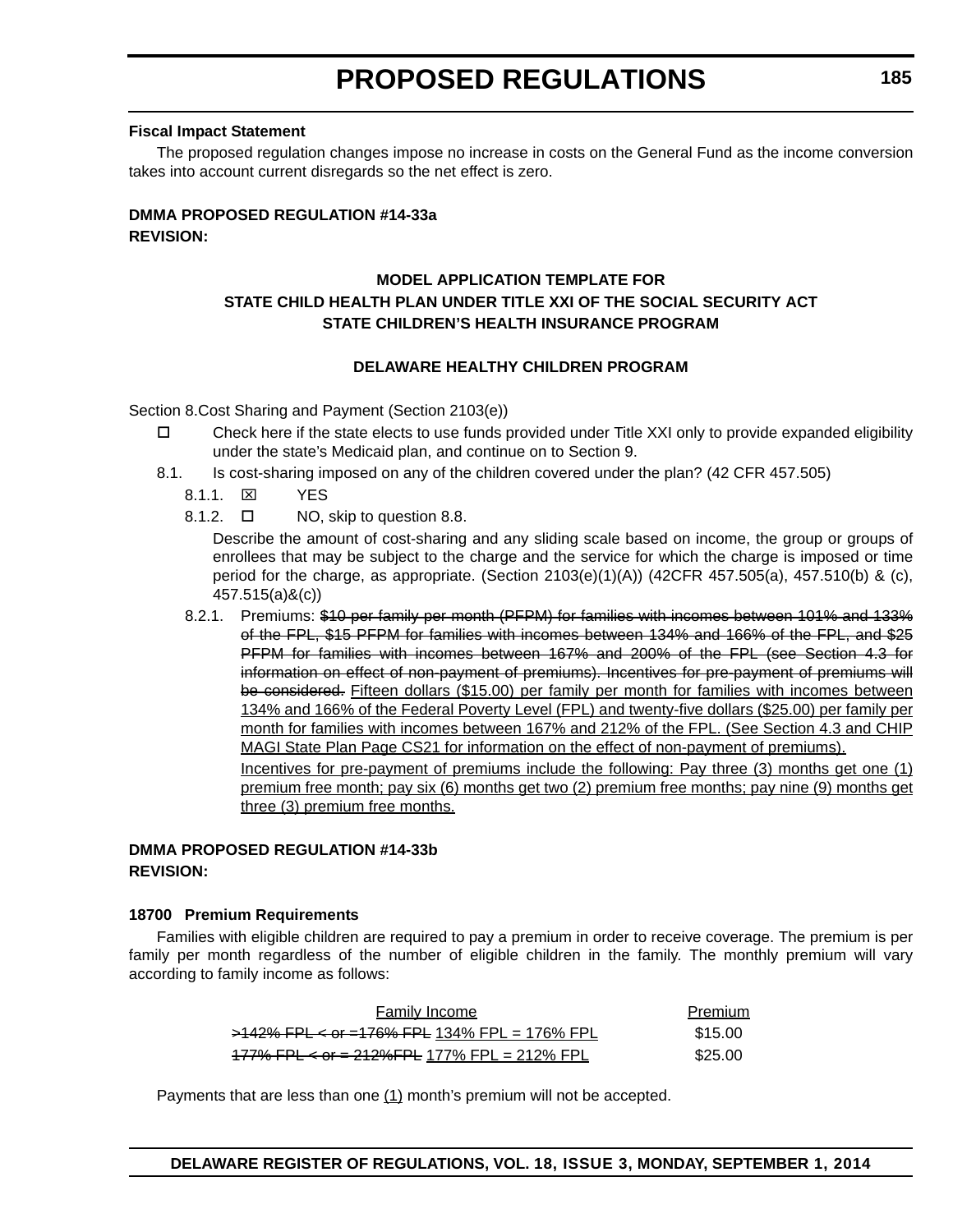**Fiscal Impact Statement**

The proposed regulation changes impose no increase in costs on the General Fund as the income conversion takes into account current disregards so the net effect is zero.

**DMMA PROPOSED REGULATION #14-33a**
**REVISION:**

**MODEL APPLICATION TEMPLATE FOR**
**STATE CHILD HEALTH PLAN UNDER TITLE XXI OF THE SOCIAL SECURITY ACT**
**STATE CHILDREN'S HEALTH INSURANCE PROGRAM**

**DELAWARE HEALTHY CHILDREN PROGRAM**

Section 8.Cost Sharing and Payment (Section 2103(e))

☐ Check here if the state elects to use funds provided under Title XXI only to provide expanded eligibility under the state's Medicaid plan, and continue on to Section 9.

8.1. Is cost-sharing imposed on any of the children covered under the plan? (42 CFR 457.505)

8.1.1. ☒ YES

8.1.2. ☐ NO, skip to question 8.8.

Describe the amount of cost-sharing and any sliding scale based on income, the group or groups of enrollees that may be subject to the charge and the service for which the charge is imposed or time period for the charge, as appropriate. (Section 2103(e)(1)(A)) (42CFR 457.505(a), 457.510(b) & (c), 457.515(a)&(c))

8.2.1. Premiums: ~~$10 per family per month (PFPM) for families with incomes between 101% and 133% of the FPL, $15 PFPM for families with incomes between 134% and 166% of the FPL, and $25 PFPM for families with incomes between 167% and 200% of the FPL (see Section 4.3 for information on effect of non-payment of premiums). Incentives for pre-payment of premiums will be considered.~~ Fifteen dollars ($15.00) per family per month for families with incomes between 134% and 166% of the Federal Poverty Level (FPL) and twenty-five dollars ($25.00) per family per month for families with incomes between 167% and 212% of the FPL. (See Section 4.3 and CHIP MAGI State Plan Page CS21 for information on the effect of non-payment of premiums).

Incentives for pre-payment of premiums include the following: Pay three (3) months get one (1) premium free month; pay six (6) months get two (2) premium free months; pay nine (9) months get three (3) premium free months.

**DMMA PROPOSED REGULATION #14-33b**
**REVISION:**

**18700 Premium Requirements**

Families with eligible children are required to pay a premium in order to receive coverage. The premium is per family per month regardless of the number of eligible children in the family. The monthly premium will vary according to family income as follows:

| Family Income | Premium |
|---|---|
| ~~>142% FPL < or =176% FPL~~ 134% FPL = 176% FPL | $15.00 |
| ~~177% FPL < or = 212%FPL~~ 177% FPL = 212% FPL | $25.00 |

Payments that are less than one (1) month's premium will not be accepted.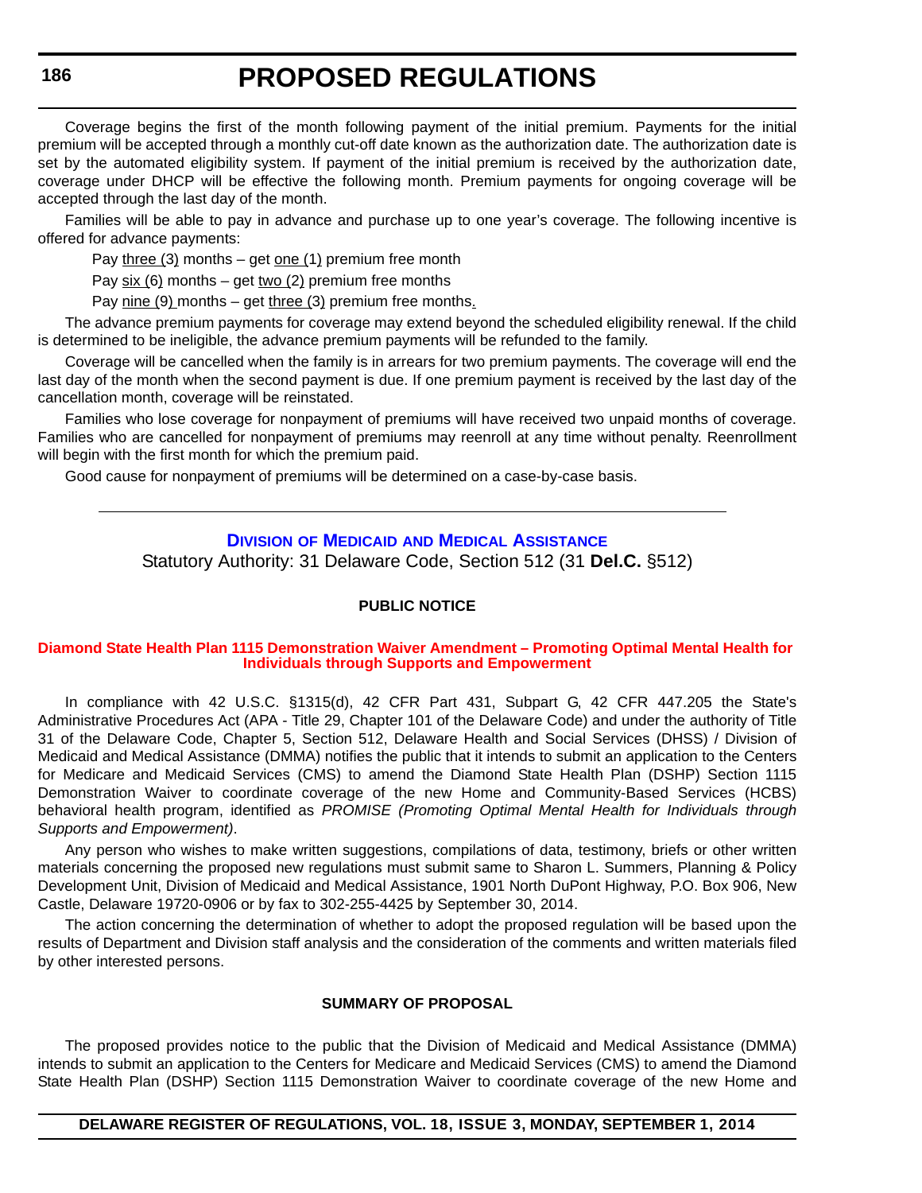Coverage begins the first of the month following payment of the initial premium. Payments for the initial premium will be accepted through a monthly cut-off date known as the authorization date. The authorization date is set by the automated eligibility system. If payment of the initial premium is received by the authorization date, coverage under DHCP will be effective the following month. Premium payments for ongoing coverage will be accepted through the last day of the month.

Families will be able to pay in advance and purchase up to one year's coverage. The following incentive is offered for advance payments:

Pay <u>three (3)</u> months – get <u>one (1)</u> premium free month

Pay <u>six (6)</u> months – get <u>two (2)</u> premium free months

Pay <u>nine (9)</u> months – get <u>three (3)</u> premium free months<u>.</u>

The advance premium payments for coverage may extend beyond the scheduled eligibility renewal. If the child is determined to be ineligible, the advance premium payments will be refunded to the family.

Coverage will be cancelled when the family is in arrears for two premium payments. The coverage will end the last day of the month when the second payment is due. If one premium payment is received by the last day of the cancellation month, coverage will be reinstated.

Families who lose coverage for nonpayment of premiums will have received two unpaid months of coverage. Families who are cancelled for nonpayment of premiums may reenroll at any time without penalty. Reenrollment will begin with the first month for which the premium paid.

Good cause for nonpayment of premiums will be determined on a case-by-case basis.

---

## Division of Medicaid and Medical Assistance

Statutory Authority: 31 Delaware Code, Section 512 (31 **Del.C.** §512)

**PUBLIC NOTICE**

### Diamond State Health Plan 1115 Demonstration Waiver Amendment – Promoting Optimal Mental Health for Individuals through Supports and Empowerment

In compliance with 42 U.S.C. §1315(d), 42 CFR Part 431, Subpart G, 42 CFR 447.205 the State's Administrative Procedures Act (APA - Title 29, Chapter 101 of the Delaware Code) and under the authority of Title 31 of the Delaware Code, Chapter 5, Section 512, Delaware Health and Social Services (DHSS) / Division of Medicaid and Medical Assistance (DMMA) notifies the public that it intends to submit an application to the Centers for Medicare and Medicaid Services (CMS) to amend the Diamond State Health Plan (DSHP) Section 1115 Demonstration Waiver to coordinate coverage of the new Home and Community-Based Services (HCBS) behavioral health program, identified as *PROMISE (Promoting Optimal Mental Health for Individuals through Supports and Empowerment)*.

Any person who wishes to make written suggestions, compilations of data, testimony, briefs or other written materials concerning the proposed new regulations must submit same to Sharon L. Summers, Planning & Policy Development Unit, Division of Medicaid and Medical Assistance, 1901 North DuPont Highway, P.O. Box 906, New Castle, Delaware 19720-0906 or by fax to 302-255-4425 by September 30, 2014.

The action concerning the determination of whether to adopt the proposed regulation will be based upon the results of Department and Division staff analysis and the consideration of the comments and written materials filed by other interested persons.

**SUMMARY OF PROPOSAL**

The proposed provides notice to the public that the Division of Medicaid and Medical Assistance (DMMA) intends to submit an application to the Centers for Medicare and Medicaid Services (CMS) to amend the Diamond State Health Plan (DSHP) Section 1115 Demonstration Waiver to coordinate coverage of the new Home and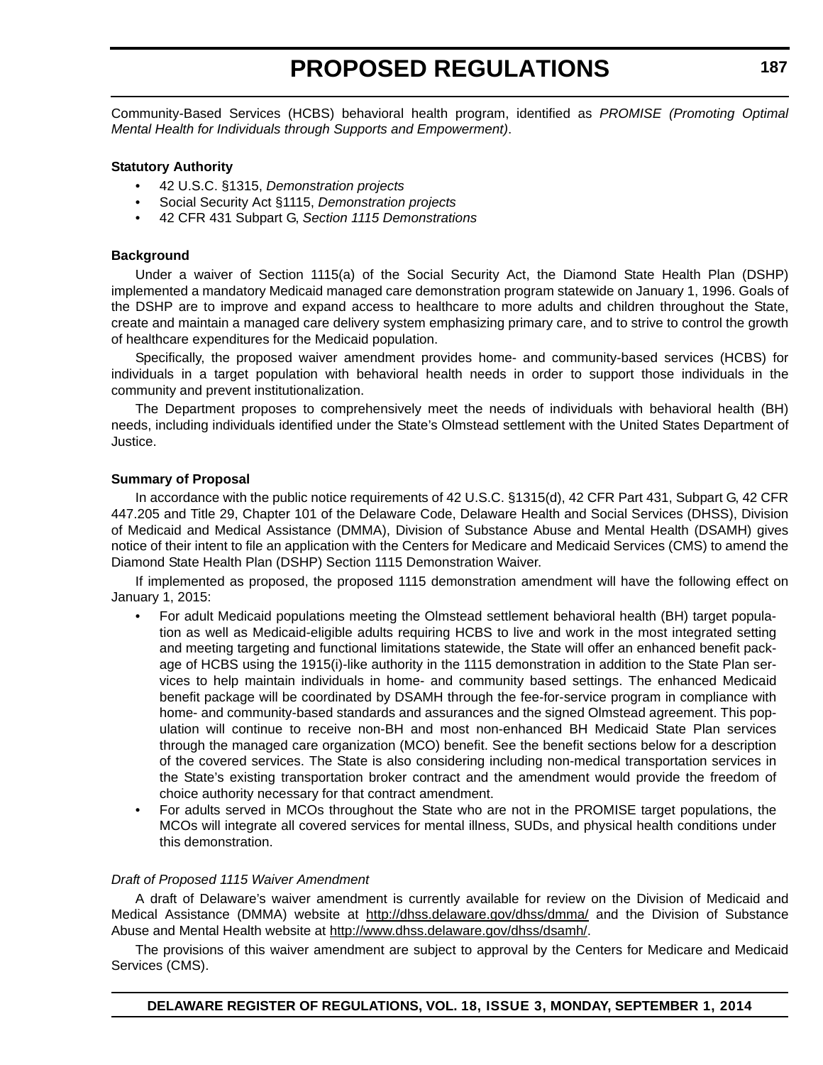Community-Based Services (HCBS) behavioral health program, identified as *PROMISE (Promoting Optimal Mental Health for Individuals through Supports and Empowerment)*.

**Statutory Authority**

- 42 U.S.C. §1315, *Demonstration projects*
- Social Security Act §1115, *Demonstration projects*
- 42 CFR 431 Subpart G, *Section 1115 Demonstrations*

**Background**

Under a waiver of Section 1115(a) of the Social Security Act, the Diamond State Health Plan (DSHP) implemented a mandatory Medicaid managed care demonstration program statewide on January 1, 1996. Goals of the DSHP are to improve and expand access to healthcare to more adults and children throughout the State, create and maintain a managed care delivery system emphasizing primary care, and to strive to control the growth of healthcare expenditures for the Medicaid population.

Specifically, the proposed waiver amendment provides home- and community-based services (HCBS) for individuals in a target population with behavioral health needs in order to support those individuals in the community and prevent institutionalization.

The Department proposes to comprehensively meet the needs of individuals with behavioral health (BH) needs, including individuals identified under the State's Olmstead settlement with the United States Department of Justice.

**Summary of Proposal**

In accordance with the public notice requirements of 42 U.S.C. §1315(d), 42 CFR Part 431, Subpart G, 42 CFR 447.205 and Title 29, Chapter 101 of the Delaware Code, Delaware Health and Social Services (DHSS), Division of Medicaid and Medical Assistance (DMMA), Division of Substance Abuse and Mental Health (DSAMH) gives notice of their intent to file an application with the Centers for Medicare and Medicaid Services (CMS) to amend the Diamond State Health Plan (DSHP) Section 1115 Demonstration Waiver.

If implemented as proposed, the proposed 1115 demonstration amendment will have the following effect on January 1, 2015:

- For adult Medicaid populations meeting the Olmstead settlement behavioral health (BH) target population as well as Medicaid-eligible adults requiring HCBS to live and work in the most integrated setting and meeting targeting and functional limitations statewide, the State will offer an enhanced benefit package of HCBS using the 1915(i)-like authority in the 1115 demonstration in addition to the State Plan services to help maintain individuals in home- and community based settings. The enhanced Medicaid benefit package will be coordinated by DSAMH through the fee-for-service program in compliance with home- and community-based standards and assurances and the signed Olmstead agreement. This population will continue to receive non-BH and most non-enhanced BH Medicaid State Plan services through the managed care organization (MCO) benefit. See the benefit sections below for a description of the covered services. The State is also considering including non-medical transportation services in the State's existing transportation broker contract and the amendment would provide the freedom of choice authority necessary for that contract amendment.
- For adults served in MCOs throughout the State who are not in the PROMISE target populations, the MCOs will integrate all covered services for mental illness, SUDs, and physical health conditions under this demonstration.

*Draft of Proposed 1115 Waiver Amendment*

A draft of Delaware's waiver amendment is currently available for review on the Division of Medicaid and Medical Assistance (DMMA) website at http://dhss.delaware.gov/dhss/dmma/ and the Division of Substance Abuse and Mental Health website at http://www.dhss.delaware.gov/dhss/dsamh/.

The provisions of this waiver amendment are subject to approval by the Centers for Medicare and Medicaid Services (CMS).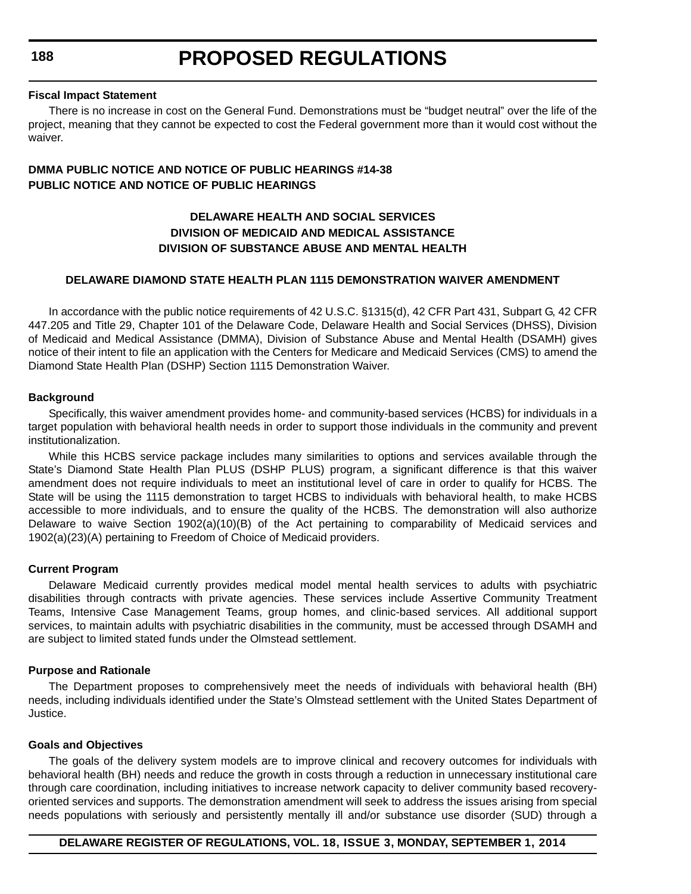**Fiscal Impact Statement**

There is no increase in cost on the General Fund. Demonstrations must be "budget neutral" over the life of the project, meaning that they cannot be expected to cost the Federal government more than it would cost without the waiver.

**DMMA PUBLIC NOTICE AND NOTICE OF PUBLIC HEARINGS #14-38**
**PUBLIC NOTICE AND NOTICE OF PUBLIC HEARINGS**

**DELAWARE HEALTH AND SOCIAL SERVICES**
**DIVISION OF MEDICAID AND MEDICAL ASSISTANCE**
**DIVISION OF SUBSTANCE ABUSE AND MENTAL HEALTH**

**DELAWARE DIAMOND STATE HEALTH PLAN 1115 DEMONSTRATION WAIVER AMENDMENT**

In accordance with the public notice requirements of 42 U.S.C. §1315(d), 42 CFR Part 431, Subpart G, 42 CFR 447.205 and Title 29, Chapter 101 of the Delaware Code, Delaware Health and Social Services (DHSS), Division of Medicaid and Medical Assistance (DMMA), Division of Substance Abuse and Mental Health (DSAMH) gives notice of their intent to file an application with the Centers for Medicare and Medicaid Services (CMS) to amend the Diamond State Health Plan (DSHP) Section 1115 Demonstration Waiver.

**Background**

Specifically, this waiver amendment provides home- and community-based services (HCBS) for individuals in a target population with behavioral health needs in order to support those individuals in the community and prevent institutionalization.

While this HCBS service package includes many similarities to options and services available through the State's Diamond State Health Plan PLUS (DSHP PLUS) program, a significant difference is that this waiver amendment does not require individuals to meet an institutional level of care in order to qualify for HCBS. The State will be using the 1115 demonstration to target HCBS to individuals with behavioral health, to make HCBS accessible to more individuals, and to ensure the quality of the HCBS. The demonstration will also authorize Delaware to waive Section 1902(a)(10)(B) of the Act pertaining to comparability of Medicaid services and 1902(a)(23)(A) pertaining to Freedom of Choice of Medicaid providers.

**Current Program**

Delaware Medicaid currently provides medical model mental health services to adults with psychiatric disabilities through contracts with private agencies. These services include Assertive Community Treatment Teams, Intensive Case Management Teams, group homes, and clinic-based services. All additional support services, to maintain adults with psychiatric disabilities in the community, must be accessed through DSAMH and are subject to limited stated funds under the Olmstead settlement.

**Purpose and Rationale**

The Department proposes to comprehensively meet the needs of individuals with behavioral health (BH) needs, including individuals identified under the State's Olmstead settlement with the United States Department of Justice.

**Goals and Objectives**

The goals of the delivery system models are to improve clinical and recovery outcomes for individuals with behavioral health (BH) needs and reduce the growth in costs through a reduction in unnecessary institutional care through care coordination, including initiatives to increase network capacity to deliver community based recovery-oriented services and supports. The demonstration amendment will seek to address the issues arising from special needs populations with seriously and persistently mentally ill and/or substance use disorder (SUD) through a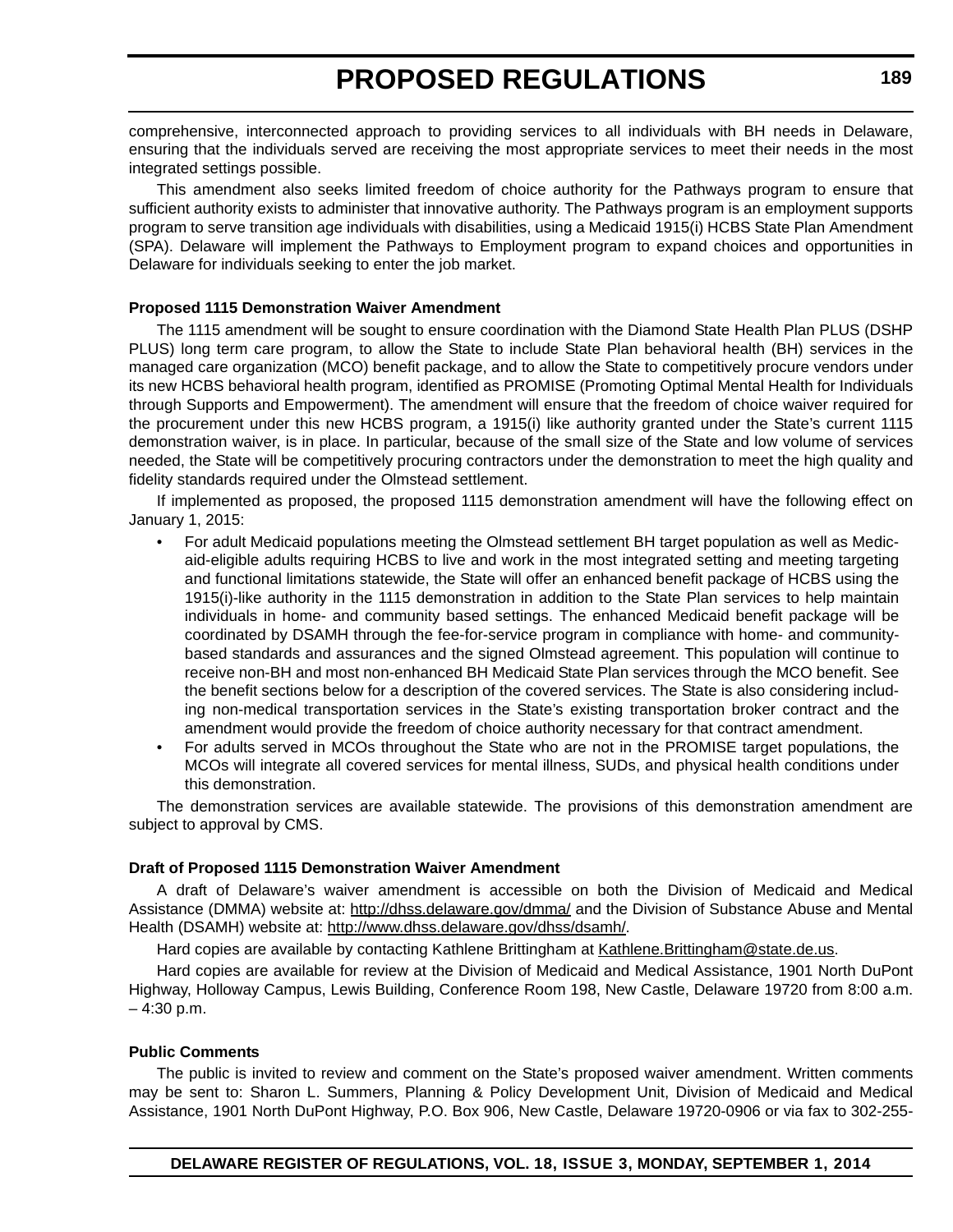comprehensive, interconnected approach to providing services to all individuals with BH needs in Delaware, ensuring that the individuals served are receiving the most appropriate services to meet their needs in the most integrated settings possible.

This amendment also seeks limited freedom of choice authority for the Pathways program to ensure that sufficient authority exists to administer that innovative authority. The Pathways program is an employment supports program to serve transition age individuals with disabilities, using a Medicaid 1915(i) HCBS State Plan Amendment (SPA). Delaware will implement the Pathways to Employment program to expand choices and opportunities in Delaware for individuals seeking to enter the job market.

**Proposed 1115 Demonstration Waiver Amendment**

The 1115 amendment will be sought to ensure coordination with the Diamond State Health Plan PLUS (DSHP PLUS) long term care program, to allow the State to include State Plan behavioral health (BH) services in the managed care organization (MCO) benefit package, and to allow the State to competitively procure vendors under its new HCBS behavioral health program, identified as PROMISE (Promoting Optimal Mental Health for Individuals through Supports and Empowerment). The amendment will ensure that the freedom of choice waiver required for the procurement under this new HCBS program, a 1915(i) like authority granted under the State's current 1115 demonstration waiver, is in place. In particular, because of the small size of the State and low volume of services needed, the State will be competitively procuring contractors under the demonstration to meet the high quality and fidelity standards required under the Olmstead settlement.

If implemented as proposed, the proposed 1115 demonstration amendment will have the following effect on January 1, 2015:

- For adult Medicaid populations meeting the Olmstead settlement BH target population as well as Medicaid-eligible adults requiring HCBS to live and work in the most integrated setting and meeting targeting and functional limitations statewide, the State will offer an enhanced benefit package of HCBS using the 1915(i)-like authority in the 1115 demonstration in addition to the State Plan services to help maintain individuals in home- and community based settings. The enhanced Medicaid benefit package will be coordinated by DSAMH through the fee-for-service program in compliance with home- and community-based standards and assurances and the signed Olmstead agreement. This population will continue to receive non-BH and most non-enhanced BH Medicaid State Plan services through the MCO benefit. See the benefit sections below for a description of the covered services. The State is also considering including non-medical transportation services in the State's existing transportation broker contract and the amendment would provide the freedom of choice authority necessary for that contract amendment.
- For adults served in MCOs throughout the State who are not in the PROMISE target populations, the MCOs will integrate all covered services for mental illness, SUDs, and physical health conditions under this demonstration.

The demonstration services are available statewide. The provisions of this demonstration amendment are subject to approval by CMS.

**Draft of Proposed 1115 Demonstration Waiver Amendment**

A draft of Delaware's waiver amendment is accessible on both the Division of Medicaid and Medical Assistance (DMMA) website at: http://dhss.delaware.gov/dmma/ and the Division of Substance Abuse and Mental Health (DSAMH) website at: http://www.dhss.delaware.gov/dhss/dsamh/.

Hard copies are available by contacting Kathlene Brittingham at Kathlene.Brittingham@state.de.us.

Hard copies are available for review at the Division of Medicaid and Medical Assistance, 1901 North DuPont Highway, Holloway Campus, Lewis Building, Conference Room 198, New Castle, Delaware 19720 from 8:00 a.m. – 4:30 p.m.

**Public Comments**

The public is invited to review and comment on the State's proposed waiver amendment. Written comments may be sent to: Sharon L. Summers, Planning & Policy Development Unit, Division of Medicaid and Medical Assistance, 1901 North DuPont Highway, P.O. Box 906, New Castle, Delaware 19720-0906 or via fax to 302-255-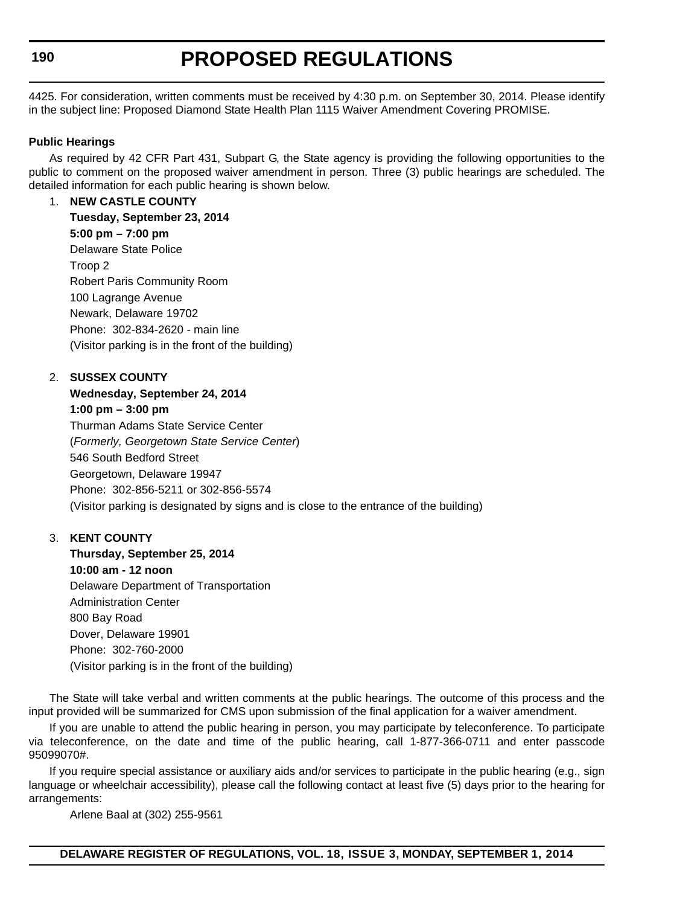4425. For consideration, written comments must be received by 4:30 p.m. on September 30, 2014. Please identify in the subject line: Proposed Diamond State Health Plan 1115 Waiver Amendment Covering PROMISE.

**Public Hearings**

As required by 42 CFR Part 431, Subpart G, the State agency is providing the following opportunities to the public to comment on the proposed waiver amendment in person. Three (3) public hearings are scheduled. The detailed information for each public hearing is shown below.

1. **NEW CASTLE COUNTY**
   **Tuesday, September 23, 2014**
   **5:00 pm – 7:00 pm**
   Delaware State Police
   Troop 2
   Robert Paris Community Room
   100 Lagrange Avenue
   Newark, Delaware 19702
   Phone: 302-834-2620 - main line
   (Visitor parking is in the front of the building)

2. **SUSSEX COUNTY**
   **Wednesday, September 24, 2014**
   **1:00 pm – 3:00 pm**
   Thurman Adams State Service Center
   (*Formerly, Georgetown State Service Center*)
   546 South Bedford Street
   Georgetown, Delaware 19947
   Phone: 302-856-5211 or 302-856-5574
   (Visitor parking is designated by signs and is close to the entrance of the building)

3. **KENT COUNTY**
   **Thursday, September 25, 2014**
   **10:00 am - 12 noon**
   Delaware Department of Transportation
   Administration Center
   800 Bay Road
   Dover, Delaware 19901
   Phone: 302-760-2000
   (Visitor parking is in the front of the building)

The State will take verbal and written comments at the public hearings. The outcome of this process and the input provided will be summarized for CMS upon submission of the final application for a waiver amendment.

If you are unable to attend the public hearing in person, you may participate by teleconference. To participate via teleconference, on the date and time of the public hearing, call 1-877-366-0711 and enter passcode 95099070#.

If you require special assistance or auxiliary aids and/or services to participate in the public hearing (e.g., sign language or wheelchair accessibility), please call the following contact at least five (5) days prior to the hearing for arrangements:

Arlene Baal at (302) 255-9561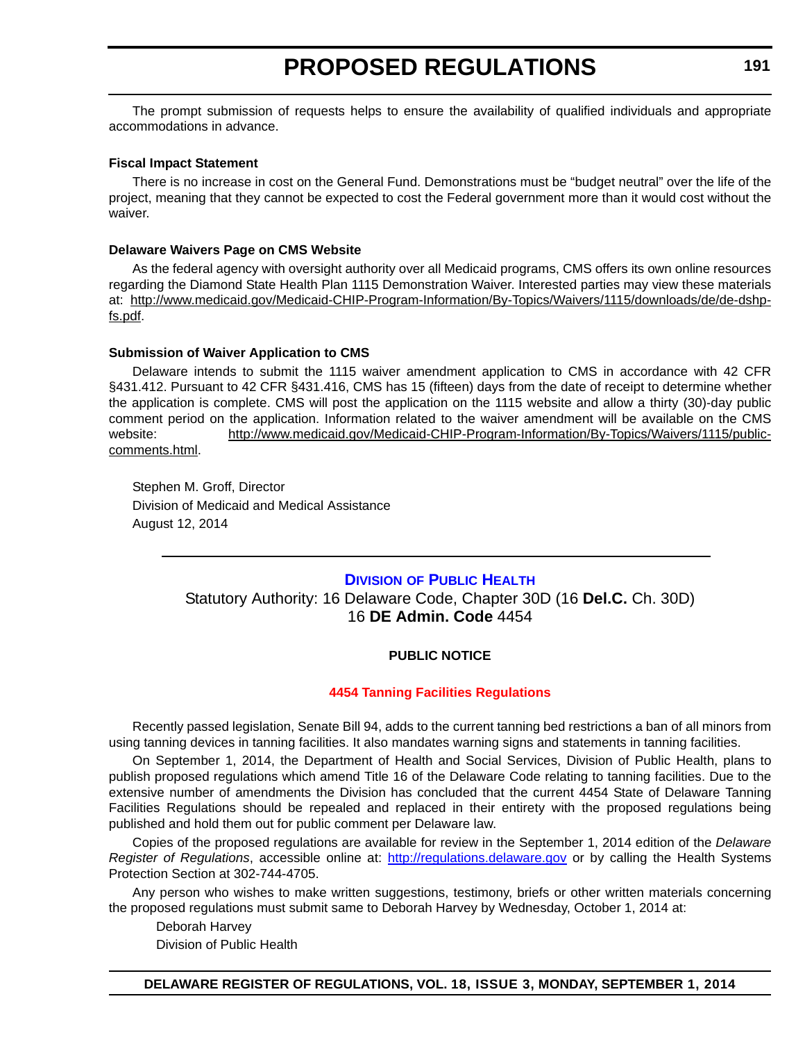The prompt submission of requests helps to ensure the availability of qualified individuals and appropriate accommodations in advance.

**Fiscal Impact Statement**

There is no increase in cost on the General Fund. Demonstrations must be "budget neutral" over the life of the project, meaning that they cannot be expected to cost the Federal government more than it would cost without the waiver.

**Delaware Waivers Page on CMS Website**

As the federal agency with oversight authority over all Medicaid programs, CMS offers its own online resources regarding the Diamond State Health Plan 1115 Demonstration Waiver. Interested parties may view these materials at: http://www.medicaid.gov/Medicaid-CHIP-Program-Information/By-Topics/Waivers/1115/downloads/de/de-dshp-fs.pdf.

**Submission of Waiver Application to CMS**

Delaware intends to submit the 1115 waiver amendment application to CMS in accordance with 42 CFR §431.412. Pursuant to 42 CFR §431.416, CMS has 15 (fifteen) days from the date of receipt to determine whether the application is complete. CMS will post the application on the 1115 website and allow a thirty (30)-day public comment period on the application. Information related to the waiver amendment will be available on the CMS website: http://www.medicaid.gov/Medicaid-CHIP-Program-Information/By-Topics/Waivers/1115/public-comments.html.

Stephen M. Groff, Director
Division of Medicaid and Medical Assistance
August 12, 2014

---

## DIVISION OF PUBLIC HEALTH

Statutory Authority: 16 Delaware Code, Chapter 30D (16 **Del.C.** Ch. 30D)
16 **DE Admin. Code** 4454

**PUBLIC NOTICE**

**4454 Tanning Facilities Regulations**

Recently passed legislation, Senate Bill 94, adds to the current tanning bed restrictions a ban of all minors from using tanning devices in tanning facilities. It also mandates warning signs and statements in tanning facilities.

On September 1, 2014, the Department of Health and Social Services, Division of Public Health, plans to publish proposed regulations which amend Title 16 of the Delaware Code relating to tanning facilities. Due to the extensive number of amendments the Division has concluded that the current 4454 State of Delaware Tanning Facilities Regulations should be repealed and replaced in their entirety with the proposed regulations being published and hold them out for public comment per Delaware law.

Copies of the proposed regulations are available for review in the September 1, 2014 edition of the *Delaware Register of Regulations*, accessible online at: http://regulations.delaware.gov or by calling the Health Systems Protection Section at 302-744-4705.

Any person who wishes to make written suggestions, testimony, briefs or other written materials concerning the proposed regulations must submit same to Deborah Harvey by Wednesday, October 1, 2014 at:

Deborah Harvey
Division of Public Health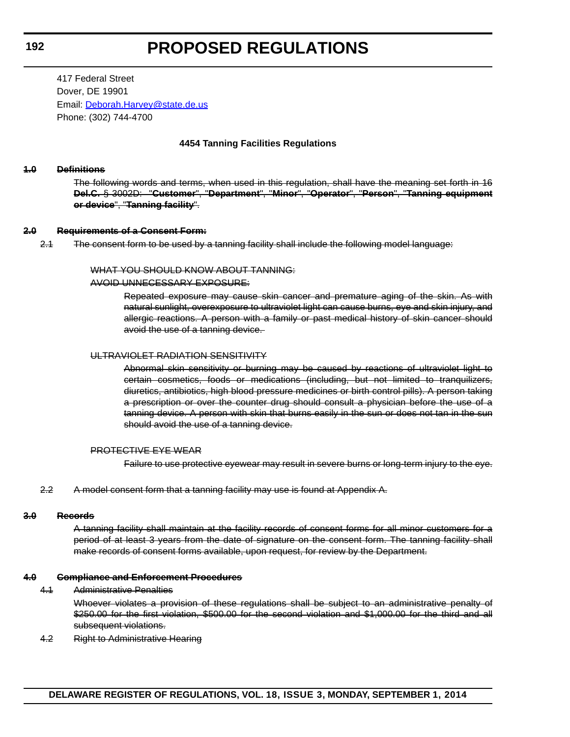417 Federal Street
Dover, DE 19901
Email: Deborah.Harvey@state.de.us
Phone: (302) 744-4700

**4454 Tanning Facilities Regulations**

~~**1.0 Definitions**~~

~~The following words and terms, when used in this regulation, shall have the meaning set forth in 16 **Del.C.** § 3002D: "**Customer**", "**Department**", "**Minor**", "**Operator**", "**Person**", "**Tanning equipment or device**", "**Tanning facility**".~~

~~**2.0 Requirements of a Consent Form:**~~

~~2.1 The consent form to be used by a tanning facility shall include the following model language:~~

~~WHAT YOU SHOULD KNOW ABOUT TANNING:~~

~~AVOID UNNECESSARY EXPOSURE:~~

~~Repeated exposure may cause skin cancer and premature aging of the skin. As with natural sunlight, overexposure to ultraviolet light can cause burns, eye and skin injury, and allergic reactions. A person with a family or past medical history of skin cancer should avoid the use of a tanning device.~~

~~ULTRAVIOLET RADIATION SENSITIVITY~~

~~Abnormal skin sensitivity or burning may be caused by reactions of ultraviolet light to certain cosmetics, foods or medications (including, but not limited to tranquilizers, diuretics, antibiotics, high blood pressure medicines or birth control pills). A person taking a prescription or over the counter drug should consult a physician before the use of a tanning device. A person with skin that burns easily in the sun or does not tan in the sun should avoid the use of a tanning device.~~

~~PROTECTIVE EYE WEAR~~

~~Failure to use protective eyewear may result in severe burns or long-term injury to the eye.~~

~~2.2 A model consent form that a tanning facility may use is found at Appendix A.~~

~~**3.0 Records**~~

~~A tanning facility shall maintain at the facility records of consent forms for all minor customers for a period of at least 3 years from the date of signature on the consent form. The tanning facility shall make records of consent forms available, upon request, for review by the Department.~~

~~**4.0 Compliance and Enforcement Procedures**~~

~~4.1 Administrative Penalties~~

~~Whoever violates a provision of these regulations shall be subject to an administrative penalty of \$250.00 for the first violation, \$500.00 for the second violation and \$1,000.00 for the third and all subsequent violations.~~

~~4.2 Right to Administrative Hearing~~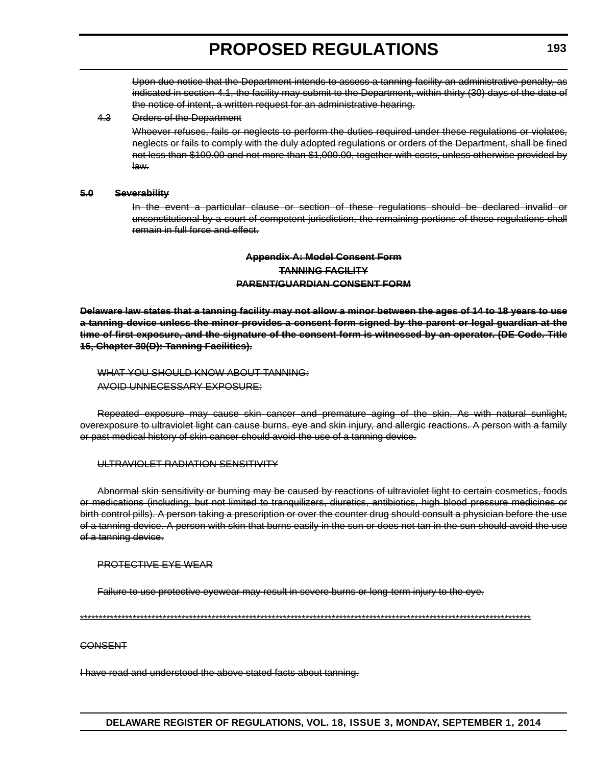~~Upon due notice that the Department intends to assess a tanning facility an administrative penalty, as indicated in section 4.1, the facility may submit to the Department, within thirty (30) days of the date of the notice of intent, a written request for an administrative hearing.~~

~~4.3 Orders of the Department~~

~~Whoever refuses, fails or neglects to perform the duties required under these regulations or violates, neglects or fails to comply with the duly adopted regulations or orders of the Department, shall be fined not less than $100.00 and not more than $1,000.00, together with costs, unless otherwise provided by law.~~

~~**5.0 Severability**~~

~~In the event a particular clause or section of these regulations should be declared invalid or unconstitutional by a court of competent jurisdiction, the remaining portions of these regulations shall remain in full force and effect.~~

~~**Appendix A: Model Consent Form**~~

~~**TANNING FACILITY**~~

~~**PARENT/GUARDIAN CONSENT FORM**~~

~~**Delaware law states that a tanning facility may not allow a minor between the ages of 14 to 18 years to use a tanning device unless the minor provides a consent form signed by the parent or legal guardian at the time of first exposure, and the signature of the consent form is witnessed by an operator. (DE Code. Title 16, Chapter 30(D): Tanning Facilities).**~~

~~WHAT YOU SHOULD KNOW ABOUT TANNING:~~

~~AVOID UNNECESSARY EXPOSURE:~~

~~Repeated exposure may cause skin cancer and premature aging of the skin. As with natural sunlight, overexposure to ultraviolet light can cause burns, eye and skin injury, and allergic reactions. A person with a family or past medical history of skin cancer should avoid the use of a tanning device.~~

~~ULTRAVIOLET RADIATION SENSITIVITY~~

~~Abnormal skin sensitivity or burning may be caused by reactions of ultraviolet light to certain cosmetics, foods or medications (including, but not limited to tranquilizers, diuretics, antibiotics, high blood pressure medicines or birth control pills). A person taking a prescription or over the counter drug should consult a physician before the use of a tanning device. A person with skin that burns easily in the sun or does not tan in the sun should avoid the use of a tanning device.~~

~~PROTECTIVE EYE WEAR~~

~~Failure to use protective eyewear may result in severe burns or long-term injury to the eye.~~

~~******************************************************************************************************************~~

~~CONSENT~~

~~I have read and understood the above stated facts about tanning.~~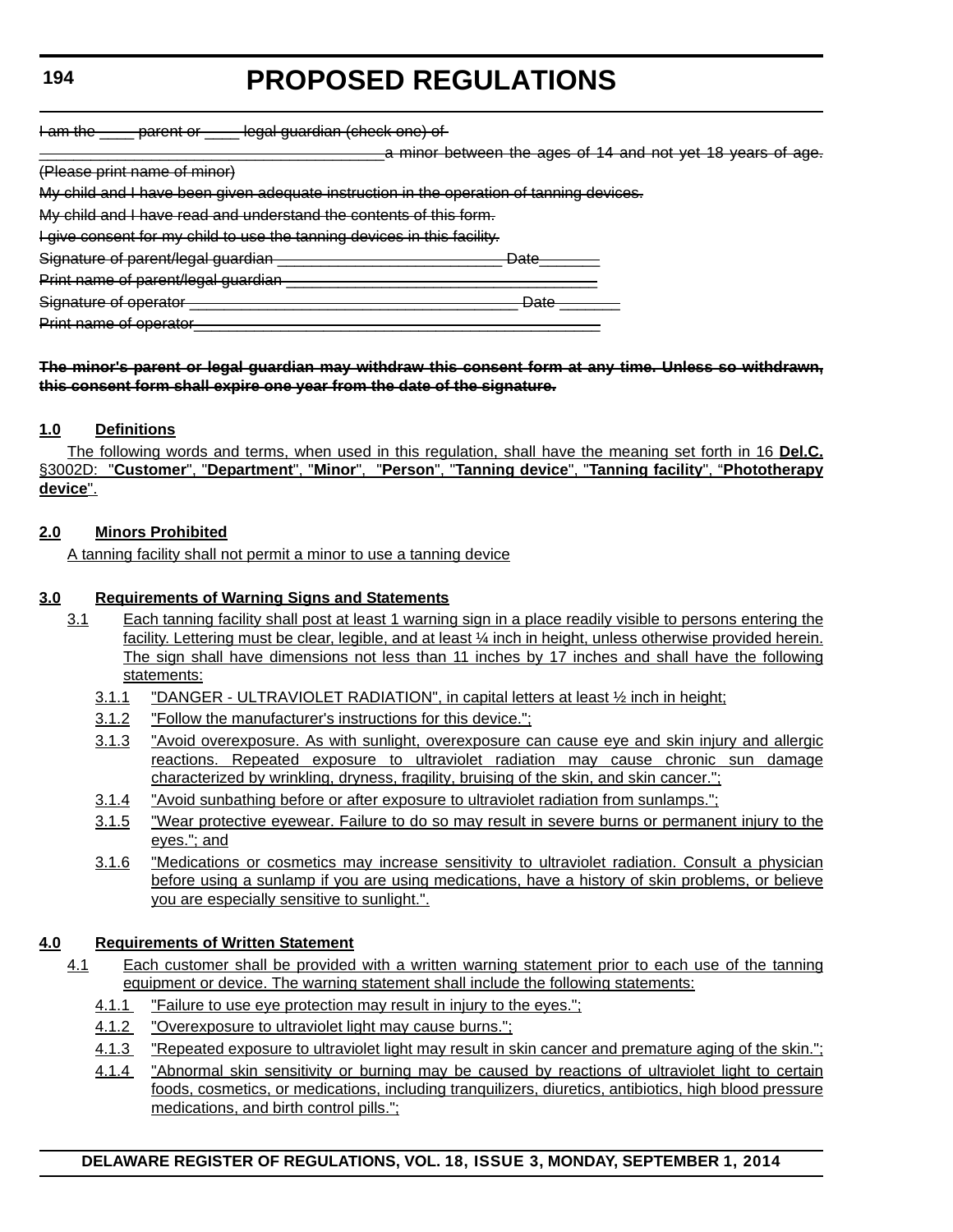~~I am the ____ parent or ____ legal guardian (check one) of~~

~~________________________________________a minor between the ages of 14 and not yet 18 years of age. (Please print name of minor)~~

~~My child and I have been given adequate instruction in the operation of tanning devices.~~

~~My child and I have read and understand the contents of this form.~~

~~I give consent for my child to use the tanning devices in this facility.~~

~~Signature of parent/legal guardian __________________________ Date_______~~

~~Print name of parent/legal guardian ___________________________________~~

~~Signature of operator _____________________________________ Date _______~~

~~Print name of operator______________________________________________~~

~~**The minor's parent or legal guardian may withdraw this consent form at any time. Unless so withdrawn, this consent form shall expire one year from the date of the signature.**~~

**1.0 Definitions**

The following words and terms, when used in this regulation, shall have the meaning set forth in 16 **Del.C.** §3002D: "**Customer**", "**Department**", "**Minor**", "**Person**", "**Tanning device**", "**Tanning facility**", "**Phototherapy device**".

**2.0 Minors Prohibited**

A tanning facility shall not permit a minor to use a tanning device

**3.0 Requirements of Warning Signs and Statements**

3.1 Each tanning facility shall post at least 1 warning sign in a place readily visible to persons entering the facility. Lettering must be clear, legible, and at least ¼ inch in height, unless otherwise provided herein. The sign shall have dimensions not less than 11 inches by 17 inches and shall have the following statements:

3.1.1 "DANGER - ULTRAVIOLET RADIATION", in capital letters at least ½ inch in height;

3.1.2 "Follow the manufacturer's instructions for this device.";

3.1.3 "Avoid overexposure. As with sunlight, overexposure can cause eye and skin injury and allergic reactions. Repeated exposure to ultraviolet radiation may cause chronic sun damage characterized by wrinkling, dryness, fragility, bruising of the skin, and skin cancer.";

3.1.4 "Avoid sunbathing before or after exposure to ultraviolet radiation from sunlamps.";

3.1.5 "Wear protective eyewear. Failure to do so may result in severe burns or permanent injury to the eyes."; and

3.1.6 "Medications or cosmetics may increase sensitivity to ultraviolet radiation. Consult a physician before using a sunlamp if you are using medications, have a history of skin problems, or believe you are especially sensitive to sunlight.".

**4.0 Requirements of Written Statement**

4.1 Each customer shall be provided with a written warning statement prior to each use of the tanning equipment or device. The warning statement shall include the following statements:

4.1.1 "Failure to use eye protection may result in injury to the eyes.";

4.1.2 "Overexposure to ultraviolet light may cause burns.";

4.1.3 "Repeated exposure to ultraviolet light may result in skin cancer and premature aging of the skin.";

4.1.4 "Abnormal skin sensitivity or burning may be caused by reactions of ultraviolet light to certain foods, cosmetics, or medications, including tranquilizers, diuretics, antibiotics, high blood pressure medications, and birth control pills.";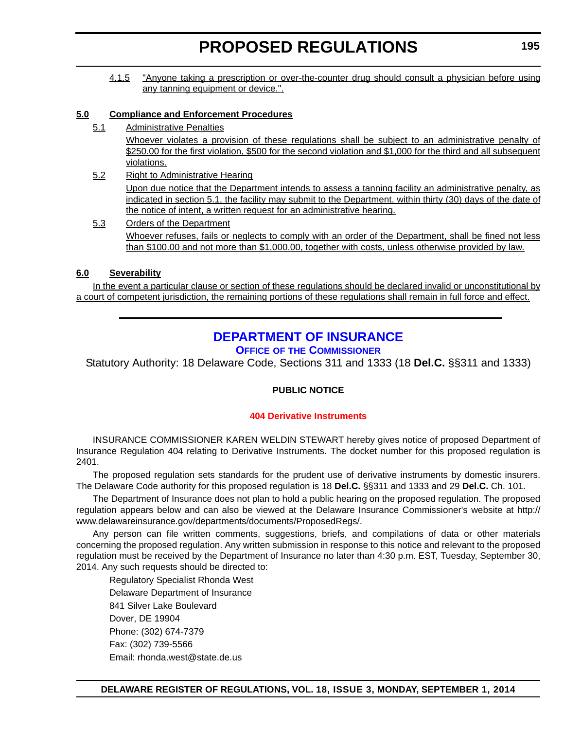4.1.5 "Anyone taking a prescription or over-the-counter drug should consult a physician before using any tanning equipment or device.".

**5.0 Compliance and Enforcement Procedures**

5.1 Administrative Penalties

Whoever violates a provision of these regulations shall be subject to an administrative penalty of $250.00 for the first violation, $500 for the second violation and $1,000 for the third and all subsequent violations.

5.2 Right to Administrative Hearing

Upon due notice that the Department intends to assess a tanning facility an administrative penalty, as indicated in section 5.1, the facility may submit to the Department, within thirty (30) days of the date of the notice of intent, a written request for an administrative hearing.

5.3 Orders of the Department

Whoever refuses, fails or neglects to comply with an order of the Department, shall be fined not less than $100.00 and not more than $1,000.00, together with costs, unless otherwise provided by law.

**6.0 Severability**

In the event a particular clause or section of these regulations should be declared invalid or unconstitutional by a court of competent jurisdiction, the remaining portions of these regulations shall remain in full force and effect.

---

# DEPARTMENT OF INSURANCE

## OFFICE OF THE COMMISSIONER

Statutory Authority: 18 Delaware Code, Sections 311 and 1333 (18 **Del.C.** §§311 and 1333)

**PUBLIC NOTICE**

**404 Derivative Instruments**

INSURANCE COMMISSIONER KAREN WELDIN STEWART hereby gives notice of proposed Department of Insurance Regulation 404 relating to Derivative Instruments. The docket number for this proposed regulation is 2401.

The proposed regulation sets standards for the prudent use of derivative instruments by domestic insurers. The Delaware Code authority for this proposed regulation is 18 **Del.C.** §§311 and 1333 and 29 **Del.C.** Ch. 101.

The Department of Insurance does not plan to hold a public hearing on the proposed regulation. The proposed regulation appears below and can also be viewed at the Delaware Insurance Commissioner's website at http://www.delawareinsurance.gov/departments/documents/ProposedRegs/.

Any person can file written comments, suggestions, briefs, and compilations of data or other materials concerning the proposed regulation. Any written submission in response to this notice and relevant to the proposed regulation must be received by the Department of Insurance no later than 4:30 p.m. EST, Tuesday, September 30, 2014. Any such requests should be directed to:

Regulatory Specialist Rhonda West
Delaware Department of Insurance
841 Silver Lake Boulevard
Dover, DE 19904
Phone: (302) 674-7379
Fax: (302) 739-5566
Email: rhonda.west@state.de.us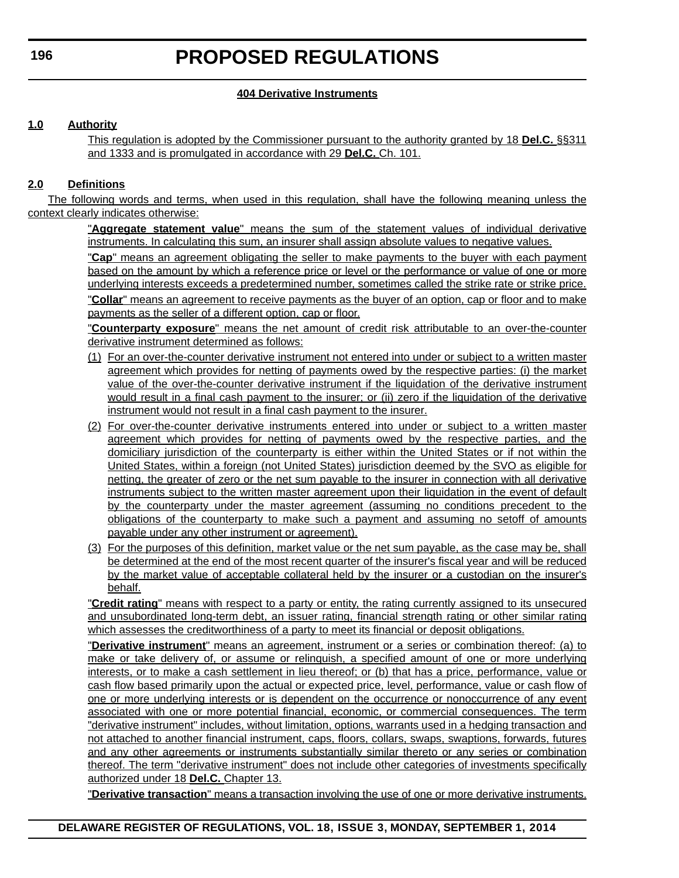# PROPOSED REGULATIONS

**404 Derivative Instruments**

**1.0 Authority**

This regulation is adopted by the Commissioner pursuant to the authority granted by 18 **Del.C.** §§311 and 1333 and is promulgated in accordance with 29 **Del.C.** Ch. 101.

**2.0 Definitions**

The following words and terms, when used in this regulation, shall have the following meaning unless the context clearly indicates otherwise:

"**Aggregate statement value**" means the sum of the statement values of individual derivative instruments. In calculating this sum, an insurer shall assign absolute values to negative values.

"**Cap**" means an agreement obligating the seller to make payments to the buyer with each payment based on the amount by which a reference price or level or the performance or value of one or more underlying interests exceeds a predetermined number, sometimes called the strike rate or strike price.

"**Collar**" means an agreement to receive payments as the buyer of an option, cap or floor and to make payments as the seller of a different option, cap or floor.

"**Counterparty exposure**" means the net amount of credit risk attributable to an over-the-counter derivative instrument determined as follows:

(1) For an over-the-counter derivative instrument not entered into under or subject to a written master agreement which provides for netting of payments owed by the respective parties: (i) the market value of the over-the-counter derivative instrument if the liquidation of the derivative instrument would result in a final cash payment to the insurer; or (ii) zero if the liquidation of the derivative instrument would not result in a final cash payment to the insurer.

(2) For over-the-counter derivative instruments entered into under or subject to a written master agreement which provides for netting of payments owed by the respective parties, and the domiciliary jurisdiction of the counterparty is either within the United States or if not within the United States, within a foreign (not United States) jurisdiction deemed by the SVO as eligible for netting, the greater of zero or the net sum payable to the insurer in connection with all derivative instruments subject to the written master agreement upon their liquidation in the event of default by the counterparty under the master agreement (assuming no conditions precedent to the obligations of the counterparty to make such a payment and assuming no setoff of amounts payable under any other instrument or agreement).

(3) For the purposes of this definition, market value or the net sum payable, as the case may be, shall be determined at the end of the most recent quarter of the insurer's fiscal year and will be reduced by the market value of acceptable collateral held by the insurer or a custodian on the insurer's behalf.

"**Credit rating**" means with respect to a party or entity, the rating currently assigned to its unsecured and unsubordinated long-term debt, an issuer rating, financial strength rating or other similar rating which assesses the creditworthiness of a party to meet its financial or deposit obligations.

"**Derivative instrument**" means an agreement, instrument or a series or combination thereof: (a) to make or take delivery of, or assume or relinquish, a specified amount of one or more underlying interests, or to make a cash settlement in lieu thereof; or (b) that has a price, performance, value or cash flow based primarily upon the actual or expected price, level, performance, value or cash flow of one or more underlying interests or is dependent on the occurrence or nonoccurrence of any event associated with one or more potential financial, economic, or commercial consequences. The term "derivative instrument" includes, without limitation, options, warrants used in a hedging transaction and not attached to another financial instrument, caps, floors, collars, swaps, swaptions, forwards, futures and any other agreements or instruments substantially similar thereto or any series or combination thereof. The term "derivative instrument" does not include other categories of investments specifically authorized under 18 **Del.C.** Chapter 13.

"**Derivative transaction**" means a transaction involving the use of one or more derivative instruments.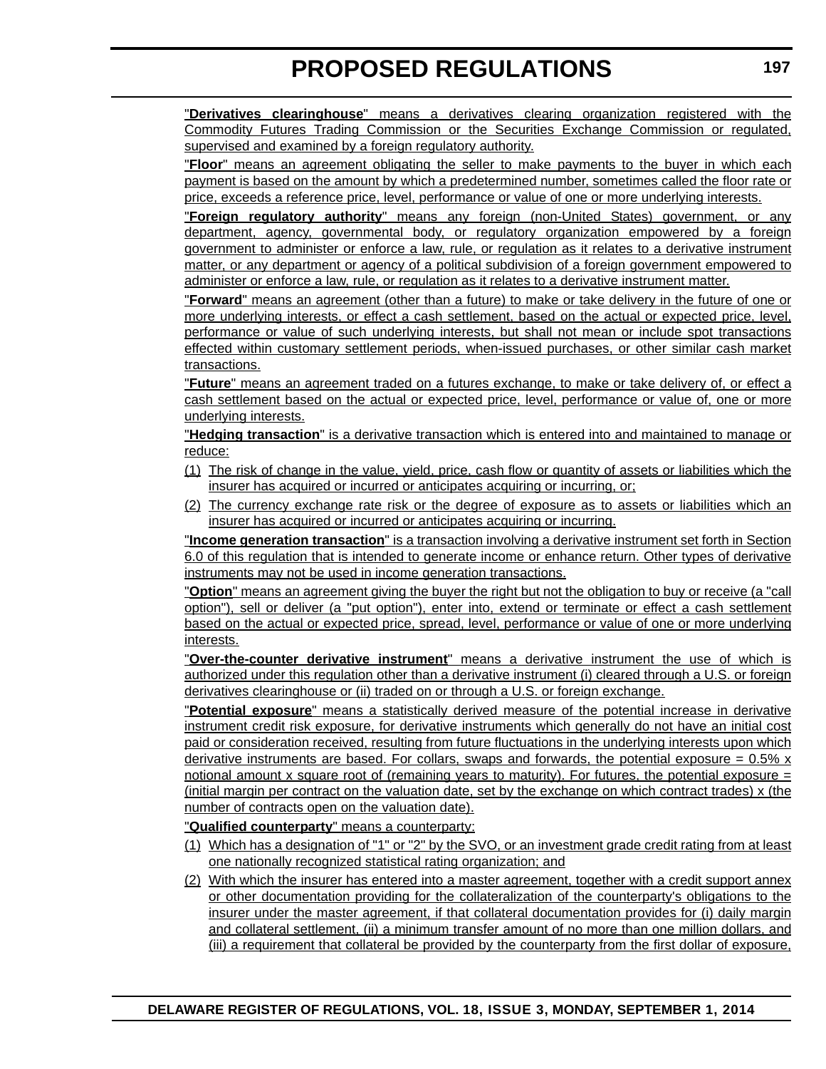"**Derivatives clearinghouse**" means a derivatives clearing organization registered with the Commodity Futures Trading Commission or the Securities Exchange Commission or regulated, supervised and examined by a foreign regulatory authority.

"**Floor**" means an agreement obligating the seller to make payments to the buyer in which each payment is based on the amount by which a predetermined number, sometimes called the floor rate or price, exceeds a reference price, level, performance or value of one or more underlying interests.

"**Foreign regulatory authority**" means any foreign (non-United States) government, or any department, agency, governmental body, or regulatory organization empowered by a foreign government to administer or enforce a law, rule, or regulation as it relates to a derivative instrument matter, or any department or agency of a political subdivision of a foreign government empowered to administer or enforce a law, rule, or regulation as it relates to a derivative instrument matter.

"**Forward**" means an agreement (other than a future) to make or take delivery in the future of one or more underlying interests, or effect a cash settlement, based on the actual or expected price, level, performance or value of such underlying interests, but shall not mean or include spot transactions effected within customary settlement periods, when-issued purchases, or other similar cash market transactions.

"**Future**" means an agreement traded on a futures exchange, to make or take delivery of, or effect a cash settlement based on the actual or expected price, level, performance or value of, one or more underlying interests.

"**Hedging transaction**" is a derivative transaction which is entered into and maintained to manage or reduce:

(1) The risk of change in the value, yield, price, cash flow or quantity of assets or liabilities which the insurer has acquired or incurred or anticipates acquiring or incurring, or;

(2) The currency exchange rate risk or the degree of exposure as to assets or liabilities which an insurer has acquired or incurred or anticipates acquiring or incurring.

"**Income generation transaction**" is a transaction involving a derivative instrument set forth in Section 6.0 of this regulation that is intended to generate income or enhance return. Other types of derivative instruments may not be used in income generation transactions.

"**Option**" means an agreement giving the buyer the right but not the obligation to buy or receive (a "call option"), sell or deliver (a "put option"), enter into, extend or terminate or effect a cash settlement based on the actual or expected price, spread, level, performance or value of one or more underlying interests.

"**Over-the-counter derivative instrument**" means a derivative instrument the use of which is authorized under this regulation other than a derivative instrument (i) cleared through a U.S. or foreign derivatives clearinghouse or (ii) traded on or through a U.S. or foreign exchange.

"**Potential exposure**" means a statistically derived measure of the potential increase in derivative instrument credit risk exposure, for derivative instruments which generally do not have an initial cost paid or consideration received, resulting from future fluctuations in the underlying interests upon which derivative instruments are based. For collars, swaps and forwards, the potential exposure = 0.5% x notional amount x square root of (remaining years to maturity). For futures, the potential exposure = (initial margin per contract on the valuation date, set by the exchange on which contract trades) x (the number of contracts open on the valuation date).

"**Qualified counterparty**" means a counterparty:

(1) Which has a designation of "1" or "2" by the SVO, or an investment grade credit rating from at least one nationally recognized statistical rating organization; and

(2) With which the insurer has entered into a master agreement, together with a credit support annex or other documentation providing for the collateralization of the counterparty's obligations to the insurer under the master agreement, if that collateral documentation provides for (i) daily margin and collateral settlement, (ii) a minimum transfer amount of no more than one million dollars, and (iii) a requirement that collateral be provided by the counterparty from the first dollar of exposure,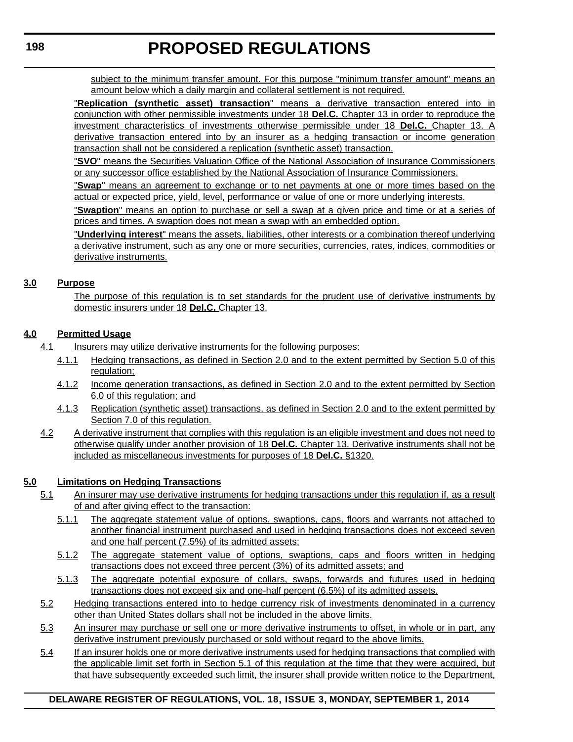subject to the minimum transfer amount. For this purpose "minimum transfer amount" means an amount below which a daily margin and collateral settlement is not required.

"**Replication (synthetic asset) transaction**" means a derivative transaction entered into in conjunction with other permissible investments under 18 **Del.C.** Chapter 13 in order to reproduce the investment characteristics of investments otherwise permissible under 18 **Del.C.** Chapter 13. A derivative transaction entered into by an insurer as a hedging transaction or income generation transaction shall not be considered a replication (synthetic asset) transaction.

"**SVO**" means the Securities Valuation Office of the National Association of Insurance Commissioners or any successor office established by the National Association of Insurance Commissioners.

"**Swap**" means an agreement to exchange or to net payments at one or more times based on the actual or expected price, yield, level, performance or value of one or more underlying interests.

"**Swaption**" means an option to purchase or sell a swap at a given price and time or at a series of prices and times. A swaption does not mean a swap with an embedded option.

"**Underlying interest**" means the assets, liabilities, other interests or a combination thereof underlying a derivative instrument, such as any one or more securities, currencies, rates, indices, commodities or derivative instruments.

## 3.0 Purpose

The purpose of this regulation is to set standards for the prudent use of derivative instruments by domestic insurers under 18 **Del.C.** Chapter 13.

## 4.0 Permitted Usage

4.1 Insurers may utilize derivative instruments for the following purposes:

4.1.1 Hedging transactions, as defined in Section 2.0 and to the extent permitted by Section 5.0 of this regulation;

4.1.2 Income generation transactions, as defined in Section 2.0 and to the extent permitted by Section 6.0 of this regulation; and

4.1.3 Replication (synthetic asset) transactions, as defined in Section 2.0 and to the extent permitted by Section 7.0 of this regulation.

4.2 A derivative instrument that complies with this regulation is an eligible investment and does not need to otherwise qualify under another provision of 18 **Del.C.** Chapter 13. Derivative instruments shall not be included as miscellaneous investments for purposes of 18 **Del.C.** §1320.

## 5.0 Limitations on Hedging Transactions

5.1 An insurer may use derivative instruments for hedging transactions under this regulation if, as a result of and after giving effect to the transaction:

5.1.1 The aggregate statement value of options, swaptions, caps, floors and warrants not attached to another financial instrument purchased and used in hedging transactions does not exceed seven and one half percent (7.5%) of its admitted assets;

5.1.2 The aggregate statement value of options, swaptions, caps and floors written in hedging transactions does not exceed three percent (3%) of its admitted assets; and

5.1.3 The aggregate potential exposure of collars, swaps, forwards and futures used in hedging transactions does not exceed six and one-half percent (6.5%) of its admitted assets.

5.2 Hedging transactions entered into to hedge currency risk of investments denominated in a currency other than United States dollars shall not be included in the above limits.

5.3 An insurer may purchase or sell one or more derivative instruments to offset, in whole or in part, any derivative instrument previously purchased or sold without regard to the above limits.

5.4 If an insurer holds one or more derivative instruments used for hedging transactions that complied with the applicable limit set forth in Section 5.1 of this regulation at the time that they were acquired, but that have subsequently exceeded such limit, the insurer shall provide written notice to the Department,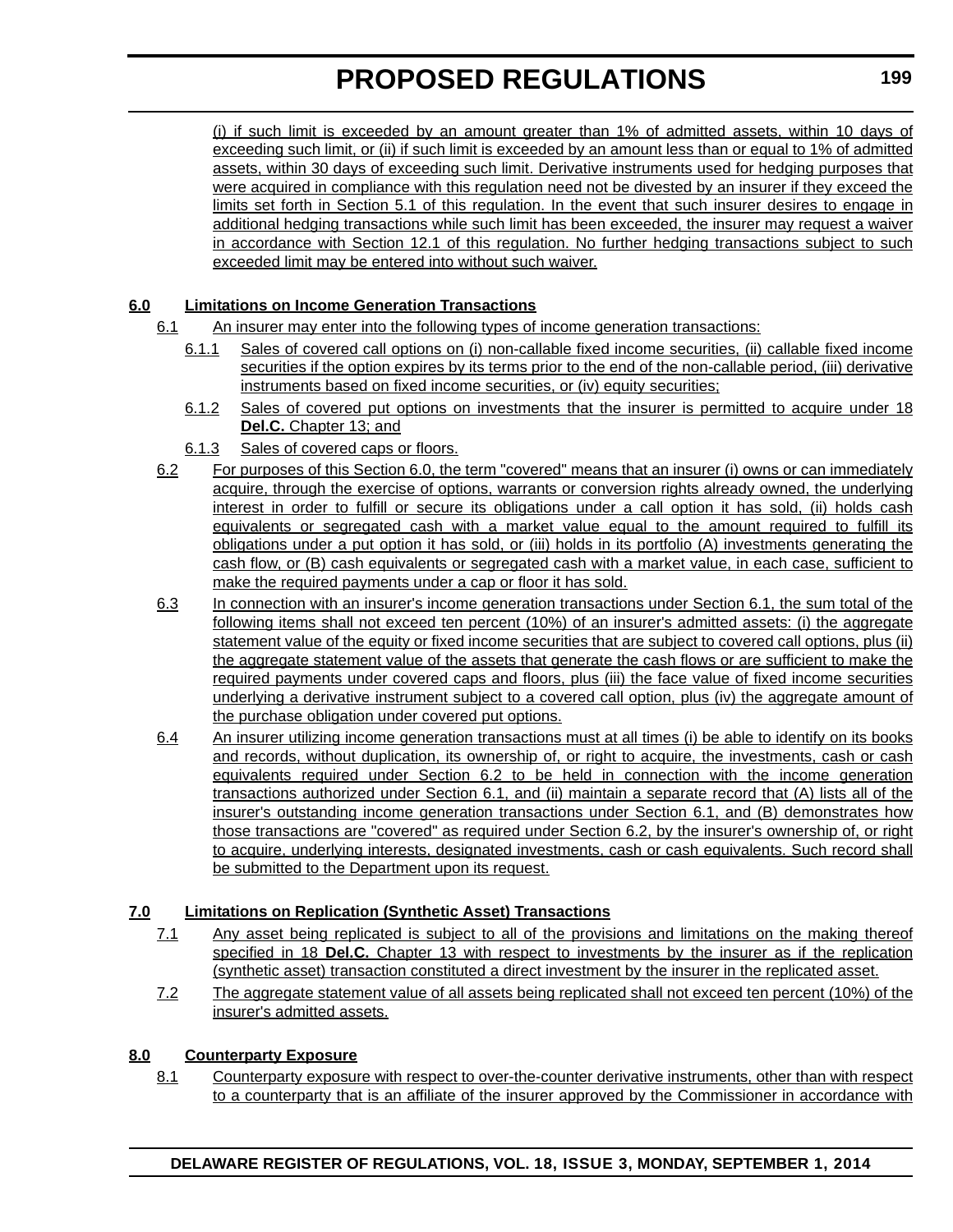(i) if such limit is exceeded by an amount greater than 1% of admitted assets, within 10 days of exceeding such limit, or (ii) if such limit is exceeded by an amount less than or equal to 1% of admitted assets, within 30 days of exceeding such limit. Derivative instruments used for hedging purposes that were acquired in compliance with this regulation need not be divested by an insurer if they exceed the limits set forth in Section 5.1 of this regulation. In the event that such insurer desires to engage in additional hedging transactions while such limit has been exceeded, the insurer may request a waiver in accordance with Section 12.1 of this regulation. No further hedging transactions subject to such exceeded limit may be entered into without such waiver.

**6.0 Limitations on Income Generation Transactions**

6.1 An insurer may enter into the following types of income generation transactions:

6.1.1 Sales of covered call options on (i) non-callable fixed income securities, (ii) callable fixed income securities if the option expires by its terms prior to the end of the non-callable period, (iii) derivative instruments based on fixed income securities, or (iv) equity securities;

6.1.2 Sales of covered put options on investments that the insurer is permitted to acquire under 18 **Del.C.** Chapter 13; and

6.1.3 Sales of covered caps or floors.

6.2 For purposes of this Section 6.0, the term "covered" means that an insurer (i) owns or can immediately acquire, through the exercise of options, warrants or conversion rights already owned, the underlying interest in order to fulfill or secure its obligations under a call option it has sold, (ii) holds cash equivalents or segregated cash with a market value equal to the amount required to fulfill its obligations under a put option it has sold, or (iii) holds in its portfolio (A) investments generating the cash flow, or (B) cash equivalents or segregated cash with a market value, in each case, sufficient to make the required payments under a cap or floor it has sold.

6.3 In connection with an insurer's income generation transactions under Section 6.1, the sum total of the following items shall not exceed ten percent (10%) of an insurer's admitted assets: (i) the aggregate statement value of the equity or fixed income securities that are subject to covered call options, plus (ii) the aggregate statement value of the assets that generate the cash flows or are sufficient to make the required payments under covered caps and floors, plus (iii) the face value of fixed income securities underlying a derivative instrument subject to a covered call option, plus (iv) the aggregate amount of the purchase obligation under covered put options.

6.4 An insurer utilizing income generation transactions must at all times (i) be able to identify on its books and records, without duplication, its ownership of, or right to acquire, the investments, cash or cash equivalents required under Section 6.2 to be held in connection with the income generation transactions authorized under Section 6.1, and (ii) maintain a separate record that (A) lists all of the insurer's outstanding income generation transactions under Section 6.1, and (B) demonstrates how those transactions are "covered" as required under Section 6.2, by the insurer's ownership of, or right to acquire, underlying interests, designated investments, cash or cash equivalents. Such record shall be submitted to the Department upon its request.

**7.0 Limitations on Replication (Synthetic Asset) Transactions**

7.1 Any asset being replicated is subject to all of the provisions and limitations on the making thereof specified in 18 **Del.C.** Chapter 13 with respect to investments by the insurer as if the replication (synthetic asset) transaction constituted a direct investment by the insurer in the replicated asset.

7.2 The aggregate statement value of all assets being replicated shall not exceed ten percent (10%) of the insurer's admitted assets.

**8.0 Counterparty Exposure**

8.1 Counterparty exposure with respect to over-the-counter derivative instruments, other than with respect to a counterparty that is an affiliate of the insurer approved by the Commissioner in accordance with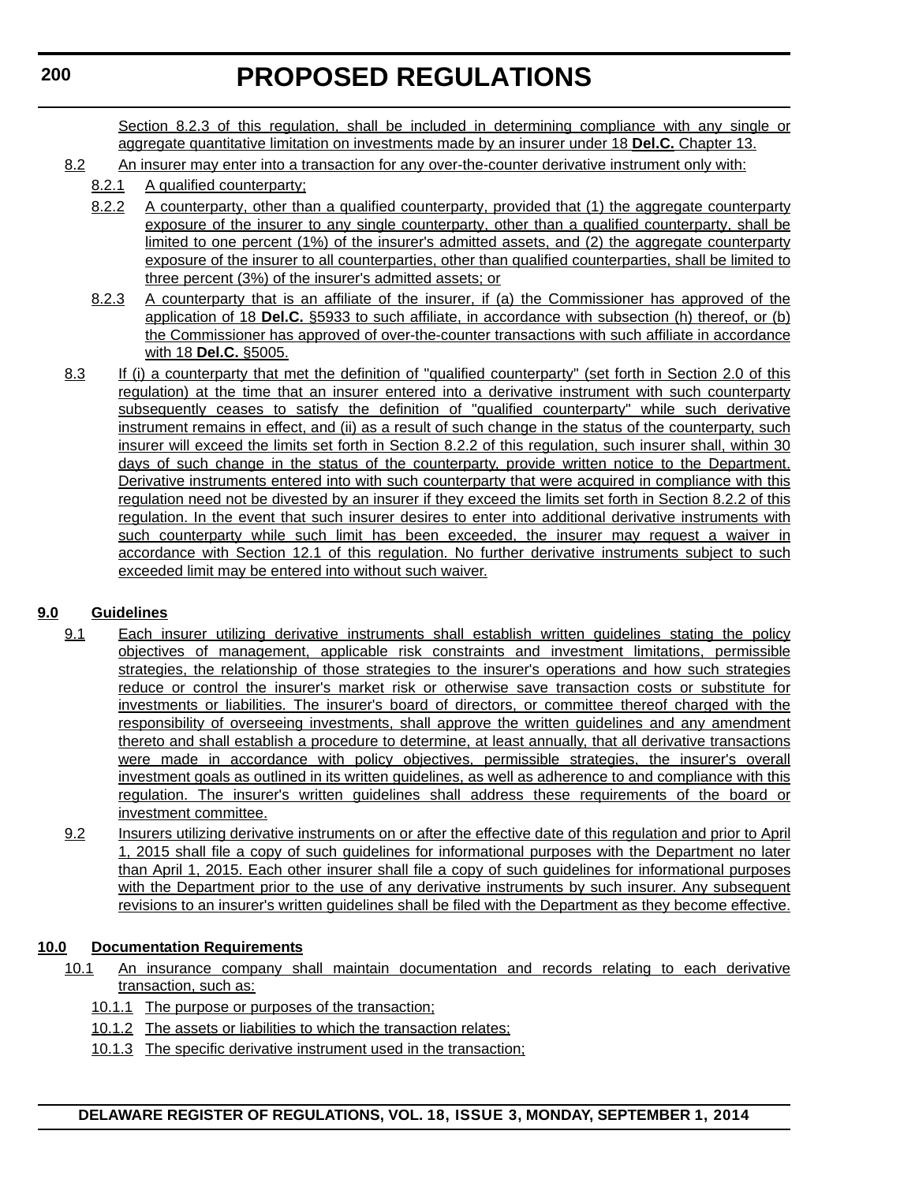Section 8.2.3 of this regulation, shall be included in determining compliance with any single or aggregate quantitative limitation on investments made by an insurer under 18 **Del.C.** Chapter 13.

8.2 An insurer may enter into a transaction for any over-the-counter derivative instrument only with:

8.2.1 A qualified counterparty;

8.2.2 A counterparty, other than a qualified counterparty, provided that (1) the aggregate counterparty exposure of the insurer to any single counterparty, other than a qualified counterparty, shall be limited to one percent (1%) of the insurer's admitted assets, and (2) the aggregate counterparty exposure of the insurer to all counterparties, other than qualified counterparties, shall be limited to three percent (3%) of the insurer's admitted assets; or

8.2.3 A counterparty that is an affiliate of the insurer, if (a) the Commissioner has approved of the application of 18 **Del.C.** §5933 to such affiliate, in accordance with subsection (h) thereof, or (b) the Commissioner has approved of over-the-counter transactions with such affiliate in accordance with 18 **Del.C.** §5005.

8.3 If (i) a counterparty that met the definition of "qualified counterparty" (set forth in Section 2.0 of this regulation) at the time that an insurer entered into a derivative instrument with such counterparty subsequently ceases to satisfy the definition of "qualified counterparty" while such derivative instrument remains in effect, and (ii) as a result of such change in the status of the counterparty, such insurer will exceed the limits set forth in Section 8.2.2 of this regulation, such insurer shall, within 30 days of such change in the status of the counterparty, provide written notice to the Department. Derivative instruments entered into with such counterparty that were acquired in compliance with this regulation need not be divested by an insurer if they exceed the limits set forth in Section 8.2.2 of this regulation. In the event that such insurer desires to enter into additional derivative instruments with such counterparty while such limit has been exceeded, the insurer may request a waiver in accordance with Section 12.1 of this regulation. No further derivative instruments subject to such exceeded limit may be entered into without such waiver.

**9.0 Guidelines**

9.1 Each insurer utilizing derivative instruments shall establish written guidelines stating the policy objectives of management, applicable risk constraints and investment limitations, permissible strategies, the relationship of those strategies to the insurer's operations and how such strategies reduce or control the insurer's market risk or otherwise save transaction costs or substitute for investments or liabilities. The insurer's board of directors, or committee thereof charged with the responsibility of overseeing investments, shall approve the written guidelines and any amendment thereto and shall establish a procedure to determine, at least annually, that all derivative transactions were made in accordance with policy objectives, permissible strategies, the insurer's overall investment goals as outlined in its written guidelines, as well as adherence to and compliance with this regulation. The insurer's written guidelines shall address these requirements of the board or investment committee.

9.2 Insurers utilizing derivative instruments on or after the effective date of this regulation and prior to April 1, 2015 shall file a copy of such guidelines for informational purposes with the Department no later than April 1, 2015. Each other insurer shall file a copy of such guidelines for informational purposes with the Department prior to the use of any derivative instruments by such insurer. Any subsequent revisions to an insurer's written guidelines shall be filed with the Department as they become effective.

**10.0 Documentation Requirements**

10.1 An insurance company shall maintain documentation and records relating to each derivative transaction, such as:

10.1.1 The purpose or purposes of the transaction;

10.1.2 The assets or liabilities to which the transaction relates;

10.1.3 The specific derivative instrument used in the transaction;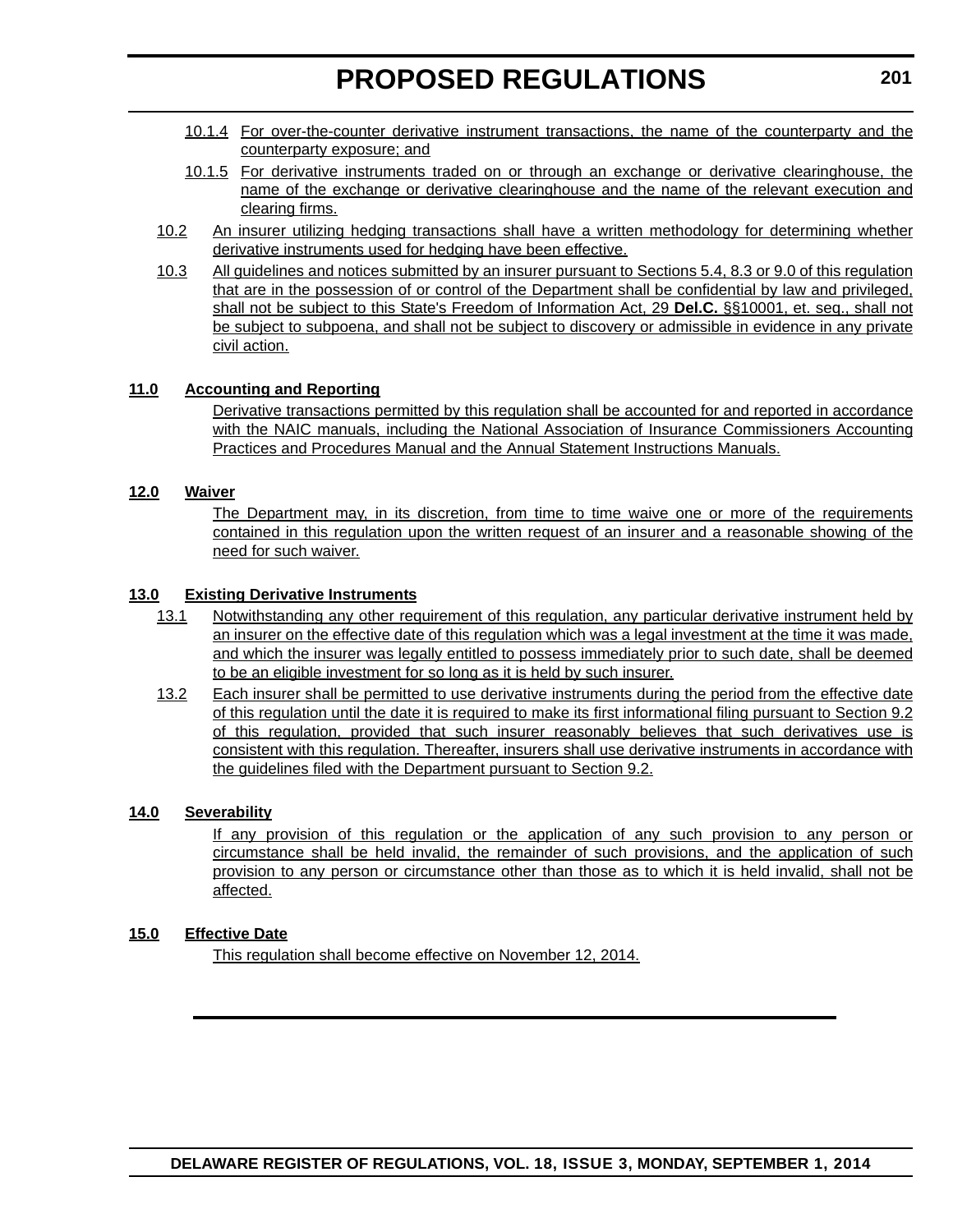10.1.4 For over-the-counter derivative instrument transactions, the name of the counterparty and the counterparty exposure; and

10.1.5 For derivative instruments traded on or through an exchange or derivative clearinghouse, the name of the exchange or derivative clearinghouse and the name of the relevant execution and clearing firms.

10.2 An insurer utilizing hedging transactions shall have a written methodology for determining whether derivative instruments used for hedging have been effective.

10.3 All guidelines and notices submitted by an insurer pursuant to Sections 5.4, 8.3 or 9.0 of this regulation that are in the possession of or control of the Department shall be confidential by law and privileged, shall not be subject to this State's Freedom of Information Act, 29 **Del.C.** §§10001, et. seq., shall not be subject to subpoena, and shall not be subject to discovery or admissible in evidence in any private civil action.

**11.0 Accounting and Reporting**

Derivative transactions permitted by this regulation shall be accounted for and reported in accordance with the NAIC manuals, including the National Association of Insurance Commissioners Accounting Practices and Procedures Manual and the Annual Statement Instructions Manuals.

**12.0 Waiver**

The Department may, in its discretion, from time to time waive one or more of the requirements contained in this regulation upon the written request of an insurer and a reasonable showing of the need for such waiver.

**13.0 Existing Derivative Instruments**

13.1 Notwithstanding any other requirement of this regulation, any particular derivative instrument held by an insurer on the effective date of this regulation which was a legal investment at the time it was made, and which the insurer was legally entitled to possess immediately prior to such date, shall be deemed to be an eligible investment for so long as it is held by such insurer.

13.2 Each insurer shall be permitted to use derivative instruments during the period from the effective date of this regulation until the date it is required to make its first informational filing pursuant to Section 9.2 of this regulation, provided that such insurer reasonably believes that such derivatives use is consistent with this regulation. Thereafter, insurers shall use derivative instruments in accordance with the guidelines filed with the Department pursuant to Section 9.2.

**14.0 Severability**

If any provision of this regulation or the application of any such provision to any person or circumstance shall be held invalid, the remainder of such provisions, and the application of such provision to any person or circumstance other than those as to which it is held invalid, shall not be affected.

**15.0 Effective Date**

This regulation shall become effective on November 12, 2014.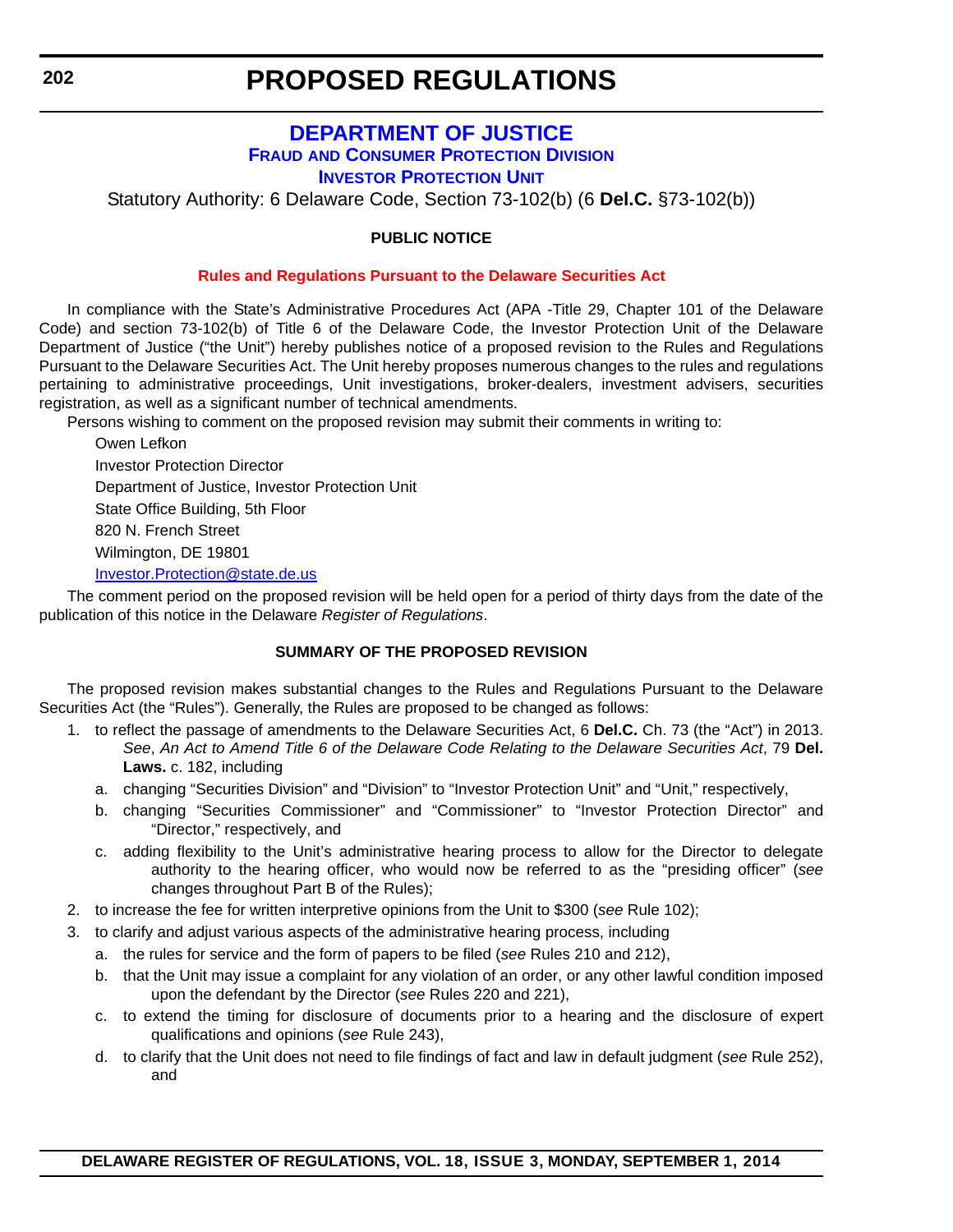# PROPOSED REGULATIONS

## DEPARTMENT OF JUSTICE

### Fraud and Consumer Protection Division

### Investor Protection Unit

Statutory Authority: 6 Delaware Code, Section 73-102(b) (6 **Del.C.** §73-102(b))

**PUBLIC NOTICE**

**Rules and Regulations Pursuant to the Delaware Securities Act**

In compliance with the State's Administrative Procedures Act (APA -Title 29, Chapter 101 of the Delaware Code) and section 73-102(b) of Title 6 of the Delaware Code, the Investor Protection Unit of the Delaware Department of Justice ("the Unit") hereby publishes notice of a proposed revision to the Rules and Regulations Pursuant to the Delaware Securities Act. The Unit hereby proposes numerous changes to the rules and regulations pertaining to administrative proceedings, Unit investigations, broker-dealers, investment advisers, securities registration, as well as a significant number of technical amendments.

Persons wishing to comment on the proposed revision may submit their comments in writing to:

Owen Lefkon

Investor Protection Director

Department of Justice, Investor Protection Unit

State Office Building, 5th Floor

820 N. French Street

Wilmington, DE 19801

Investor.Protection@state.de.us

The comment period on the proposed revision will be held open for a period of thirty days from the date of the publication of this notice in the Delaware *Register of Regulations*.

**SUMMARY OF THE PROPOSED REVISION**

The proposed revision makes substantial changes to the Rules and Regulations Pursuant to the Delaware Securities Act (the "Rules"). Generally, the Rules are proposed to be changed as follows:

1. to reflect the passage of amendments to the Delaware Securities Act, 6 **Del.C.** Ch. 73 (the "Act") in 2013. *See*, *An Act to Amend Title 6 of the Delaware Code Relating to the Delaware Securities Act*, 79 **Del. Laws.** c. 182, including
   a. changing "Securities Division" and "Division" to "Investor Protection Unit" and "Unit," respectively,
   b. changing "Securities Commissioner" and "Commissioner" to "Investor Protection Director" and "Director," respectively, and
   c. adding flexibility to the Unit's administrative hearing process to allow for the Director to delegate authority to the hearing officer, who would now be referred to as the "presiding officer" (*see* changes throughout Part B of the Rules);
2. to increase the fee for written interpretive opinions from the Unit to $300 (*see* Rule 102);
3. to clarify and adjust various aspects of the administrative hearing process, including
   a. the rules for service and the form of papers to be filed (*see* Rules 210 and 212),
   b. that the Unit may issue a complaint for any violation of an order, or any other lawful condition imposed upon the defendant by the Director (*see* Rules 220 and 221),
   c. to extend the timing for disclosure of documents prior to a hearing and the disclosure of expert qualifications and opinions (*see* Rule 243),
   d. to clarify that the Unit does not need to file findings of fact and law in default judgment (*see* Rule 252), and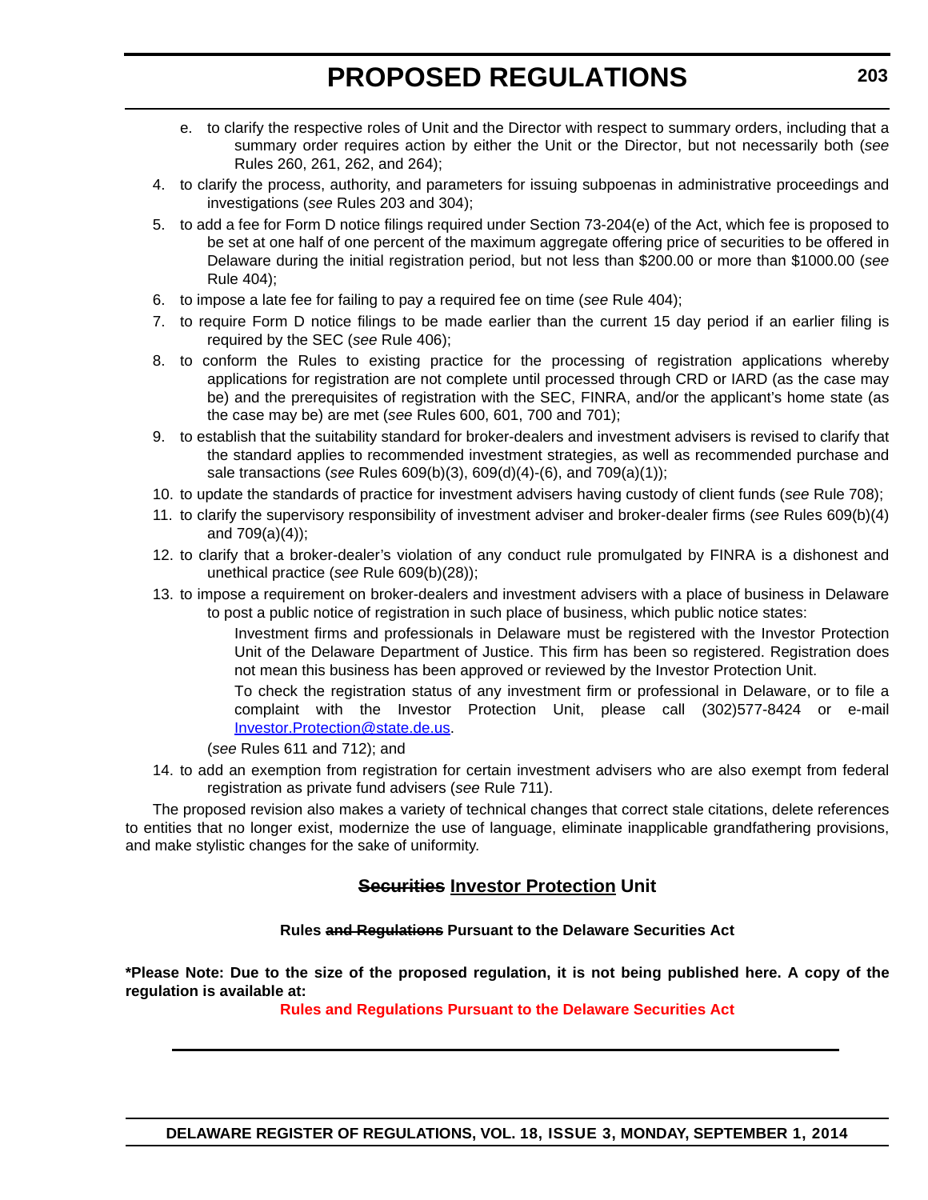e. to clarify the respective roles of Unit and the Director with respect to summary orders, including that a summary order requires action by either the Unit or the Director, but not necessarily both (*see* Rules 260, 261, 262, and 264);

4. to clarify the process, authority, and parameters for issuing subpoenas in administrative proceedings and investigations (*see* Rules 203 and 304);
5. to add a fee for Form D notice filings required under Section 73-204(e) of the Act, which fee is proposed to be set at one half of one percent of the maximum aggregate offering price of securities to be offered in Delaware during the initial registration period, but not less than $200.00 or more than $1000.00 (*see* Rule 404);
6. to impose a late fee for failing to pay a required fee on time (*see* Rule 404);
7. to require Form D notice filings to be made earlier than the current 15 day period if an earlier filing is required by the SEC (*see* Rule 406);
8. to conform the Rules to existing practice for the processing of registration applications whereby applications for registration are not complete until processed through CRD or IARD (as the case may be) and the prerequisites of registration with the SEC, FINRA, and/or the applicant's home state (as the case may be) are met (*see* Rules 600, 601, 700 and 701);
9. to establish that the suitability standard for broker-dealers and investment advisers is revised to clarify that the standard applies to recommended investment strategies, as well as recommended purchase and sale transactions (*see* Rules 609(b)(3), 609(d)(4)-(6), and 709(a)(1));
10. to update the standards of practice for investment advisers having custody of client funds (*see* Rule 708);
11. to clarify the supervisory responsibility of investment adviser and broker-dealer firms (*see* Rules 609(b)(4) and 709(a)(4));
12. to clarify that a broker-dealer's violation of any conduct rule promulgated by FINRA is a dishonest and unethical practice (*see* Rule 609(b)(28));
13. to impose a requirement on broker-dealers and investment advisers with a place of business in Delaware to post a public notice of registration in such place of business, which public notice states:

    Investment firms and professionals in Delaware must be registered with the Investor Protection Unit of the Delaware Department of Justice. This firm has been so registered. Registration does not mean this business has been approved or reviewed by the Investor Protection Unit.

    To check the registration status of any investment firm or professional in Delaware, or to file a complaint with the Investor Protection Unit, please call (302)577-8424 or e-mail Investor.Protection@state.de.us.

    (*see* Rules 611 and 712); and
14. to add an exemption from registration for certain investment advisers who are also exempt from federal registration as private fund advisers (*see* Rule 711).

The proposed revision also makes a variety of technical changes that correct stale citations, delete references to entities that no longer exist, modernize the use of language, eliminate inapplicable grandfathering provisions, and make stylistic changes for the sake of uniformity.

## ~~Securities~~ Investor Protection Unit

**Rules ~~and Regulations~~ Pursuant to the Delaware Securities Act**

**\*Please Note: Due to the size of the proposed regulation, it is not being published here. A copy of the regulation is available at:**

**Rules and Regulations Pursuant to the Delaware Securities Act**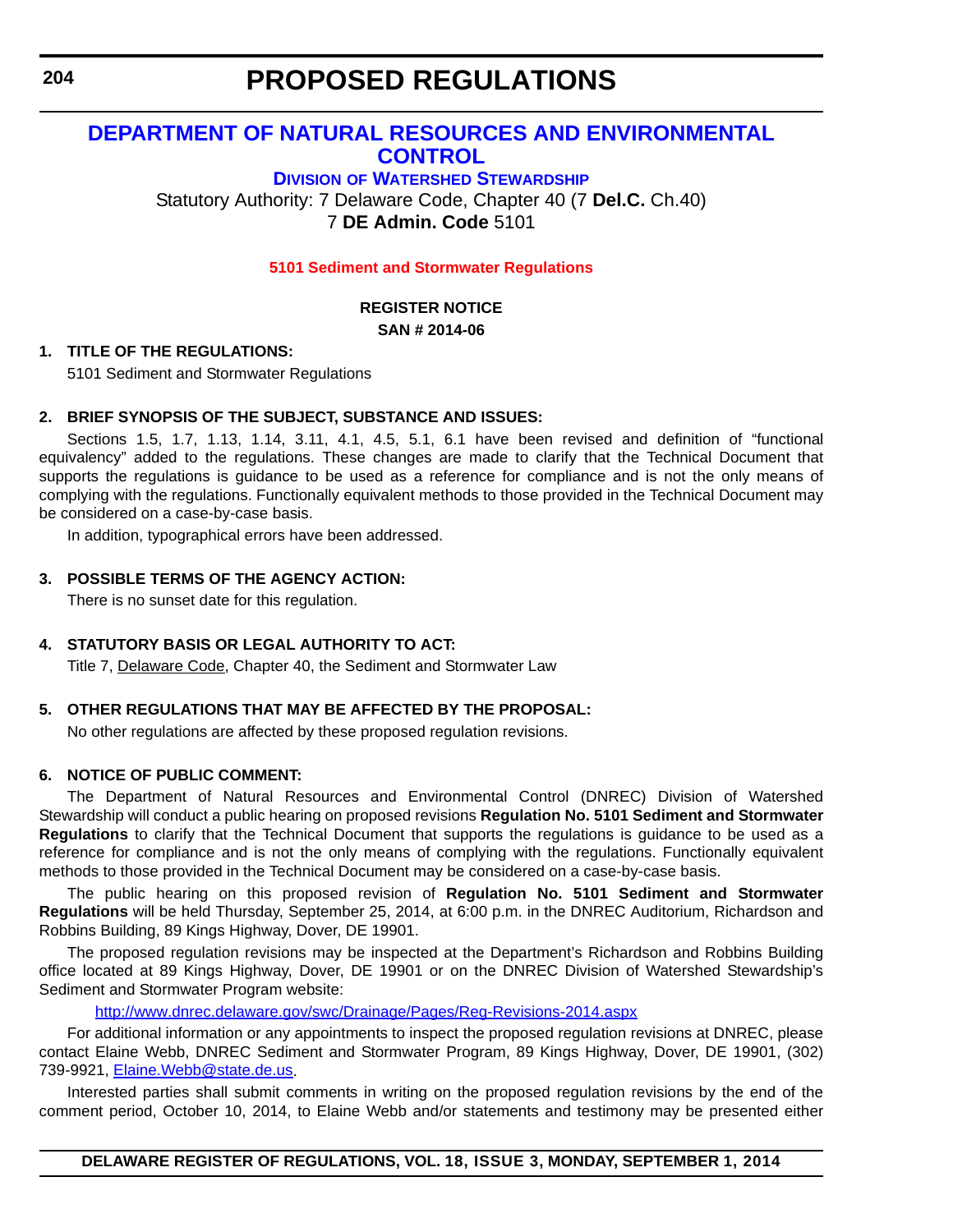# PROPOSED REGULATIONS

## DEPARTMENT OF NATURAL RESOURCES AND ENVIRONMENTAL CONTROL

### DIVISION OF WATERSHED STEWARDSHIP

Statutory Authority: 7 Delaware Code, Chapter 40 (7 **Del.C.** Ch.40)
7 **DE Admin. Code** 5101

### 5101 Sediment and Stormwater Regulations

**REGISTER NOTICE**
**SAN # 2014-06**

**1. TITLE OF THE REGULATIONS:**

5101 Sediment and Stormwater Regulations

**2. BRIEF SYNOPSIS OF THE SUBJECT, SUBSTANCE AND ISSUES:**

Sections 1.5, 1.7, 1.13, 1.14, 3.11, 4.1, 4.5, 5.1, 6.1 have been revised and definition of "functional equivalency" added to the regulations. These changes are made to clarify that the Technical Document that supports the regulations is guidance to be used as a reference for compliance and is not the only means of complying with the regulations. Functionally equivalent methods to those provided in the Technical Document may be considered on a case-by-case basis.

In addition, typographical errors have been addressed.

**3. POSSIBLE TERMS OF THE AGENCY ACTION:**

There is no sunset date for this regulation.

**4. STATUTORY BASIS OR LEGAL AUTHORITY TO ACT:**

Title 7, Delaware Code, Chapter 40, the Sediment and Stormwater Law

**5. OTHER REGULATIONS THAT MAY BE AFFECTED BY THE PROPOSAL:**

No other regulations are affected by these proposed regulation revisions.

**6. NOTICE OF PUBLIC COMMENT:**

The Department of Natural Resources and Environmental Control (DNREC) Division of Watershed Stewardship will conduct a public hearing on proposed revisions **Regulation No. 5101 Sediment and Stormwater Regulations** to clarify that the Technical Document that supports the regulations is guidance to be used as a reference for compliance and is not the only means of complying with the regulations. Functionally equivalent methods to those provided in the Technical Document may be considered on a case-by-case basis.

The public hearing on this proposed revision of **Regulation No. 5101 Sediment and Stormwater Regulations** will be held Thursday, September 25, 2014, at 6:00 p.m. in the DNREC Auditorium, Richardson and Robbins Building, 89 Kings Highway, Dover, DE 19901.

The proposed regulation revisions may be inspected at the Department's Richardson and Robbins Building office located at 89 Kings Highway, Dover, DE 19901 or on the DNREC Division of Watershed Stewardship's Sediment and Stormwater Program website:

http://www.dnrec.delaware.gov/swc/Drainage/Pages/Reg-Revisions-2014.aspx

For additional information or any appointments to inspect the proposed regulation revisions at DNREC, please contact Elaine Webb, DNREC Sediment and Stormwater Program, 89 Kings Highway, Dover, DE 19901, (302) 739-9921, Elaine.Webb@state.de.us.

Interested parties shall submit comments in writing on the proposed regulation revisions by the end of the comment period, October 10, 2014, to Elaine Webb and/or statements and testimony may be presented either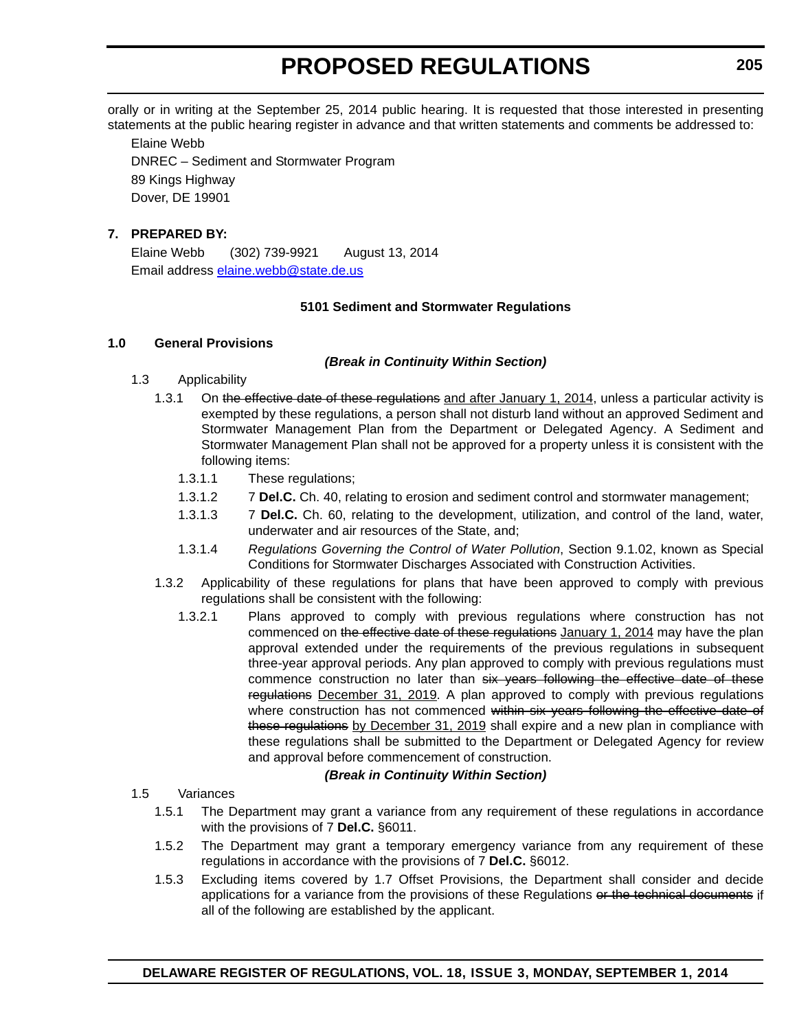orally or in writing at the September 25, 2014 public hearing. It is requested that those interested in presenting statements at the public hearing register in advance and that written statements and comments be addressed to:

Elaine Webb
DNREC – Sediment and Stormwater Program
89 Kings Highway
Dover, DE 19901

**7. PREPARED BY:**

Elaine Webb (302) 739-9921 August 13, 2014
Email address elaine.webb@state.de.us

**5101 Sediment and Stormwater Regulations**

**1.0 General Provisions**

***(Break in Continuity Within Section)***

1.3 Applicability

1.3.1 On ~~the effective date of these regulations~~ <u>and after January 1, 2014</u>, unless a particular activity is exempted by these regulations, a person shall not disturb land without an approved Sediment and Stormwater Management Plan from the Department or Delegated Agency. A Sediment and Stormwater Management Plan shall not be approved for a property unless it is consistent with the following items:

1.3.1.1 These regulations;

1.3.1.2 7 **Del.C.** Ch. 40, relating to erosion and sediment control and stormwater management;

1.3.1.3 7 **Del.C.** Ch. 60, relating to the development, utilization, and control of the land, water, underwater and air resources of the State, and;

1.3.1.4 *Regulations Governing the Control of Water Pollution*, Section 9.1.02, known as Special Conditions for Stormwater Discharges Associated with Construction Activities.

1.3.2 Applicability of these regulations for plans that have been approved to comply with previous regulations shall be consistent with the following:

1.3.2.1 Plans approved to comply with previous regulations where construction has not commenced on ~~the effective date of these regulations~~ <u>January 1, 2014</u> may have the plan approval extended under the requirements of the previous regulations in subsequent three-year approval periods. Any plan approved to comply with previous regulations must commence construction no later than ~~six years following the effective date of these regulations~~ <u>December 31, 2019</u>. A plan approved to comply with previous regulations where construction has not commenced ~~within six years following the effective date of these regulations~~ <u>by December 31, 2019</u> shall expire and a new plan in compliance with these regulations shall be submitted to the Department or Delegated Agency for review and approval before commencement of construction.

***(Break in Continuity Within Section)***

1.5 Variances

1.5.1 The Department may grant a variance from any requirement of these regulations in accordance with the provisions of 7 **Del.C.** §6011.

1.5.2 The Department may grant a temporary emergency variance from any requirement of these regulations in accordance with the provisions of 7 **Del.C.** §6012.

1.5.3 Excluding items covered by 1.7 Offset Provisions, the Department shall consider and decide applications for a variance from the provisions of these Regulations ~~or the technical documents~~ if all of the following are established by the applicant.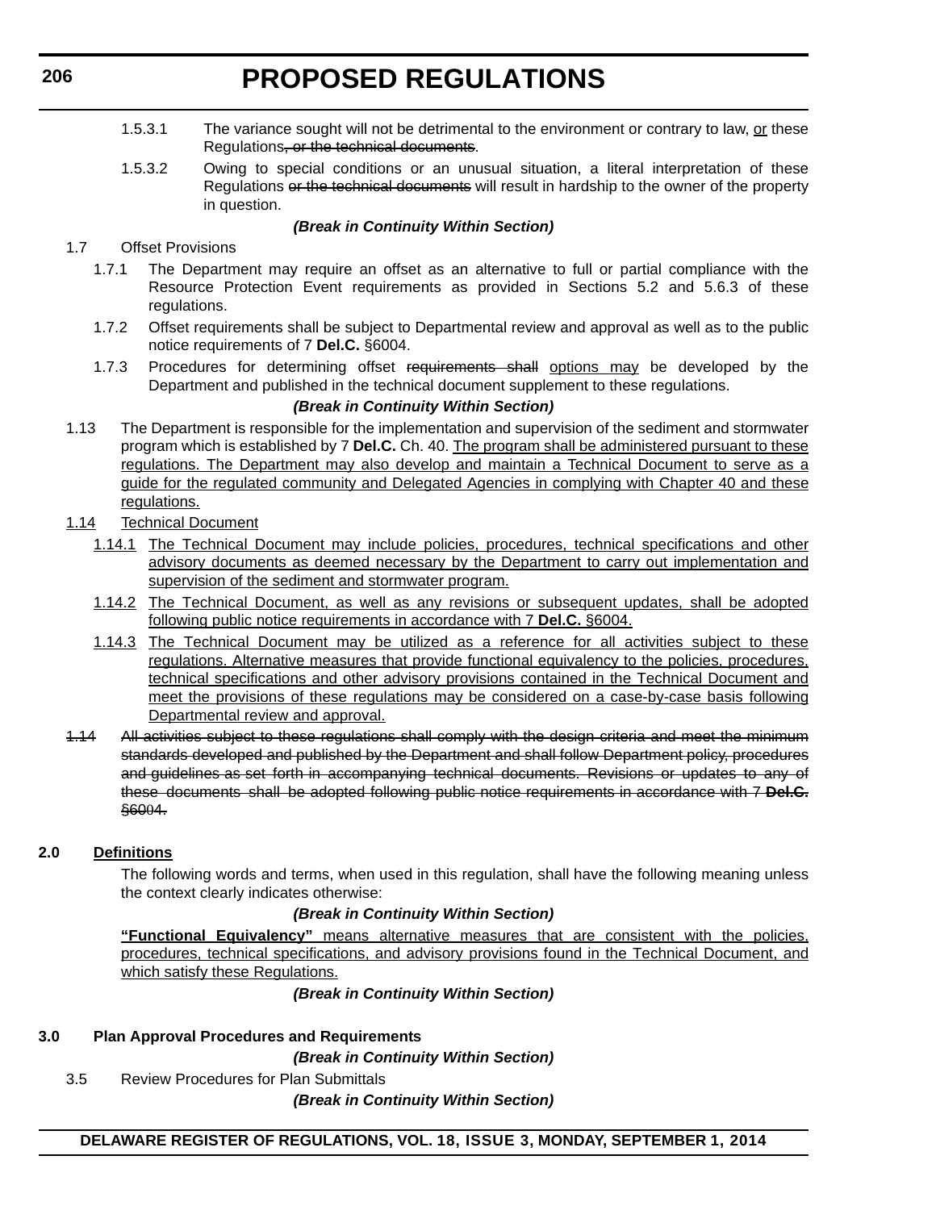1.5.3.1 The variance sought will not be detrimental to the environment or contrary to law, <u>or</u> these Regulations~~, or the technical documents~~.

1.5.3.2 Owing to special conditions or an unusual situation, a literal interpretation of these Regulations ~~or the technical documents~~ will result in hardship to the owner of the property in question.

***(Break in Continuity Within Section)***

1.7 Offset Provisions

1.7.1 The Department may require an offset as an alternative to full or partial compliance with the Resource Protection Event requirements as provided in Sections 5.2 and 5.6.3 of these regulations.

1.7.2 Offset requirements shall be subject to Departmental review and approval as well as to the public notice requirements of 7 **Del.C.** §6004.

1.7.3 Procedures for determining offset ~~requirements shall~~ <u>options may</u> be developed by the Department and published in the technical document supplement to these regulations.

***(Break in Continuity Within Section)***

1.13 The Department is responsible for the implementation and supervision of the sediment and stormwater program which is established by 7 **Del.C.** Ch. 40. <u>The program shall be administered pursuant to these regulations. The Department may also develop and maintain a Technical Document to serve as a guide for the regulated community and Delegated Agencies in complying with Chapter 40 and these regulations.</u>

<u>1.14 Technical Document</u>

<u>1.14.1 The Technical Document may include policies, procedures, technical specifications and other advisory documents as deemed necessary by the Department to carry out implementation and supervision of the sediment and stormwater program.</u>

<u>1.14.2 The Technical Document, as well as any revisions or subsequent updates, shall be adopted following public notice requirements in accordance with 7 **Del.C.** §6004.</u>

<u>1.14.3 The Technical Document may be utilized as a reference for all activities subject to these regulations. Alternative measures that provide functional equivalency to the policies, procedures, technical specifications and other advisory provisions contained in the Technical Document and meet the provisions of these regulations may be considered on a case-by-case basis following Departmental review and approval.</u>

~~1.14 All activities subject to these regulations shall comply with the design criteria and meet the minimum standards developed and published by the Department and shall follow Department policy, procedures and guidelines as set forth in accompanying technical documents. Revisions or updates to any of these documents shall be adopted following public notice requirements in accordance with 7 **Del.C.** §6004.~~

**2.0 <u>Definitions</u>**

The following words and terms, when used in this regulation, shall have the following meaning unless the context clearly indicates otherwise:

***(Break in Continuity Within Section)***

<u>**"Functional Equivalency"** means alternative measures that are consistent with the policies, procedures, technical specifications, and advisory provisions found in the Technical Document, and which satisfy these Regulations.</u>

***(Break in Continuity Within Section)***

**3.0 Plan Approval Procedures and Requirements**

***(Break in Continuity Within Section)***

3.5 Review Procedures for Plan Submittals

***(Break in Continuity Within Section)***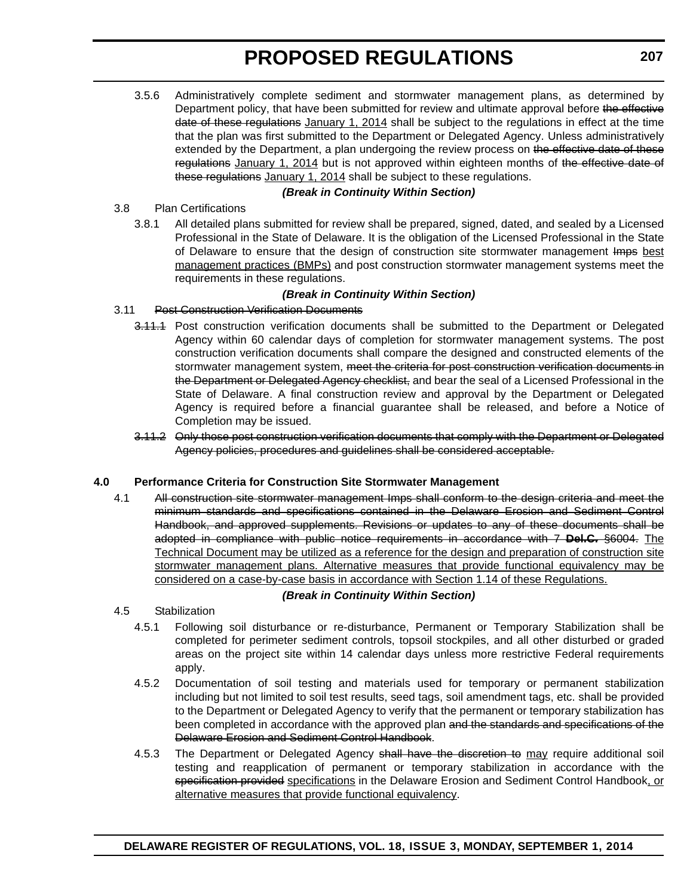3.5.6 Administratively complete sediment and stormwater management plans, as determined by Department policy, that have been submitted for review and ultimate approval before ~~the effective date of these regulations~~ <u>January 1, 2014</u> shall be subject to the regulations in effect at the time that the plan was first submitted to the Department or Delegated Agency. Unless administratively extended by the Department, a plan undergoing the review process on ~~the effective date of these regulations~~ <u>January 1, 2014</u> but is not approved within eighteen months of ~~the effective date of these regulations~~ <u>January 1, 2014</u> shall be subject to these regulations.

***(Break in Continuity Within Section)***

3.8 Plan Certifications

3.8.1 All detailed plans submitted for review shall be prepared, signed, dated, and sealed by a Licensed Professional in the State of Delaware. It is the obligation of the Licensed Professional in the State of Delaware to ensure that the design of construction site stormwater management ~~Imps~~ <u>best management practices (BMPs)</u> and post construction stormwater management systems meet the requirements in these regulations.

***(Break in Continuity Within Section)***

3.11 ~~Post Construction Verification Documents~~

~~3.11.1~~ Post construction verification documents shall be submitted to the Department or Delegated Agency within 60 calendar days of completion for stormwater management systems. The post construction verification documents shall compare the designed and constructed elements of the stormwater management system, ~~meet the criteria for post construction verification documents in the Department or Delegated Agency checklist,~~ and bear the seal of a Licensed Professional in the State of Delaware. A final construction review and approval by the Department or Delegated Agency is required before a financial guarantee shall be released, and before a Notice of Completion may be issued.

~~3.11.2 Only those post construction verification documents that comply with the Department or Delegated Agency policies, procedures and guidelines shall be considered acceptable.~~

**4.0 Performance Criteria for Construction Site Stormwater Management**

4.1 ~~All construction site stormwater management Imps shall conform to the design criteria and meet the minimum standards and specifications contained in the Delaware Erosion and Sediment Control Handbook, and approved supplements. Revisions or updates to any of these documents shall be adopted in compliance with public notice requirements in accordance with 7 **Del.C.** §6004.~~ <u>The Technical Document may be utilized as a reference for the design and preparation of construction site stormwater management plans. Alternative measures that provide functional equivalency may be considered on a case-by-case basis in accordance with Section 1.14 of these Regulations.</u>

***(Break in Continuity Within Section)***

4.5 Stabilization

4.5.1 Following soil disturbance or re-disturbance, Permanent or Temporary Stabilization shall be completed for perimeter sediment controls, topsoil stockpiles, and all other disturbed or graded areas on the project site within 14 calendar days unless more restrictive Federal requirements apply.

4.5.2 Documentation of soil testing and materials used for temporary or permanent stabilization including but not limited to soil test results, seed tags, soil amendment tags, etc. shall be provided to the Department or Delegated Agency to verify that the permanent or temporary stabilization has been completed in accordance with the approved plan ~~and the standards and specifications of the Delaware Erosion and Sediment Control Handbook~~.

4.5.3 The Department or Delegated Agency ~~shall have the discretion to~~ <u>may</u> require additional soil testing and reapplication of permanent or temporary stabilization in accordance with the ~~specification provided~~ <u>specifications</u> in the Delaware Erosion and Sediment Control Handbook<u>, or alternative measures that provide functional equivalency</u>.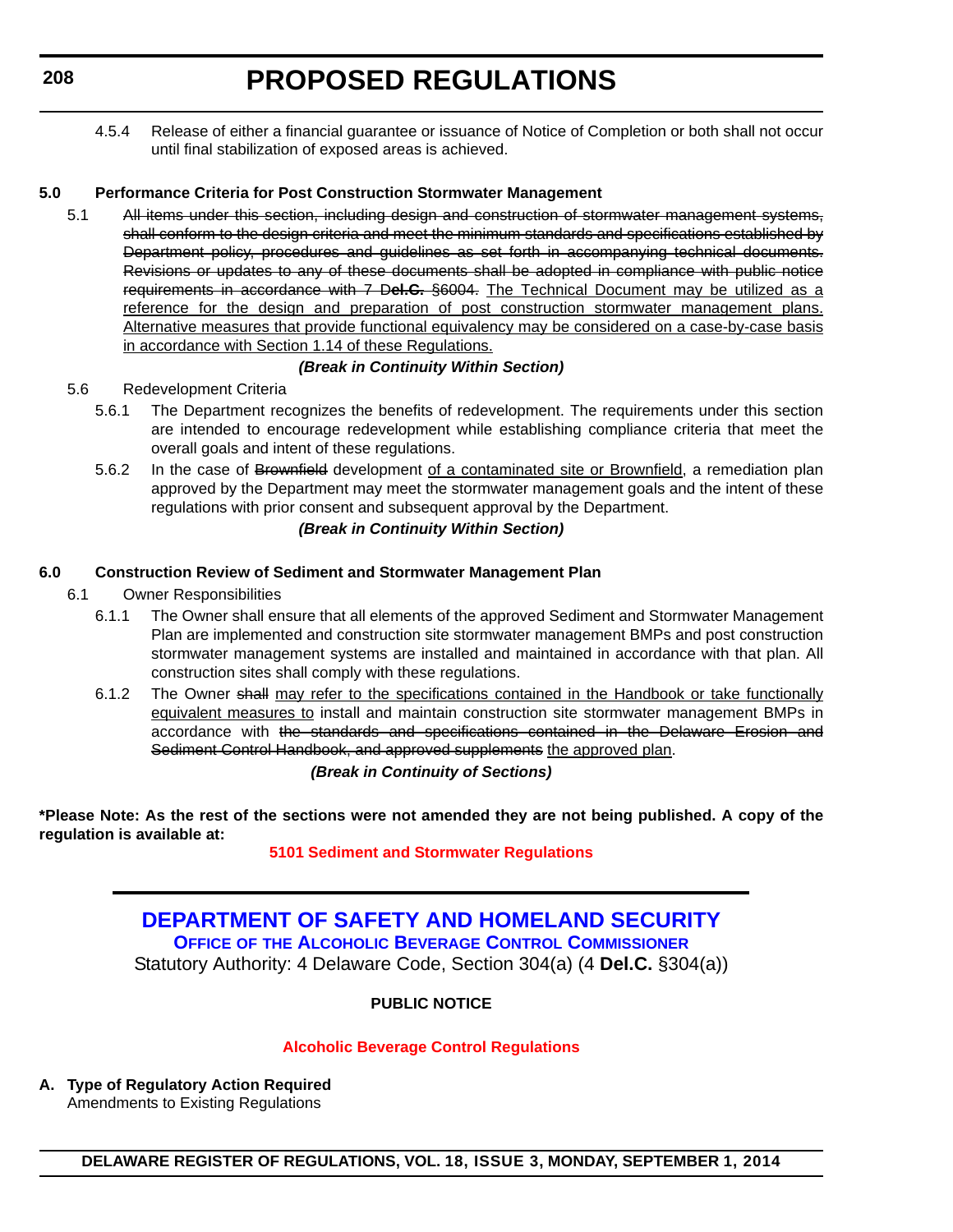4.5.4 Release of either a financial guarantee or issuance of Notice of Completion or both shall not occur until final stabilization of exposed areas is achieved.

**5.0 Performance Criteria for Post Construction Stormwater Management**

5.1 ~~All items under this section, including design and construction of stormwater management systems, shall conform to the design criteria and meet the minimum standards and specifications established by Department policy, procedures and guidelines as set forth in accompanying technical documents. Revisions or updates to any of these documents shall be adopted in compliance with public notice requirements in accordance with 7 **Del.C.** §6004.~~ <u>The Technical Document may be utilized as a reference for the design and preparation of post construction stormwater management plans. Alternative measures that provide functional equivalency may be considered on a case-by-case basis in accordance with Section 1.14 of these Regulations.</u>

***(Break in Continuity Within Section)***

5.6 Redevelopment Criteria

5.6.1 The Department recognizes the benefits of redevelopment. The requirements under this section are intended to encourage redevelopment while establishing compliance criteria that meet the overall goals and intent of these regulations.

5.6.2 In the case of ~~Brownfield~~ development <u>of a contaminated site or Brownfield</u>, a remediation plan approved by the Department may meet the stormwater management goals and the intent of these regulations with prior consent and subsequent approval by the Department.

***(Break in Continuity Within Section)***

**6.0 Construction Review of Sediment and Stormwater Management Plan**

6.1 Owner Responsibilities

6.1.1 The Owner shall ensure that all elements of the approved Sediment and Stormwater Management Plan are implemented and construction site stormwater management BMPs and post construction stormwater management systems are installed and maintained in accordance with that plan. All construction sites shall comply with these regulations.

6.1.2 The Owner ~~shall~~ <u>may refer to the specifications contained in the Handbook or take functionally equivalent measures to</u> install and maintain construction site stormwater management BMPs in accordance with ~~the standards and specifications contained in the Delaware Erosion and Sediment Control Handbook, and approved supplements~~ <u>the approved plan</u>.

***(Break in Continuity of Sections)***

**\*Please Note: As the rest of the sections were not amended they are not being published. A copy of the regulation is available at:**

**5101 Sediment and Stormwater Regulations**

## DEPARTMENT OF SAFETY AND HOMELAND SECURITY

### OFFICE OF THE ALCOHOLIC BEVERAGE CONTROL COMMISSIONER

Statutory Authority: 4 Delaware Code, Section 304(a) (4 **Del.C.** §304(a))

**PUBLIC NOTICE**

**Alcoholic Beverage Control Regulations**

**A. Type of Regulatory Action Required**

Amendments to Existing Regulations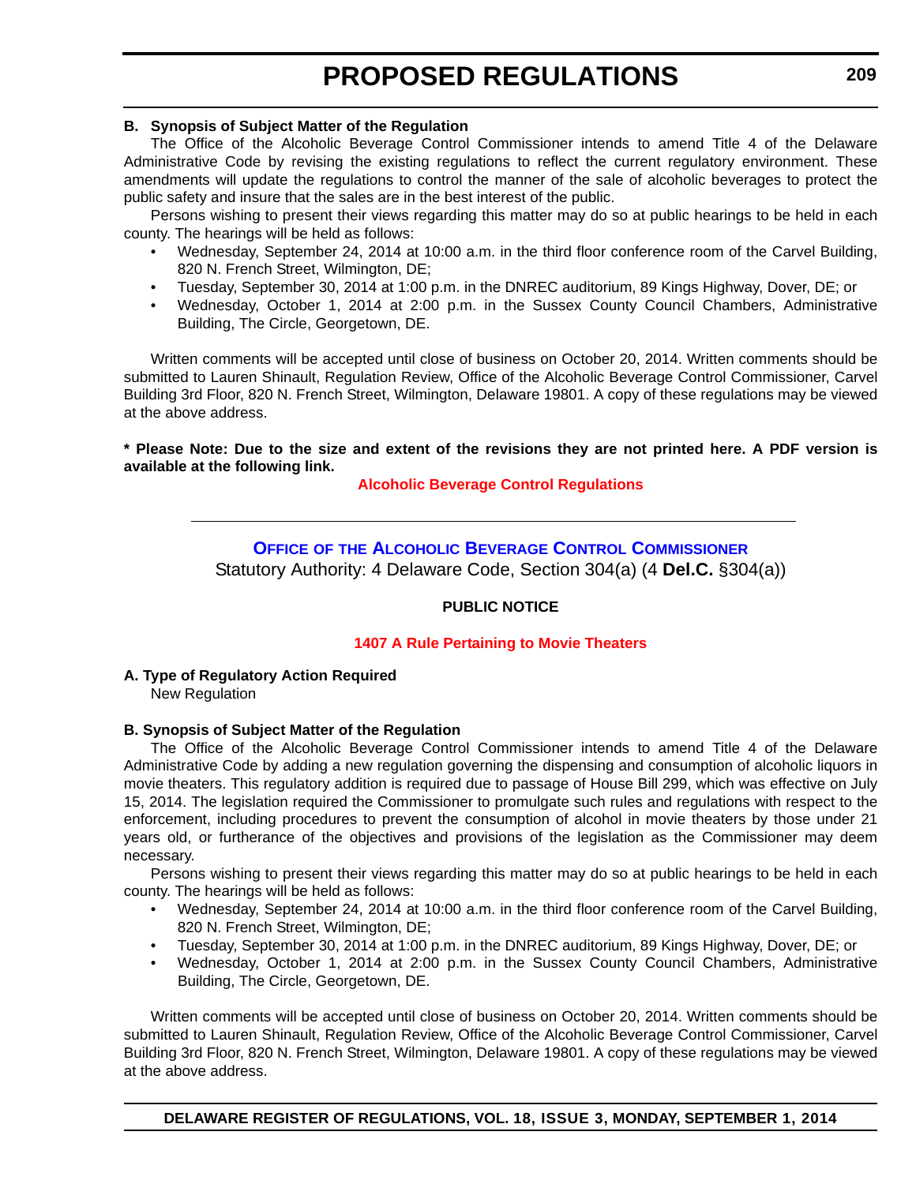**B. Synopsis of Subject Matter of the Regulation**

The Office of the Alcoholic Beverage Control Commissioner intends to amend Title 4 of the Delaware Administrative Code by revising the existing regulations to reflect the current regulatory environment. These amendments will update the regulations to control the manner of the sale of alcoholic beverages to protect the public safety and insure that the sales are in the best interest of the public.

Persons wishing to present their views regarding this matter may do so at public hearings to be held in each county. The hearings will be held as follows:

- Wednesday, September 24, 2014 at 10:00 a.m. in the third floor conference room of the Carvel Building, 820 N. French Street, Wilmington, DE;
- Tuesday, September 30, 2014 at 1:00 p.m. in the DNREC auditorium, 89 Kings Highway, Dover, DE; or
- Wednesday, October 1, 2014 at 2:00 p.m. in the Sussex County Council Chambers, Administrative Building, The Circle, Georgetown, DE.

Written comments will be accepted until close of business on October 20, 2014. Written comments should be submitted to Lauren Shinault, Regulation Review, Office of the Alcoholic Beverage Control Commissioner, Carvel Building 3rd Floor, 820 N. French Street, Wilmington, Delaware 19801. A copy of these regulations may be viewed at the above address.

**\* Please Note: Due to the size and extent of the revisions they are not printed here. A PDF version is available at the following link.**

**Alcoholic Beverage Control Regulations**

---

## Office of the Alcoholic Beverage Control Commissioner

Statutory Authority: 4 Delaware Code, Section 304(a) (4 **Del.C.** §304(a))

**PUBLIC NOTICE**

**1407 A Rule Pertaining to Movie Theaters**

**A. Type of Regulatory Action Required**

New Regulation

**B. Synopsis of Subject Matter of the Regulation**

The Office of the Alcoholic Beverage Control Commissioner intends to amend Title 4 of the Delaware Administrative Code by adding a new regulation governing the dispensing and consumption of alcoholic liquors in movie theaters. This regulatory addition is required due to passage of House Bill 299, which was effective on July 15, 2014. The legislation required the Commissioner to promulgate such rules and regulations with respect to the enforcement, including procedures to prevent the consumption of alcohol in movie theaters by those under 21 years old, or furtherance of the objectives and provisions of the legislation as the Commissioner may deem necessary.

Persons wishing to present their views regarding this matter may do so at public hearings to be held in each county. The hearings will be held as follows:

- Wednesday, September 24, 2014 at 10:00 a.m. in the third floor conference room of the Carvel Building, 820 N. French Street, Wilmington, DE;
- Tuesday, September 30, 2014 at 1:00 p.m. in the DNREC auditorium, 89 Kings Highway, Dover, DE; or
- Wednesday, October 1, 2014 at 2:00 p.m. in the Sussex County Council Chambers, Administrative Building, The Circle, Georgetown, DE.

Written comments will be accepted until close of business on October 20, 2014. Written comments should be submitted to Lauren Shinault, Regulation Review, Office of the Alcoholic Beverage Control Commissioner, Carvel Building 3rd Floor, 820 N. French Street, Wilmington, Delaware 19801. A copy of these regulations may be viewed at the above address.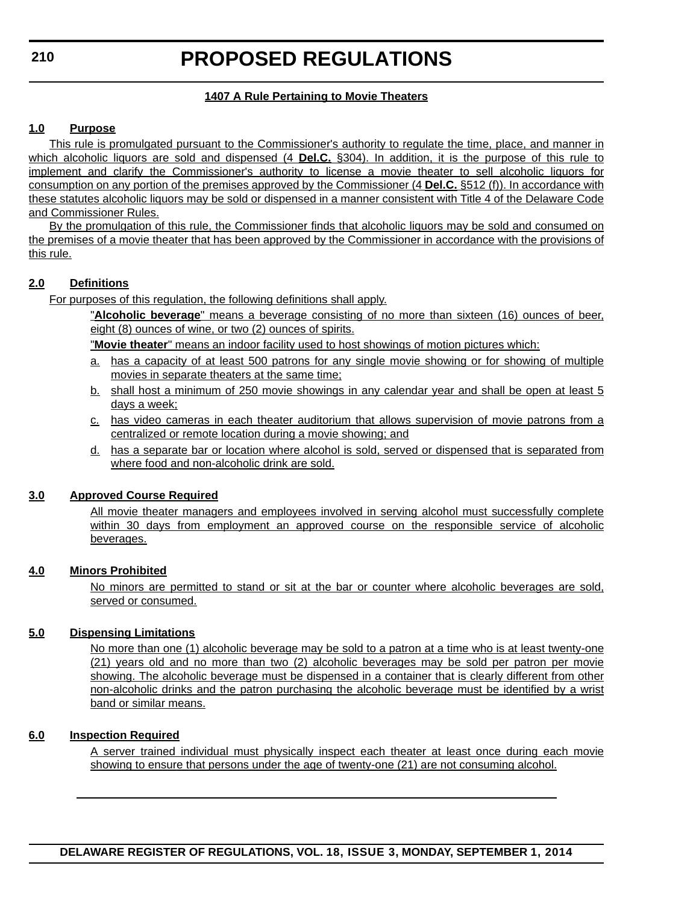**1407 A Rule Pertaining to Movie Theaters**

**1.0 Purpose**

This rule is promulgated pursuant to the Commissioner's authority to regulate the time, place, and manner in which alcoholic liquors are sold and dispensed (4 **Del.C.** §304). In addition, it is the purpose of this rule to implement and clarify the Commissioner's authority to license a movie theater to sell alcoholic liquors for consumption on any portion of the premises approved by the Commissioner (4 **Del.C.** §512 (f)). In accordance with these statutes alcoholic liquors may be sold or dispensed in a manner consistent with Title 4 of the Delaware Code and Commissioner Rules.

By the promulgation of this rule, the Commissioner finds that alcoholic liquors may be sold and consumed on the premises of a movie theater that has been approved by the Commissioner in accordance with the provisions of this rule.

**2.0 Definitions**

For purposes of this regulation, the following definitions shall apply.

"**Alcoholic beverage**" means a beverage consisting of no more than sixteen (16) ounces of beer, eight (8) ounces of wine, or two (2) ounces of spirits.

"**Movie theater**" means an indoor facility used to host showings of motion pictures which:

a. has a capacity of at least 500 patrons for any single movie showing or for showing of multiple movies in separate theaters at the same time;

b. shall host a minimum of 250 movie showings in any calendar year and shall be open at least 5 days a week;

c. has video cameras in each theater auditorium that allows supervision of movie patrons from a centralized or remote location during a movie showing; and

d. has a separate bar or location where alcohol is sold, served or dispensed that is separated from where food and non-alcoholic drink are sold.

**3.0 Approved Course Required**

All movie theater managers and employees involved in serving alcohol must successfully complete within 30 days from employment an approved course on the responsible service of alcoholic beverages.

**4.0 Minors Prohibited**

No minors are permitted to stand or sit at the bar or counter where alcoholic beverages are sold, served or consumed.

**5.0 Dispensing Limitations**

No more than one (1) alcoholic beverage may be sold to a patron at a time who is at least twenty-one (21) years old and no more than two (2) alcoholic beverages may be sold per patron per movie showing. The alcoholic beverage must be dispensed in a container that is clearly different from other non-alcoholic drinks and the patron purchasing the alcoholic beverage must be identified by a wrist band or similar means.

**6.0 Inspection Required**

A server trained individual must physically inspect each theater at least once during each movie showing to ensure that persons under the age of twenty-one (21) are not consuming alcohol.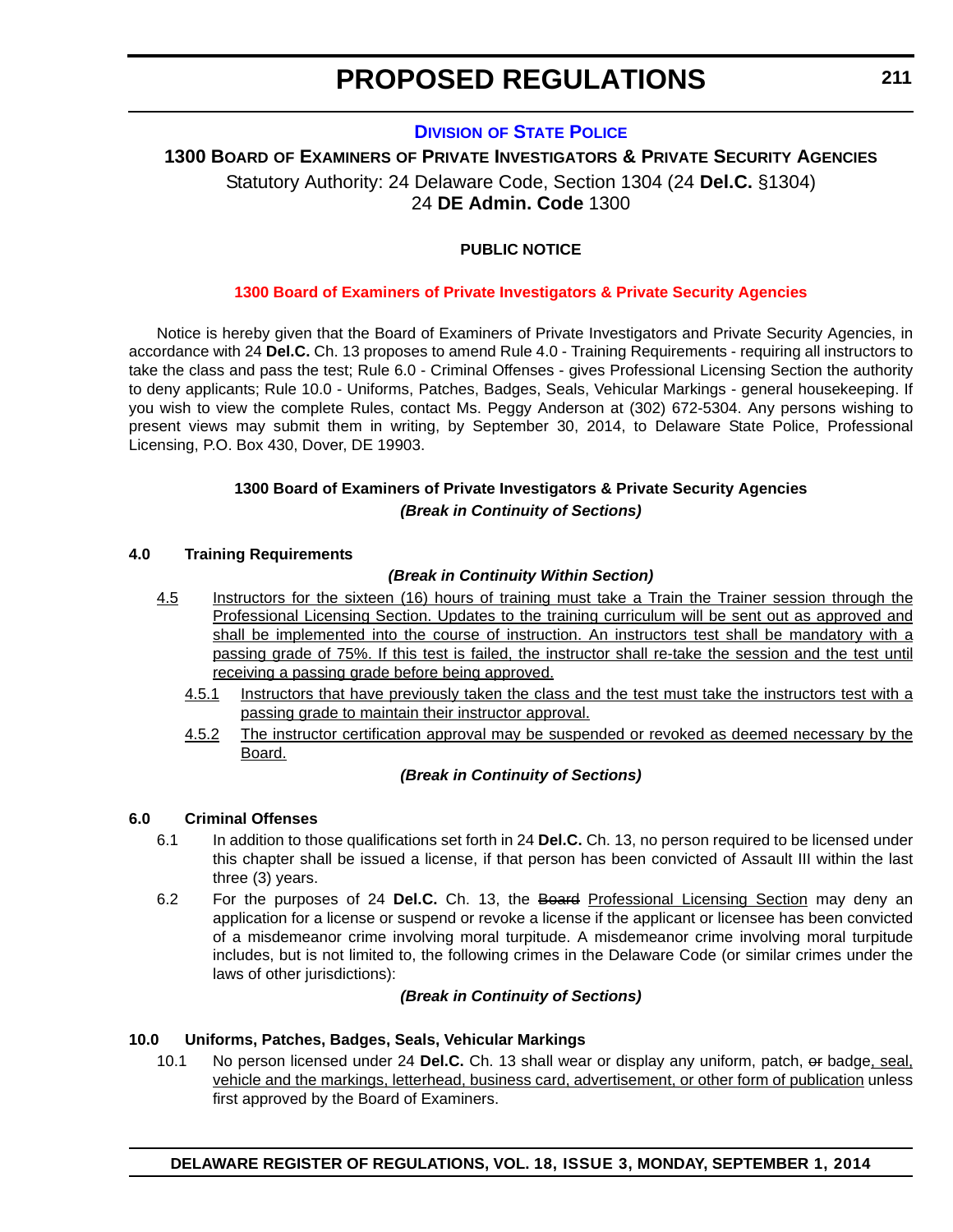# PROPOSED REGULATIONS

## DIVISION OF STATE POLICE

### 1300 BOARD OF EXAMINERS OF PRIVATE INVESTIGATORS & PRIVATE SECURITY AGENCIES

Statutory Authority: 24 Delaware Code, Section 1304 (24 **Del.C.** §1304)
24 **DE Admin. Code** 1300

**PUBLIC NOTICE**

**1300 Board of Examiners of Private Investigators & Private Security Agencies**

Notice is hereby given that the Board of Examiners of Private Investigators and Private Security Agencies, in accordance with 24 **Del.C.** Ch. 13 proposes to amend Rule 4.0 - Training Requirements - requiring all instructors to take the class and pass the test; Rule 6.0 - Criminal Offenses - gives Professional Licensing Section the authority to deny applicants; Rule 10.0 - Uniforms, Patches, Badges, Seals, Vehicular Markings - general housekeeping. If you wish to view the complete Rules, contact Ms. Peggy Anderson at (302) 672-5304. Any persons wishing to present views may submit them in writing, by September 30, 2014, to Delaware State Police, Professional Licensing, P.O. Box 430, Dover, DE 19903.

**1300 Board of Examiners of Private Investigators & Private Security Agencies**

***(Break in Continuity of Sections)***

**4.0 Training Requirements**

***(Break in Continuity Within Section)***

4.5 Instructors for the sixteen (16) hours of training must take a Train the Trainer session through the Professional Licensing Section. Updates to the training curriculum will be sent out as approved and shall be implemented into the course of instruction. An instructors test shall be mandatory with a passing grade of 75%. If this test is failed, the instructor shall re-take the session and the test until receiving a passing grade before being approved.

4.5.1 Instructors that have previously taken the class and the test must take the instructors test with a passing grade to maintain their instructor approval.

4.5.2 The instructor certification approval may be suspended or revoked as deemed necessary by the Board.

***(Break in Continuity of Sections)***

**6.0 Criminal Offenses**

6.1 In addition to those qualifications set forth in 24 **Del.C.** Ch. 13, no person required to be licensed under this chapter shall be issued a license, if that person has been convicted of Assault III within the last three (3) years.

6.2 For the purposes of 24 **Del.C.** Ch. 13, the ~~Board~~ Professional Licensing Section may deny an application for a license or suspend or revoke a license if the applicant or licensee has been convicted of a misdemeanor crime involving moral turpitude. A misdemeanor crime involving moral turpitude includes, but is not limited to, the following crimes in the Delaware Code (or similar crimes under the laws of other jurisdictions):

***(Break in Continuity of Sections)***

**10.0 Uniforms, Patches, Badges, Seals, Vehicular Markings**

10.1 No person licensed under 24 **Del.C.** Ch. 13 shall wear or display any uniform, patch, ~~or~~ badge, seal, vehicle and the markings, letterhead, business card, advertisement, or other form of publication unless first approved by the Board of Examiners.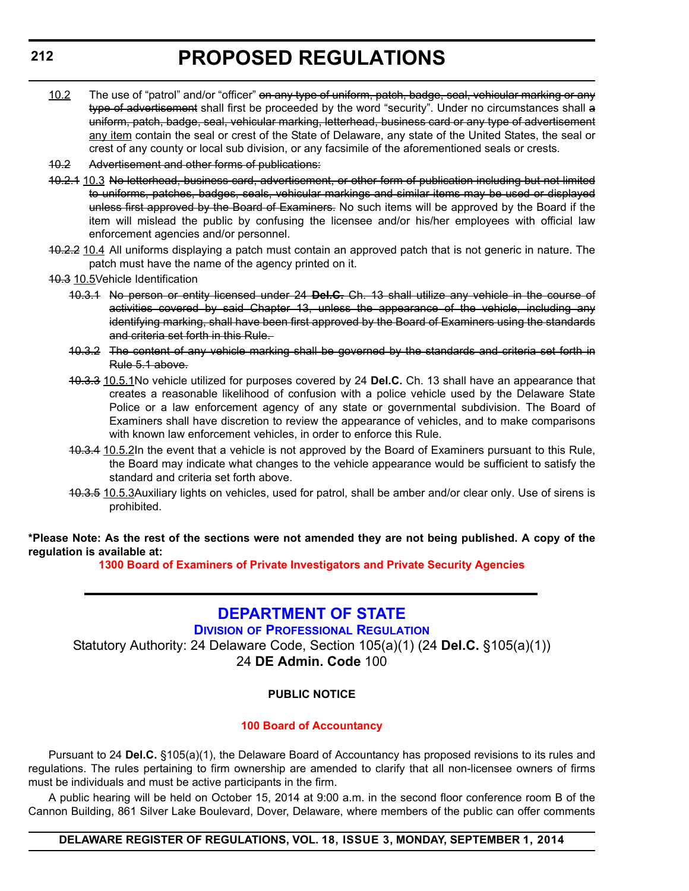10.2 The use of "patrol" and/or "officer" ~~on any type of uniform, patch, badge, seal, vehicular marking or any type of advertisement~~ shall first be proceeded by the word "security". Under no circumstances shall ~~a uniform, patch, badge, seal, vehicular marking, letterhead, business card or any type of advertisement~~ any item contain the seal or crest of the State of Delaware, any state of the United States, the seal or crest of any county or local sub division, or any facsimile of the aforementioned seals or crests.

~~10.2 Advertisement and other forms of publications:~~

~~10.2.1~~ 10.3 ~~No letterhead, business card, advertisement, or other form of publication including but not limited to uniforms, patches, badges, seals, vehicular markings and similar items may be used or displayed unless first approved by the Board of Examiners.~~ No such items will be approved by the Board if the item will mislead the public by confusing the licensee and/or his/her employees with official law enforcement agencies and/or personnel.

~~10.2.2~~ 10.4 All uniforms displaying a patch must contain an approved patch that is not generic in nature. The patch must have the name of the agency printed on it.

~~10.3~~ 10.5 Vehicle Identification

~~10.3.1 No person or entity licensed under 24 **Del.C.** Ch. 13 shall utilize any vehicle in the course of activities covered by said Chapter 13, unless the appearance of the vehicle, including any identifying marking, shall have been first approved by the Board of Examiners using the standards and criteria set forth in this Rule.~~

~~10.3.2 The content of any vehicle marking shall be governed by the standards and criteria set forth in Rule 5.1 above.~~

~~10.3.3~~ 10.5.1 No vehicle utilized for purposes covered by 24 **Del.C.** Ch. 13 shall have an appearance that creates a reasonable likelihood of confusion with a police vehicle used by the Delaware State Police or a law enforcement agency of any state or governmental subdivision. The Board of Examiners shall have discretion to review the appearance of vehicles, and to make comparisons with known law enforcement vehicles, in order to enforce this Rule.

~~10.3.4~~ 10.5.2 In the event that a vehicle is not approved by the Board of Examiners pursuant to this Rule, the Board may indicate what changes to the vehicle appearance would be sufficient to satisfy the standard and criteria set forth above.

~~10.3.5~~ 10.5.3 Auxiliary lights on vehicles, used for patrol, shall be amber and/or clear only. Use of sirens is prohibited.

**\*Please Note: As the rest of the sections were not amended they are not being published. A copy of the regulation is available at:**

**1300 Board of Examiners of Private Investigators and Private Security Agencies**

---

## DEPARTMENT OF STATE

### DIVISION OF PROFESSIONAL REGULATION

Statutory Authority: 24 Delaware Code, Section 105(a)(1) (24 **Del.C.** §105(a)(1))
24 **DE Admin. Code** 100

**PUBLIC NOTICE**

**100 Board of Accountancy**

Pursuant to 24 **Del.C.** §105(a)(1), the Delaware Board of Accountancy has proposed revisions to its rules and regulations. The rules pertaining to firm ownership are amended to clarify that all non-licensee owners of firms must be individuals and must be active participants in the firm.

A public hearing will be held on October 15, 2014 at 9:00 a.m. in the second floor conference room B of the Cannon Building, 861 Silver Lake Boulevard, Dover, Delaware, where members of the public can offer comments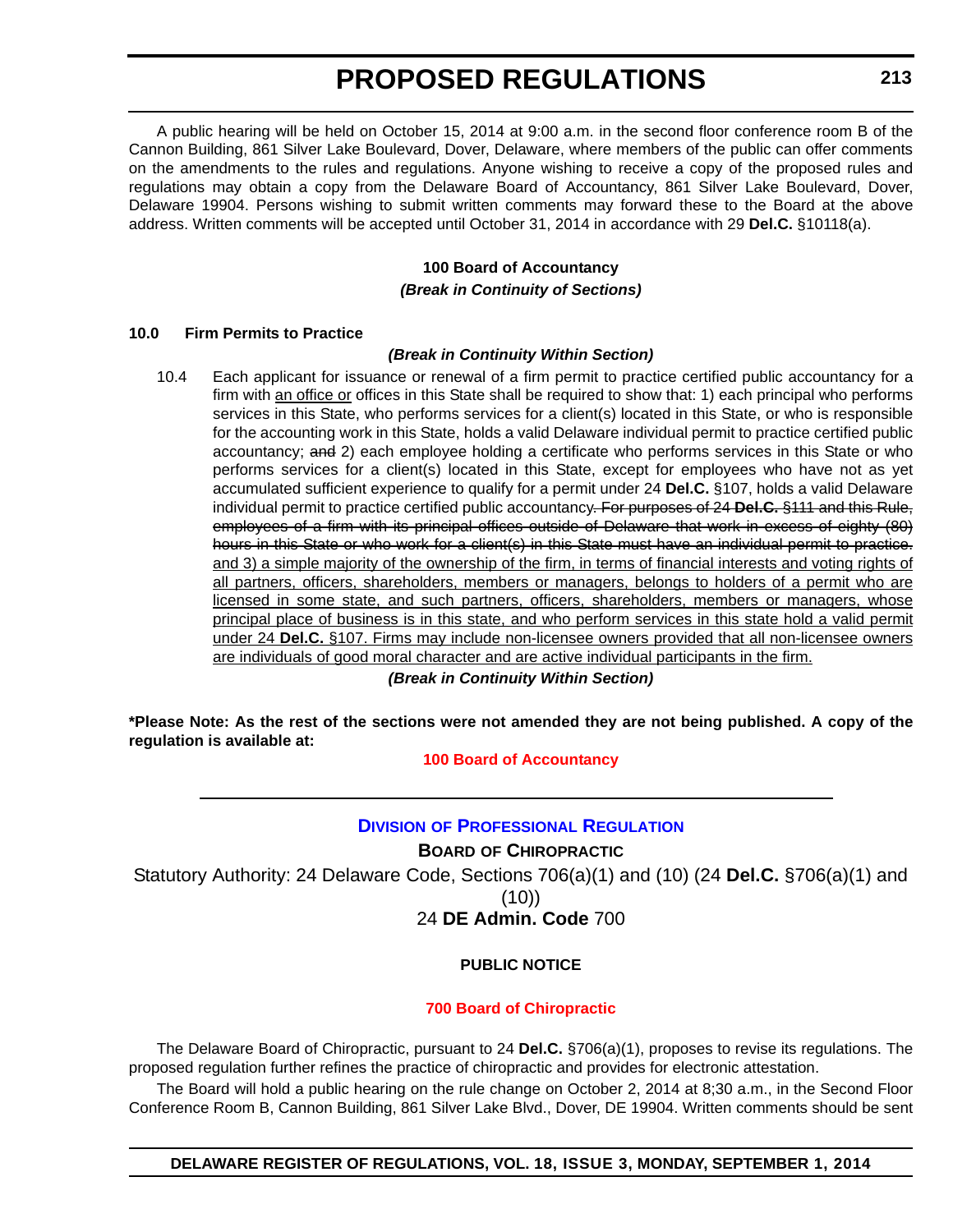A public hearing will be held on October 15, 2014 at 9:00 a.m. in the second floor conference room B of the Cannon Building, 861 Silver Lake Boulevard, Dover, Delaware, where members of the public can offer comments on the amendments to the rules and regulations. Anyone wishing to receive a copy of the proposed rules and regulations may obtain a copy from the Delaware Board of Accountancy, 861 Silver Lake Boulevard, Dover, Delaware 19904. Persons wishing to submit written comments may forward these to the Board at the above address. Written comments will be accepted until October 31, 2014 in accordance with 29 **Del.C.** §10118(a).

**100 Board of Accountancy**

***(Break in Continuity of Sections)***

**10.0 Firm Permits to Practice**

***(Break in Continuity Within Section)***

10.4 Each applicant for issuance or renewal of a firm permit to practice certified public accountancy for a firm with <u>an office or</u> offices in this State shall be required to show that: 1) each principal who performs services in this State, who performs services for a client(s) located in this State, or who is responsible for the accounting work in this State, holds a valid Delaware individual permit to practice certified public accountancy; ~~and~~ 2) each employee holding a certificate who performs services in this State or who performs services for a client(s) located in this State, except for employees who have not as yet accumulated sufficient experience to qualify for a permit under 24 **Del.C.** §107, holds a valid Delaware individual permit to practice certified public accountancy~~. For purposes of 24 **Del.C.** §111 and this Rule, employees of a firm with its principal offices outside of Delaware that work in excess of eighty (80) hours in this State or who work for a client(s) in this State must have an individual permit to practice.~~ <u>and 3) a simple majority of the ownership of the firm, in terms of financial interests and voting rights of all partners, officers, shareholders, members or managers, belongs to holders of a permit who are licensed in some state, and such partners, officers, shareholders, members or managers, whose principal place of business is in this state, and who perform services in this state hold a valid permit under 24 **Del.C.** §107. Firms may include non-licensee owners provided that all non-licensee owners are individuals of good moral character and are active individual participants in the firm.</u>

***(Break in Continuity Within Section)***

**\*Please Note: As the rest of the sections were not amended they are not being published. A copy of the regulation is available at:**

**100 Board of Accountancy**

---

## Division of Professional Regulation

**Board of Chiropractic**

Statutory Authority: 24 Delaware Code, Sections 706(a)(1) and (10) (24 **Del.C.** §706(a)(1) and (10))

24 **DE Admin. Code** 700

**PUBLIC NOTICE**

**700 Board of Chiropractic**

The Delaware Board of Chiropractic, pursuant to 24 **Del.C.** §706(a)(1), proposes to revise its regulations. The proposed regulation further refines the practice of chiropractic and provides for electronic attestation.

The Board will hold a public hearing on the rule change on October 2, 2014 at 8;30 a.m., in the Second Floor Conference Room B, Cannon Building, 861 Silver Lake Blvd., Dover, DE 19904. Written comments should be sent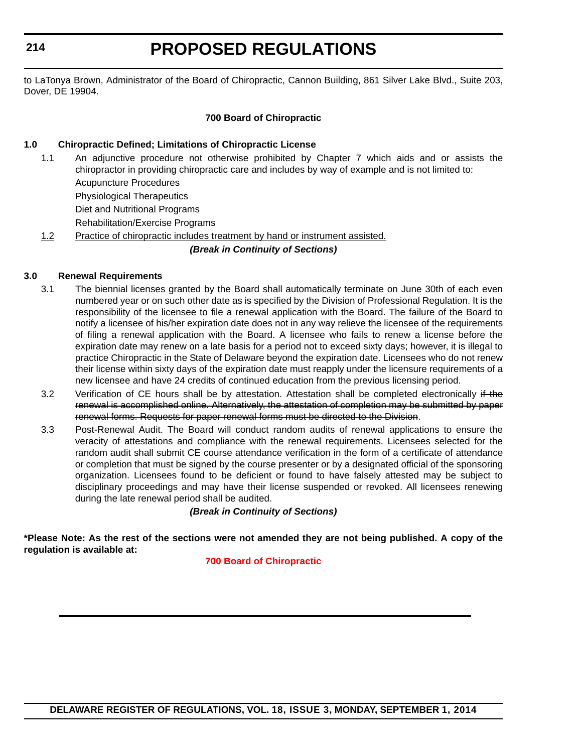to LaTonya Brown, Administrator of the Board of Chiropractic, Cannon Building, 861 Silver Lake Blvd., Suite 203, Dover, DE 19904.

**700 Board of Chiropractic**

**1.0 Chiropractic Defined; Limitations of Chiropractic License**

1.1 An adjunctive procedure not otherwise prohibited by Chapter 7 which aids and or assists the chiropractor in providing chiropractic care and includes by way of example and is not limited to:

Acupuncture Procedures

Physiological Therapeutics

Diet and Nutritional Programs

Rehabilitation/Exercise Programs

<u>1.2</u> <u>Practice of chiropractic includes treatment by hand or instrument assisted.</u>

***(Break in Continuity of Sections)***

**3.0 Renewal Requirements**

3.1 The biennial licenses granted by the Board shall automatically terminate on June 30th of each even numbered year or on such other date as is specified by the Division of Professional Regulation. It is the responsibility of the licensee to file a renewal application with the Board. The failure of the Board to notify a licensee of his/her expiration date does not in any way relieve the licensee of the requirements of filing a renewal application with the Board. A licensee who fails to renew a license before the expiration date may renew on a late basis for a period not to exceed sixty days; however, it is illegal to practice Chiropractic in the State of Delaware beyond the expiration date. Licensees who do not renew their license within sixty days of the expiration date must reapply under the licensure requirements of a new licensee and have 24 credits of continued education from the previous licensing period.

3.2 Verification of CE hours shall be by attestation. Attestation shall be completed electronically ~~if the renewal is accomplished online. Alternatively, the attestation of completion may be submitted by paper renewal forms. Requests for paper renewal forms must be directed to the Division~~.

3.3 Post-Renewal Audit. The Board will conduct random audits of renewal applications to ensure the veracity of attestations and compliance with the renewal requirements. Licensees selected for the random audit shall submit CE course attendance verification in the form of a certificate of attendance or completion that must be signed by the course presenter or by a designated official of the sponsoring organization. Licensees found to be deficient or found to have falsely attested may be subject to disciplinary proceedings and may have their license suspended or revoked. All licensees renewing during the late renewal period shall be audited.

***(Break in Continuity of Sections)***

**\*Please Note: As the rest of the sections were not amended they are not being published. A copy of the regulation is available at:**

**700 Board of Chiropractic**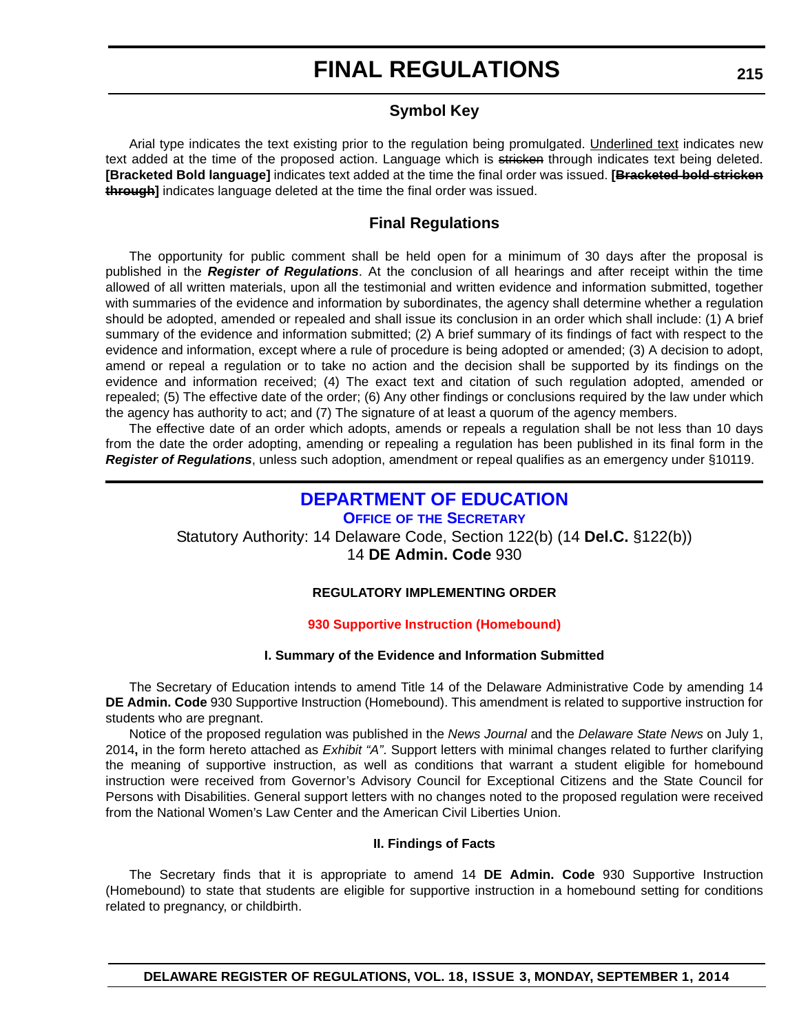# FINAL REGULATIONS

## Symbol Key

Arial type indicates the text existing prior to the regulation being promulgated. Underlined text indicates new text added at the time of the proposed action. Language which is ~~stricken~~ through indicates text being deleted. **[Bracketed Bold language]** indicates text added at the time the final order was issued. **[~~Bracketed bold stricken through~~]** indicates language deleted at the time the final order was issued.

## Final Regulations

The opportunity for public comment shall be held open for a minimum of 30 days after the proposal is published in the ***Register of Regulations***. At the conclusion of all hearings and after receipt within the time allowed of all written materials, upon all the testimonial and written evidence and information submitted, together with summaries of the evidence and information by subordinates, the agency shall determine whether a regulation should be adopted, amended or repealed and shall issue its conclusion in an order which shall include: (1) A brief summary of the evidence and information submitted; (2) A brief summary of its findings of fact with respect to the evidence and information, except where a rule of procedure is being adopted or amended; (3) A decision to adopt, amend or repeal a regulation or to take no action and the decision shall be supported by its findings on the evidence and information received; (4) The exact text and citation of such regulation adopted, amended or repealed; (5) The effective date of the order; (6) Any other findings or conclusions required by the law under which the agency has authority to act; and (7) The signature of at least a quorum of the agency members.

The effective date of an order which adopts, amends or repeals a regulation shall be not less than 10 days from the date the order adopting, amending or repealing a regulation has been published in its final form in the ***Register of Regulations***, unless such adoption, amendment or repeal qualifies as an emergency under §10119.

## DEPARTMENT OF EDUCATION

### OFFICE OF THE SECRETARY

Statutory Authority: 14 Delaware Code, Section 122(b) (14 **Del.C.** §122(b))
14 **DE Admin. Code** 930

**REGULATORY IMPLEMENTING ORDER**

**930 Supportive Instruction (Homebound)**

**I. Summary of the Evidence and Information Submitted**

The Secretary of Education intends to amend Title 14 of the Delaware Administrative Code by amending 14 **DE Admin. Code** 930 Supportive Instruction (Homebound). This amendment is related to supportive instruction for students who are pregnant.

Notice of the proposed regulation was published in the *News Journal* and the *Delaware State News* on July 1, 2014**,** in the form hereto attached as *Exhibit "A"*. Support letters with minimal changes related to further clarifying the meaning of supportive instruction, as well as conditions that warrant a student eligible for homebound instruction were received from Governor's Advisory Council for Exceptional Citizens and the State Council for Persons with Disabilities. General support letters with no changes noted to the proposed regulation were received from the National Women's Law Center and the American Civil Liberties Union.

**II. Findings of Facts**

The Secretary finds that it is appropriate to amend 14 **DE Admin. Code** 930 Supportive Instruction (Homebound) to state that students are eligible for supportive instruction in a homebound setting for conditions related to pregnancy, or childbirth.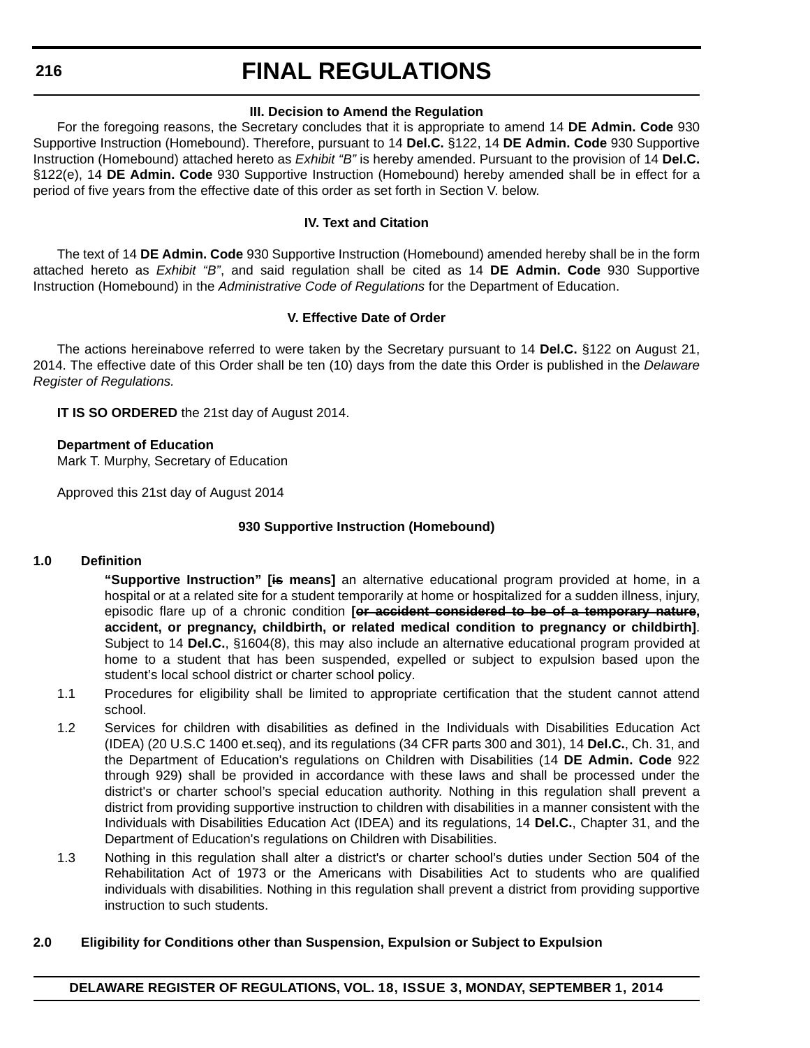### III. Decision to Amend the Regulation

For the foregoing reasons, the Secretary concludes that it is appropriate to amend 14 **DE Admin. Code** 930 Supportive Instruction (Homebound). Therefore, pursuant to 14 **Del.C.** §122, 14 **DE Admin. Code** 930 Supportive Instruction (Homebound) attached hereto as *Exhibit "B"* is hereby amended. Pursuant to the provision of 14 **Del.C.** §122(e), 14 **DE Admin. Code** 930 Supportive Instruction (Homebound) hereby amended shall be in effect for a period of five years from the effective date of this order as set forth in Section V. below.

### IV. Text and Citation

The text of 14 **DE Admin. Code** 930 Supportive Instruction (Homebound) amended hereby shall be in the form attached hereto as *Exhibit "B"*, and said regulation shall be cited as 14 **DE Admin. Code** 930 Supportive Instruction (Homebound) in the *Administrative Code of Regulations* for the Department of Education.

### V. Effective Date of Order

The actions hereinabove referred to were taken by the Secretary pursuant to 14 **Del.C.** §122 on August 21, 2014. The effective date of this Order shall be ten (10) days from the date this Order is published in the *Delaware Register of Regulations.*

**IT IS SO ORDERED** the 21st day of August 2014.

**Department of Education**
Mark T. Murphy, Secretary of Education

Approved this 21st day of August 2014

### 930 Supportive Instruction (Homebound)

**1.0 Definition**

**"Supportive Instruction" [~~is~~ means]** an alternative educational program provided at home, in a hospital or at a related site for a student temporarily at home or hospitalized for a sudden illness, injury, episodic flare up of a chronic condition **[~~or accident considered to be of a temporary nature~~, accident, or pregnancy, childbirth, or related medical condition to pregnancy or childbirth]**. Subject to 14 **Del.C.**, §1604(8), this may also include an alternative educational program provided at home to a student that has been suspended, expelled or subject to expulsion based upon the student's local school district or charter school policy.

1.1 Procedures for eligibility shall be limited to appropriate certification that the student cannot attend school.

1.2 Services for children with disabilities as defined in the Individuals with Disabilities Education Act (IDEA) (20 U.S.C 1400 et.seq), and its regulations (34 CFR parts 300 and 301), 14 **Del.C.**, Ch. 31, and the Department of Education's regulations on Children with Disabilities (14 **DE Admin. Code** 922 through 929) shall be provided in accordance with these laws and shall be processed under the district's or charter school's special education authority. Nothing in this regulation shall prevent a district from providing supportive instruction to children with disabilities in a manner consistent with the Individuals with Disabilities Education Act (IDEA) and its regulations, 14 **Del.C.**, Chapter 31, and the Department of Education's regulations on Children with Disabilities.

1.3 Nothing in this regulation shall alter a district's or charter school's duties under Section 504 of the Rehabilitation Act of 1973 or the Americans with Disabilities Act to students who are qualified individuals with disabilities. Nothing in this regulation shall prevent a district from providing supportive instruction to such students.

**2.0 Eligibility for Conditions other than Suspension, Expulsion or Subject to Expulsion**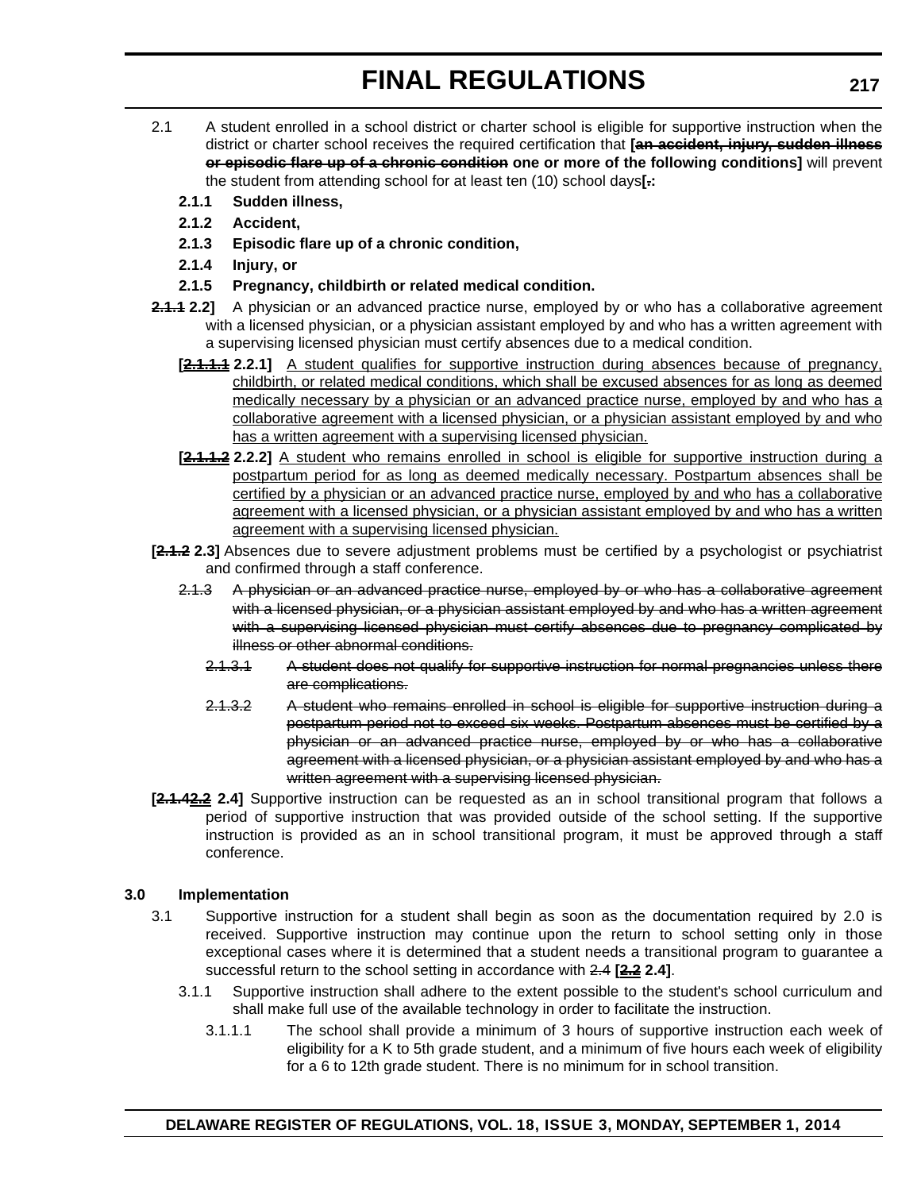2.1 A student enrolled in a school district or charter school is eligible for supportive instruction when the district or charter school receives the required certification that **[~~an accident, injury, sudden illness or episodic flare up of a chronic condition~~ one or more of the following conditions]** will prevent the student from attending school for at least ten (10) school days**[~~.~~:**

**2.1.1 Sudden illness,**

**2.1.2 Accident,**

**2.1.3 Episodic flare up of a chronic condition,**

**2.1.4 Injury, or**

**2.1.5 Pregnancy, childbirth or related medical condition.**

~~**2.1.1**~~ **2.2]** A physician or an advanced practice nurse, employed by or who has a collaborative agreement with a licensed physician, or a physician assistant employed by and who has a written agreement with a supervising licensed physician must certify absences due to a medical condition.

**[~~2.1.1.1~~ 2.2.1]** <u>A student qualifies for supportive instruction during absences because of pregnancy, childbirth, or related medical conditions, which shall be excused absences for as long as deemed medically necessary by a physician or an advanced practice nurse, employed by and who has a collaborative agreement with a licensed physician, or a physician assistant employed by and who has a written agreement with a supervising licensed physician.</u>

**[~~2.1.1.2~~ 2.2.2]** <u>A student who remains enrolled in school is eligible for supportive instruction during a postpartum period for as long as deemed medically necessary. Postpartum absences shall be certified by a physician or an advanced practice nurse, employed by and who has a collaborative agreement with a licensed physician, or a physician assistant employed by and who has a written agreement with a supervising licensed physician.</u>

**[~~2.1.2~~ 2.3]** Absences due to severe adjustment problems must be certified by a psychologist or psychiatrist and confirmed through a staff conference.

~~2.1.3 A physician or an advanced practice nurse, employed by or who has a collaborative agreement with a licensed physician, or a physician assistant employed by and who has a written agreement with a supervising licensed physician must certify absences due to pregnancy complicated by illness or other abnormal conditions.~~

~~2.1.3.1 A student does not qualify for supportive instruction for normal pregnancies unless there are complications.~~

~~2.1.3.2 A student who remains enrolled in school is eligible for supportive instruction during a postpartum period not to exceed six weeks. Postpartum absences must be certified by a physician or an advanced practice nurse, employed by or who has a collaborative agreement with a licensed physician, or a physician assistant employed by and who has a written agreement with a supervising licensed physician.~~

**[~~2.1.4~~<u>~~2.2~~</u> 2.4]** Supportive instruction can be requested as an in school transitional program that follows a period of supportive instruction that was provided outside of the school setting. If the supportive instruction is provided as an in school transitional program, it must be approved through a staff conference.

**3.0 Implementation**

3.1 Supportive instruction for a student shall begin as soon as the documentation required by 2.0 is received. Supportive instruction may continue upon the return to school setting only in those exceptional cases where it is determined that a student needs a transitional program to guarantee a successful return to the school setting in accordance with ~~2.4~~ **[<u>~~2.2~~</u> 2.4]**.

3.1.1 Supportive instruction shall adhere to the extent possible to the student's school curriculum and shall make full use of the available technology in order to facilitate the instruction.

3.1.1.1 The school shall provide a minimum of 3 hours of supportive instruction each week of eligibility for a K to 5th grade student, and a minimum of five hours each week of eligibility for a 6 to 12th grade student. There is no minimum for in school transition.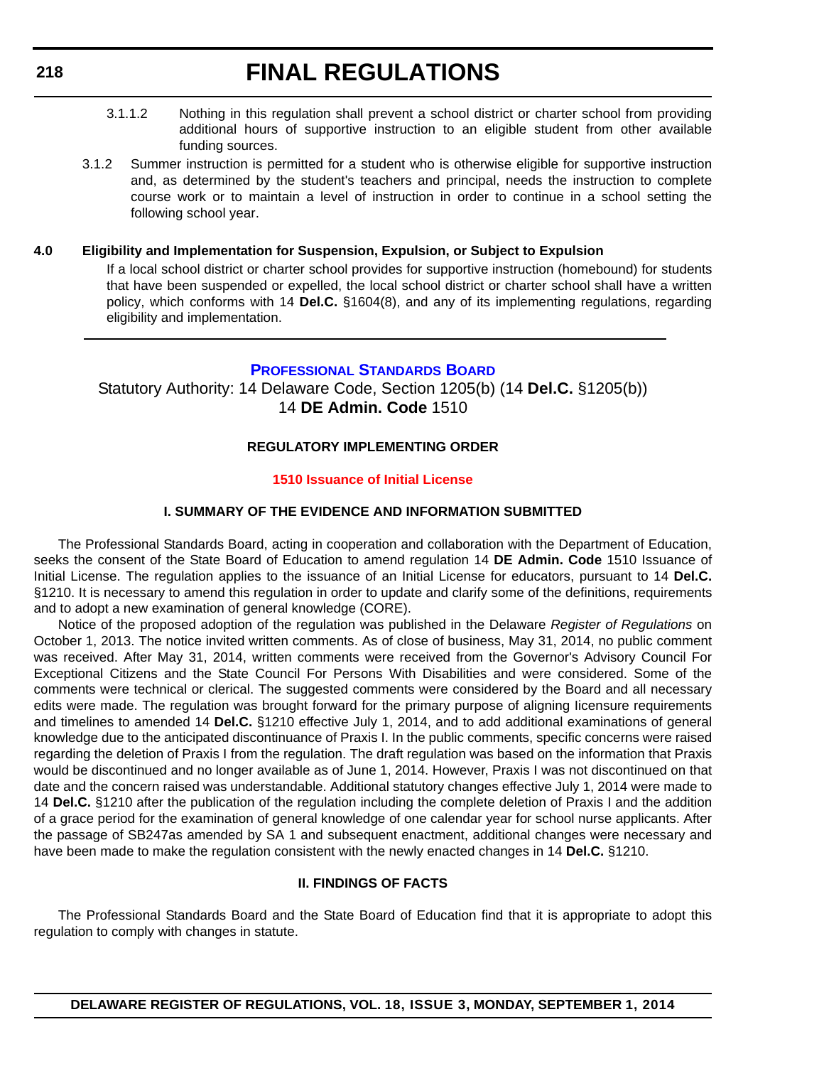3.1.1.2 Nothing in this regulation shall prevent a school district or charter school from providing additional hours of supportive instruction to an eligible student from other available funding sources.

3.1.2 Summer instruction is permitted for a student who is otherwise eligible for supportive instruction and, as determined by the student's teachers and principal, needs the instruction to complete course work or to maintain a level of instruction in order to continue in a school setting the following school year.

**4.0 Eligibility and Implementation for Suspension, Expulsion, or Subject to Expulsion**

If a local school district or charter school provides for supportive instruction (homebound) for students that have been suspended or expelled, the local school district or charter school shall have a written policy, which conforms with 14 **Del.C.** §1604(8), and any of its implementing regulations, regarding eligibility and implementation.

---

## PROFESSIONAL STANDARDS BOARD

Statutory Authority: 14 Delaware Code, Section 1205(b) (14 **Del.C.** §1205(b))
14 **DE Admin. Code** 1510

**REGULATORY IMPLEMENTING ORDER**

**1510 Issuance of Initial License**

**I. SUMMARY OF THE EVIDENCE AND INFORMATION SUBMITTED**

The Professional Standards Board, acting in cooperation and collaboration with the Department of Education, seeks the consent of the State Board of Education to amend regulation 14 **DE Admin. Code** 1510 Issuance of Initial License. The regulation applies to the issuance of an Initial License for educators, pursuant to 14 **Del.C.** §1210. It is necessary to amend this regulation in order to update and clarify some of the definitions, requirements and to adopt a new examination of general knowledge (CORE).

Notice of the proposed adoption of the regulation was published in the Delaware *Register of Regulations* on October 1, 2013. The notice invited written comments. As of close of business, May 31, 2014, no public comment was received. After May 31, 2014, written comments were received from the Governor's Advisory Council For Exceptional Citizens and the State Council For Persons With Disabilities and were considered. Some of the comments were technical or clerical. The suggested comments were considered by the Board and all necessary edits were made. The regulation was brought forward for the primary purpose of aligning licensure requirements and timelines to amended 14 **Del.C.** §1210 effective July 1, 2014, and to add additional examinations of general knowledge due to the anticipated discontinuance of Praxis I. In the public comments, specific concerns were raised regarding the deletion of Praxis I from the regulation. The draft regulation was based on the information that Praxis would be discontinued and no longer available as of June 1, 2014. However, Praxis I was not discontinued on that date and the concern raised was understandable. Additional statutory changes effective July 1, 2014 were made to 14 **Del.C.** §1210 after the publication of the regulation including the complete deletion of Praxis I and the addition of a grace period for the examination of general knowledge of one calendar year for school nurse applicants. After the passage of SB247as amended by SA 1 and subsequent enactment, additional changes were necessary and have been made to make the regulation consistent with the newly enacted changes in 14 **Del.C.** §1210.

**II. FINDINGS OF FACTS**

The Professional Standards Board and the State Board of Education find that it is appropriate to adopt this regulation to comply with changes in statute.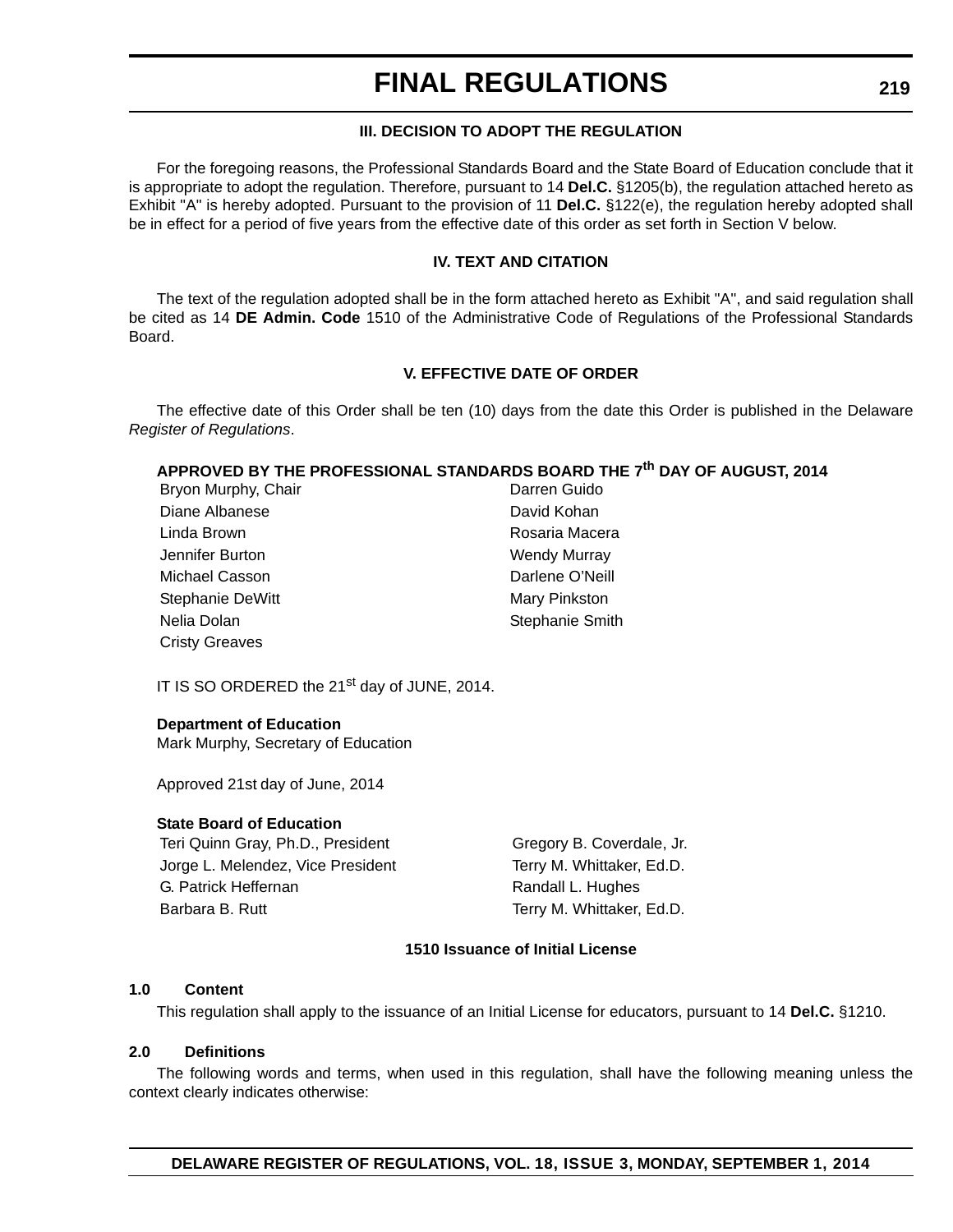### III. DECISION TO ADOPT THE REGULATION

For the foregoing reasons, the Professional Standards Board and the State Board of Education conclude that it is appropriate to adopt the regulation. Therefore, pursuant to 14 **Del.C.** §1205(b), the regulation attached hereto as Exhibit "A" is hereby adopted. Pursuant to the provision of 11 **Del.C.** §122(e), the regulation hereby adopted shall be in effect for a period of five years from the effective date of this order as set forth in Section V below.

### IV. TEXT AND CITATION

The text of the regulation adopted shall be in the form attached hereto as Exhibit "A", and said regulation shall be cited as 14 **DE Admin. Code** 1510 of the Administrative Code of Regulations of the Professional Standards Board.

### V. EFFECTIVE DATE OF ORDER

The effective date of this Order shall be ten (10) days from the date this Order is published in the Delaware *Register of Regulations*.

**APPROVED BY THE PROFESSIONAL STANDARDS BOARD THE 7th DAY OF AUGUST, 2014**

| | |
|---|---|
| Bryon Murphy, Chair | Darren Guido |
| Diane Albanese | David Kohan |
| Linda Brown | Rosaria Macera |
| Jennifer Burton | Wendy Murray |
| Michael Casson | Darlene O'Neill |
| Stephanie DeWitt | Mary Pinkston |
| Nelia Dolan | Stephanie Smith |
| Cristy Greaves | |

IT IS SO ORDERED the 21st day of JUNE, 2014.

**Department of Education**
Mark Murphy, Secretary of Education

Approved 21st day of June, 2014

**State Board of Education**

| | |
|---|---|
| Teri Quinn Gray, Ph.D., President | Gregory B. Coverdale, Jr. |
| Jorge L. Melendez, Vice President | Terry M. Whittaker, Ed.D. |
| G. Patrick Heffernan | Randall L. Hughes |
| Barbara B. Rutt | Terry M. Whittaker, Ed.D. |

### 1510 Issuance of Initial License

**1.0 Content**

This regulation shall apply to the issuance of an Initial License for educators, pursuant to 14 **Del.C.** §1210.

**2.0 Definitions**

The following words and terms, when used in this regulation, shall have the following meaning unless the context clearly indicates otherwise: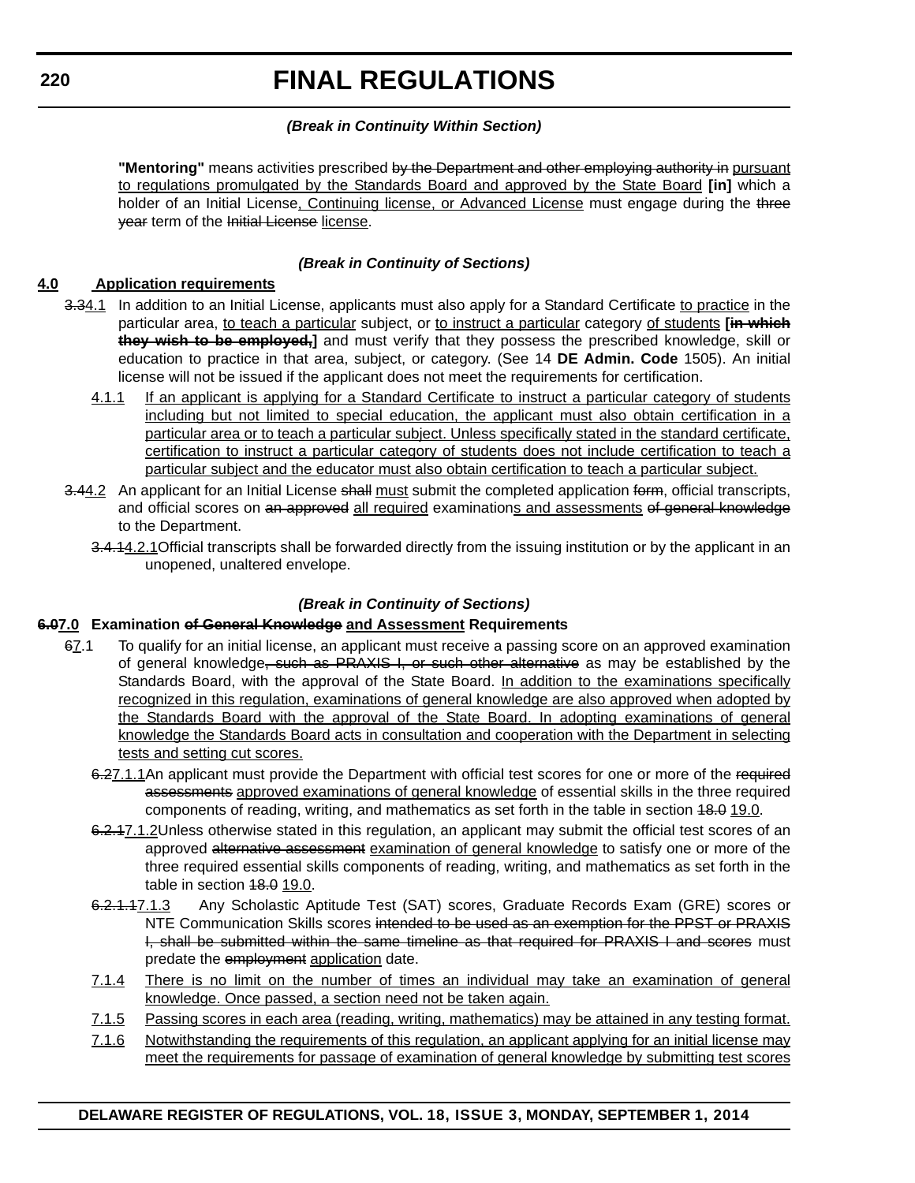*(Break in Continuity Within Section)*

**"Mentoring"** means activities prescribed ~~by the Department and other employing authority in~~ <u>pursuant to regulations promulgated by the Standards Board and approved by the State Board</u> **[in]** which a holder of an Initial License<u>, Continuing license, or Advanced License</u> must engage during the ~~three year~~ term of the ~~Initial License~~ <u>license</u>.

*(Break in Continuity of Sections)*

**<u>4.0</u> <u>Application requirements</u>**

~~3.3~~<u>4.1</u> In addition to an Initial License, applicants must also apply for a Standard Certificate <u>to practice</u> in the particular area, <u>to teach a particular</u> subject, or <u>to instruct a particular</u> category <u>of students</u> **[~~in which they wish to be employed,~~]** and must verify that they possess the prescribed knowledge, skill or education to practice in that area, subject, or category. (See 14 **DE Admin. Code** 1505). An initial license will not be issued if the applicant does not meet the requirements for certification.

<u>4.1.1</u> <u>If an applicant is applying for a Standard Certificate to instruct a particular category of students including but not limited to special education, the applicant must also obtain certification in a particular area or to teach a particular subject. Unless specifically stated in the standard certificate, certification to instruct a particular category of students does not include certification to teach a particular subject and the educator must also obtain certification to teach a particular subject.</u>

~~3.4~~<u>4.2</u> An applicant for an Initial License ~~shall~~ <u>must</u> submit the completed application ~~form~~, official transcripts, and official scores on ~~an approved~~ <u>all required</u> examination<u>s and assessments</u> ~~of general knowledge~~ to the Department.

~~3.4.1~~<u>4.2.1</u> Official transcripts shall be forwarded directly from the issuing institution or by the applicant in an unopened, unaltered envelope.

*(Break in Continuity of Sections)*

**~~6.0~~<u>7.0</u> Examination ~~of General Knowledge~~ <u>and Assessment</u> Requirements**

~~6~~<u>7</u>.1 To qualify for an initial license, an applicant must receive a passing score on an approved examination of general knowledge~~, such as PRAXIS I, or such other alternative~~ as may be established by the Standards Board, with the approval of the State Board. <u>In addition to the examinations specifically recognized in this regulation, examinations of general knowledge are also approved when adopted by the Standards Board with the approval of the State Board. In adopting examinations of general knowledge the Standards Board acts in consultation and cooperation with the Department in selecting tests and setting cut scores.</u>

~~6.2~~<u>7.1.1</u> An applicant must provide the Department with official test scores for one or more of the ~~required assessments~~ <u>approved examinations of general knowledge</u> of essential skills in the three required components of reading, writing, and mathematics as set forth in the table in section ~~18.0~~ <u>19.0</u>.

~~6.2.1~~<u>7.1.2</u> Unless otherwise stated in this regulation, an applicant may submit the official test scores of an approved ~~alternative assessment~~ <u>examination of general knowledge</u> to satisfy one or more of the three required essential skills components of reading, writing, and mathematics as set forth in the table in section ~~18.0~~ <u>19.0</u>.

~~6.2.1.1~~<u>7.1.3</u> Any Scholastic Aptitude Test (SAT) scores, Graduate Records Exam (GRE) scores or NTE Communication Skills scores ~~intended to be used as an exemption for the PPST or PRAXIS I, shall be submitted within the same timeline as that required for PRAXIS I and scores~~ must predate the ~~employment~~ <u>application</u> date.

<u>7.1.4</u> <u>There is no limit on the number of times an individual may take an examination of general knowledge. Once passed, a section need not be taken again.</u>

<u>7.1.5</u> <u>Passing scores in each area (reading, writing, mathematics) may be attained in any testing format.</u>

<u>7.1.6</u> <u>Notwithstanding the requirements of this regulation, an applicant applying for an initial license may meet the requirements for passage of examination of general knowledge by submitting test scores</u>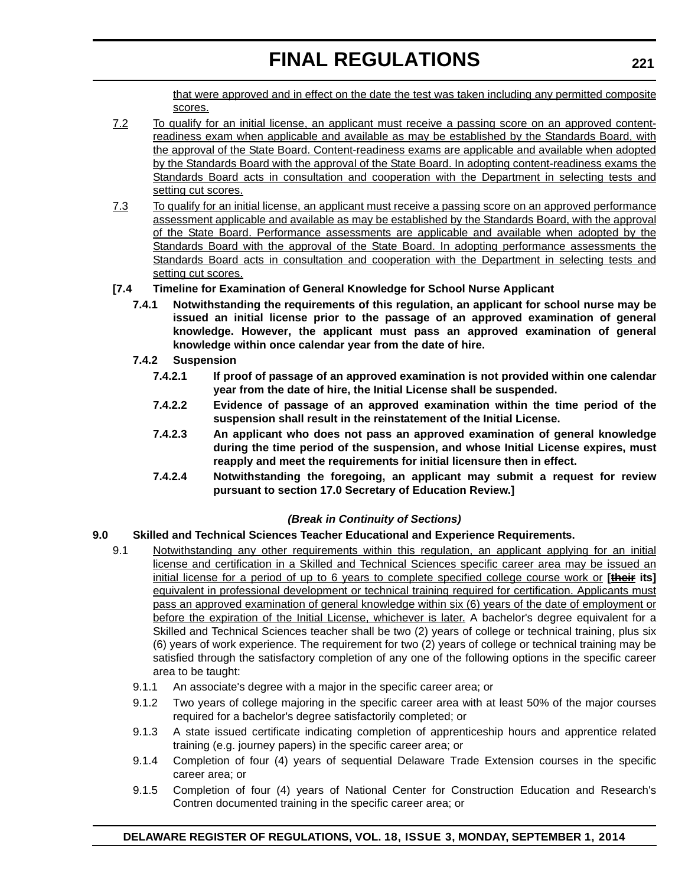that were approved and in effect on the date the test was taken including any permitted composite scores.

7.2 To qualify for an initial license, an applicant must receive a passing score on an approved content-readiness exam when applicable and available as may be established by the Standards Board, with the approval of the State Board. Content-readiness exams are applicable and available when adopted by the Standards Board with the approval of the State Board. In adopting content-readiness exams the Standards Board acts in consultation and cooperation with the Department in selecting tests and setting cut scores.

7.3 To qualify for an initial license, an applicant must receive a passing score on an approved performance assessment applicable and available as may be established by the Standards Board, with the approval of the State Board. Performance assessments are applicable and available when adopted by the Standards Board with the approval of the State Board. In adopting performance assessments the Standards Board acts in consultation and cooperation with the Department in selecting tests and setting cut scores.

**[7.4 Timeline for Examination of General Knowledge for School Nurse Applicant**

**7.4.1 Notwithstanding the requirements of this regulation, an applicant for school nurse may be issued an initial license prior to the passage of an approved examination of general knowledge. However, the applicant must pass an approved examination of general knowledge within once calendar year from the date of hire.**

**7.4.2 Suspension**

**7.4.2.1 If proof of passage of an approved examination is not provided within one calendar year from the date of hire, the Initial License shall be suspended.**

**7.4.2.2 Evidence of passage of an approved examination within the time period of the suspension shall result in the reinstatement of the Initial License.**

**7.4.2.3 An applicant who does not pass an approved examination of general knowledge during the time period of the suspension, and whose Initial License expires, must reapply and meet the requirements for initial licensure then in effect.**

**7.4.2.4 Notwithstanding the foregoing, an applicant may submit a request for review pursuant to section 17.0 Secretary of Education Review.]**

***(Break in Continuity of Sections)***

**9.0 Skilled and Technical Sciences Teacher Educational and Experience Requirements.**

9.1 Notwithstanding any other requirements within this regulation, an applicant applying for an initial license and certification in a Skilled and Technical Sciences specific career area may be issued an initial license for a period of up to 6 years to complete specified college course work or **[~~their~~ its]** equivalent in professional development or technical training required for certification. Applicants must pass an approved examination of general knowledge within six (6) years of the date of employment or before the expiration of the Initial License, whichever is later. A bachelor's degree equivalent for a Skilled and Technical Sciences teacher shall be two (2) years of college or technical training, plus six (6) years of work experience. The requirement for two (2) years of college or technical training may be satisfied through the satisfactory completion of any one of the following options in the specific career area to be taught:

9.1.1 An associate's degree with a major in the specific career area; or

9.1.2 Two years of college majoring in the specific career area with at least 50% of the major courses required for a bachelor's degree satisfactorily completed; or

9.1.3 A state issued certificate indicating completion of apprenticeship hours and apprentice related training (e.g. journey papers) in the specific career area; or

9.1.4 Completion of four (4) years of sequential Delaware Trade Extension courses in the specific career area; or

9.1.5 Completion of four (4) years of National Center for Construction Education and Research's Contren documented training in the specific career area; or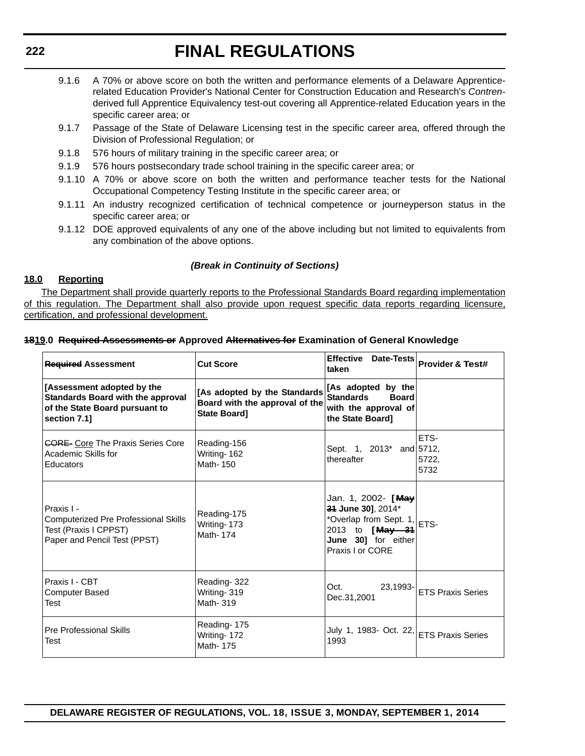9.1.6 A 70% or above score on both the written and performance elements of a Delaware Apprentice-related Education Provider's National Center for Construction Education and Research's *Contren*-derived full Apprentice Equivalency test-out covering all Apprentice-related Education years in the specific career area; or

9.1.7 Passage of the State of Delaware Licensing test in the specific career area, offered through the Division of Professional Regulation; or

9.1.8 576 hours of military training in the specific career area; or

9.1.9 576 hours postsecondary trade school training in the specific career area; or

9.1.10 A 70% or above score on both the written and performance teacher tests for the National Occupational Competency Testing Institute in the specific career area; or

9.1.11 An industry recognized certification of technical competence or journeyperson status in the specific career area; or

9.1.12 DOE approved equivalents of any one of the above including but not limited to equivalents from any combination of the above options.

***(Break in Continuity of Sections)***

**18.0 Reporting**

The Department shall provide quarterly reports to the Professional Standards Board regarding implementation of this regulation. The Department shall also provide upon request specific data reports regarding licensure, certification, and professional development.

**~~18~~19.0 ~~Required Assessments or~~ Approved ~~Alternatives for~~ Examination of General Knowledge**

| ~~Required~~ Assessment | Cut Score | Effective Date-Tests taken | Provider & Test# |
|---|---|---|---|
| **[Assessment adopted by the Standards Board with the approval of the State Board pursuant to section 7.1]** | **[As adopted by the Standards Board with the approval of the State Board]** | **[As adopted by the Standards Board with the approval of the State Board]** | |
| ~~CORE~~ Core The Praxis Series Core Academic Skills for Educators | Reading-156<br>Writing- 162<br>Math- 150 | Sept. 1, 2013* and thereafter | ETS-<br>5712,<br>5722,<br>5732 |
| Praxis I -<br>Computerized Pre Professional Skills Test (Praxis I CPPST)<br>Paper and Pencil Test (PPST) | Reading-175<br>Writing- 173<br>Math- 174 | Jan. 1, 2002- **[~~May 31~~ June 30]**, 2014*<br>*Overlap from Sept. 1, 2013 to **[~~May 31~~ June 30]** for either Praxis I or CORE | ETS- |
| Praxis I - CBT<br>Computer Based<br>Test | Reading- 322<br>Writing- 319<br>Math- 319 | Oct. 23,1993-Dec.31,2001 | ETS Praxis Series |
| Pre Professional Skills<br>Test | Reading- 175<br>Writing- 172<br>Math- 175 | July 1, 1983- Oct. 22, 1993 | ETS Praxis Series |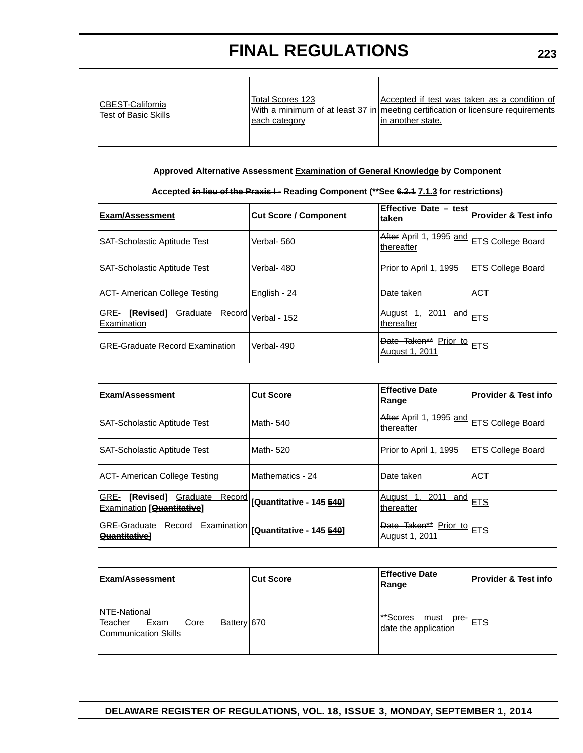| | | | |
|---|---|---|---|
| CBEST-California Test of Basic Skills | Total Scores 123 With a minimum of at least 37 in each category | Accepted if test was taken as a condition of meeting certification or licensure requirements in another state. | |
| | | | |
| **Approved ~~Alternative Assessment~~ Examination of General Knowledge by Component** | | | |
| **Accepted ~~in lieu of the Praxis I~~ Reading Component (**See ~~6.2.1~~ 7.1.3 for restrictions)** | | | |
| **Exam/Assessment** | **Cut Score / Component** | **Effective Date – test taken** | **Provider & Test info** |
| SAT-Scholastic Aptitude Test | Verbal- 560 | ~~After~~ April 1, 1995 and thereafter | ETS College Board |
| SAT-Scholastic Aptitude Test | Verbal- 480 | Prior to April 1, 1995 | ETS College Board |
| ACT- American College Testing | English - 24 | Date taken | ACT |
| GRE- **[Revised]** Graduate Record Examination | Verbal - 152 | August 1, 2011 and thereafter | ETS |
| GRE-Graduate Record Examination | Verbal- 490 | ~~Date Taken**~~ Prior to August 1, 2011 | ETS |
| | | | |
| **Exam/Assessment** | **Cut Score** | **Effective Date Range** | **Provider & Test info** |
| SAT-Scholastic Aptitude Test | Math- 540 | ~~After~~ April 1, 1995 and thereafter | ETS College Board |
| SAT-Scholastic Aptitude Test | Math- 520 | Prior to April 1, 1995 | ETS College Board |
| ACT- American College Testing | Mathematics - 24 | Date taken | ACT |
| GRE- **[Revised]** Graduate Record Examination **[~~Quantitative~~]** | **[Quantitative - 145 ~~540~~]** | August 1, 2011 and thereafter | ETS |
| GRE-Graduate Record Examination **~~Quantitative~~]** | **[Quantitative - 145 ~~540~~]** | ~~Date Taken**~~ Prior to August 1, 2011 | ETS |
| | | | |
| **Exam/Assessment** | **Cut Score** | **Effective Date Range** | **Provider & Test info** |
| NTE-National Teacher Exam Core Battery Communication Skills | 670 | **Scores must pre-date the application | ETS |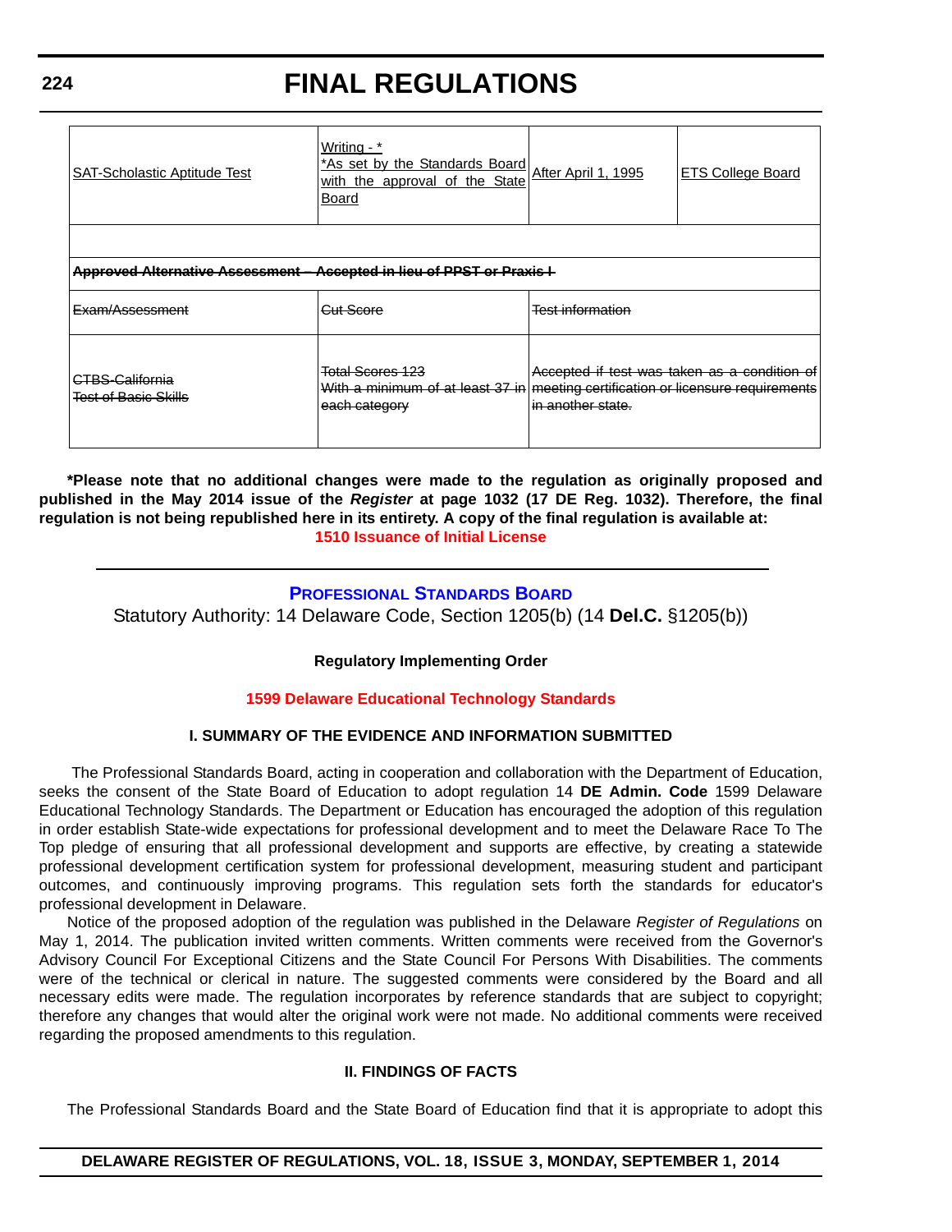| SAT-Scholastic Aptitude Test | Writing - * *As set by the Standards Board with the approval of the State Board | After April 1, 1995 | ETS College Board |
|---|---|---|---|
| | | | |
| ~~**Approved Alternative Assessment – Accepted in lieu of PPST or Praxis I**~~ | | | |
| ~~Exam/Assessment~~ | ~~Cut Score~~ | ~~Test information~~ | |
| ~~CTBS-California Test of Basic Skills~~ | ~~Total Scores 123 With a minimum of at least 37 in each category~~ | ~~Accepted if test was taken as a condition of meeting certification or licensure requirements in another state.~~ | |

**\*Please note that no additional changes were made to the regulation as originally proposed and published in the May 2014 issue of the *Register* at page 1032 (17 DE Reg. 1032). Therefore, the final regulation is not being republished here in its entirety. A copy of the final regulation is available at:**
**1510 Issuance of Initial License**

---

## Professional Standards Board

Statutory Authority: 14 Delaware Code, Section 1205(b) (14 **Del.C.** §1205(b))

**Regulatory Implementing Order**

**1599 Delaware Educational Technology Standards**

### I. SUMMARY OF THE EVIDENCE AND INFORMATION SUBMITTED

The Professional Standards Board, acting in cooperation and collaboration with the Department of Education, seeks the consent of the State Board of Education to adopt regulation 14 **DE Admin. Code** 1599 Delaware Educational Technology Standards. The Department or Education has encouraged the adoption of this regulation in order establish State-wide expectations for professional development and to meet the Delaware Race To The Top pledge of ensuring that all professional development and supports are effective, by creating a statewide professional development certification system for professional development, measuring student and participant outcomes, and continuously improving programs. This regulation sets forth the standards for educator's professional development in Delaware.

Notice of the proposed adoption of the regulation was published in the Delaware *Register of Regulations* on May 1, 2014. The publication invited written comments. Written comments were received from the Governor's Advisory Council For Exceptional Citizens and the State Council For Persons With Disabilities. The comments were of the technical or clerical in nature. The suggested comments were considered by the Board and all necessary edits were made. The regulation incorporates by reference standards that are subject to copyright; therefore any changes that would alter the original work were not made. No additional comments were received regarding the proposed amendments to this regulation.

### II. FINDINGS OF FACTS

The Professional Standards Board and the State Board of Education find that it is appropriate to adopt this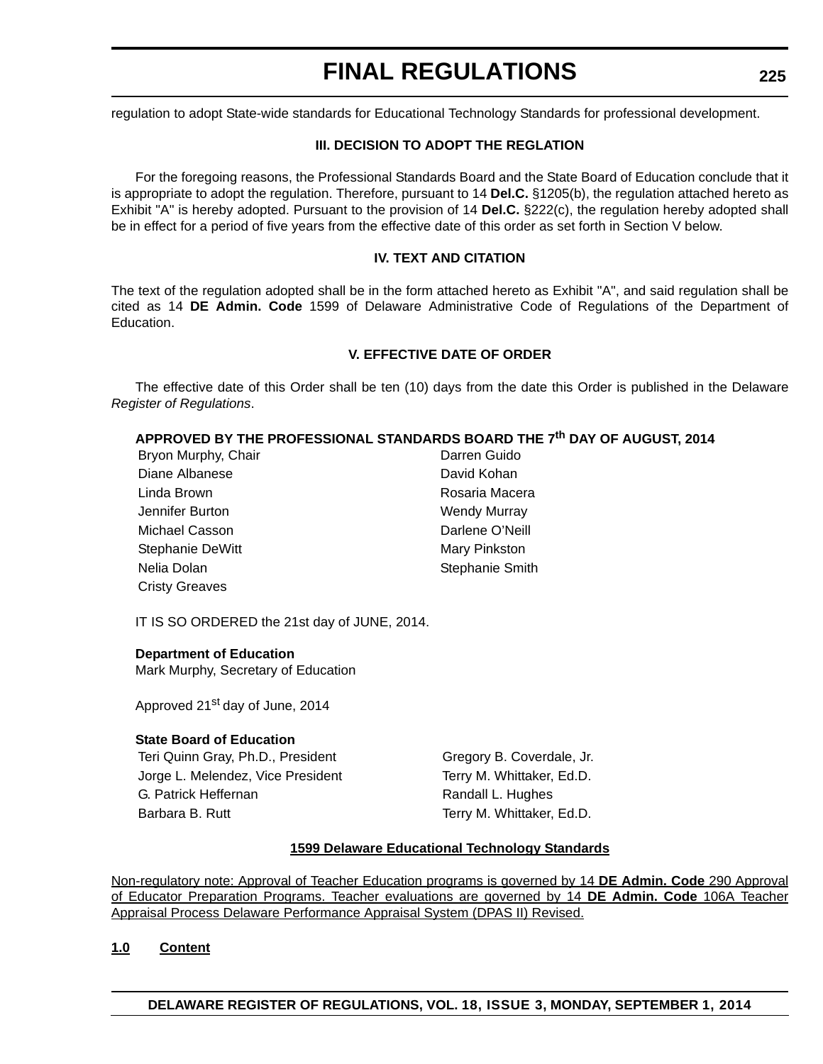regulation to adopt State-wide standards for Educational Technology Standards for professional development.

### III. DECISION TO ADOPT THE REGLATION

For the foregoing reasons, the Professional Standards Board and the State Board of Education conclude that it is appropriate to adopt the regulation. Therefore, pursuant to 14 **Del.C.** §1205(b), the regulation attached hereto as Exhibit "A" is hereby adopted. Pursuant to the provision of 14 **Del.C.** §222(c), the regulation hereby adopted shall be in effect for a period of five years from the effective date of this order as set forth in Section V below.

### IV. TEXT AND CITATION

The text of the regulation adopted shall be in the form attached hereto as Exhibit "A", and said regulation shall be cited as 14 **DE Admin. Code** 1599 of Delaware Administrative Code of Regulations of the Department of Education.

### V. EFFECTIVE DATE OF ORDER

The effective date of this Order shall be ten (10) days from the date this Order is published in the Delaware *Register of Regulations*.

**APPROVED BY THE PROFESSIONAL STANDARDS BOARD THE 7th DAY OF AUGUST, 2014**

| | |
|---|---|
| Bryon Murphy, Chair | Darren Guido |
| Diane Albanese | David Kohan |
| Linda Brown | Rosaria Macera |
| Jennifer Burton | Wendy Murray |
| Michael Casson | Darlene O'Neill |
| Stephanie DeWitt | Mary Pinkston |
| Nelia Dolan | Stephanie Smith |
| Cristy Greaves | |

IT IS SO ORDERED the 21st day of JUNE, 2014.

**Department of Education**
Mark Murphy, Secretary of Education

Approved 21st day of June, 2014

**State Board of Education**

| | |
|---|---|
| Teri Quinn Gray, Ph.D., President | Gregory B. Coverdale, Jr. |
| Jorge L. Melendez, Vice President | Terry M. Whittaker, Ed.D. |
| G. Patrick Heffernan | Randall L. Hughes |
| Barbara B. Rutt | Terry M. Whittaker, Ed.D. |

<u>**1599 Delaware Educational Technology Standards**</u>

<u>Non-regulatory note: Approval of Teacher Education programs is governed by 14 **DE Admin. Code** 290 Approval of Educator Preparation Programs. Teacher evaluations are governed by 14 **DE Admin. Code** 106A Teacher Appraisal Process Delaware Performance Appraisal System (DPAS II) Revised.</u>

<u>**1.0 Content**</u>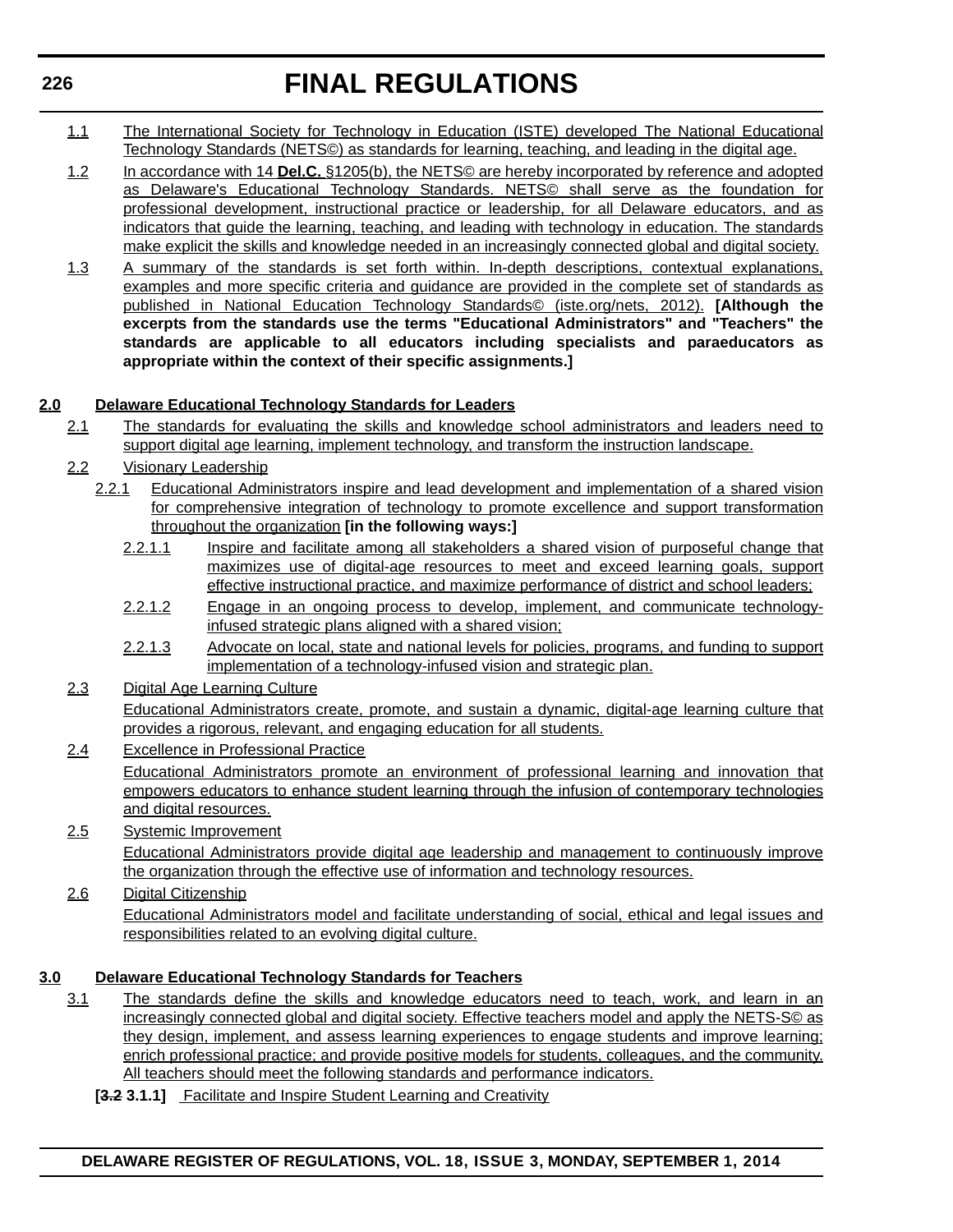1.1 The International Society for Technology in Education (ISTE) developed The National Educational Technology Standards (NETS©) as standards for learning, teaching, and leading in the digital age.

1.2 In accordance with 14 **Del.C.** §1205(b), the NETS© are hereby incorporated by reference and adopted as Delaware's Educational Technology Standards. NETS© shall serve as the foundation for professional development, instructional practice or leadership, for all Delaware educators, and as indicators that guide the learning, teaching, and leading with technology in education. The standards make explicit the skills and knowledge needed in an increasingly connected global and digital society.

1.3 A summary of the standards is set forth within. In-depth descriptions, contextual explanations, examples and more specific criteria and guidance are provided in the complete set of standards as published in National Education Technology Standards© (iste.org/nets, 2012). **[Although the excerpts from the standards use the terms "Educational Administrators" and "Teachers" the standards are applicable to all educators including specialists and paraeducators as appropriate within the context of their specific assignments.]**

**2.0 Delaware Educational Technology Standards for Leaders**

2.1 The standards for evaluating the skills and knowledge school administrators and leaders need to support digital age learning, implement technology, and transform the instruction landscape.

2.2 Visionary Leadership

2.2.1 Educational Administrators inspire and lead development and implementation of a shared vision for comprehensive integration of technology to promote excellence and support transformation throughout the organization **[in the following ways:]**

2.2.1.1 Inspire and facilitate among all stakeholders a shared vision of purposeful change that maximizes use of digital-age resources to meet and exceed learning goals, support effective instructional practice, and maximize performance of district and school leaders;

2.2.1.2 Engage in an ongoing process to develop, implement, and communicate technology-infused strategic plans aligned with a shared vision;

2.2.1.3 Advocate on local, state and national levels for policies, programs, and funding to support implementation of a technology-infused vision and strategic plan.

2.3 Digital Age Learning Culture

Educational Administrators create, promote, and sustain a dynamic, digital-age learning culture that provides a rigorous, relevant, and engaging education for all students.

2.4 Excellence in Professional Practice

Educational Administrators promote an environment of professional learning and innovation that empowers educators to enhance student learning through the infusion of contemporary technologies and digital resources.

2.5 Systemic Improvement

Educational Administrators provide digital age leadership and management to continuously improve the organization through the effective use of information and technology resources.

2.6 Digital Citizenship

Educational Administrators model and facilitate understanding of social, ethical and legal issues and responsibilities related to an evolving digital culture.

**3.0 Delaware Educational Technology Standards for Teachers**

3.1 The standards define the skills and knowledge educators need to teach, work, and learn in an increasingly connected global and digital society. Effective teachers model and apply the NETS-S© as they design, implement, and assess learning experiences to engage students and improve learning; enrich professional practice; and provide positive models for students, colleagues, and the community. All teachers should meet the following standards and performance indicators.

**[~~3.2~~ 3.1.1]** Facilitate and Inspire Student Learning and Creativity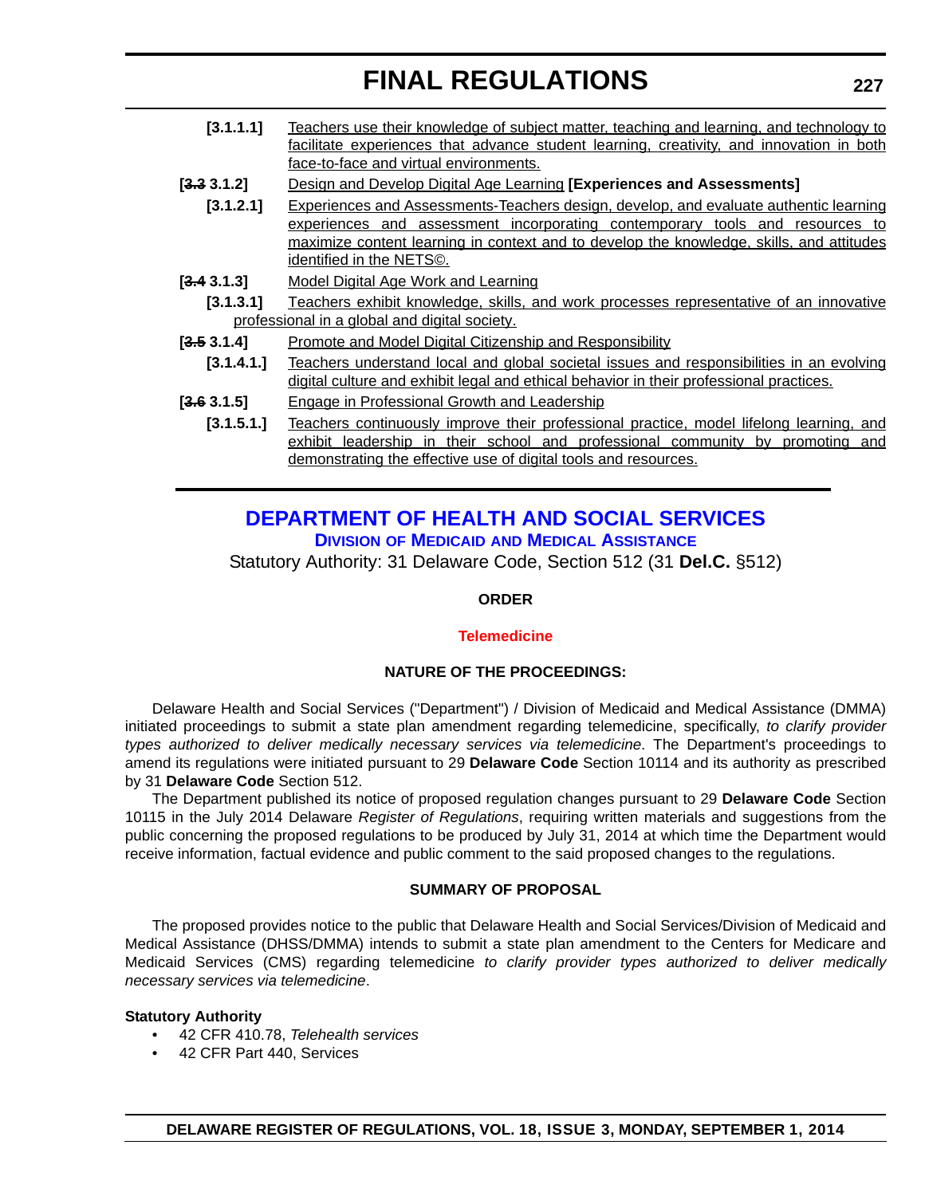**[3.1.1.1]** Teachers use their knowledge of subject matter, teaching and learning, and technology to facilitate experiences that advance student learning, creativity, and innovation in both face-to-face and virtual environments.

**[~~3.3~~ 3.1.2]** Design and Develop Digital Age Learning **[Experiences and Assessments]**

**[3.1.2.1]** Experiences and Assessments-Teachers design, develop, and evaluate authentic learning experiences and assessment incorporating contemporary tools and resources to maximize content learning in context and to develop the knowledge, skills, and attitudes identified in the NETS©.

**[~~3.4~~ 3.1.3]** Model Digital Age Work and Learning

**[3.1.3.1]** Teachers exhibit knowledge, skills, and work processes representative of an innovative professional in a global and digital society.

**[~~3.5~~ 3.1.4]** Promote and Model Digital Citizenship and Responsibility

**[3.1.4.1.]** Teachers understand local and global societal issues and responsibilities in an evolving digital culture and exhibit legal and ethical behavior in their professional practices.

**[~~3.6~~ 3.1.5]** Engage in Professional Growth and Leadership

**[3.1.5.1.]** Teachers continuously improve their professional practice, model lifelong learning, and exhibit leadership in their school and professional community by promoting and demonstrating the effective use of digital tools and resources.

---

# DEPARTMENT OF HEALTH AND SOCIAL SERVICES

## Division of Medicaid and Medical Assistance

Statutory Authority: 31 Delaware Code, Section 512 (31 **Del.C.** §512)

**ORDER**

**Telemedicine**

**NATURE OF THE PROCEEDINGS:**

Delaware Health and Social Services ("Department") / Division of Medicaid and Medical Assistance (DMMA) initiated proceedings to submit a state plan amendment regarding telemedicine, specifically, *to clarify provider types authorized to deliver medically necessary services via telemedicine*. The Department's proceedings to amend its regulations were initiated pursuant to 29 **Delaware Code** Section 10114 and its authority as prescribed by 31 **Delaware Code** Section 512.

The Department published its notice of proposed regulation changes pursuant to 29 **Delaware Code** Section 10115 in the July 2014 Delaware *Register of Regulations*, requiring written materials and suggestions from the public concerning the proposed regulations to be produced by July 31, 2014 at which time the Department would receive information, factual evidence and public comment to the said proposed changes to the regulations.

**SUMMARY OF PROPOSAL**

The proposed provides notice to the public that Delaware Health and Social Services/Division of Medicaid and Medical Assistance (DHSS/DMMA) intends to submit a state plan amendment to the Centers for Medicare and Medicaid Services (CMS) regarding telemedicine *to clarify provider types authorized to deliver medically necessary services via telemedicine*.

**Statutory Authority**

- 42 CFR 410.78, *Telehealth services*
- 42 CFR Part 440, Services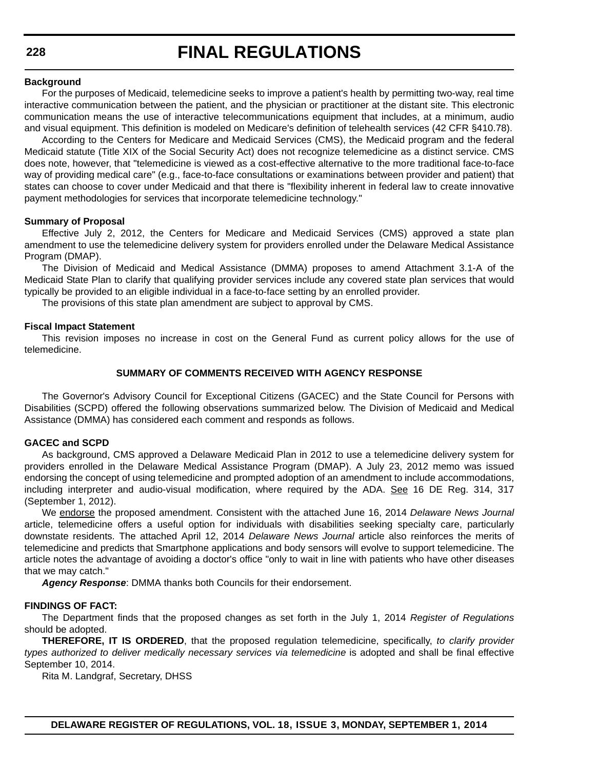**Background**

For the purposes of Medicaid, telemedicine seeks to improve a patient's health by permitting two-way, real time interactive communication between the patient, and the physician or practitioner at the distant site. This electronic communication means the use of interactive telecommunications equipment that includes, at a minimum, audio and visual equipment. This definition is modeled on Medicare's definition of telehealth services (42 CFR §410.78).

According to the Centers for Medicare and Medicaid Services (CMS), the Medicaid program and the federal Medicaid statute (Title XIX of the Social Security Act) does not recognize telemedicine as a distinct service. CMS does note, however, that "telemedicine is viewed as a cost-effective alternative to the more traditional face-to-face way of providing medical care" (e.g., face-to-face consultations or examinations between provider and patient) that states can choose to cover under Medicaid and that there is "flexibility inherent in federal law to create innovative payment methodologies for services that incorporate telemedicine technology."

**Summary of Proposal**

Effective July 2, 2012, the Centers for Medicare and Medicaid Services (CMS) approved a state plan amendment to use the telemedicine delivery system for providers enrolled under the Delaware Medical Assistance Program (DMAP).

The Division of Medicaid and Medical Assistance (DMMA) proposes to amend Attachment 3.1-A of the Medicaid State Plan to clarify that qualifying provider services include any covered state plan services that would typically be provided to an eligible individual in a face-to-face setting by an enrolled provider.

The provisions of this state plan amendment are subject to approval by CMS.

**Fiscal Impact Statement**

This revision imposes no increase in cost on the General Fund as current policy allows for the use of telemedicine.

**SUMMARY OF COMMENTS RECEIVED WITH AGENCY RESPONSE**

The Governor's Advisory Council for Exceptional Citizens (GACEC) and the State Council for Persons with Disabilities (SCPD) offered the following observations summarized below. The Division of Medicaid and Medical Assistance (DMMA) has considered each comment and responds as follows.

**GACEC and SCPD**

As background, CMS approved a Delaware Medicaid Plan in 2012 to use a telemedicine delivery system for providers enrolled in the Delaware Medical Assistance Program (DMAP). A July 23, 2012 memo was issued endorsing the concept of using telemedicine and prompted adoption of an amendment to include accommodations, including interpreter and audio-visual modification, where required by the ADA. See 16 DE Reg. 314, 317 (September 1, 2012).

We endorse the proposed amendment. Consistent with the attached June 16, 2014 *Delaware News Journal* article, telemedicine offers a useful option for individuals with disabilities seeking specialty care, particularly downstate residents. The attached April 12, 2014 *Delaware News Journal* article also reinforces the merits of telemedicine and predicts that Smartphone applications and body sensors will evolve to support telemedicine. The article notes the advantage of avoiding a doctor's office "only to wait in line with patients who have other diseases that we may catch."

***Agency Response***: DMMA thanks both Councils for their endorsement.

**FINDINGS OF FACT:**

The Department finds that the proposed changes as set forth in the July 1, 2014 *Register of Regulations* should be adopted.

**THEREFORE, IT IS ORDERED**, that the proposed regulation telemedicine, specifically, *to clarify provider types authorized to deliver medically necessary services via telemedicine* is adopted and shall be final effective September 10, 2014.

Rita M. Landgraf, Secretary, DHSS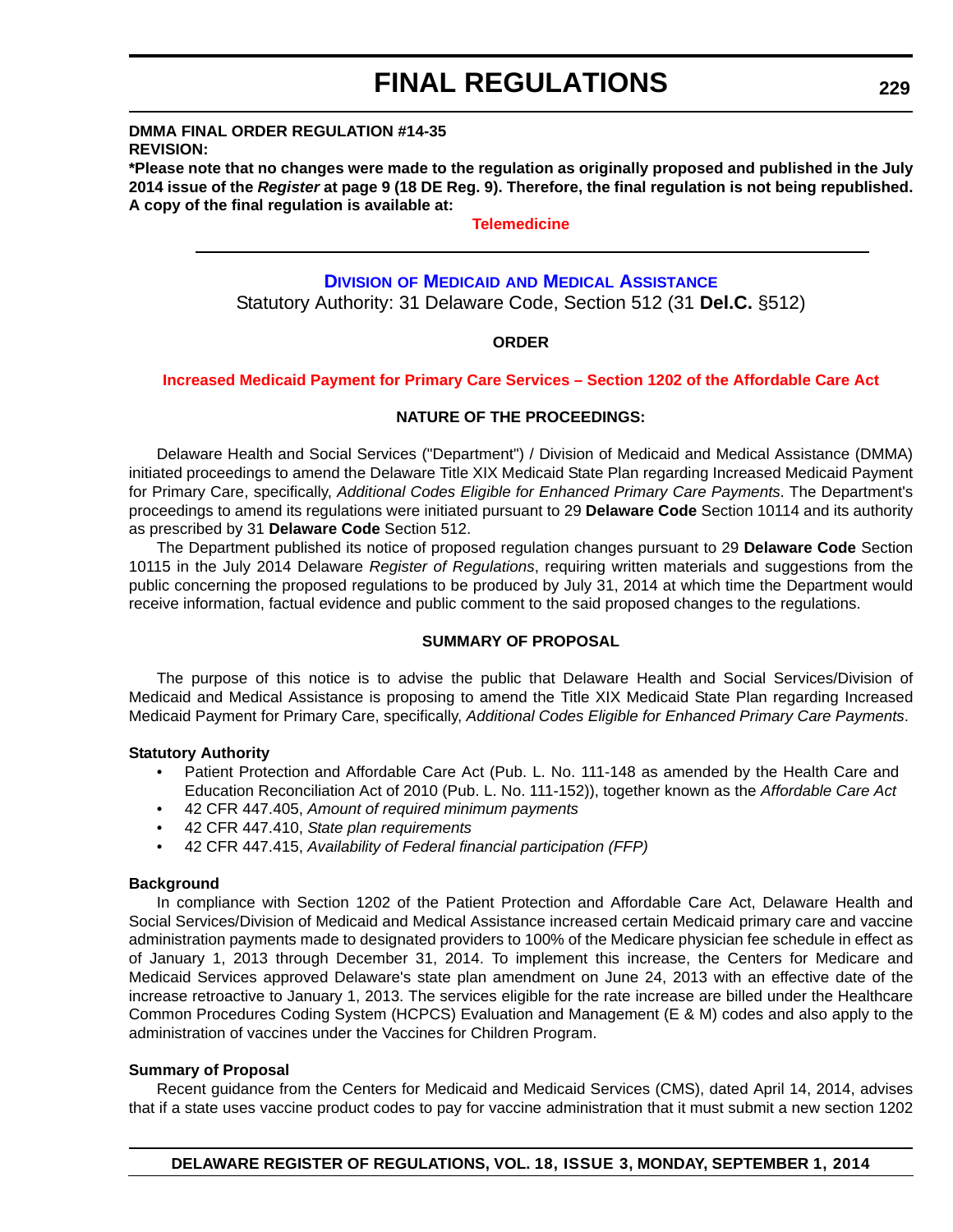**DMMA FINAL ORDER REGULATION #14-35**
**REVISION:**

***Please note that no changes were made to the regulation as originally proposed and published in the July 2014 issue of the *Register* at page 9 (18 DE Reg. 9). Therefore, the final regulation is not being republished. A copy of the final regulation is available at:**

**Telemedicine**

---

## Division of Medicaid and Medical Assistance

Statutory Authority: 31 Delaware Code, Section 512 (31 **Del.C.** §512)

**ORDER**

**Increased Medicaid Payment for Primary Care Services – Section 1202 of the Affordable Care Act**

**NATURE OF THE PROCEEDINGS:**

Delaware Health and Social Services ("Department") / Division of Medicaid and Medical Assistance (DMMA) initiated proceedings to amend the Delaware Title XIX Medicaid State Plan regarding Increased Medicaid Payment for Primary Care, specifically, *Additional Codes Eligible for Enhanced Primary Care Payments.* The Department's proceedings to amend its regulations were initiated pursuant to 29 **Delaware Code** Section 10114 and its authority as prescribed by 31 **Delaware Code** Section 512.

The Department published its notice of proposed regulation changes pursuant to 29 **Delaware Code** Section 10115 in the July 2014 Delaware *Register of Regulations*, requiring written materials and suggestions from the public concerning the proposed regulations to be produced by July 31, 2014 at which time the Department would receive information, factual evidence and public comment to the said proposed changes to the regulations.

**SUMMARY OF PROPOSAL**

The purpose of this notice is to advise the public that Delaware Health and Social Services/Division of Medicaid and Medical Assistance is proposing to amend the Title XIX Medicaid State Plan regarding Increased Medicaid Payment for Primary Care, specifically, *Additional Codes Eligible for Enhanced Primary Care Payments*.

**Statutory Authority**

- Patient Protection and Affordable Care Act (Pub. L. No. 111-148 as amended by the Health Care and Education Reconciliation Act of 2010 (Pub. L. No. 111-152)), together known as the *Affordable Care Act*
- 42 CFR 447.405, *Amount of required minimum payments*
- 42 CFR 447.410, *State plan requirements*
- 42 CFR 447.415, *Availability of Federal financial participation (FFP)*

**Background**

In compliance with Section 1202 of the Patient Protection and Affordable Care Act, Delaware Health and Social Services/Division of Medicaid and Medical Assistance increased certain Medicaid primary care and vaccine administration payments made to designated providers to 100% of the Medicare physician fee schedule in effect as of January 1, 2013 through December 31, 2014. To implement this increase, the Centers for Medicare and Medicaid Services approved Delaware's state plan amendment on June 24, 2013 with an effective date of the increase retroactive to January 1, 2013. The services eligible for the rate increase are billed under the Healthcare Common Procedures Coding System (HCPCS) Evaluation and Management (E & M) codes and also apply to the administration of vaccines under the Vaccines for Children Program.

**Summary of Proposal**

Recent guidance from the Centers for Medicaid and Medicaid Services (CMS), dated April 14, 2014, advises that if a state uses vaccine product codes to pay for vaccine administration that it must submit a new section 1202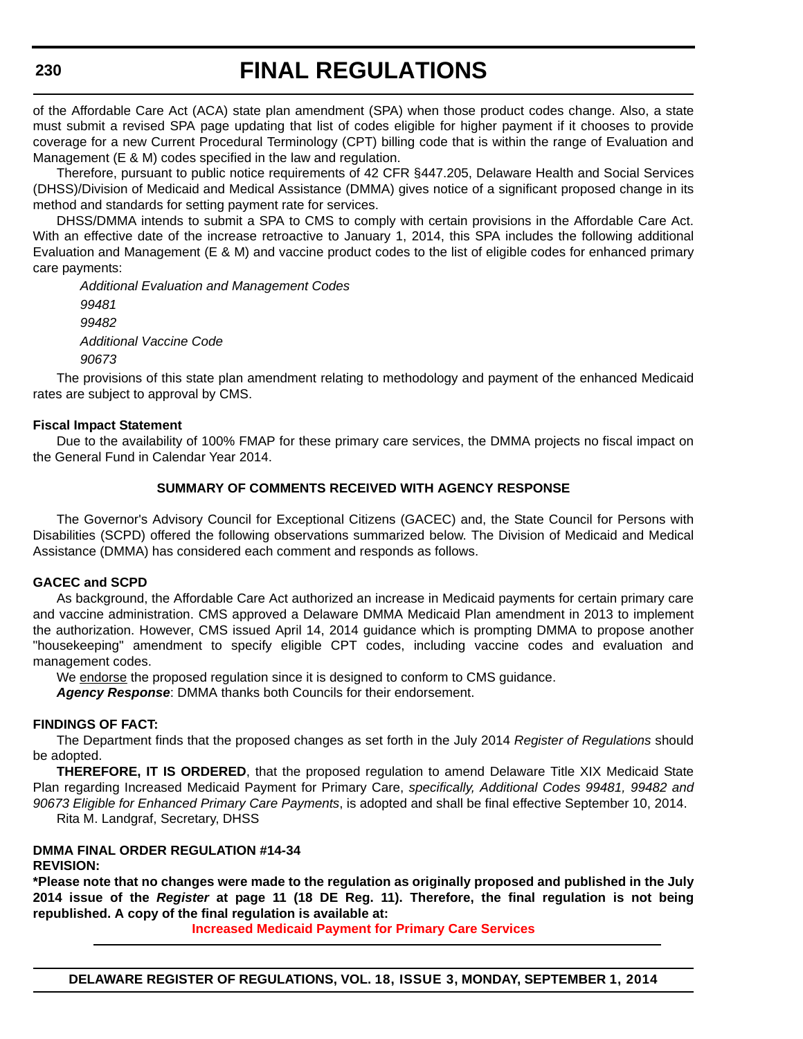of the Affordable Care Act (ACA) state plan amendment (SPA) when those product codes change. Also, a state must submit a revised SPA page updating that list of codes eligible for higher payment if it chooses to provide coverage for a new Current Procedural Terminology (CPT) billing code that is within the range of Evaluation and Management (E & M) codes specified in the law and regulation.

Therefore, pursuant to public notice requirements of 42 CFR §447.205, Delaware Health and Social Services (DHSS)/Division of Medicaid and Medical Assistance (DMMA) gives notice of a significant proposed change in its method and standards for setting payment rate for services.

DHSS/DMMA intends to submit a SPA to CMS to comply with certain provisions in the Affordable Care Act. With an effective date of the increase retroactive to January 1, 2014, this SPA includes the following additional Evaluation and Management (E & M) and vaccine product codes to the list of eligible codes for enhanced primary care payments:

*Additional Evaluation and Management Codes*

*99481*

*99482*

*Additional Vaccine Code*

*90673*

The provisions of this state plan amendment relating to methodology and payment of the enhanced Medicaid rates are subject to approval by CMS.

**Fiscal Impact Statement**

Due to the availability of 100% FMAP for these primary care services, the DMMA projects no fiscal impact on the General Fund in Calendar Year 2014.

**SUMMARY OF COMMENTS RECEIVED WITH AGENCY RESPONSE**

The Governor's Advisory Council for Exceptional Citizens (GACEC) and, the State Council for Persons with Disabilities (SCPD) offered the following observations summarized below. The Division of Medicaid and Medical Assistance (DMMA) has considered each comment and responds as follows.

**GACEC and SCPD**

As background, the Affordable Care Act authorized an increase in Medicaid payments for certain primary care and vaccine administration. CMS approved a Delaware DMMA Medicaid Plan amendment in 2013 to implement the authorization. However, CMS issued April 14, 2014 guidance which is prompting DMMA to propose another "housekeeping" amendment to specify eligible CPT codes, including vaccine codes and evaluation and management codes.

We endorse the proposed regulation since it is designed to conform to CMS guidance.

***Agency Response***: DMMA thanks both Councils for their endorsement.

**FINDINGS OF FACT:**

The Department finds that the proposed changes as set forth in the July 2014 *Register of Regulations* should be adopted.

**THEREFORE, IT IS ORDERED**, that the proposed regulation to amend Delaware Title XIX Medicaid State Plan regarding Increased Medicaid Payment for Primary Care, *specifically, Additional Codes 99481, 99482 and 90673 Eligible for Enhanced Primary Care Payments*, is adopted and shall be final effective September 10, 2014.

Rita M. Landgraf, Secretary, DHSS

**DMMA FINAL ORDER REGULATION #14-34**
**REVISION:**

**\*Please note that no changes were made to the regulation as originally proposed and published in the July 2014 issue of the *Register* at page 11 (18 DE Reg. 11). Therefore, the final regulation is not being republished. A copy of the final regulation is available at:**

**Increased Medicaid Payment for Primary Care Services**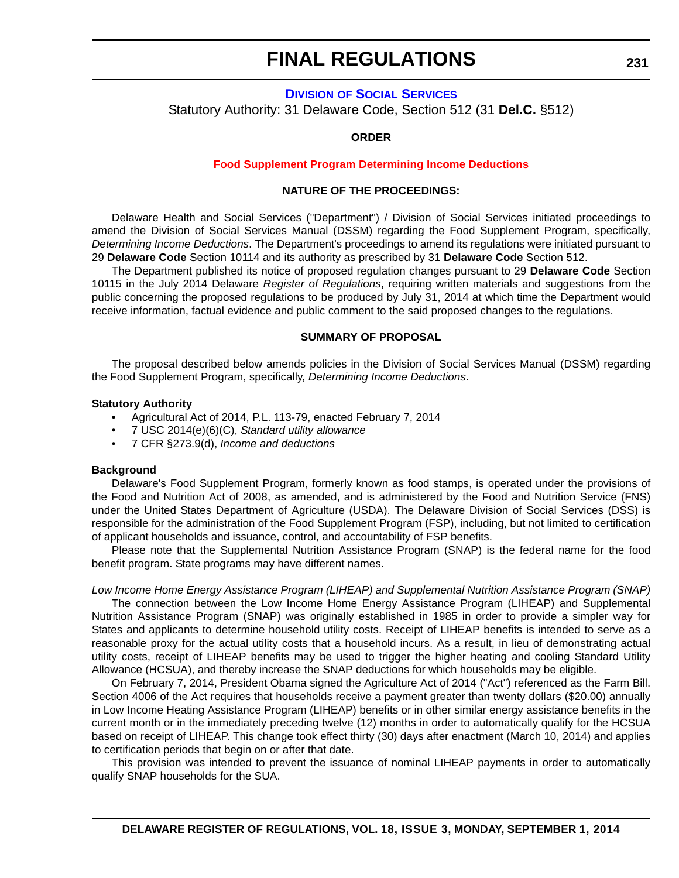# FINAL REGULATIONS

## DIVISION OF SOCIAL SERVICES

Statutory Authority: 31 Delaware Code, Section 512 (31 **Del.C.** §512)

**ORDER**

### Food Supplement Program Determining Income Deductions

**NATURE OF THE PROCEEDINGS:**

Delaware Health and Social Services ("Department") / Division of Social Services initiated proceedings to amend the Division of Social Services Manual (DSSM) regarding the Food Supplement Program, specifically, *Determining Income Deductions*. The Department's proceedings to amend its regulations were initiated pursuant to 29 **Delaware Code** Section 10114 and its authority as prescribed by 31 **Delaware Code** Section 512.

The Department published its notice of proposed regulation changes pursuant to 29 **Delaware Code** Section 10115 in the July 2014 Delaware *Register of Regulations*, requiring written materials and suggestions from the public concerning the proposed regulations to be produced by July 31, 2014 at which time the Department would receive information, factual evidence and public comment to the said proposed changes to the regulations.

**SUMMARY OF PROPOSAL**

The proposal described below amends policies in the Division of Social Services Manual (DSSM) regarding the Food Supplement Program, specifically, *Determining Income Deductions*.

**Statutory Authority**

- Agricultural Act of 2014, P.L. 113-79, enacted February 7, 2014
- 7 USC 2014(e)(6)(C), *Standard utility allowance*
- 7 CFR §273.9(d), *Income and deductions*

**Background**

Delaware's Food Supplement Program, formerly known as food stamps, is operated under the provisions of the Food and Nutrition Act of 2008, as amended, and is administered by the Food and Nutrition Service (FNS) under the United States Department of Agriculture (USDA). The Delaware Division of Social Services (DSS) is responsible for the administration of the Food Supplement Program (FSP), including, but not limited to certification of applicant households and issuance, control, and accountability of FSP benefits.

Please note that the Supplemental Nutrition Assistance Program (SNAP) is the federal name for the food benefit program. State programs may have different names.

*Low Income Home Energy Assistance Program (LIHEAP) and Supplemental Nutrition Assistance Program (SNAP)*

The connection between the Low Income Home Energy Assistance Program (LIHEAP) and Supplemental Nutrition Assistance Program (SNAP) was originally established in 1985 in order to provide a simpler way for States and applicants to determine household utility costs. Receipt of LIHEAP benefits is intended to serve as a reasonable proxy for the actual utility costs that a household incurs. As a result, in lieu of demonstrating actual utility costs, receipt of LIHEAP benefits may be used to trigger the higher heating and cooling Standard Utility Allowance (HCSUA), and thereby increase the SNAP deductions for which households may be eligible.

On February 7, 2014, President Obama signed the Agriculture Act of 2014 ("Act") referenced as the Farm Bill. Section 4006 of the Act requires that households receive a payment greater than twenty dollars ($20.00) annually in Low Income Heating Assistance Program (LIHEAP) benefits or in other similar energy assistance benefits in the current month or in the immediately preceding twelve (12) months in order to automatically qualify for the HCSUA based on receipt of LIHEAP. This change took effect thirty (30) days after enactment (March 10, 2014) and applies to certification periods that begin on or after that date.

This provision was intended to prevent the issuance of nominal LIHEAP payments in order to automatically qualify SNAP households for the SUA.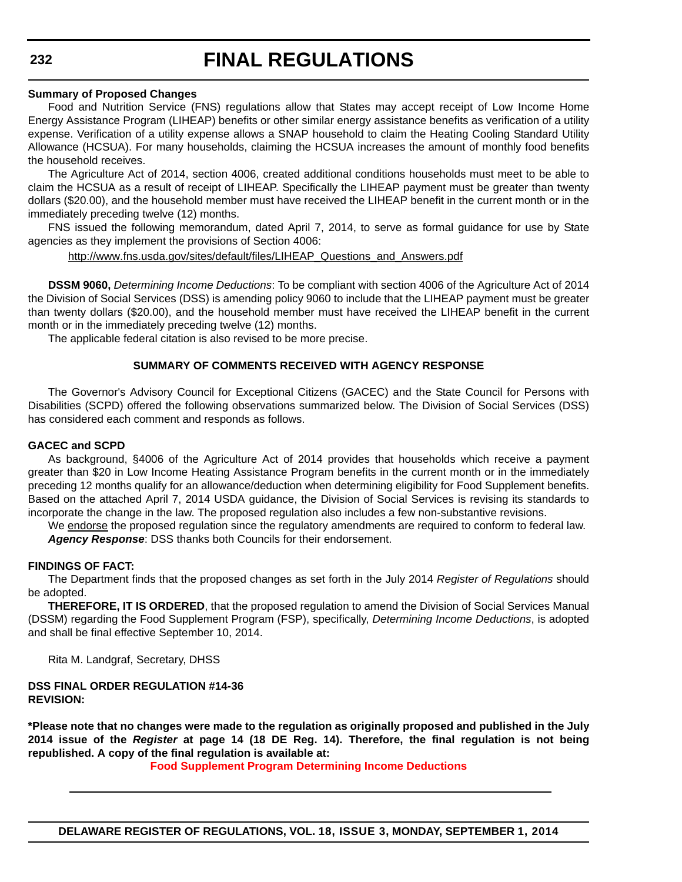**Summary of Proposed Changes**

Food and Nutrition Service (FNS) regulations allow that States may accept receipt of Low Income Home Energy Assistance Program (LIHEAP) benefits or other similar energy assistance benefits as verification of a utility expense. Verification of a utility expense allows a SNAP household to claim the Heating Cooling Standard Utility Allowance (HCSUA). For many households, claiming the HCSUA increases the amount of monthly food benefits the household receives.

The Agriculture Act of 2014, section 4006, created additional conditions households must meet to be able to claim the HCSUA as a result of receipt of LIHEAP. Specifically the LIHEAP payment must be greater than twenty dollars ($20.00), and the household member must have received the LIHEAP benefit in the current month or in the immediately preceding twelve (12) months.

FNS issued the following memorandum, dated April 7, 2014, to serve as formal guidance for use by State agencies as they implement the provisions of Section 4006:

http://www.fns.usda.gov/sites/default/files/LIHEAP_Questions_and_Answers.pdf

**DSSM 9060,** *Determining Income Deductions*: To be compliant with section 4006 of the Agriculture Act of 2014 the Division of Social Services (DSS) is amending policy 9060 to include that the LIHEAP payment must be greater than twenty dollars ($20.00), and the household member must have received the LIHEAP benefit in the current month or in the immediately preceding twelve (12) months.

The applicable federal citation is also revised to be more precise.

**SUMMARY OF COMMENTS RECEIVED WITH AGENCY RESPONSE**

The Governor's Advisory Council for Exceptional Citizens (GACEC) and the State Council for Persons with Disabilities (SCPD) offered the following observations summarized below. The Division of Social Services (DSS) has considered each comment and responds as follows.

**GACEC and SCPD**

As background, §4006 of the Agriculture Act of 2014 provides that households which receive a payment greater than $20 in Low Income Heating Assistance Program benefits in the current month or in the immediately preceding 12 months qualify for an allowance/deduction when determining eligibility for Food Supplement benefits. Based on the attached April 7, 2014 USDA guidance, the Division of Social Services is revising its standards to incorporate the change in the law. The proposed regulation also includes a few non-substantive revisions.

We endorse the proposed regulation since the regulatory amendments are required to conform to federal law.

***Agency Response***: DSS thanks both Councils for their endorsement.

**FINDINGS OF FACT:**

The Department finds that the proposed changes as set forth in the July 2014 *Register of Regulations* should be adopted.

**THEREFORE, IT IS ORDERED**, that the proposed regulation to amend the Division of Social Services Manual (DSSM) regarding the Food Supplement Program (FSP), specifically, *Determining Income Deductions*, is adopted and shall be final effective September 10, 2014.

Rita M. Landgraf, Secretary, DHSS

**DSS FINAL ORDER REGULATION #14-36**
**REVISION:**

**\*Please note that no changes were made to the regulation as originally proposed and published in the July 2014 issue of the *Register* at page 14 (18 DE Reg. 14). Therefore, the final regulation is not being republished. A copy of the final regulation is available at:**

**Food Supplement Program Determining Income Deductions**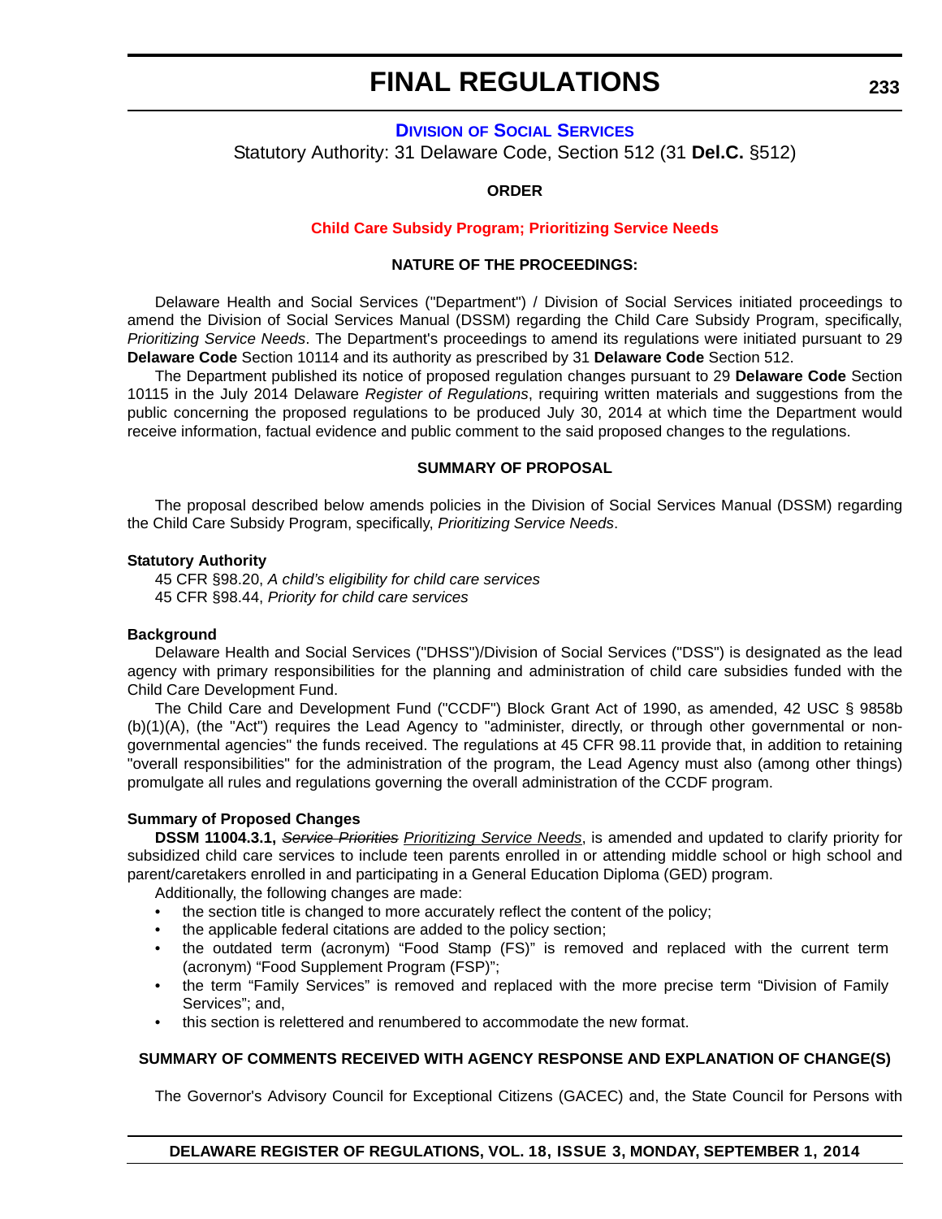# FINAL REGULATIONS

## DIVISION OF SOCIAL SERVICES

Statutory Authority: 31 Delaware Code, Section 512 (31 **Del.C.** §512)

**ORDER**

**Child Care Subsidy Program; Prioritizing Service Needs**

**NATURE OF THE PROCEEDINGS:**

Delaware Health and Social Services ("Department") / Division of Social Services initiated proceedings to amend the Division of Social Services Manual (DSSM) regarding the Child Care Subsidy Program, specifically, *Prioritizing Service Needs*. The Department's proceedings to amend its regulations were initiated pursuant to 29 **Delaware Code** Section 10114 and its authority as prescribed by 31 **Delaware Code** Section 512.

The Department published its notice of proposed regulation changes pursuant to 29 **Delaware Code** Section 10115 in the July 2014 Delaware *Register of Regulations*, requiring written materials and suggestions from the public concerning the proposed regulations to be produced July 30, 2014 at which time the Department would receive information, factual evidence and public comment to the said proposed changes to the regulations.

**SUMMARY OF PROPOSAL**

The proposal described below amends policies in the Division of Social Services Manual (DSSM) regarding the Child Care Subsidy Program, specifically, *Prioritizing Service Needs*.

**Statutory Authority**

45 CFR §98.20, *A child's eligibility for child care services*
45 CFR §98.44, *Priority for child care services*

**Background**

Delaware Health and Social Services ("DHSS")/Division of Social Services ("DSS") is designated as the lead agency with primary responsibilities for the planning and administration of child care subsidies funded with the Child Care Development Fund.

The Child Care and Development Fund ("CCDF") Block Grant Act of 1990, as amended, 42 USC § 9858b (b)(1)(A), (the "Act") requires the Lead Agency to "administer, directly, or through other governmental or non-governmental agencies" the funds received. The regulations at 45 CFR 98.11 provide that, in addition to retaining "overall responsibilities" for the administration of the program, the Lead Agency must also (among other things) promulgate all rules and regulations governing the overall administration of the CCDF program.

**Summary of Proposed Changes**

**DSSM 11004.3.1,** ~~*Service Priorities*~~ *<u>Prioritizing Service Needs</u>*, is amended and updated to clarify priority for subsidized child care services to include teen parents enrolled in or attending middle school or high school and parent/caretakers enrolled in and participating in a General Education Diploma (GED) program.

Additionally, the following changes are made:

- the section title is changed to more accurately reflect the content of the policy;
- the applicable federal citations are added to the policy section;
- the outdated term (acronym) "Food Stamp (FS)" is removed and replaced with the current term (acronym) "Food Supplement Program (FSP)";
- the term "Family Services" is removed and replaced with the more precise term "Division of Family Services"; and,
- this section is relettered and renumbered to accommodate the new format.

**SUMMARY OF COMMENTS RECEIVED WITH AGENCY RESPONSE AND EXPLANATION OF CHANGE(S)**

The Governor's Advisory Council for Exceptional Citizens (GACEC) and, the State Council for Persons with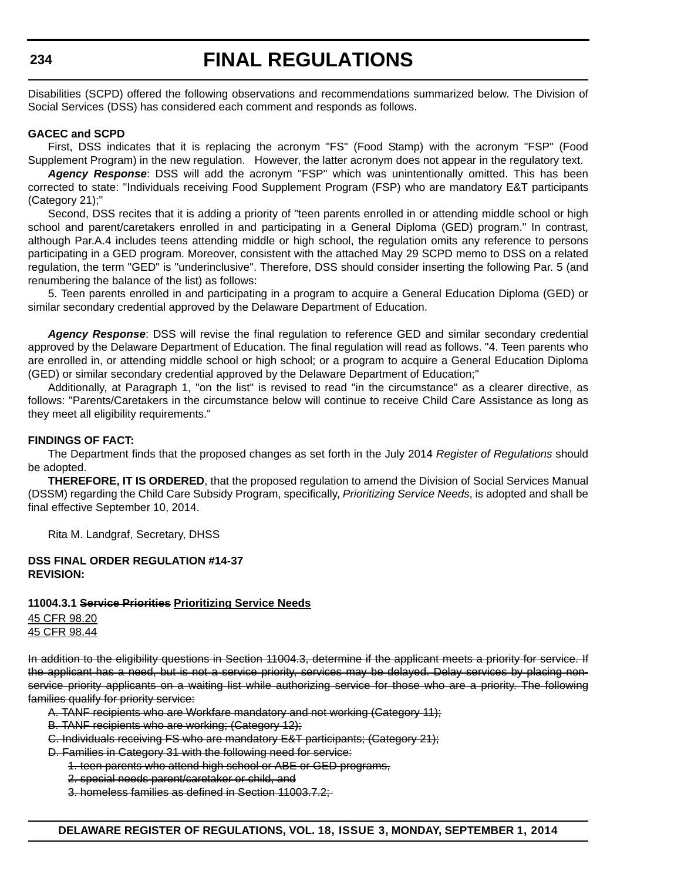Disabilities (SCPD) offered the following observations and recommendations summarized below. The Division of Social Services (DSS) has considered each comment and responds as follows.

**GACEC and SCPD**

First, DSS indicates that it is replacing the acronym "FS" (Food Stamp) with the acronym "FSP" (Food Supplement Program) in the new regulation. However, the latter acronym does not appear in the regulatory text.

***Agency Response***: DSS will add the acronym "FSP" which was unintentionally omitted. This has been corrected to state: "Individuals receiving Food Supplement Program (FSP) who are mandatory E&T participants (Category 21);"

Second, DSS recites that it is adding a priority of "teen parents enrolled in or attending middle school or high school and parent/caretakers enrolled in and participating in a General Diploma (GED) program." In contrast, although Par.A.4 includes teens attending middle or high school, the regulation omits any reference to persons participating in a GED program. Moreover, consistent with the attached May 29 SCPD memo to DSS on a related regulation, the term "GED" is "underinclusive". Therefore, DSS should consider inserting the following Par. 5 (and renumbering the balance of the list) as follows:

5. Teen parents enrolled in and participating in a program to acquire a General Education Diploma (GED) or similar secondary credential approved by the Delaware Department of Education.

***Agency Response***: DSS will revise the final regulation to reference GED and similar secondary credential approved by the Delaware Department of Education. The final regulation will read as follows. "4. Teen parents who are enrolled in, or attending middle school or high school; or a program to acquire a General Education Diploma (GED) or similar secondary credential approved by the Delaware Department of Education;"

Additionally, at Paragraph 1, "on the list" is revised to read "in the circumstance" as a clearer directive, as follows: "Parents/Caretakers in the circumstance below will continue to receive Child Care Assistance as long as they meet all eligibility requirements."

**FINDINGS OF FACT:**

The Department finds that the proposed changes as set forth in the July 2014 *Register of Regulations* should be adopted.

**THEREFORE, IT IS ORDERED**, that the proposed regulation to amend the Division of Social Services Manual (DSSM) regarding the Child Care Subsidy Program, specifically, *Prioritizing Service Needs*, is adopted and shall be final effective September 10, 2014.

Rita M. Landgraf, Secretary, DHSS

**DSS FINAL ORDER REGULATION #14-37**
**REVISION:**

**11004.3.1 ~~Service Priorities~~ <u>Prioritizing Service Needs</u>**

<u>45 CFR 98.20</u>
<u>45 CFR 98.44</u>

~~In addition to the eligibility questions in Section 11004.3, determine if the applicant meets a priority for service. If the applicant has a need, but is not a service priority, services may be delayed. Delay services by placing non-service priority applicants on a waiting list while authorizing service for those who are a priority. The following families qualify for priority service:~~

~~A. TANF recipients who are Workfare mandatory and not working (Category 11);~~

~~B. TANF recipients who are working; (Category 12);~~

~~C. Individuals receiving FS who are mandatory E&T participants; (Category 21);~~

~~D. Families in Category 31 with the following need for service:~~

~~1. teen parents who attend high school or ABE or GED programs,~~

~~2. special needs parent/caretaker or child, and~~

~~3. homeless families as defined in Section 11003.7.2;~~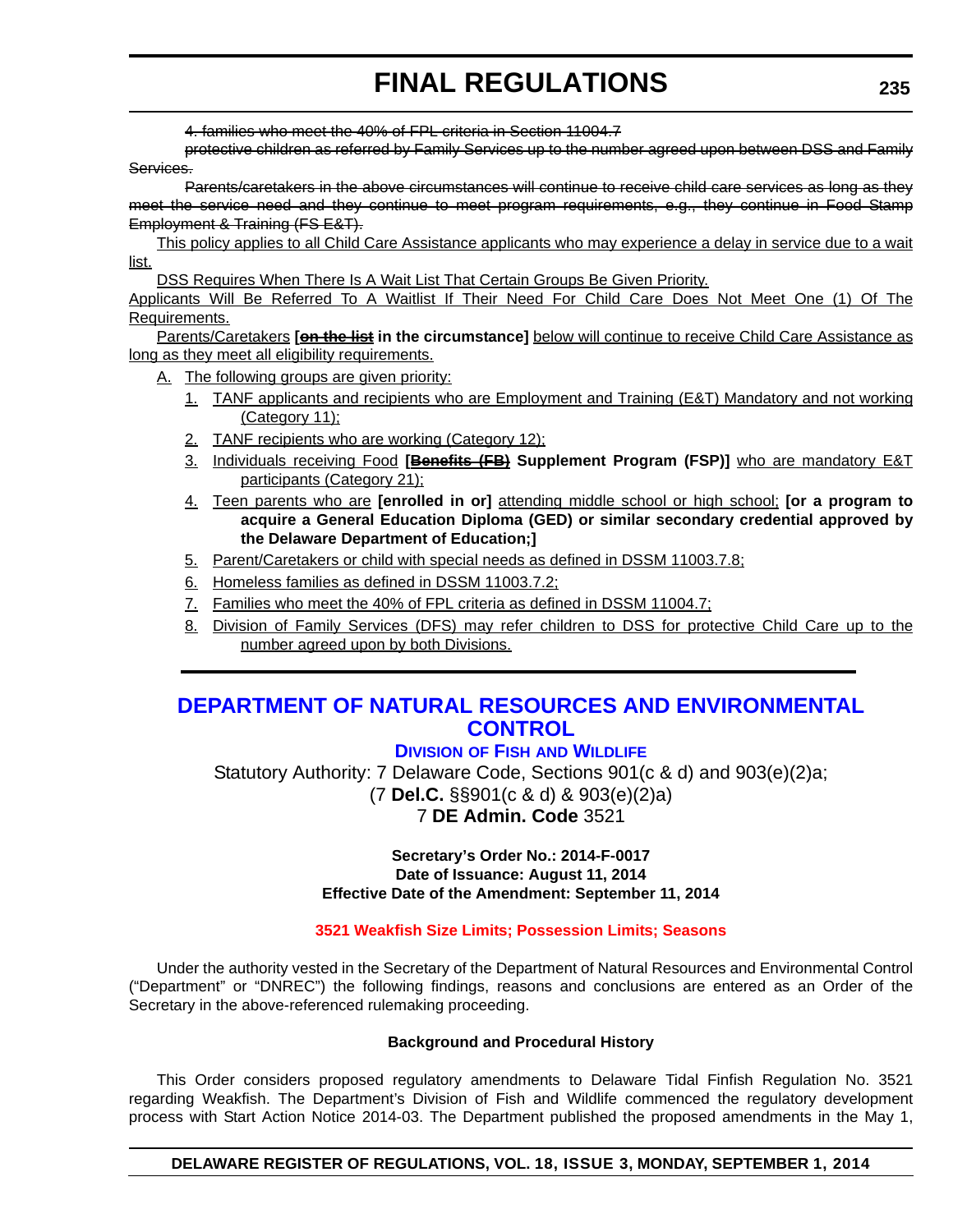~~4. families who meet the 40% of FPL criteria in Section 11004.7~~

~~protective children as referred by Family Services up to the number agreed upon between DSS and Family Services.~~

~~Parents/caretakers in the above circumstances will continue to receive child care services as long as they meet the service need and they continue to meet program requirements, e.g., they continue in Food Stamp Employment & Training (FS E&T).~~

<u>This policy applies to all Child Care Assistance applicants who may experience a delay in service due to a wait list.</u>

<u>DSS Requires When There Is A Wait List That Certain Groups Be Given Priority.</u>

<u>Applicants Will Be Referred To A Waitlist If Their Need For Child Care Does Not Meet One (1) Of The Requirements.</u>

<u>Parents/Caretakers</u> **[~~on the list~~ in the circumstance]** <u>below will continue to receive Child Care Assistance as long as they meet all eligibility requirements.</u>

<u>A.</u> <u>The following groups are given priority:</u>

<u>1.</u> <u>TANF applicants and recipients who are Employment and Training (E&T) Mandatory and not working (Category 11);</u>

<u>2.</u> <u>TANF recipients who are working (Category 12);</u>

<u>3.</u> <u>Individuals receiving Food</u> **[~~Benefits (FB)~~ Supplement Program (FSP)]** <u>who are mandatory E&T participants (Category 21);</u>

<u>4.</u> <u>Teen parents who are</u> **[enrolled in or]** <u>attending middle school or high school;</u> **[or a program to acquire a General Education Diploma (GED) or similar secondary credential approved by the Delaware Department of Education;]**

<u>5.</u> <u>Parent/Caretakers or child with special needs as defined in DSSM 11003.7.8;</u>

<u>6.</u> <u>Homeless families as defined in DSSM 11003.7.2;</u>

<u>7.</u> <u>Families who meet the 40% of FPL criteria as defined in DSSM 11004.7;</u>

<u>8.</u> <u>Division of Family Services (DFS) may refer children to DSS for protective Child Care up to the number agreed upon by both Divisions.</u>

---

# DEPARTMENT OF NATURAL RESOURCES AND ENVIRONMENTAL CONTROL

## DIVISION OF FISH AND WILDLIFE

Statutory Authority: 7 Delaware Code, Sections 901(c & d) and 903(e)(2)a;
(7 **Del.C.** §§901(c & d) & 903(e)(2)a)
7 **DE Admin. Code** 3521

**Secretary's Order No.: 2014-F-0017**
**Date of Issuance: August 11, 2014**
**Effective Date of the Amendment: September 11, 2014**

### 3521 Weakfish Size Limits; Possession Limits; Seasons

Under the authority vested in the Secretary of the Department of Natural Resources and Environmental Control ("Department" or "DNREC") the following findings, reasons and conclusions are entered as an Order of the Secretary in the above-referenced rulemaking proceeding.

**Background and Procedural History**

This Order considers proposed regulatory amendments to Delaware Tidal Finfish Regulation No. 3521 regarding Weakfish. The Department's Division of Fish and Wildlife commenced the regulatory development process with Start Action Notice 2014-03. The Department published the proposed amendments in the May 1,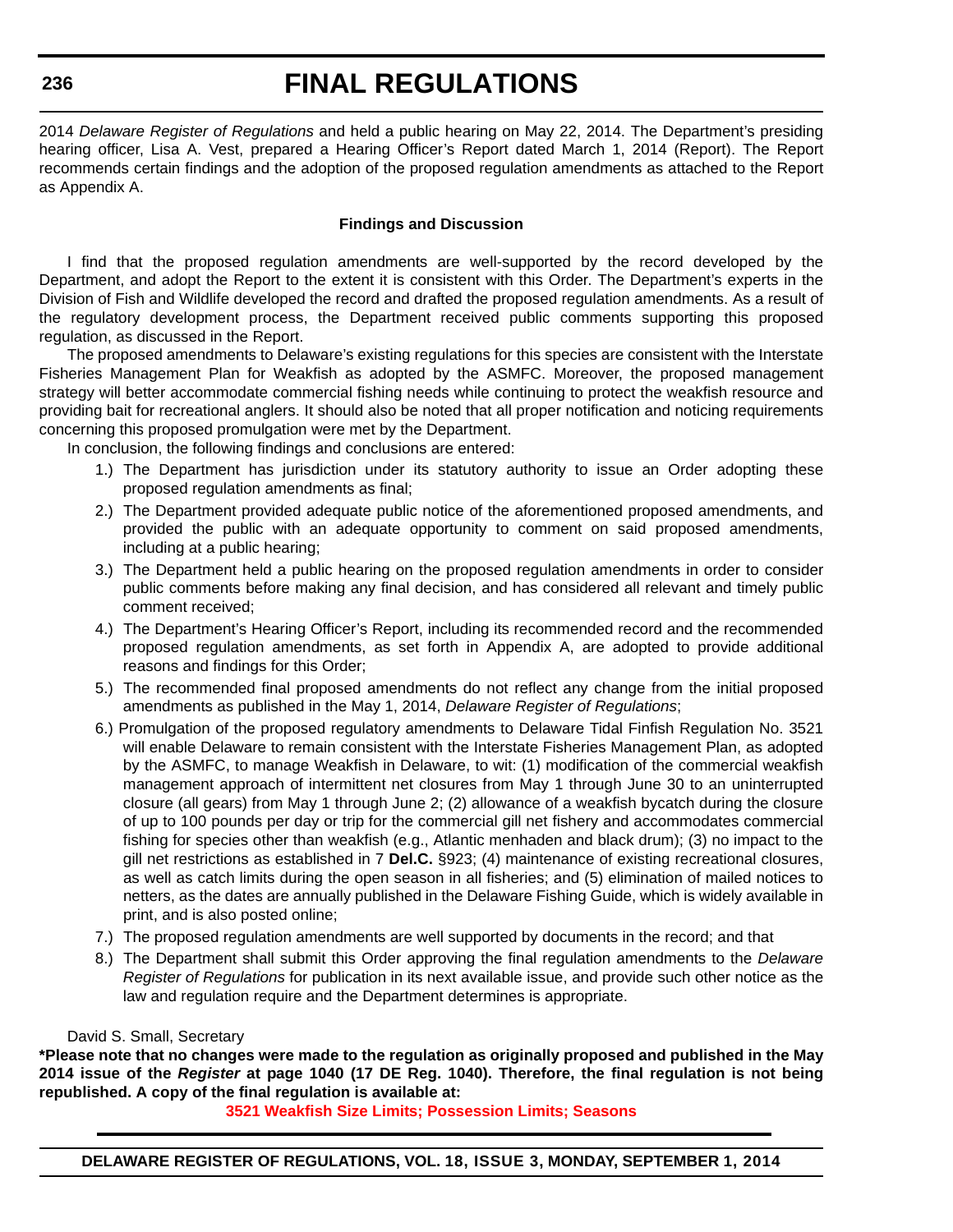2014 *Delaware Register of Regulations* and held a public hearing on May 22, 2014. The Department's presiding hearing officer, Lisa A. Vest, prepared a Hearing Officer's Report dated March 1, 2014 (Report). The Report recommends certain findings and the adoption of the proposed regulation amendments as attached to the Report as Appendix A.

**Findings and Discussion**

I find that the proposed regulation amendments are well-supported by the record developed by the Department, and adopt the Report to the extent it is consistent with this Order. The Department's experts in the Division of Fish and Wildlife developed the record and drafted the proposed regulation amendments. As a result of the regulatory development process, the Department received public comments supporting this proposed regulation, as discussed in the Report.

The proposed amendments to Delaware's existing regulations for this species are consistent with the Interstate Fisheries Management Plan for Weakfish as adopted by the ASMFC. Moreover, the proposed management strategy will better accommodate commercial fishing needs while continuing to protect the weakfish resource and providing bait for recreational anglers. It should also be noted that all proper notification and noticing requirements concerning this proposed promulgation were met by the Department.

In conclusion, the following findings and conclusions are entered:

1.) The Department has jurisdiction under its statutory authority to issue an Order adopting these proposed regulation amendments as final;

2.) The Department provided adequate public notice of the aforementioned proposed amendments, and provided the public with an adequate opportunity to comment on said proposed amendments, including at a public hearing;

3.) The Department held a public hearing on the proposed regulation amendments in order to consider public comments before making any final decision, and has considered all relevant and timely public comment received;

4.) The Department's Hearing Officer's Report, including its recommended record and the recommended proposed regulation amendments, as set forth in Appendix A, are adopted to provide additional reasons and findings for this Order;

5.) The recommended final proposed amendments do not reflect any change from the initial proposed amendments as published in the May 1, 2014, *Delaware Register of Regulations*;

6.) Promulgation of the proposed regulatory amendments to Delaware Tidal Finfish Regulation No. 3521 will enable Delaware to remain consistent with the Interstate Fisheries Management Plan, as adopted by the ASMFC, to manage Weakfish in Delaware, to wit: (1) modification of the commercial weakfish management approach of intermittent net closures from May 1 through June 30 to an uninterrupted closure (all gears) from May 1 through June 2; (2) allowance of a weakfish bycatch during the closure of up to 100 pounds per day or trip for the commercial gill net fishery and accommodates commercial fishing for species other than weakfish (e.g., Atlantic menhaden and black drum); (3) no impact to the gill net restrictions as established in 7 **Del.C.** §923; (4) maintenance of existing recreational closures, as well as catch limits during the open season in all fisheries; and (5) elimination of mailed notices to netters, as the dates are annually published in the Delaware Fishing Guide, which is widely available in print, and is also posted online;

7.) The proposed regulation amendments are well supported by documents in the record; and that

8.) The Department shall submit this Order approving the final regulation amendments to the *Delaware Register of Regulations* for publication in its next available issue, and provide such other notice as the law and regulation require and the Department determines is appropriate.

David S. Small, Secretary

**\*Please note that no changes were made to the regulation as originally proposed and published in the May 2014 issue of the *Register* at page 1040 (17 DE Reg. 1040). Therefore, the final regulation is not being republished. A copy of the final regulation is available at:**

**3521 Weakfish Size Limits; Possession Limits; Seasons**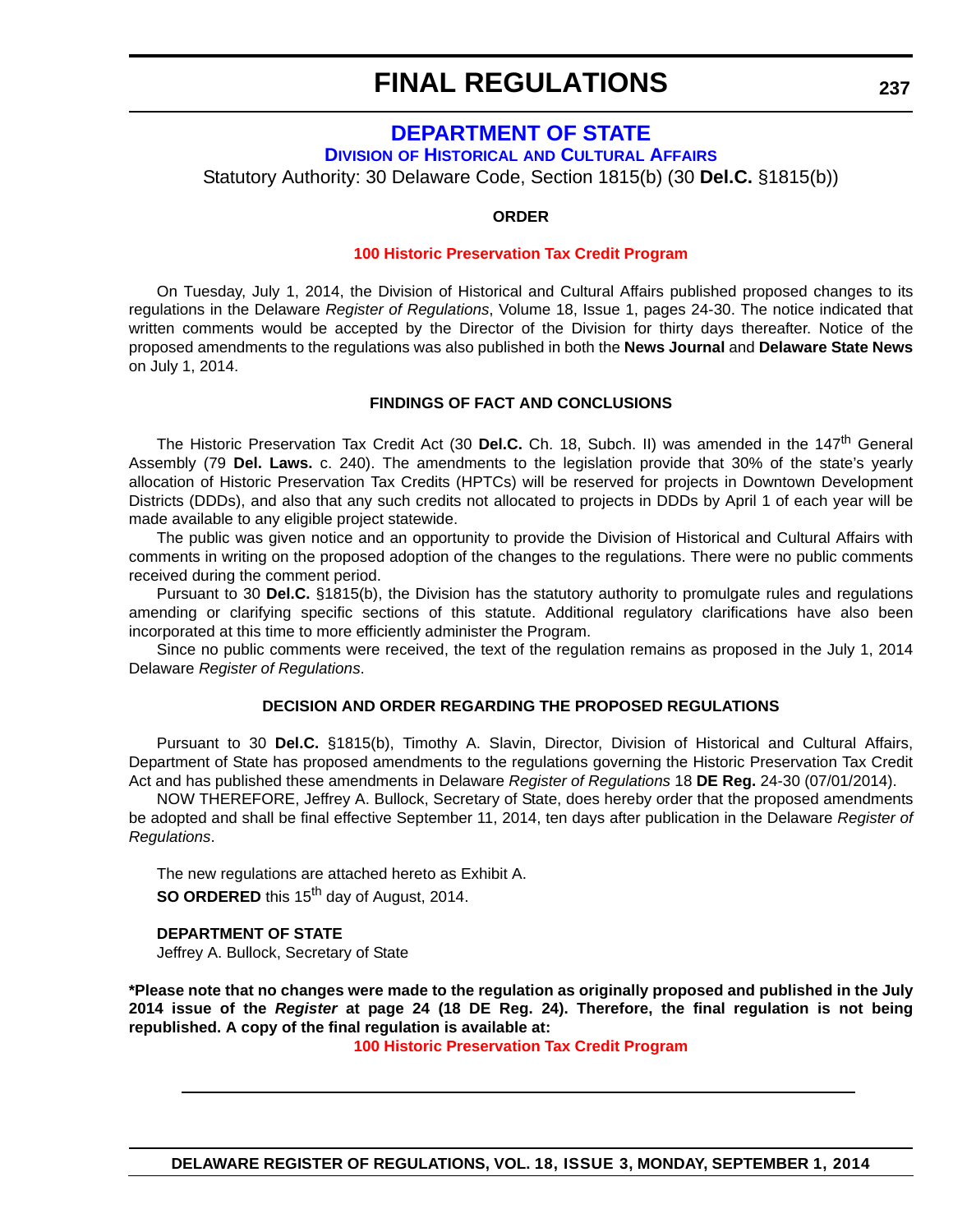# FINAL REGULATIONS

## DEPARTMENT OF STATE

### Division of Historical and Cultural Affairs

Statutory Authority: 30 Delaware Code, Section 1815(b) (30 **Del.C.** §1815(b))

**ORDER**

**100 Historic Preservation Tax Credit Program**

On Tuesday, July 1, 2014, the Division of Historical and Cultural Affairs published proposed changes to its regulations in the Delaware *Register of Regulations*, Volume 18, Issue 1, pages 24-30. The notice indicated that written comments would be accepted by the Director of the Division for thirty days thereafter. Notice of the proposed amendments to the regulations was also published in both the **News Journal** and **Delaware State News** on July 1, 2014.

**FINDINGS OF FACT AND CONCLUSIONS**

The Historic Preservation Tax Credit Act (30 **Del.C.** Ch. 18, Subch. II) was amended in the 147th General Assembly (79 **Del. Laws.** c. 240). The amendments to the legislation provide that 30% of the state's yearly allocation of Historic Preservation Tax Credits (HPTCs) will be reserved for projects in Downtown Development Districts (DDDs), and also that any such credits not allocated to projects in DDDs by April 1 of each year will be made available to any eligible project statewide.

The public was given notice and an opportunity to provide the Division of Historical and Cultural Affairs with comments in writing on the proposed adoption of the changes to the regulations. There were no public comments received during the comment period.

Pursuant to 30 **Del.C.** §1815(b), the Division has the statutory authority to promulgate rules and regulations amending or clarifying specific sections of this statute. Additional regulatory clarifications have also been incorporated at this time to more efficiently administer the Program.

Since no public comments were received, the text of the regulation remains as proposed in the July 1, 2014 Delaware *Register of Regulations*.

**DECISION AND ORDER REGARDING THE PROPOSED REGULATIONS**

Pursuant to 30 **Del.C.** §1815(b), Timothy A. Slavin, Director, Division of Historical and Cultural Affairs, Department of State has proposed amendments to the regulations governing the Historic Preservation Tax Credit Act and has published these amendments in Delaware *Register of Regulations* 18 **DE Reg.** 24-30 (07/01/2014).

NOW THEREFORE, Jeffrey A. Bullock, Secretary of State, does hereby order that the proposed amendments be adopted and shall be final effective September 11, 2014, ten days after publication in the Delaware *Register of Regulations*.

The new regulations are attached hereto as Exhibit A.

**SO ORDERED** this 15th day of August, 2014.

**DEPARTMENT OF STATE**
Jeffrey A. Bullock, Secretary of State

**\*Please note that no changes were made to the regulation as originally proposed and published in the July 2014 issue of the *Register* at page 24 (18 DE Reg. 24). Therefore, the final regulation is not being republished. A copy of the final regulation is available at:**

**100 Historic Preservation Tax Credit Program**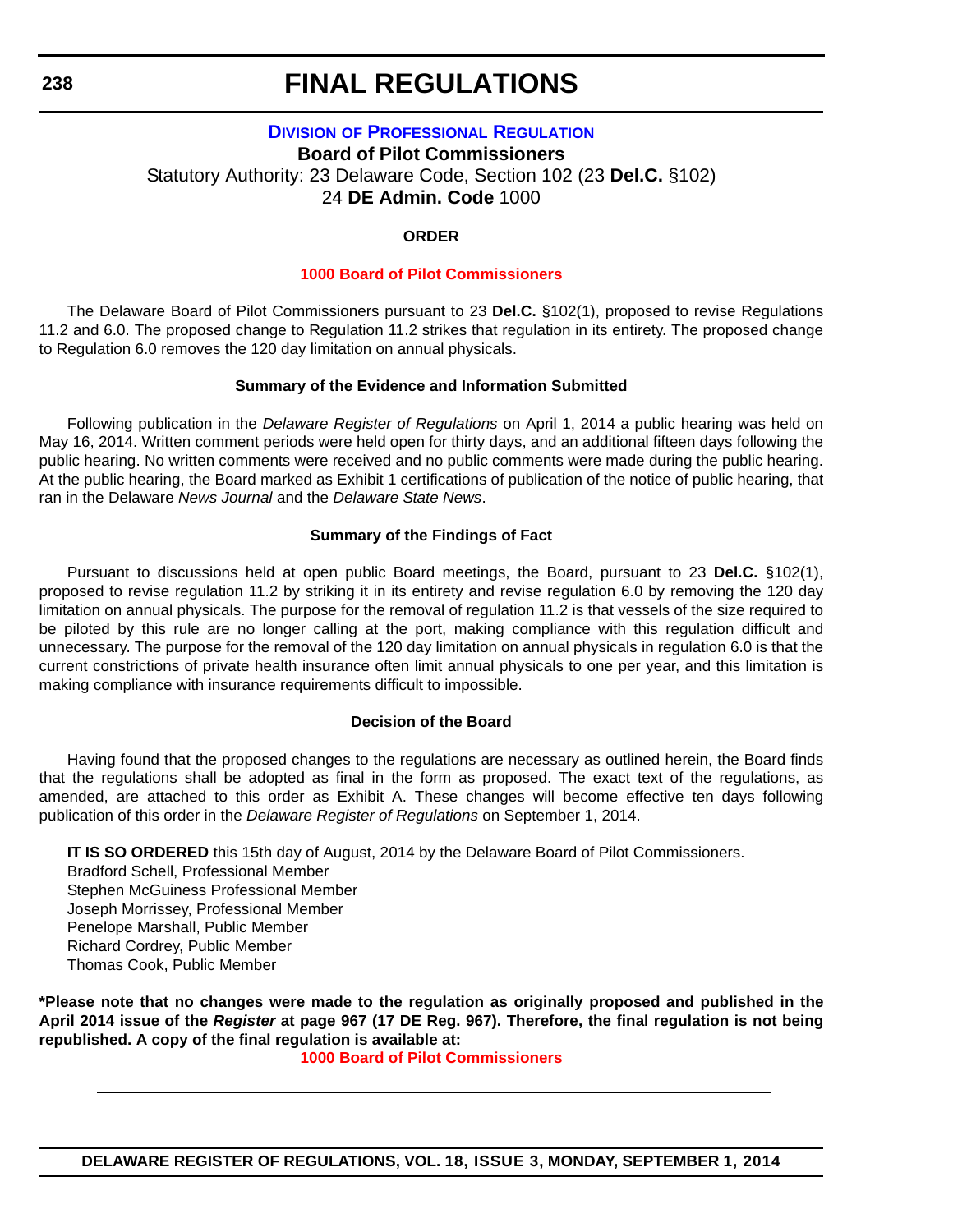# FINAL REGULATIONS

## Division of Professional Regulation

**Board of Pilot Commissioners**

Statutory Authority: 23 Delaware Code, Section 102 (23 **Del.C.** §102)

24 **DE Admin. Code** 1000

### ORDER

**1000 Board of Pilot Commissioners**

The Delaware Board of Pilot Commissioners pursuant to 23 **Del.C.** §102(1), proposed to revise Regulations 11.2 and 6.0. The proposed change to Regulation 11.2 strikes that regulation in its entirety. The proposed change to Regulation 6.0 removes the 120 day limitation on annual physicals.

#### Summary of the Evidence and Information Submitted

Following publication in the *Delaware Register of Regulations* on April 1, 2014 a public hearing was held on May 16, 2014. Written comment periods were held open for thirty days, and an additional fifteen days following the public hearing. No written comments were received and no public comments were made during the public hearing. At the public hearing, the Board marked as Exhibit 1 certifications of publication of the notice of public hearing, that ran in the Delaware *News Journal* and the *Delaware State News*.

#### Summary of the Findings of Fact

Pursuant to discussions held at open public Board meetings, the Board, pursuant to 23 **Del.C.** §102(1), proposed to revise regulation 11.2 by striking it in its entirety and revise regulation 6.0 by removing the 120 day limitation on annual physicals. The purpose for the removal of regulation 11.2 is that vessels of the size required to be piloted by this rule are no longer calling at the port, making compliance with this regulation difficult and unnecessary. The purpose for the removal of the 120 day limitation on annual physicals in regulation 6.0 is that the current constrictions of private health insurance often limit annual physicals to one per year, and this limitation is making compliance with insurance requirements difficult to impossible.

#### Decision of the Board

Having found that the proposed changes to the regulations are necessary as outlined herein, the Board finds that the regulations shall be adopted as final in the form as proposed. The exact text of the regulations, as amended, are attached to this order as Exhibit A. These changes will become effective ten days following publication of this order in the *Delaware Register of Regulations* on September 1, 2014.

**IT IS SO ORDERED** this 15th day of August, 2014 by the Delaware Board of Pilot Commissioners.

Bradford Schell, Professional Member
Stephen McGuiness Professional Member
Joseph Morrissey, Professional Member
Penelope Marshall, Public Member
Richard Cordrey, Public Member
Thomas Cook, Public Member

**\*Please note that no changes were made to the regulation as originally proposed and published in the April 2014 issue of the *Register* at page 967 (17 DE Reg. 967). Therefore, the final regulation is not being republished. A copy of the final regulation is available at:**

**1000 Board of Pilot Commissioners**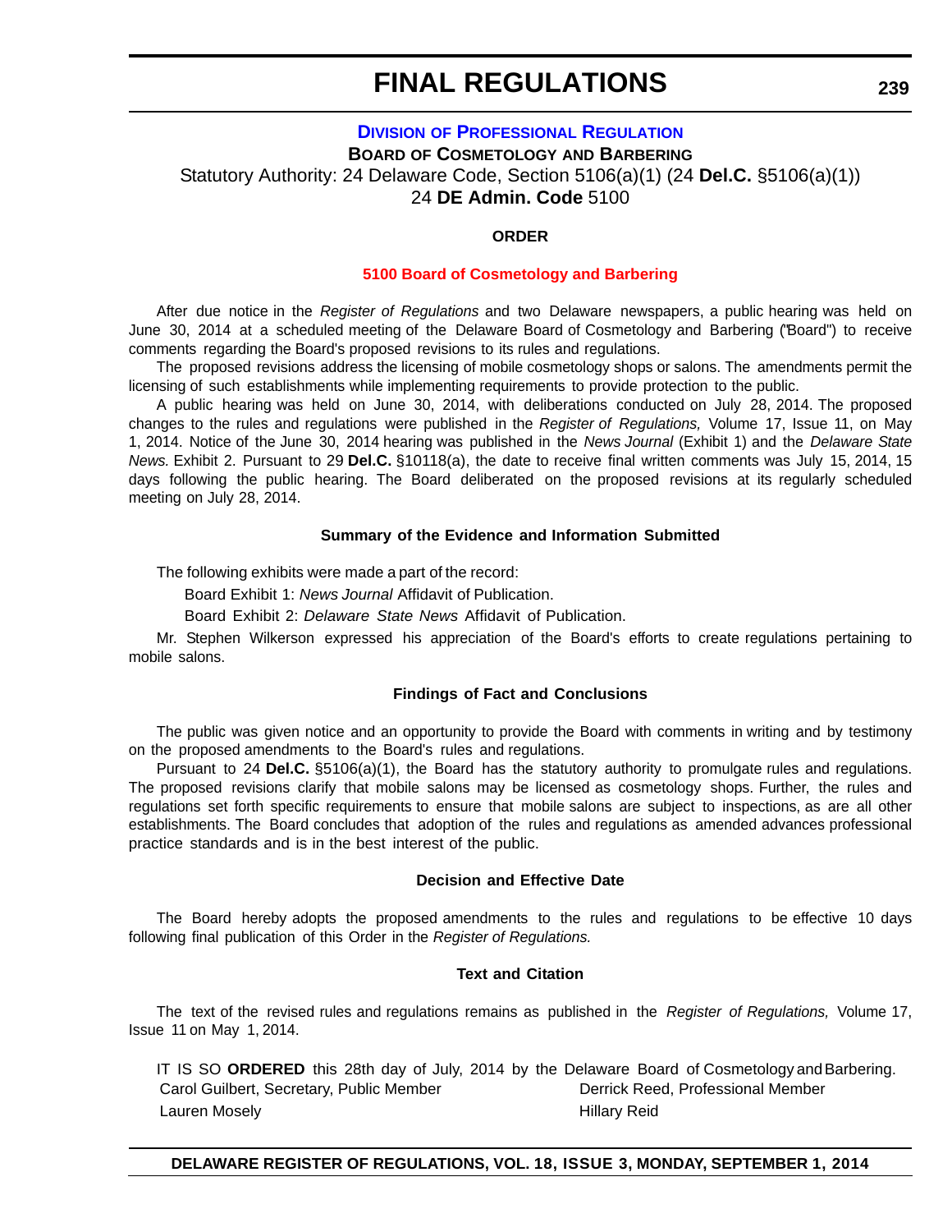# DIVISION OF PROFESSIONAL REGULATION

**BOARD OF COSMETOLOGY AND BARBERING**

Statutory Authority: 24 Delaware Code, Section 5106(a)(1) (24 **Del.C.** §5106(a)(1))
24 **DE Admin. Code** 5100

**ORDER**

**5100 Board of Cosmetology and Barbering**

After due notice in the *Register of Regulations* and two Delaware newspapers, a public hearing was held on June 30, 2014 at a scheduled meeting of the Delaware Board of Cosmetology and Barbering ("Board") to receive comments regarding the Board's proposed revisions to its rules and regulations.

The proposed revisions address the licensing of mobile cosmetology shops or salons. The amendments permit the licensing of such establishments while implementing requirements to provide protection to the public.

A public hearing was held on June 30, 2014, with deliberations conducted on July 28, 2014. The proposed changes to the rules and regulations were published in the *Register of Regulations,* Volume 17, Issue 11, on May 1, 2014. Notice of the June 30, 2014 hearing was published in the *News Journal* (Exhibit 1) and the *Delaware State News.* Exhibit 2. Pursuant to 29 **Del.C.** §10118(a), the date to receive final written comments was July 15, 2014, 15 days following the public hearing. The Board deliberated on the proposed revisions at its regularly scheduled meeting on July 28, 2014.

**Summary of the Evidence and Information Submitted**

The following exhibits were made a part of the record:

Board Exhibit 1: *News Journal* Affidavit of Publication.

Board Exhibit 2: *Delaware State News* Affidavit of Publication.

Mr. Stephen Wilkerson expressed his appreciation of the Board's efforts to create regulations pertaining to mobile salons.

**Findings of Fact and Conclusions**

The public was given notice and an opportunity to provide the Board with comments in writing and by testimony on the proposed amendments to the Board's rules and regulations.

Pursuant to 24 **Del.C.** §5106(a)(1), the Board has the statutory authority to promulgate rules and regulations. The proposed revisions clarify that mobile salons may be licensed as cosmetology shops. Further, the rules and regulations set forth specific requirements to ensure that mobile salons are subject to inspections, as are all other establishments. The Board concludes that adoption of the rules and regulations as amended advances professional practice standards and is in the best interest of the public.

**Decision and Effective Date**

The Board hereby adopts the proposed amendments to the rules and regulations to be effective 10 days following final publication of this Order in the *Register of Regulations.*

**Text and Citation**

The text of the revised rules and regulations remains as published in the *Register of Regulations,* Volume 17, Issue 11 on May 1, 2014.

IT IS SO **ORDERED** this 28th day of July, 2014 by the Delaware Board of Cosmetology and Barbering.

Carol Guilbert, Secretary, Public Member
Derrick Reed, Professional Member
Lauren Mosely
Hillary Reid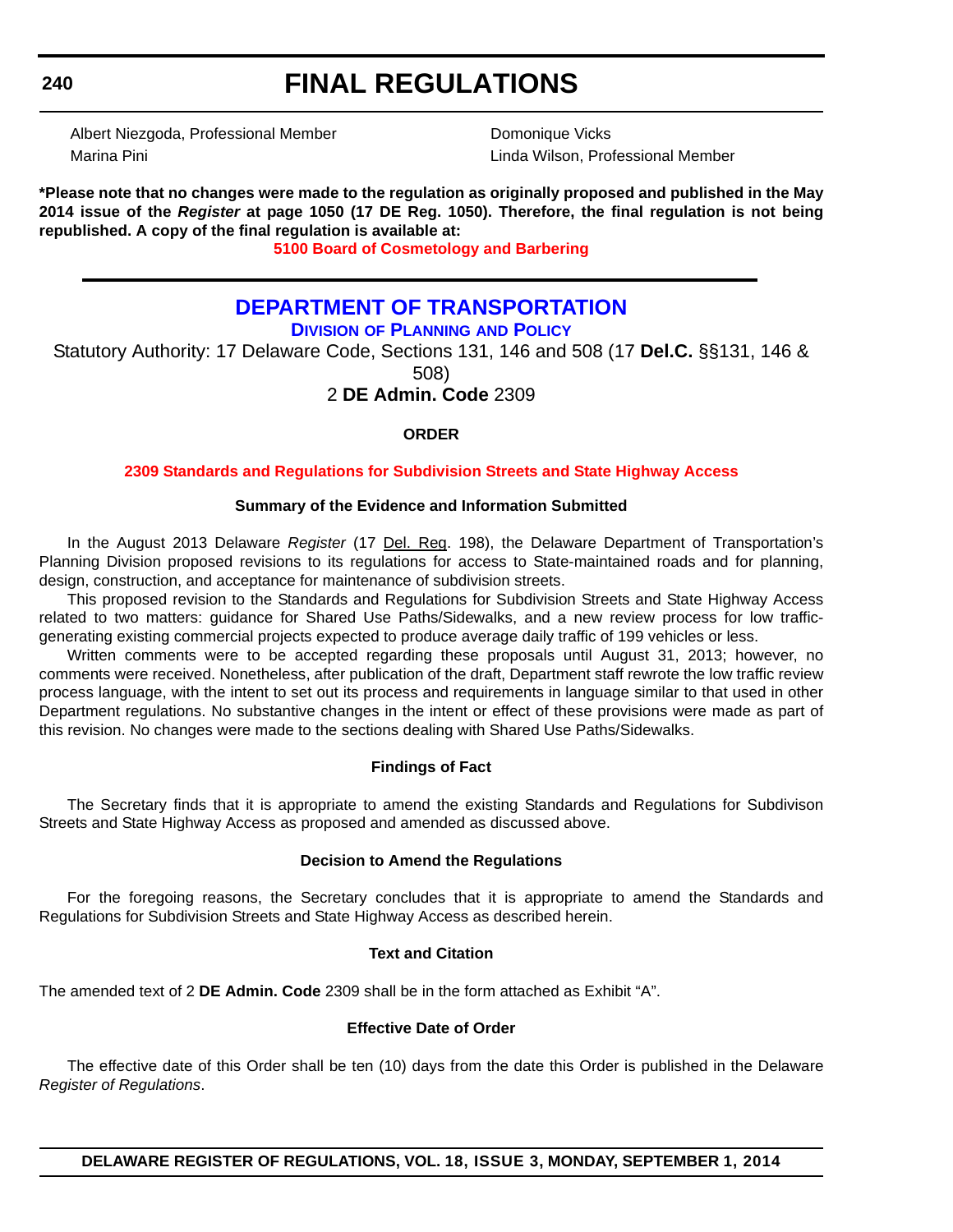Albert Niezgoda, Professional Member
Marina Pini
Domonique Vicks
Linda Wilson, Professional Member

**\*Please note that no changes were made to the regulation as originally proposed and published in the May 2014 issue of the *Register* at page 1050 (17 DE Reg. 1050). Therefore, the final regulation is not being republished. A copy of the final regulation is available at:**

**5100 Board of Cosmetology and Barbering**

---

# DEPARTMENT OF TRANSPORTATION

## DIVISION OF PLANNING AND POLICY

Statutory Authority: 17 Delaware Code, Sections 131, 146 and 508 (17 **Del.C.** §§131, 146 & 508)

2 **DE Admin. Code** 2309

### ORDER

**2309 Standards and Regulations for Subdivision Streets and State Highway Access**

### Summary of the Evidence and Information Submitted

In the August 2013 Delaware *Register* (17 Del. Reg. 198), the Delaware Department of Transportation's Planning Division proposed revisions to its regulations for access to State-maintained roads and for planning, design, construction, and acceptance for maintenance of subdivision streets.

This proposed revision to the Standards and Regulations for Subdivision Streets and State Highway Access related to two matters: guidance for Shared Use Paths/Sidewalks, and a new review process for low traffic-generating existing commercial projects expected to produce average daily traffic of 199 vehicles or less.

Written comments were to be accepted regarding these proposals until August 31, 2013; however, no comments were received. Nonetheless, after publication of the draft, Department staff rewrote the low traffic review process language, with the intent to set out its process and requirements in language similar to that used in other Department regulations. No substantive changes in the intent or effect of these provisions were made as part of this revision. No changes were made to the sections dealing with Shared Use Paths/Sidewalks.

### Findings of Fact

The Secretary finds that it is appropriate to amend the existing Standards and Regulations for Subdivison Streets and State Highway Access as proposed and amended as discussed above.

### Decision to Amend the Regulations

For the foregoing reasons, the Secretary concludes that it is appropriate to amend the Standards and Regulations for Subdivision Streets and State Highway Access as described herein.

### Text and Citation

The amended text of 2 **DE Admin. Code** 2309 shall be in the form attached as Exhibit "A".

### Effective Date of Order

The effective date of this Order shall be ten (10) days from the date this Order is published in the Delaware *Register of Regulations*.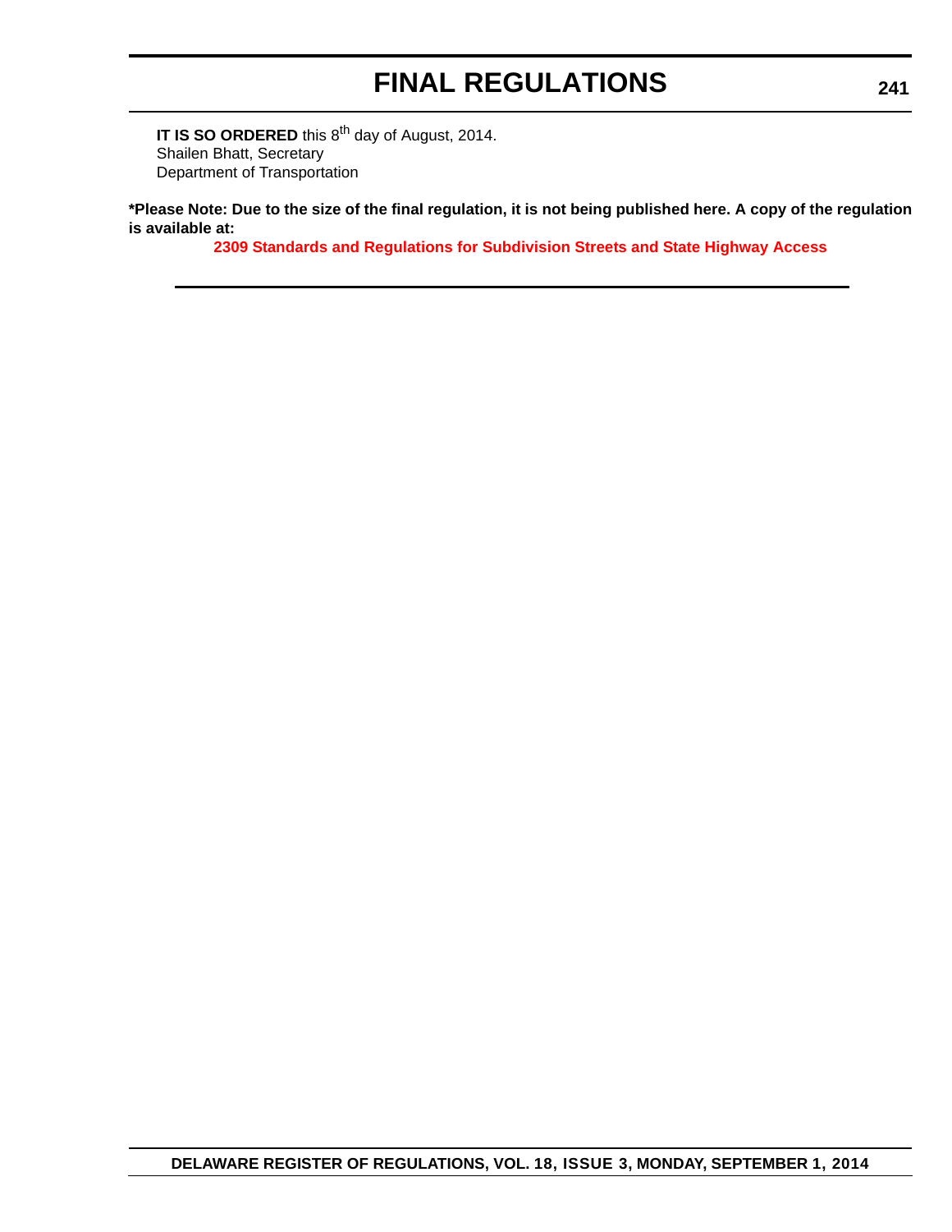**IT IS SO ORDERED** this 8th day of August, 2014.
Shailen Bhatt, Secretary
Department of Transportation

**\*Please Note: Due to the size of the final regulation, it is not being published here. A copy of the regulation is available at:**

**2309 Standards and Regulations for Subdivision Streets and State Highway Access**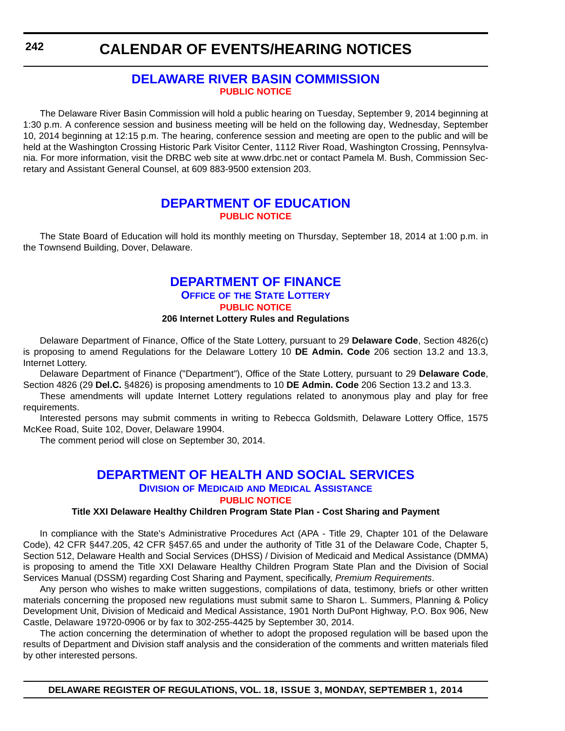# CALENDAR OF EVENTS/HEARING NOTICES

## DELAWARE RIVER BASIN COMMISSION

**PUBLIC NOTICE**

The Delaware River Basin Commission will hold a public hearing on Tuesday, September 9, 2014 beginning at 1:30 p.m. A conference session and business meeting will be held on the following day, Wednesday, September 10, 2014 beginning at 12:15 p.m. The hearing, conference session and meeting are open to the public and will be held at the Washington Crossing Historic Park Visitor Center, 1112 River Road, Washington Crossing, Pennsylvania. For more information, visit the DRBC web site at www.drbc.net or contact Pamela M. Bush, Commission Secretary and Assistant General Counsel, at 609 883-9500 extension 203.

## DEPARTMENT OF EDUCATION

**PUBLIC NOTICE**

The State Board of Education will hold its monthly meeting on Thursday, September 18, 2014 at 1:00 p.m. in the Townsend Building, Dover, Delaware.

## DEPARTMENT OF FINANCE

### Office of the State Lottery

**PUBLIC NOTICE**

**206 Internet Lottery Rules and Regulations**

Delaware Department of Finance, Office of the State Lottery, pursuant to 29 **Delaware Code**, Section 4826(c) is proposing to amend Regulations for the Delaware Lottery 10 **DE Admin. Code** 206 section 13.2 and 13.3, Internet Lottery.

Delaware Department of Finance ("Department"), Office of the State Lottery, pursuant to 29 **Delaware Code**, Section 4826 (29 **Del.C.** §4826) is proposing amendments to 10 **DE Admin. Code** 206 Section 13.2 and 13.3.

These amendments will update Internet Lottery regulations related to anonymous play and play for free requirements.

Interested persons may submit comments in writing to Rebecca Goldsmith, Delaware Lottery Office, 1575 McKee Road, Suite 102, Dover, Delaware 19904.

The comment period will close on September 30, 2014.

## DEPARTMENT OF HEALTH AND SOCIAL SERVICES

### Division of Medicaid and Medical Assistance

**PUBLIC NOTICE**

**Title XXI Delaware Healthy Children Program State Plan - Cost Sharing and Payment**

In compliance with the State's Administrative Procedures Act (APA - Title 29, Chapter 101 of the Delaware Code), 42 CFR §447.205, 42 CFR §457.65 and under the authority of Title 31 of the Delaware Code, Chapter 5, Section 512, Delaware Health and Social Services (DHSS) / Division of Medicaid and Medical Assistance (DMMA) is proposing to amend the Title XXI Delaware Healthy Children Program State Plan and the Division of Social Services Manual (DSSM) regarding Cost Sharing and Payment, specifically, *Premium Requirements*.

Any person who wishes to make written suggestions, compilations of data, testimony, briefs or other written materials concerning the proposed new regulations must submit same to Sharon L. Summers, Planning & Policy Development Unit, Division of Medicaid and Medical Assistance, 1901 North DuPont Highway, P.O. Box 906, New Castle, Delaware 19720-0906 or by fax to 302-255-4425 by September 30, 2014.

The action concerning the determination of whether to adopt the proposed regulation will be based upon the results of Department and Division staff analysis and the consideration of the comments and written materials filed by other interested persons.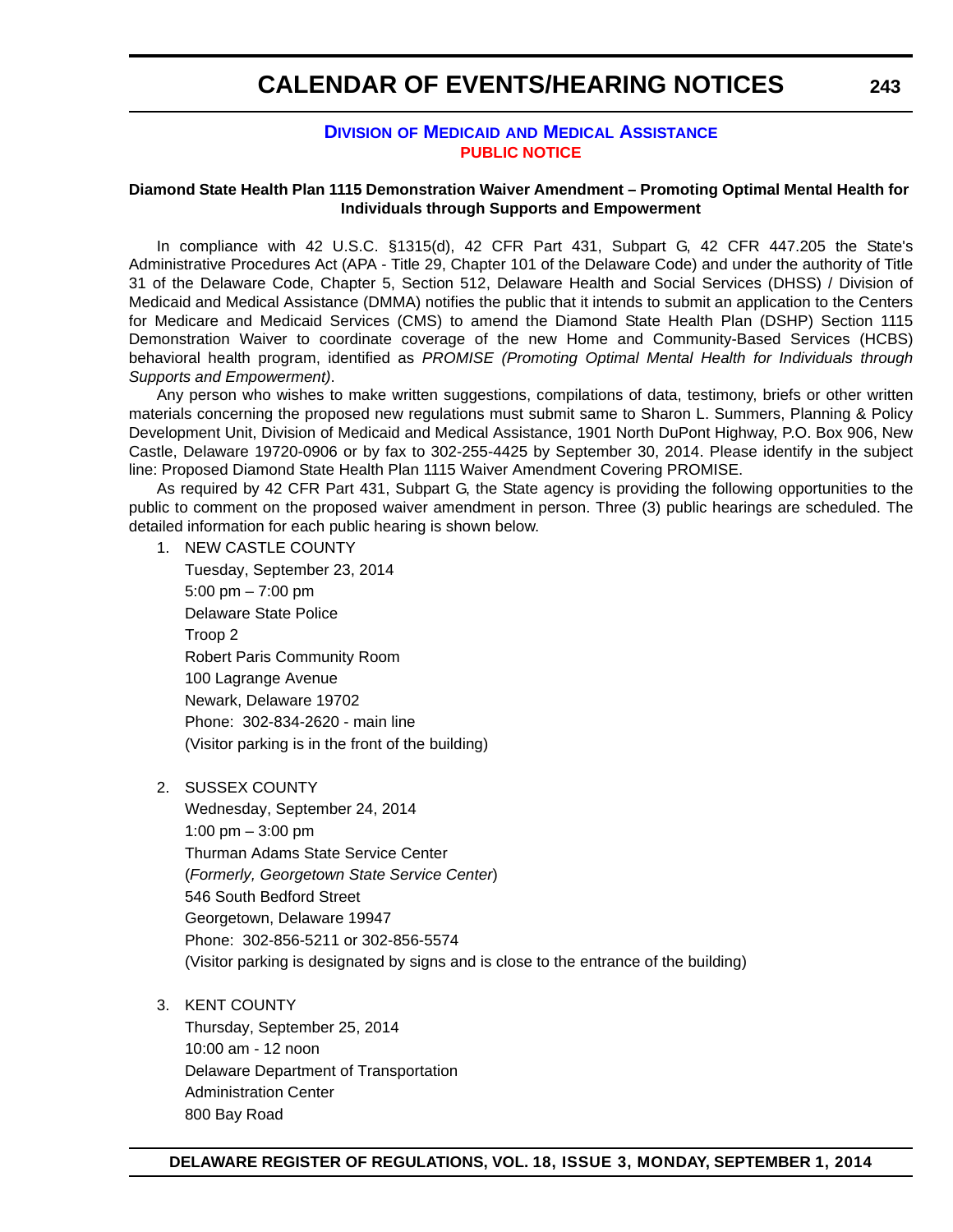## DIVISION OF MEDICAID AND MEDICAL ASSISTANCE

### PUBLIC NOTICE

**Diamond State Health Plan 1115 Demonstration Waiver Amendment – Promoting Optimal Mental Health for Individuals through Supports and Empowerment**

In compliance with 42 U.S.C. §1315(d), 42 CFR Part 431, Subpart G, 42 CFR 447.205 the State's Administrative Procedures Act (APA - Title 29, Chapter 101 of the Delaware Code) and under the authority of Title 31 of the Delaware Code, Chapter 5, Section 512, Delaware Health and Social Services (DHSS) / Division of Medicaid and Medical Assistance (DMMA) notifies the public that it intends to submit an application to the Centers for Medicare and Medicaid Services (CMS) to amend the Diamond State Health Plan (DSHP) Section 1115 Demonstration Waiver to coordinate coverage of the new Home and Community-Based Services (HCBS) behavioral health program, identified as *PROMISE (Promoting Optimal Mental Health for Individuals through Supports and Empowerment)*.

Any person who wishes to make written suggestions, compilations of data, testimony, briefs or other written materials concerning the proposed new regulations must submit same to Sharon L. Summers, Planning & Policy Development Unit, Division of Medicaid and Medical Assistance, 1901 North DuPont Highway, P.O. Box 906, New Castle, Delaware 19720-0906 or by fax to 302-255-4425 by September 30, 2014. Please identify in the subject line: Proposed Diamond State Health Plan 1115 Waiver Amendment Covering PROMISE.

As required by 42 CFR Part 431, Subpart G, the State agency is providing the following opportunities to the public to comment on the proposed waiver amendment in person. Three (3) public hearings are scheduled. The detailed information for each public hearing is shown below.

1. NEW CASTLE COUNTY
   Tuesday, September 23, 2014
   5:00 pm – 7:00 pm
   Delaware State Police
   Troop 2
   Robert Paris Community Room
   100 Lagrange Avenue
   Newark, Delaware 19702
   Phone: 302-834-2620 - main line
   (Visitor parking is in the front of the building)

2. SUSSEX COUNTY
   Wednesday, September 24, 2014
   1:00 pm – 3:00 pm
   Thurman Adams State Service Center
   (*Formerly, Georgetown State Service Center*)
   546 South Bedford Street
   Georgetown, Delaware 19947
   Phone: 302-856-5211 or 302-856-5574
   (Visitor parking is designated by signs and is close to the entrance of the building)

3. KENT COUNTY
   Thursday, September 25, 2014
   10:00 am - 12 noon
   Delaware Department of Transportation
   Administration Center
   800 Bay Road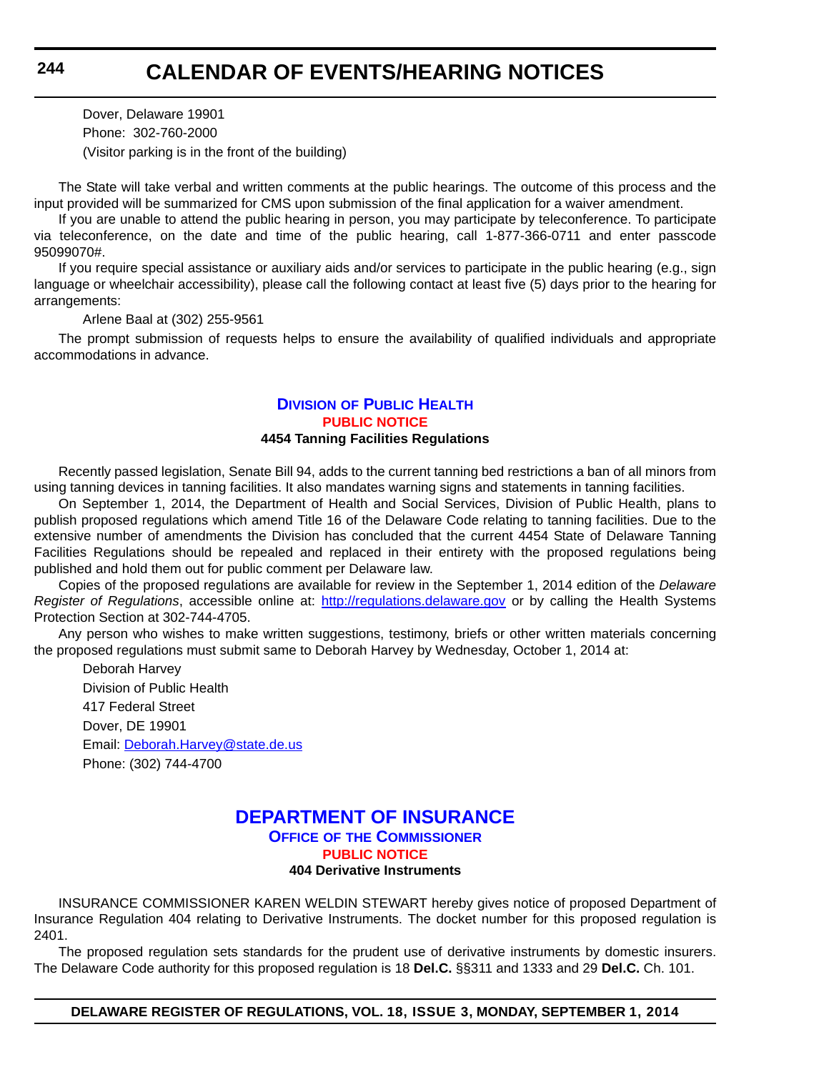Dover, Delaware 19901

Phone: 302-760-2000

(Visitor parking is in the front of the building)

The State will take verbal and written comments at the public hearings. The outcome of this process and the input provided will be summarized for CMS upon submission of the final application for a waiver amendment.

If you are unable to attend the public hearing in person, you may participate by teleconference. To participate via teleconference, on the date and time of the public hearing, call 1-877-366-0711 and enter passcode 95099070#.

If you require special assistance or auxiliary aids and/or services to participate in the public hearing (e.g., sign language or wheelchair accessibility), please call the following contact at least five (5) days prior to the hearing for arrangements:

Arlene Baal at (302) 255-9561

The prompt submission of requests helps to ensure the availability of qualified individuals and appropriate accommodations in advance.

## Division of Public Health

### PUBLIC NOTICE

**4454 Tanning Facilities Regulations**

Recently passed legislation, Senate Bill 94, adds to the current tanning bed restrictions a ban of all minors from using tanning devices in tanning facilities. It also mandates warning signs and statements in tanning facilities.

On September 1, 2014, the Department of Health and Social Services, Division of Public Health, plans to publish proposed regulations which amend Title 16 of the Delaware Code relating to tanning facilities. Due to the extensive number of amendments the Division has concluded that the current 4454 State of Delaware Tanning Facilities Regulations should be repealed and replaced in their entirety with the proposed regulations being published and hold them out for public comment per Delaware law.

Copies of the proposed regulations are available for review in the September 1, 2014 edition of the *Delaware Register of Regulations*, accessible online at: http://regulations.delaware.gov or by calling the Health Systems Protection Section at 302-744-4705.

Any person who wishes to make written suggestions, testimony, briefs or other written materials concerning the proposed regulations must submit same to Deborah Harvey by Wednesday, October 1, 2014 at:

Deborah Harvey

Division of Public Health

417 Federal Street

Dover, DE 19901

Email: Deborah.Harvey@state.de.us

Phone: (302) 744-4700

## DEPARTMENT OF INSURANCE

### Office of the Commissioner

### PUBLIC NOTICE

**404 Derivative Instruments**

INSURANCE COMMISSIONER KAREN WELDIN STEWART hereby gives notice of proposed Department of Insurance Regulation 404 relating to Derivative Instruments. The docket number for this proposed regulation is 2401.

The proposed regulation sets standards for the prudent use of derivative instruments by domestic insurers. The Delaware Code authority for this proposed regulation is 18 **Del.C.** §§311 and 1333 and 29 **Del.C.** Ch. 101.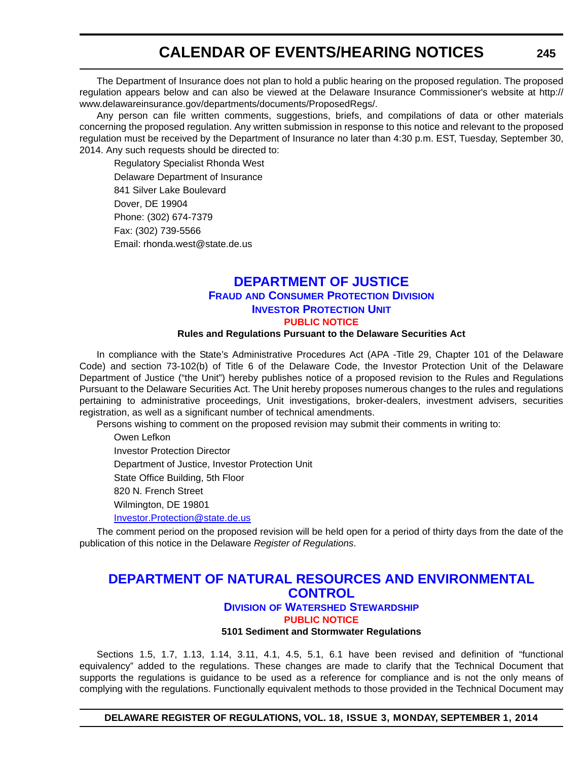The Department of Insurance does not plan to hold a public hearing on the proposed regulation. The proposed regulation appears below and can also be viewed at the Delaware Insurance Commissioner's website at http://www.delawareinsurance.gov/departments/documents/ProposedRegs/.

Any person can file written comments, suggestions, briefs, and compilations of data or other materials concerning the proposed regulation. Any written submission in response to this notice and relevant to the proposed regulation must be received by the Department of Insurance no later than 4:30 p.m. EST, Tuesday, September 30, 2014. Any such requests should be directed to:

Regulatory Specialist Rhonda West
Delaware Department of Insurance
841 Silver Lake Boulevard
Dover, DE 19904
Phone: (302) 674-7379
Fax: (302) 739-5566
Email: rhonda.west@state.de.us

## DEPARTMENT OF JUSTICE

### Fraud and Consumer Protection Division

### Investor Protection Unit

**PUBLIC NOTICE**

**Rules and Regulations Pursuant to the Delaware Securities Act**

In compliance with the State's Administrative Procedures Act (APA -Title 29, Chapter 101 of the Delaware Code) and section 73-102(b) of Title 6 of the Delaware Code, the Investor Protection Unit of the Delaware Department of Justice ("the Unit") hereby publishes notice of a proposed revision to the Rules and Regulations Pursuant to the Delaware Securities Act. The Unit hereby proposes numerous changes to the rules and regulations pertaining to administrative proceedings, Unit investigations, broker-dealers, investment advisers, securities registration, as well as a significant number of technical amendments.

Persons wishing to comment on the proposed revision may submit their comments in writing to:

Owen Lefkon
Investor Protection Director
Department of Justice, Investor Protection Unit
State Office Building, 5th Floor
820 N. French Street
Wilmington, DE 19801
Investor.Protection@state.de.us

The comment period on the proposed revision will be held open for a period of thirty days from the date of the publication of this notice in the Delaware *Register of Regulations*.

## DEPARTMENT OF NATURAL RESOURCES AND ENVIRONMENTAL CONTROL

### Division of Watershed Stewardship

**PUBLIC NOTICE**

**5101 Sediment and Stormwater Regulations**

Sections 1.5, 1.7, 1.13, 1.14, 3.11, 4.1, 4.5, 5.1, 6.1 have been revised and definition of "functional equivalency" added to the regulations. These changes are made to clarify that the Technical Document that supports the regulations is guidance to be used as a reference for compliance and is not the only means of complying with the regulations. Functionally equivalent methods to those provided in the Technical Document may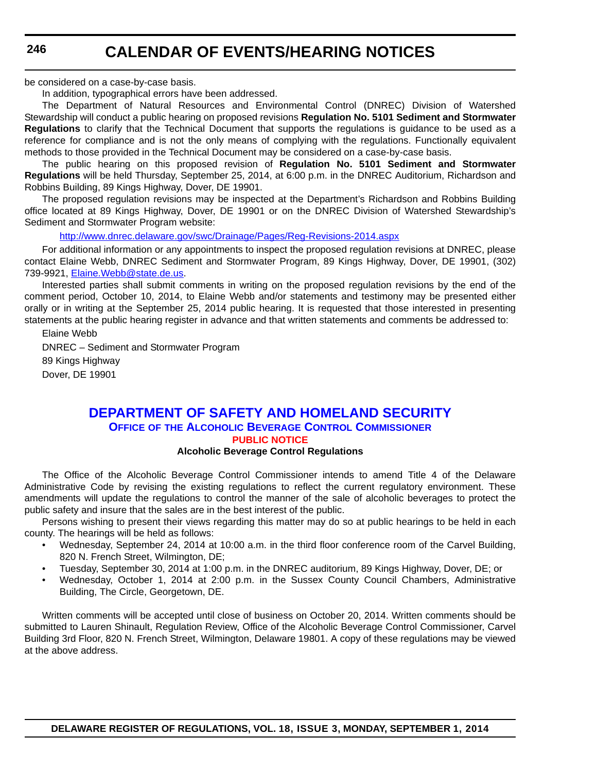be considered on a case-by-case basis.

In addition, typographical errors have been addressed.

The Department of Natural Resources and Environmental Control (DNREC) Division of Watershed Stewardship will conduct a public hearing on proposed revisions **Regulation No. 5101 Sediment and Stormwater Regulations** to clarify that the Technical Document that supports the regulations is guidance to be used as a reference for compliance and is not the only means of complying with the regulations. Functionally equivalent methods to those provided in the Technical Document may be considered on a case-by-case basis.

The public hearing on this proposed revision of **Regulation No. 5101 Sediment and Stormwater Regulations** will be held Thursday, September 25, 2014, at 6:00 p.m. in the DNREC Auditorium, Richardson and Robbins Building, 89 Kings Highway, Dover, DE 19901.

The proposed regulation revisions may be inspected at the Department's Richardson and Robbins Building office located at 89 Kings Highway, Dover, DE 19901 or on the DNREC Division of Watershed Stewardship's Sediment and Stormwater Program website:

http://www.dnrec.delaware.gov/swc/Drainage/Pages/Reg-Revisions-2014.aspx

For additional information or any appointments to inspect the proposed regulation revisions at DNREC, please contact Elaine Webb, DNREC Sediment and Stormwater Program, 89 Kings Highway, Dover, DE 19901, (302) 739-9921, Elaine.Webb@state.de.us.

Interested parties shall submit comments in writing on the proposed regulation revisions by the end of the comment period, October 10, 2014, to Elaine Webb and/or statements and testimony may be presented either orally or in writing at the September 25, 2014 public hearing. It is requested that those interested in presenting statements at the public hearing register in advance and that written statements and comments be addressed to:

Elaine Webb

DNREC – Sediment and Stormwater Program

89 Kings Highway

Dover, DE 19901

## DEPARTMENT OF SAFETY AND HOMELAND SECURITY

### Office of the Alcoholic Beverage Control Commissioner

#### PUBLIC NOTICE

**Alcoholic Beverage Control Regulations**

The Office of the Alcoholic Beverage Control Commissioner intends to amend Title 4 of the Delaware Administrative Code by revising the existing regulations to reflect the current regulatory environment. These amendments will update the regulations to control the manner of the sale of alcoholic beverages to protect the public safety and insure that the sales are in the best interest of the public.

Persons wishing to present their views regarding this matter may do so at public hearings to be held in each county. The hearings will be held as follows:

- Wednesday, September 24, 2014 at 10:00 a.m. in the third floor conference room of the Carvel Building, 820 N. French Street, Wilmington, DE;
- Tuesday, September 30, 2014 at 1:00 p.m. in the DNREC auditorium, 89 Kings Highway, Dover, DE; or
- Wednesday, October 1, 2014 at 2:00 p.m. in the Sussex County Council Chambers, Administrative Building, The Circle, Georgetown, DE.

Written comments will be accepted until close of business on October 20, 2014. Written comments should be submitted to Lauren Shinault, Regulation Review, Office of the Alcoholic Beverage Control Commissioner, Carvel Building 3rd Floor, 820 N. French Street, Wilmington, Delaware 19801. A copy of these regulations may be viewed at the above address.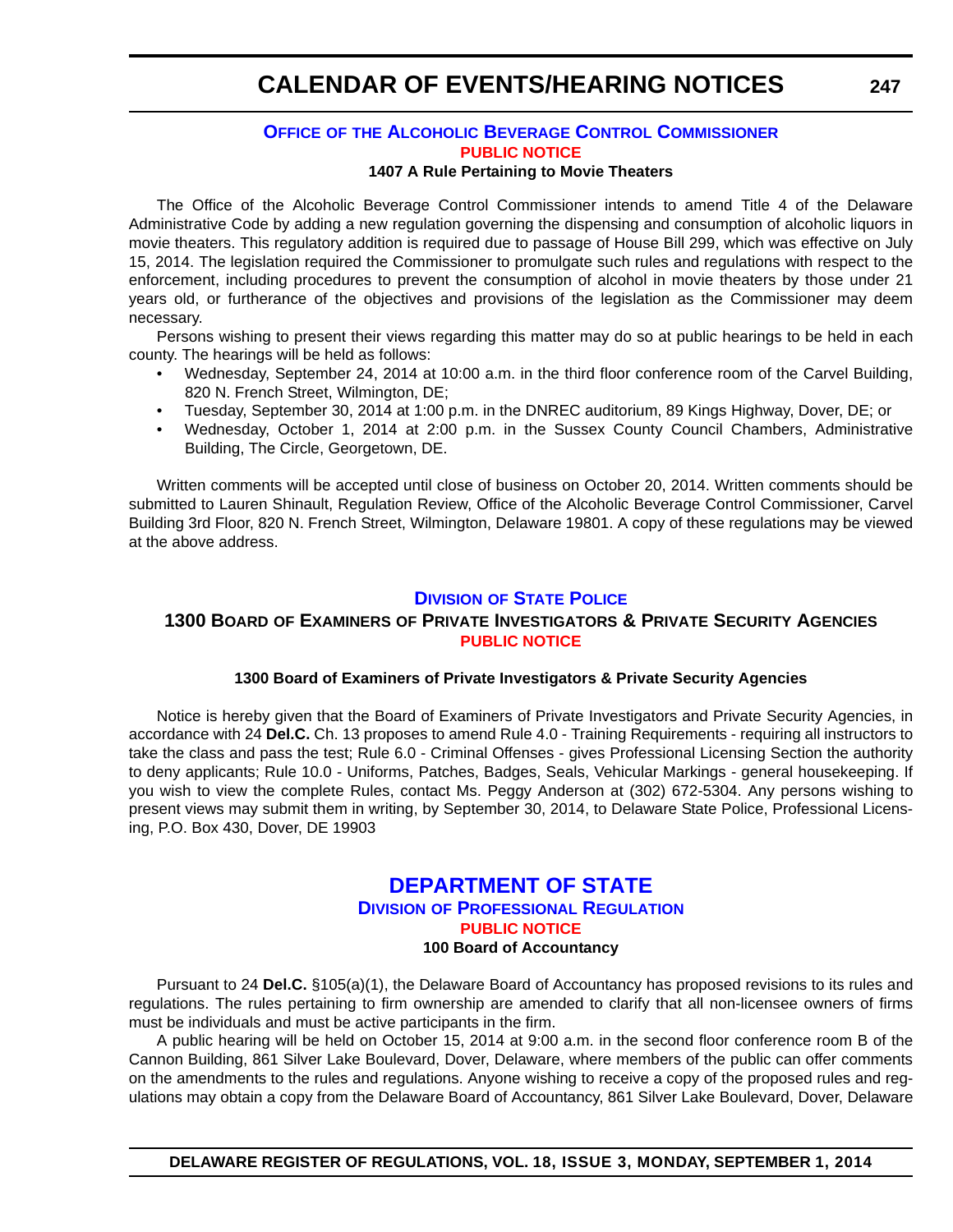## Office of the Alcoholic Beverage Control Commissioner

**PUBLIC NOTICE**

**1407 A Rule Pertaining to Movie Theaters**

The Office of the Alcoholic Beverage Control Commissioner intends to amend Title 4 of the Delaware Administrative Code by adding a new regulation governing the dispensing and consumption of alcoholic liquors in movie theaters. This regulatory addition is required due to passage of House Bill 299, which was effective on July 15, 2014. The legislation required the Commissioner to promulgate such rules and regulations with respect to the enforcement, including procedures to prevent the consumption of alcohol in movie theaters by those under 21 years old, or furtherance of the objectives and provisions of the legislation as the Commissioner may deem necessary.

Persons wishing to present their views regarding this matter may do so at public hearings to be held in each county. The hearings will be held as follows:

- Wednesday, September 24, 2014 at 10:00 a.m. in the third floor conference room of the Carvel Building, 820 N. French Street, Wilmington, DE;
- Tuesday, September 30, 2014 at 1:00 p.m. in the DNREC auditorium, 89 Kings Highway, Dover, DE; or
- Wednesday, October 1, 2014 at 2:00 p.m. in the Sussex County Council Chambers, Administrative Building, The Circle, Georgetown, DE.

Written comments will be accepted until close of business on October 20, 2014. Written comments should be submitted to Lauren Shinault, Regulation Review, Office of the Alcoholic Beverage Control Commissioner, Carvel Building 3rd Floor, 820 N. French Street, Wilmington, Delaware 19801. A copy of these regulations may be viewed at the above address.

## Division of State Police

### 1300 Board of Examiners of Private Investigators & Private Security Agencies

**PUBLIC NOTICE**

**1300 Board of Examiners of Private Investigators & Private Security Agencies**

Notice is hereby given that the Board of Examiners of Private Investigators and Private Security Agencies, in accordance with 24 **Del.C.** Ch. 13 proposes to amend Rule 4.0 - Training Requirements - requiring all instructors to take the class and pass the test; Rule 6.0 - Criminal Offenses - gives Professional Licensing Section the authority to deny applicants; Rule 10.0 - Uniforms, Patches, Badges, Seals, Vehicular Markings - general housekeeping. If you wish to view the complete Rules, contact Ms. Peggy Anderson at (302) 672-5304. Any persons wishing to present views may submit them in writing, by September 30, 2014, to Delaware State Police, Professional Licensing, P.O. Box 430, Dover, DE 19903

## DEPARTMENT OF STATE

### Division of Professional Regulation

**PUBLIC NOTICE**

**100 Board of Accountancy**

Pursuant to 24 **Del.C.** §105(a)(1), the Delaware Board of Accountancy has proposed revisions to its rules and regulations. The rules pertaining to firm ownership are amended to clarify that all non-licensee owners of firms must be individuals and must be active participants in the firm.

A public hearing will be held on October 15, 2014 at 9:00 a.m. in the second floor conference room B of the Cannon Building, 861 Silver Lake Boulevard, Dover, Delaware, where members of the public can offer comments on the amendments to the rules and regulations. Anyone wishing to receive a copy of the proposed rules and regulations may obtain a copy from the Delaware Board of Accountancy, 861 Silver Lake Boulevard, Dover, Delaware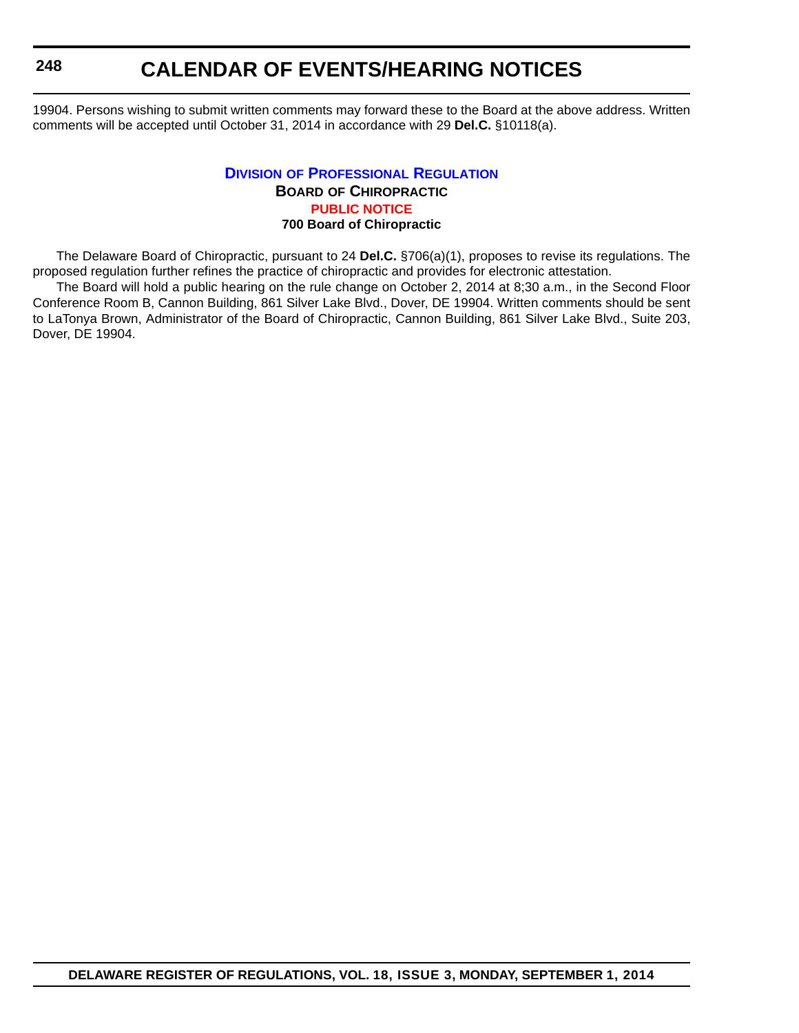19904. Persons wishing to submit written comments may forward these to the Board at the above address. Written comments will be accepted until October 31, 2014 in accordance with 29 **Del.C.** §10118(a).

## DIVISION OF PROFESSIONAL REGULATION

### BOARD OF CHIROPRACTIC

### PUBLIC NOTICE

### 700 Board of Chiropractic

The Delaware Board of Chiropractic, pursuant to 24 **Del.C.** §706(a)(1), proposes to revise its regulations. The proposed regulation further refines the practice of chiropractic and provides for electronic attestation.

The Board will hold a public hearing on the rule change on October 2, 2014 at 8;30 a.m., in the Second Floor Conference Room B, Cannon Building, 861 Silver Lake Blvd., Dover, DE 19904. Written comments should be sent to LaTonya Brown, Administrator of the Board of Chiropractic, Cannon Building, 861 Silver Lake Blvd., Suite 203, Dover, DE 19904.